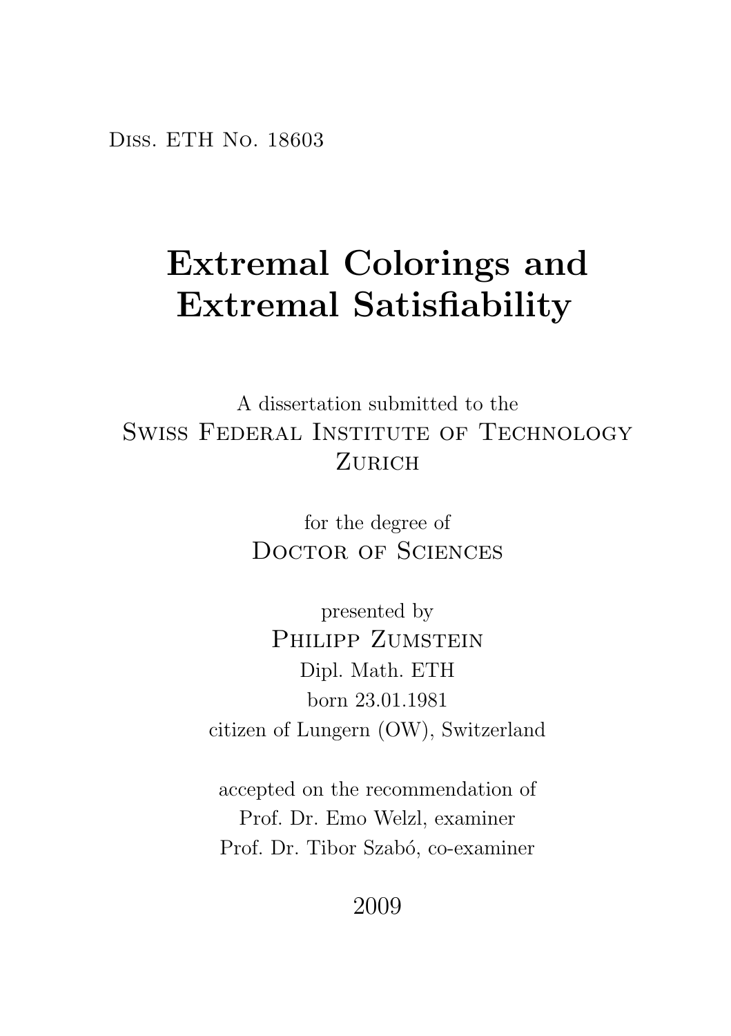Diss. ETH No. 18603

# Extremal Colorings and Extremal Satisfiability

A dissertation submitted to the
Swiss Federal Institute of Technology
Zurich

for the degree of
Doctor of Sciences

presented by
Philipp Zumstein
Dipl. Math. ETH
born 23.01.1981
citizen of Lungern (OW), Switzerland

accepted on the recommendation of
Prof. Dr. Emo Welzl, examiner
Prof. Dr. Tibor Szabó, co-examiner

2009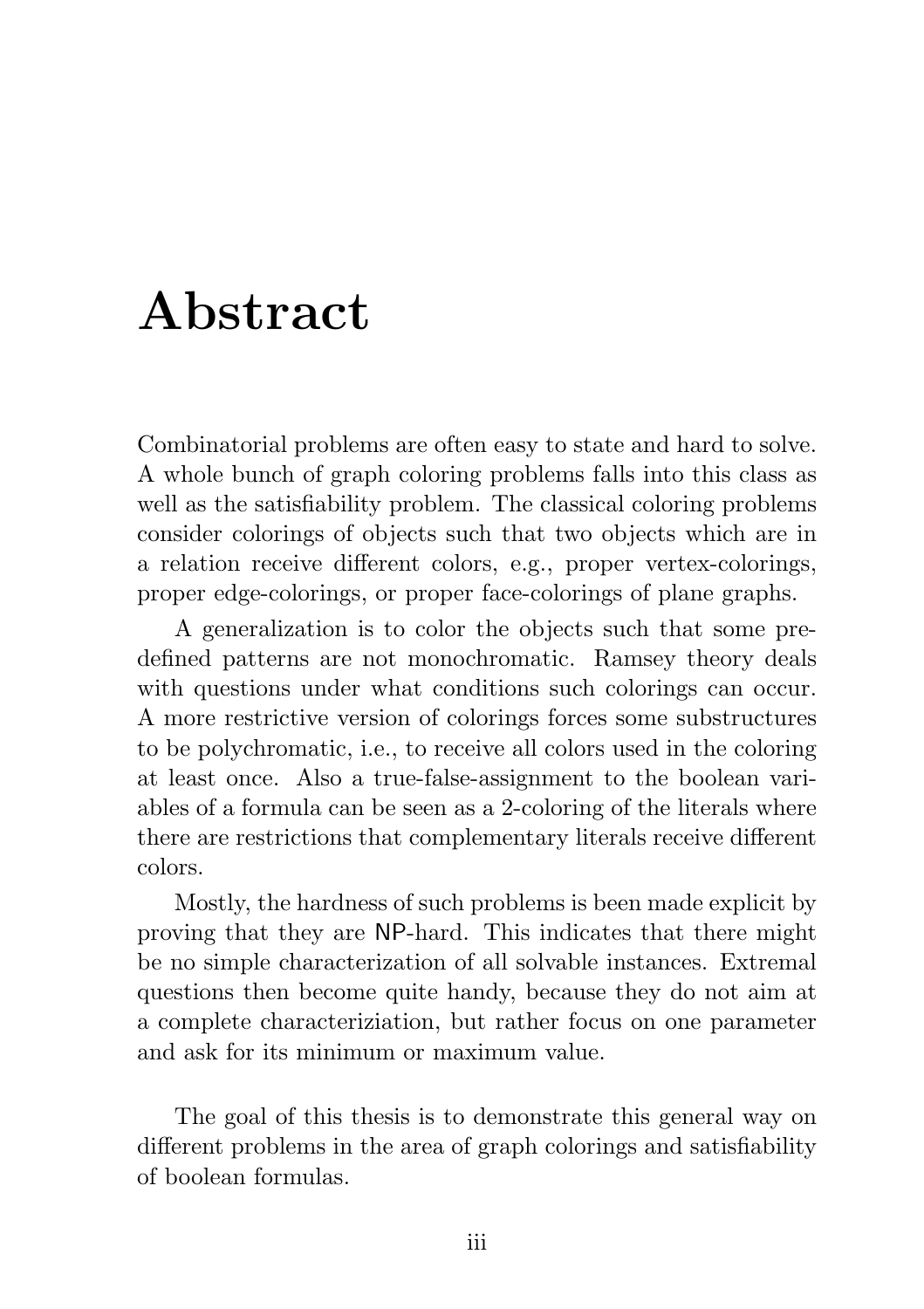# Abstract

Combinatorial problems are often easy to state and hard to solve. A whole bunch of graph coloring problems falls into this class as well as the satisfiability problem. The classical coloring problems consider colorings of objects such that two objects which are in a relation receive different colors, e.g., proper vertex-colorings, proper edge-colorings, or proper face-colorings of plane graphs.

A generalization is to color the objects such that some predefined patterns are not monochromatic. Ramsey theory deals with questions under what conditions such colorings can occur. A more restrictive version of colorings forces some substructures to be polychromatic, i.e., to receive all colors used in the coloring at least once. Also a true-false-assignment to the boolean variables of a formula can be seen as a 2-coloring of the literals where there are restrictions that complementary literals receive different colors.

Mostly, the hardness of such problems is been made explicit by proving that they are NP-hard. This indicates that there might be no simple characterization of all solvable instances. Extremal questions then become quite handy, because they do not aim at a complete characteriziation, but rather focus on one parameter and ask for its minimum or maximum value.

The goal of this thesis is to demonstrate this general way on different problems in the area of graph colorings and satisfiability of boolean formulas.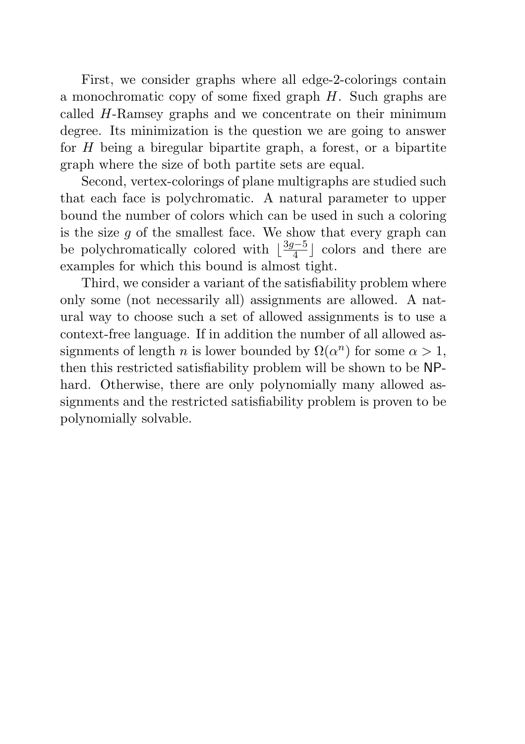First, we consider graphs where all edge-2-colorings contain a monochromatic copy of some fixed graph $H$. Such graphs are called $H$-Ramsey graphs and we concentrate on their minimum degree. Its minimization is the question we are going to answer for $H$ being a biregular bipartite graph, a forest, or a bipartite graph where the size of both partite sets are equal.

Second, vertex-colorings of plane multigraphs are studied such that each face is polychromatic. A natural parameter to upper bound the number of colors which can be used in such a coloring is the size $g$ of the smallest face. We show that every graph can be polychromatically colored with $\lfloor \frac{3g-5}{4} \rfloor$ colors and there are examples for which this bound is almost tight.

Third, we consider a variant of the satisfiability problem where only some (not necessarily all) assignments are allowed. A natural way to choose such a set of allowed assignments is to use a context-free language. If in addition the number of all allowed assignments of length $n$ is lower bounded by $\Omega(\alpha^n)$ for some $\alpha > 1$, then this restricted satisfiability problem will be shown to be $\mathsf{NP}$-hard. Otherwise, there are only polynomially many allowed assignments and the restricted satisfiability problem is proven to be polynomially solvable.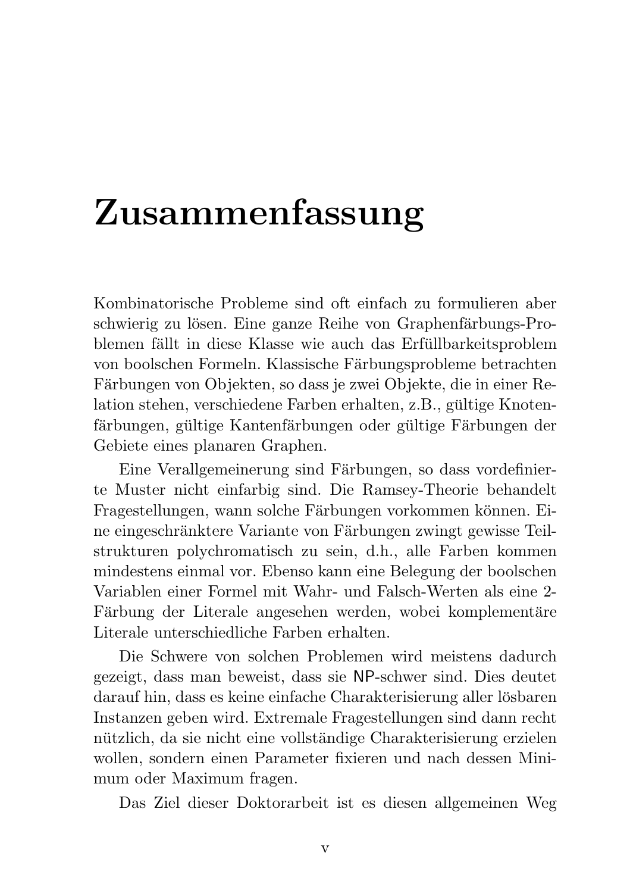# Zusammenfassung

Kombinatorische Probleme sind oft einfach zu formulieren aber schwierig zu lösen. Eine ganze Reihe von Graphenfärbungs-Problemen fällt in diese Klasse wie auch das Erfüllbarkeitsproblem von boolschen Formeln. Klassische Färbungsprobleme betrachten Färbungen von Objekten, so dass je zwei Objekte, die in einer Relation stehen, verschiedene Farben erhalten, z.B., gültige Knotenfärbungen, gültige Kantenfärbungen oder gültige Färbungen der Gebiete eines planaren Graphen.

Eine Verallgemeinerung sind Färbungen, so dass vordefinierte Muster nicht einfarbig sind. Die Ramsey-Theorie behandelt Fragestellungen, wann solche Färbungen vorkommen können. Eine eingeschränktere Variante von Färbungen zwingt gewisse Teilstrukturen polychromatisch zu sein, d.h., alle Farben kommen mindestens einmal vor. Ebenso kann eine Belegung der boolschen Variablen einer Formel mit Wahr- und Falsch-Werten als eine 2-Färbung der Literale angesehen werden, wobei komplementäre Literale unterschiedliche Farben erhalten.

Die Schwere von solchen Problemen wird meistens dadurch gezeigt, dass man beweist, dass sie NP-schwer sind. Dies deutet darauf hin, dass es keine einfache Charakterisierung aller lösbaren Instanzen geben wird. Extremale Fragestellungen sind dann recht nützlich, da sie nicht eine vollständige Charakterisierung erzielen wollen, sondern einen Parameter fixieren und nach dessen Minimum oder Maximum fragen.

Das Ziel dieser Doktorarbeit ist es diesen allgemeinen Weg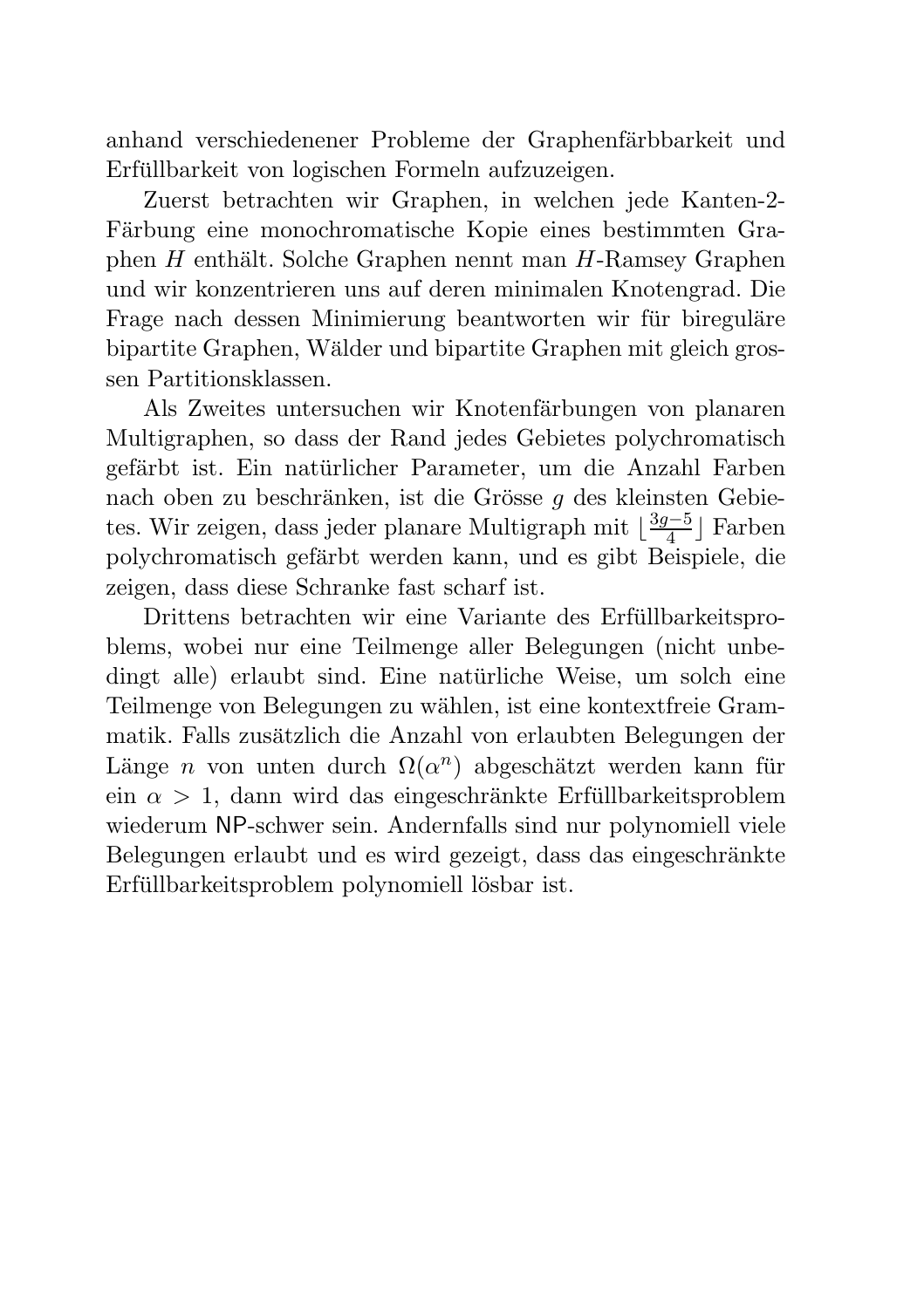anhand verschiedenener Probleme der Graphenfärbbarkeit und Erfüllbarkeit von logischen Formeln aufzuzeigen.

Zuerst betrachten wir Graphen, in welchen jede Kanten-2-Färbung eine monochromatische Kopie eines bestimmten Graphen $H$ enthält. Solche Graphen nennt man $H$-Ramsey Graphen und wir konzentrieren uns auf deren minimalen Knotengrad. Die Frage nach dessen Minimierung beantworten wir für bireguläre bipartite Graphen, Wälder und bipartite Graphen mit gleich grossen Partitionsklassen.

Als Zweites untersuchen wir Knotenfärbungen von planaren Multigraphen, so dass der Rand jedes Gebietes polychromatisch gefärbt ist. Ein natürlicher Parameter, um die Anzahl Farben nach oben zu beschränken, ist die Grösse $g$ des kleinsten Gebietes. Wir zeigen, dass jeder planare Multigraph mit $\lfloor \frac{3g-5}{4} \rfloor$ Farben polychromatisch gefärbt werden kann, und es gibt Beispiele, die zeigen, dass diese Schranke fast scharf ist.

Drittens betrachten wir eine Variante des Erfüllbarkeitsproblems, wobei nur eine Teilmenge aller Belegungen (nicht unbedingt alle) erlaubt sind. Eine natürliche Weise, um solch eine Teilmenge von Belegungen zu wählen, ist eine kontextfreie Grammatik. Falls zusätzlich die Anzahl von erlaubten Belegungen der Länge $n$ von unten durch $\Omega(\alpha^n)$ abgeschätzt werden kann für ein $\alpha > 1$, dann wird das eingeschränkte Erfüllbarkeitsproblem wiederum NP-schwer sein. Andernfalls sind nur polynomiell viele Belegungen erlaubt und es wird gezeigt, dass das eingeschränkte Erfüllbarkeitsproblem polynomiell lösbar ist.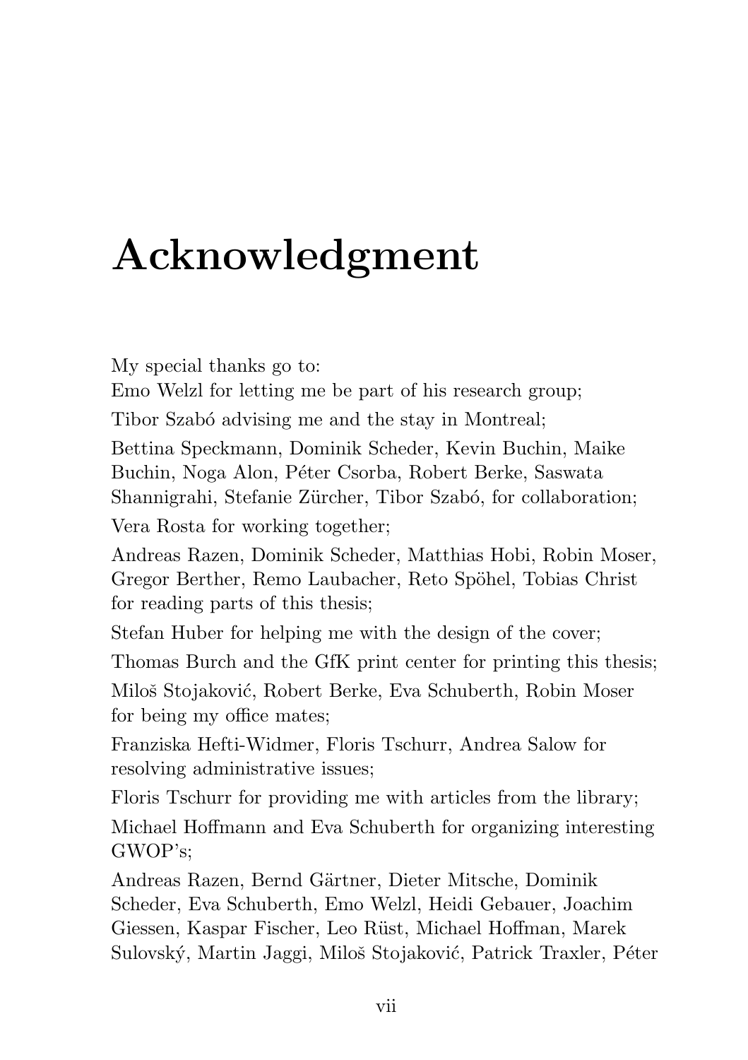# Acknowledgment

My special thanks go to:
Emo Welzl for letting me be part of his research group;

Tibor Szabó advising me and the stay in Montreal;

Bettina Speckmann, Dominik Scheder, Kevin Buchin, Maike Buchin, Noga Alon, Péter Csorba, Robert Berke, Saswata Shannigrahi, Stefanie Zürcher, Tibor Szabó, for collaboration;

Vera Rosta for working together;

Andreas Razen, Dominik Scheder, Matthias Hobi, Robin Moser, Gregor Berther, Remo Laubacher, Reto Spöhel, Tobias Christ for reading parts of this thesis;

Stefan Huber for helping me with the design of the cover;

Thomas Burch and the GfK print center for printing this thesis;

Miloš Stojaković, Robert Berke, Eva Schuberth, Robin Moser for being my office mates;

Franziska Hefti-Widmer, Floris Tschurr, Andrea Salow for resolving administrative issues;

Floris Tschurr for providing me with articles from the library;

Michael Hoffmann and Eva Schuberth for organizing interesting GWOP's;

Andreas Razen, Bernd Gärtner, Dieter Mitsche, Dominik Scheder, Eva Schuberth, Emo Welzl, Heidi Gebauer, Joachim Giessen, Kaspar Fischer, Leo Rüst, Michael Hoffman, Marek Sulovský, Martin Jaggi, Miloš Stojaković, Patrick Traxler, Péter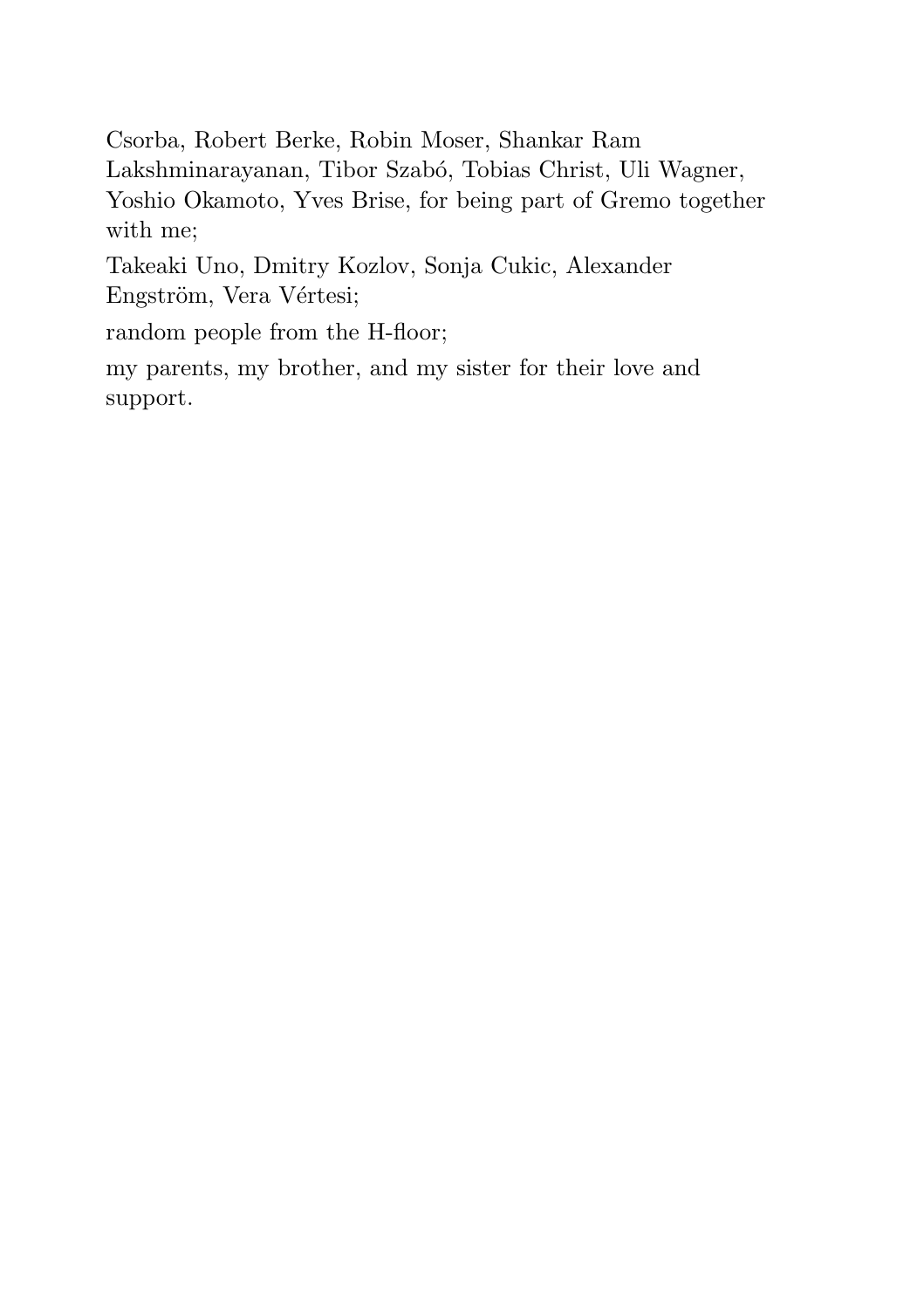Csorba, Robert Berke, Robin Moser, Shankar Ram Lakshminarayanan, Tibor Szabó, Tobias Christ, Uli Wagner, Yoshio Okamoto, Yves Brise, for being part of Gremo together with me;

Takeaki Uno, Dmitry Kozlov, Sonja Cukic, Alexander Engström, Vera Vértesi;

random people from the H-floor;

my parents, my brother, and my sister for their love and support.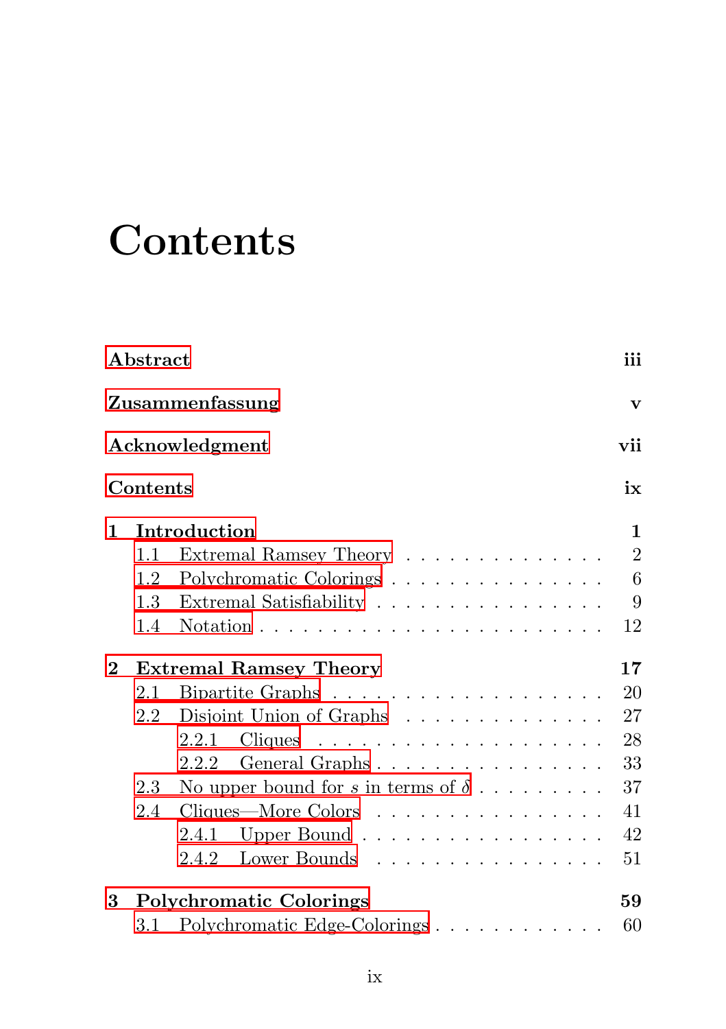# Contents

**Abstract** **iii**

**Zusammenfassung** **v**

**Acknowledgment** **vii**

**Contents** **ix**

**1 Introduction** **1**
- 1.1 Extremal Ramsey Theory . . . . . . . . . . . . . . . . 2
- 1.2 Polychromatic Colorings . . . . . . . . . . . . . . . . 6
- 1.3 Extremal Satisfiability . . . . . . . . . . . . . . . . 9
- 1.4 Notation . . . . . . . . . . . . . . . . . . . . . . . . 12

**2 Extremal Ramsey Theory** **17**
- 2.1 Bipartite Graphs . . . . . . . . . . . . . . . . . . . 20
- 2.2 Disjoint Union of Graphs . . . . . . . . . . . . . . . 27
  - 2.2.1 Cliques . . . . . . . . . . . . . . . . . . . . . 28
  - 2.2.2 General Graphs . . . . . . . . . . . . . . . . . 33
- 2.3 No upper bound for $s$ in terms of $\delta$ . . . . . . . . . 37
- 2.4 Cliques—More Colors . . . . . . . . . . . . . . . . . 41
  - 2.4.1 Upper Bound . . . . . . . . . . . . . . . . . . 42
  - 2.4.2 Lower Bounds . . . . . . . . . . . . . . . . . . 51

**3 Polychromatic Colorings** **59**
- 3.1 Polychromatic Edge-Colorings . . . . . . . . . . . . . 60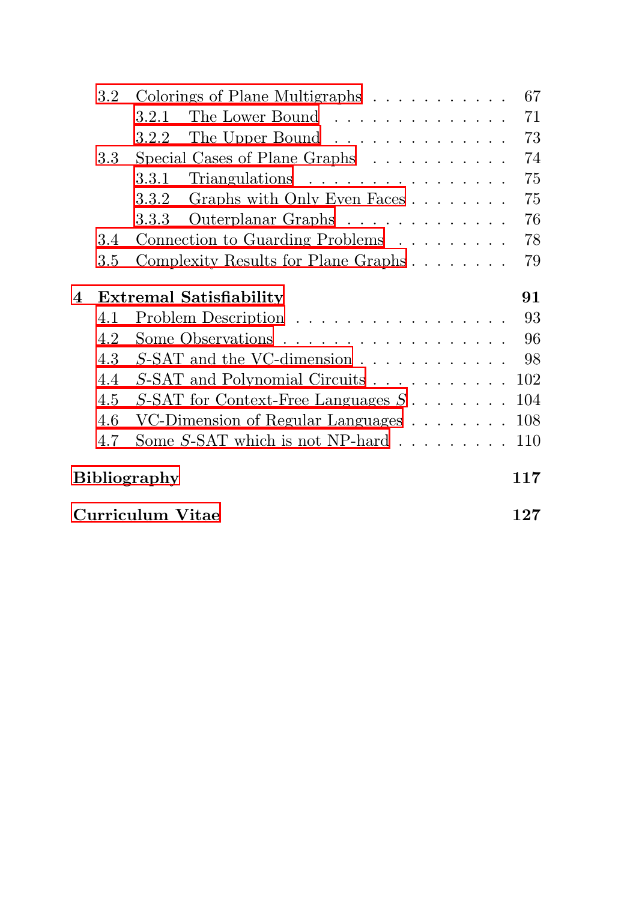- 3.2 Colorings of Plane Multigraphs . . . . . . . . . . . . 67
  - 3.2.1 The Lower Bound . . . . . . . . . . . . . . . 71
  - 3.2.2 The Upper Bound . . . . . . . . . . . . . . . 73
- 3.3 Special Cases of Plane Graphs . . . . . . . . . . . . 74
  - 3.3.1 Triangulations . . . . . . . . . . . . . . . . . 75
  - 3.3.2 Graphs with Only Even Faces . . . . . . . . . 75
  - 3.3.3 Outerplanar Graphs . . . . . . . . . . . . . . 76
- 3.4 Connection to Guarding Problems . . . . . . . . . . 78
- 3.5 Complexity Results for Plane Graphs . . . . . . . . . 79

**4 Extremal Satisfiability** **91**

- 4.1 Problem Description . . . . . . . . . . . . . . . . . . 93
- 4.2 Some Observations . . . . . . . . . . . . . . . . . . . 96
- 4.3 $S$-SAT and the VC-dimension . . . . . . . . . . . . . 98
- 4.4 $S$-SAT and Polynomial Circuits . . . . . . . . . . . . 102
- 4.5 $S$-SAT for Context-Free Languages $S$ . . . . . . . . . 104
- 4.6 VC-Dimension of Regular Languages . . . . . . . . . 108
- 4.7 Some $S$-SAT which is not NP-hard . . . . . . . . . . 110

**Bibliography** **117**

**Curriculum Vitae** **127**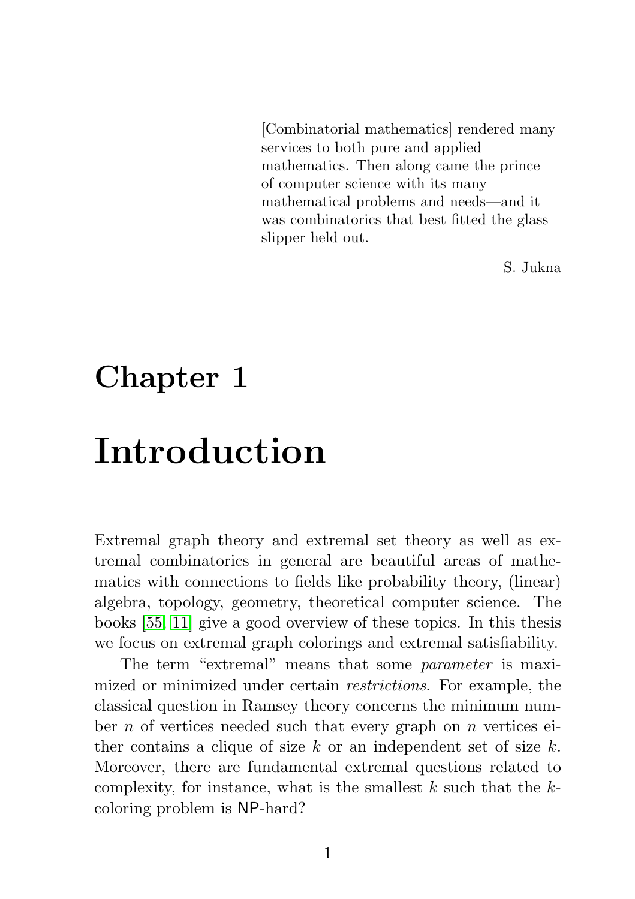> [Combinatorial mathematics] rendered many services to both pure and applied mathematics. Then along came the prince of computer science with its many mathematical problems and needs—and it was combinatorics that best fitted the glass slipper held out.
>
> S. Jukna

# Chapter 1

# Introduction

Extremal graph theory and extremal set theory as well as extremal combinatorics in general are beautiful areas of mathematics with connections to fields like probability theory, (linear) algebra, topology, geometry, theoretical computer science. The books [55, 11] give a good overview of these topics. In this thesis we focus on extremal graph colorings and extremal satisfiability.

The term "extremal" means that some *parameter* is maximized or minimized under certain *restrictions*. For example, the classical question in Ramsey theory concerns the minimum number $n$ of vertices needed such that every graph on $n$ vertices either contains a clique of size $k$ or an independent set of size $k$. Moreover, there are fundamental extremal questions related to complexity, for instance, what is the smallest $k$ such that the $k$-coloring problem is NP-hard?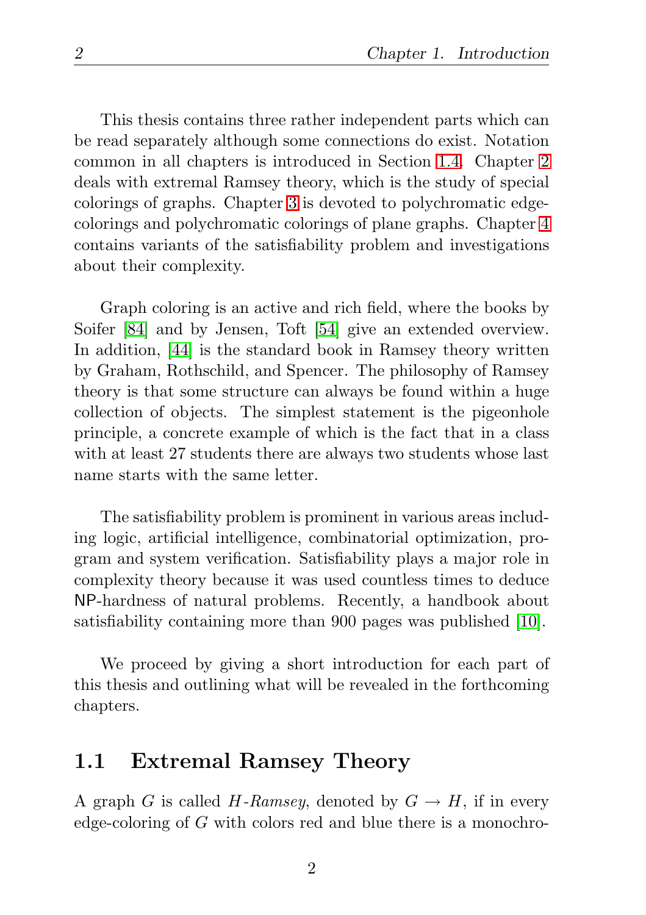This thesis contains three rather independent parts which can be read separately although some connections do exist. Notation common in all chapters is introduced in Section 1.4. Chapter 2 deals with extremal Ramsey theory, which is the study of special colorings of graphs. Chapter 3 is devoted to polychromatic edge-colorings and polychromatic colorings of plane graphs. Chapter 4 contains variants of the satisfiability problem and investigations about their complexity.

Graph coloring is an active and rich field, where the books by Soifer [84] and by Jensen, Toft [54] give an extended overview. In addition, [44] is the standard book in Ramsey theory written by Graham, Rothschild, and Spencer. The philosophy of Ramsey theory is that some structure can always be found within a huge collection of objects. The simplest statement is the pigeonhole principle, a concrete example of which is the fact that in a class with at least 27 students there are always two students whose last name starts with the same letter.

The satisfiability problem is prominent in various areas including logic, artificial intelligence, combinatorial optimization, program and system verification. Satisfiability plays a major role in complexity theory because it was used countless times to deduce NP-hardness of natural problems. Recently, a handbook about satisfiability containing more than 900 pages was published [10].

We proceed by giving a short introduction for each part of this thesis and outlining what will be revealed in the forthcoming chapters.

## 1.1 Extremal Ramsey Theory

A graph $G$ is called *$H$-Ramsey*, denoted by $G \to H$, if in every edge-coloring of $G$ with colors red and blue there is a monochro-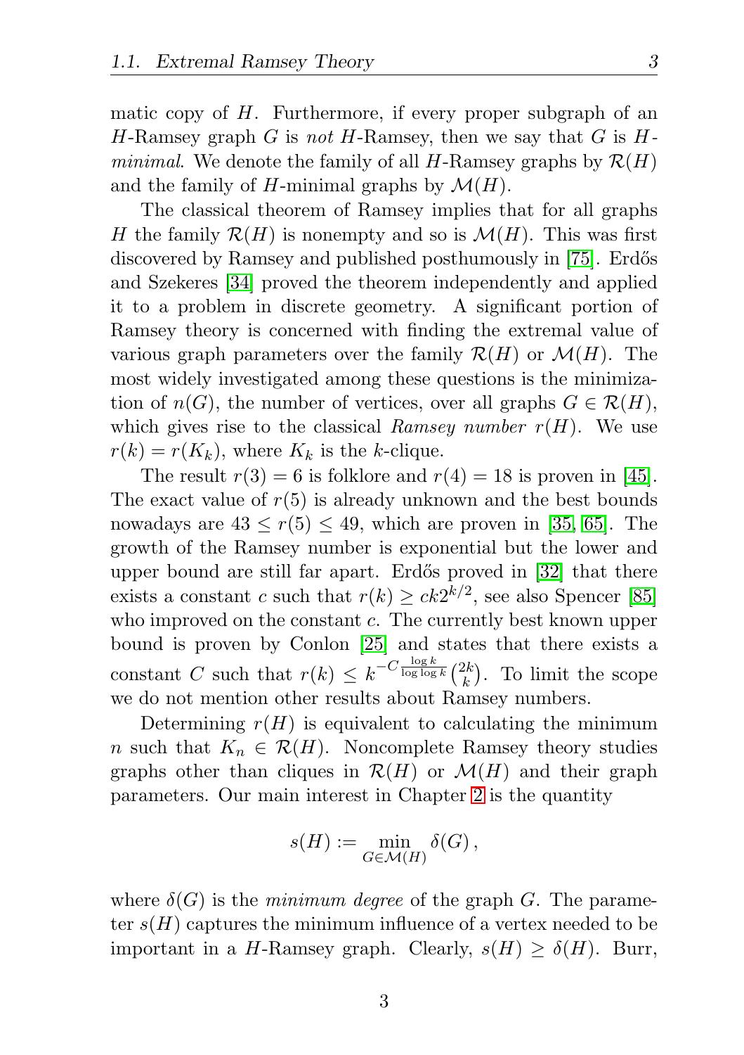matic copy of $H$. Furthermore, if every proper subgraph of an $H$-Ramsey graph $G$ is *not* $H$-Ramsey, then we say that $G$ is *$H$-minimal*. We denote the family of all $H$-Ramsey graphs by $\mathcal{R}(H)$ and the family of $H$-minimal graphs by $\mathcal{M}(H)$.

The classical theorem of Ramsey implies that for all graphs $H$ the family $\mathcal{R}(H)$ is nonempty and so is $\mathcal{M}(H)$. This was first discovered by Ramsey and published posthumously in [75]. Erdős and Szekeres [34] proved the theorem independently and applied it to a problem in discrete geometry. A significant portion of Ramsey theory is concerned with finding the extremal value of various graph parameters over the family $\mathcal{R}(H)$ or $\mathcal{M}(H)$. The most widely investigated among these questions is the minimization of $n(G)$, the number of vertices, over all graphs $G \in \mathcal{R}(H)$, which gives rise to the classical *Ramsey number* $r(H)$. We use $r(k) = r(K_k)$, where $K_k$ is the $k$-clique.

The result $r(3) = 6$ is folklore and $r(4) = 18$ is proven in [45]. The exact value of $r(5)$ is already unknown and the best bounds nowadays are $43 \leq r(5) \leq 49$, which are proven in [35, 65]. The growth of the Ramsey number is exponential but the lower and upper bound are still far apart. Erdős proved in [32] that there exists a constant $c$ such that $r(k) \geq ck2^{k/2}$, see also Spencer [85] who improved on the constant $c$. The currently best known upper bound is proven by Conlon [25] and states that there exists a constant $C$ such that $r(k) \leq k^{-C\frac{\log k}{\log \log k}}\binom{2k}{k}$. To limit the scope we do not mention other results about Ramsey numbers.

Determining $r(H)$ is equivalent to calculating the minimum $n$ such that $K_n \in \mathcal{R}(H)$. Noncomplete Ramsey theory studies graphs other than cliques in $\mathcal{R}(H)$ or $\mathcal{M}(H)$ and their graph parameters. Our main interest in Chapter 2 is the quantity

$$s(H) := \min_{G \in \mathcal{M}(H)} \delta(G)\,,$$

where $\delta(G)$ is the *minimum degree* of the graph $G$. The parameter $s(H)$ captures the minimum influence of a vertex needed to be important in a $H$-Ramsey graph. Clearly, $s(H) \geq \delta(H)$. Burr,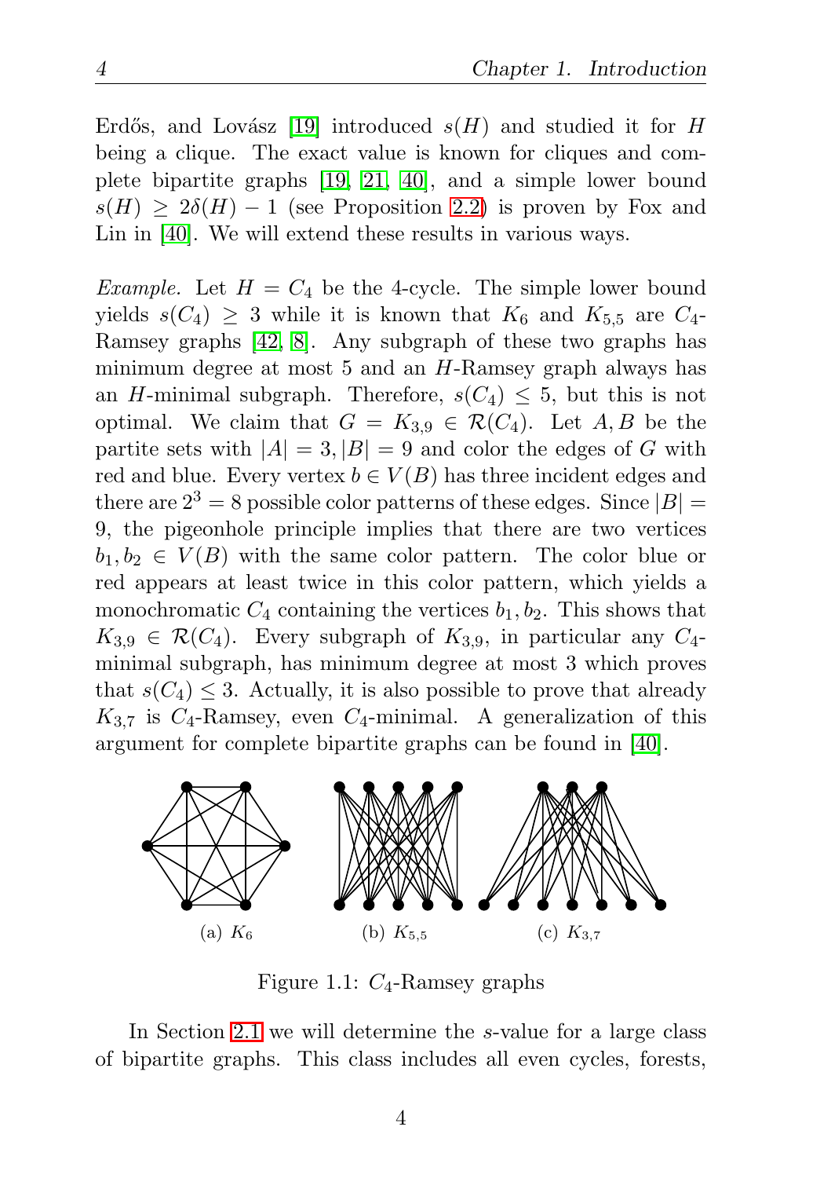Erdős, and Lovász [19] introduced $s(H)$ and studied it for $H$ being a clique. The exact value is known for cliques and complete bipartite graphs [19, 21, 40], and a simple lower bound $s(H) \geq 2\delta(H) - 1$ (see Proposition 2.2) is proven by Fox and Lin in [40]. We will extend these results in various ways.

*Example.* Let $H = C_4$ be the 4-cycle. The simple lower bound yields $s(C_4) \geq 3$ while it is known that $K_6$ and $K_{5,5}$ are $C_4$-Ramsey graphs [42, 8]. Any subgraph of these two graphs has minimum degree at most 5 and an $H$-Ramsey graph always has an $H$-minimal subgraph. Therefore, $s(C_4) \leq 5$, but this is not optimal. We claim that $G = K_{3,9} \in \mathcal{R}(C_4)$. Let $A, B$ be the partite sets with $|A| = 3, |B| = 9$ and color the edges of $G$ with red and blue. Every vertex $b \in V(B)$ has three incident edges and there are $2^3 = 8$ possible color patterns of these edges. Since $|B| = 9$, the pigeonhole principle implies that there are two vertices $b_1, b_2 \in V(B)$ with the same color pattern. The color blue or red appears at least twice in this color pattern, which yields a monochromatic $C_4$ containing the vertices $b_1, b_2$. This shows that $K_{3,9} \in \mathcal{R}(C_4)$. Every subgraph of $K_{3,9}$, in particular any $C_4$-minimal subgraph, has minimum degree at most 3 which proves that $s(C_4) \leq 3$. Actually, it is also possible to prove that already $K_{3,7}$ is $C_4$-Ramsey, even $C_4$-minimal. A generalization of this argument for complete bipartite graphs can be found in [40].

(a) $K_6$ (b) $K_{5,5}$ (c) $K_{3,7}$

Figure 1.1: $C_4$-Ramsey graphs

In Section 2.1 we will determine the $s$-value for a large class of bipartite graphs. This class includes all even cycles, forests,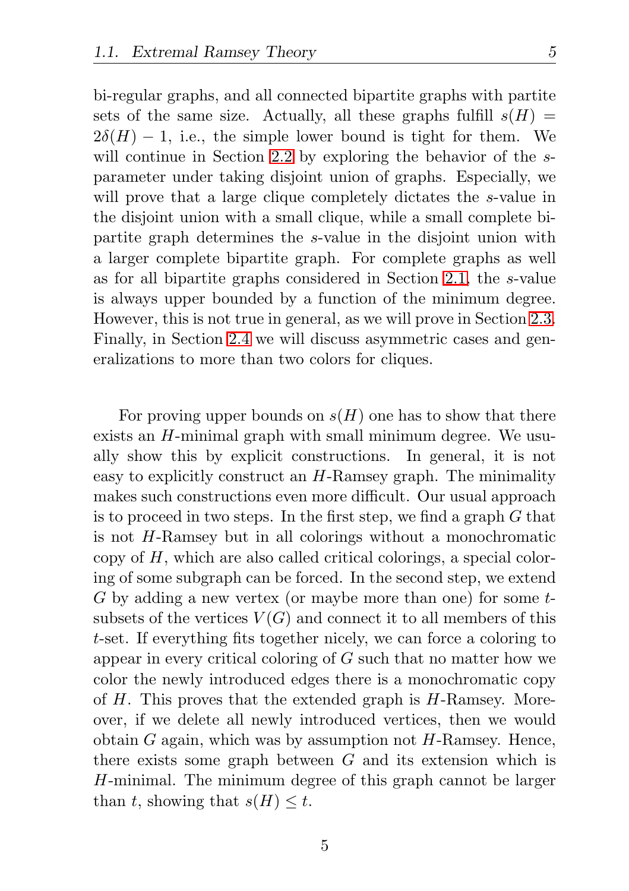bi-regular graphs, and all connected bipartite graphs with partite sets of the same size. Actually, all these graphs fulfill $s(H) = 2\delta(H) - 1$, i.e., the simple lower bound is tight for them. We will continue in Section 2.2 by exploring the behavior of the $s$-parameter under taking disjoint union of graphs. Especially, we will prove that a large clique completely dictates the $s$-value in the disjoint union with a small clique, while a small complete bipartite graph determines the $s$-value in the disjoint union with a larger complete bipartite graph. For complete graphs as well as for all bipartite graphs considered in Section 2.1, the $s$-value is always upper bounded by a function of the minimum degree. However, this is not true in general, as we will prove in Section 2.3. Finally, in Section 2.4 we will discuss asymmetric cases and generalizations to more than two colors for cliques.

For proving upper bounds on $s(H)$ one has to show that there exists an $H$-minimal graph with small minimum degree. We usually show this by explicit constructions. In general, it is not easy to explicitly construct an $H$-Ramsey graph. The minimality makes such constructions even more difficult. Our usual approach is to proceed in two steps. In the first step, we find a graph $G$ that is not $H$-Ramsey but in all colorings without a monochromatic copy of $H$, which are also called critical colorings, a special coloring of some subgraph can be forced. In the second step, we extend $G$ by adding a new vertex (or maybe more than one) for some $t$-subsets of the vertices $V(G)$ and connect it to all members of this $t$-set. If everything fits together nicely, we can force a coloring to appear in every critical coloring of $G$ such that no matter how we color the newly introduced edges there is a monochromatic copy of $H$. This proves that the extended graph is $H$-Ramsey. Moreover, if we delete all newly introduced vertices, then we would obtain $G$ again, which was by assumption not $H$-Ramsey. Hence, there exists some graph between $G$ and its extension which is $H$-minimal. The minimum degree of this graph cannot be larger than $t$, showing that $s(H) \leq t$.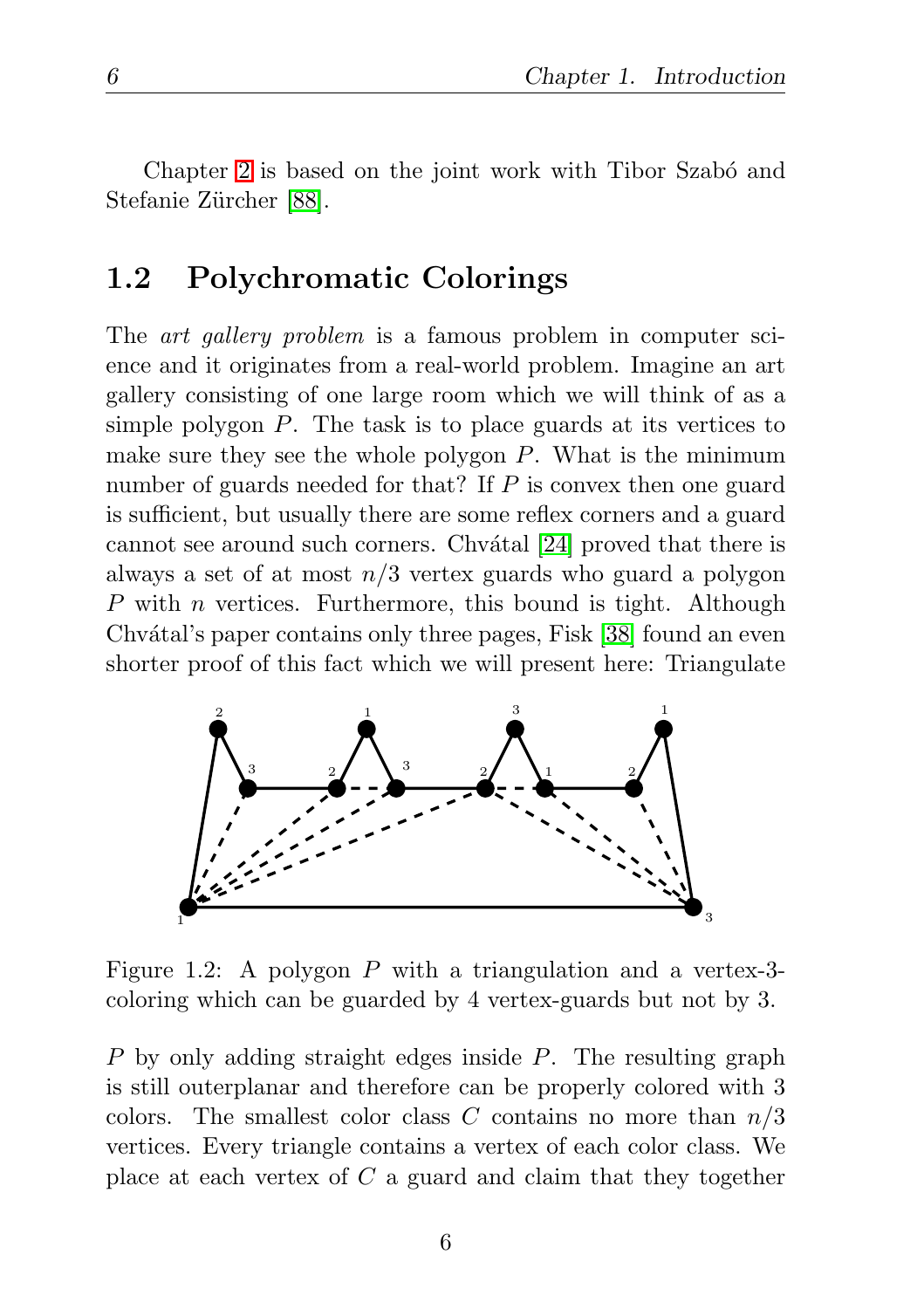Chapter 2 is based on the joint work with Tibor Szabó and Stefanie Zürcher [88].

## 1.2 Polychromatic Colorings

The *art gallery problem* is a famous problem in computer science and it originates from a real-world problem. Imagine an art gallery consisting of one large room which we will think of as a simple polygon $P$. The task is to place guards at its vertices to make sure they see the whole polygon $P$. What is the minimum number of guards needed for that? If $P$ is convex then one guard is sufficient, but usually there are some reflex corners and a guard cannot see around such corners. Chvátal [24] proved that there is always a set of at most $n/3$ vertex guards who guard a polygon $P$ with $n$ vertices. Furthermore, this bound is tight. Although Chvátal's paper contains only three pages, Fisk [38] found an even shorter proof of this fact which we will present here: Triangulate

Figure 1.2: A polygon $P$ with a triangulation and a vertex-3-coloring which can be guarded by 4 vertex-guards but not by 3.

$P$ by only adding straight edges inside $P$. The resulting graph is still outerplanar and therefore can be properly colored with 3 colors. The smallest color class $C$ contains no more than $n/3$ vertices. Every triangle contains a vertex of each color class. We place at each vertex of $C$ a guard and claim that they together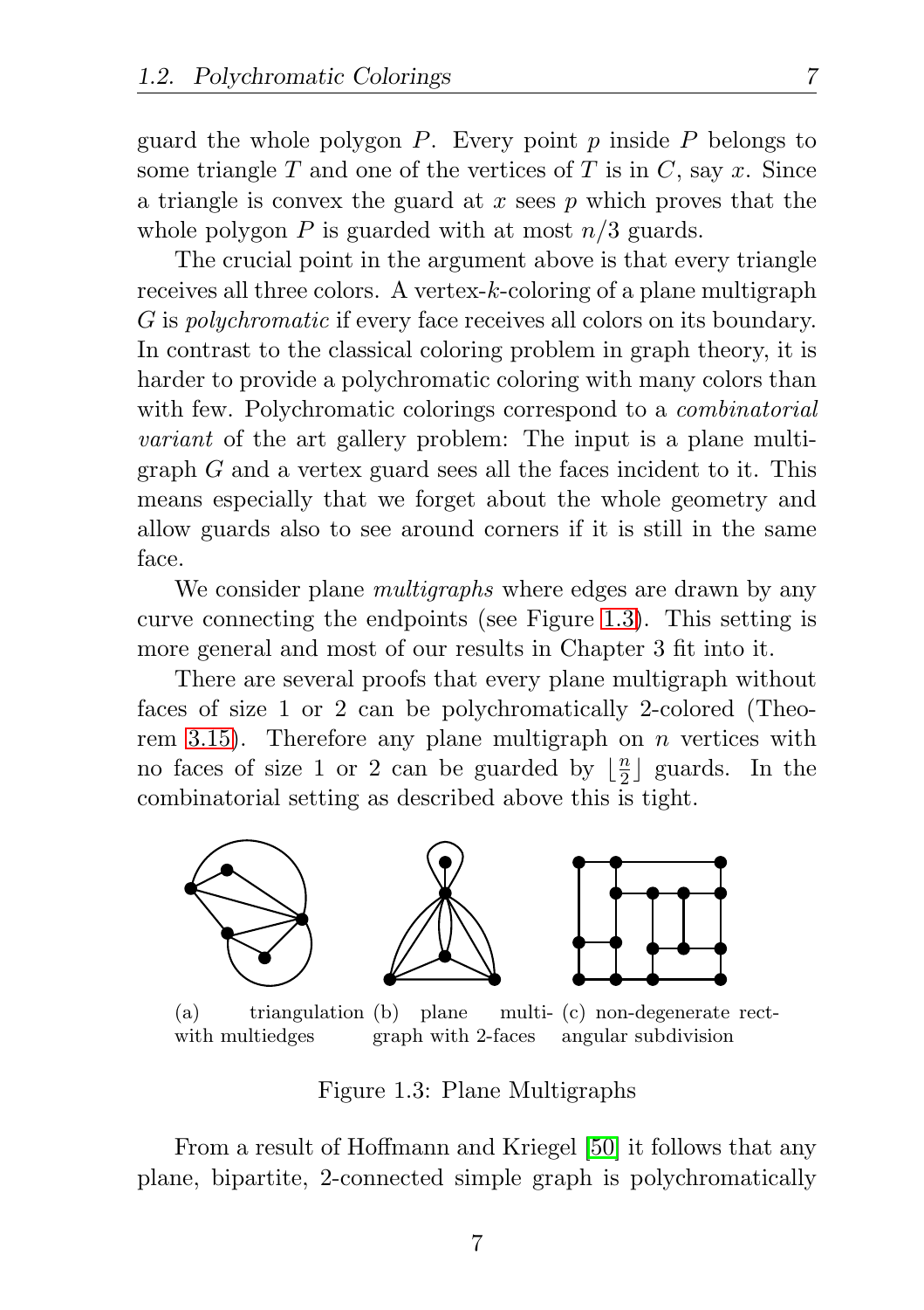guard the whole polygon $P$. Every point $p$ inside $P$ belongs to some triangle $T$ and one of the vertices of $T$ is in $C$, say $x$. Since a triangle is convex the guard at $x$ sees $p$ which proves that the whole polygon $P$ is guarded with at most $n/3$ guards.

The crucial point in the argument above is that every triangle receives all three colors. A vertex-$k$-coloring of a plane multigraph $G$ is *polychromatic* if every face receives all colors on its boundary. In contrast to the classical coloring problem in graph theory, it is harder to provide a polychromatic coloring with many colors than with few. Polychromatic colorings correspond to a *combinatorial variant* of the art gallery problem: The input is a plane multigraph $G$ and a vertex guard sees all the faces incident to it. This means especially that we forget about the whole geometry and allow guards also to see around corners if it is still in the same face.

We consider plane *multigraphs* where edges are drawn by any curve connecting the endpoints (see Figure 1.3). This setting is more general and most of our results in Chapter 3 fit into it.

There are several proofs that every plane multigraph without faces of size 1 or 2 can be polychromatically 2-colored (Theorem 3.15). Therefore any plane multigraph on $n$ vertices with no faces of size 1 or 2 can be guarded by $\lfloor \frac{n}{2} \rfloor$ guards. In the combinatorial setting as described above this is tight.

(a) triangulation with multiedges (b) plane multigraph with 2-faces (c) non-degenerate rectangular subdivision

Figure 1.3: Plane Multigraphs

From a result of Hoffmann and Kriegel [50] it follows that any plane, bipartite, 2-connected simple graph is polychromatically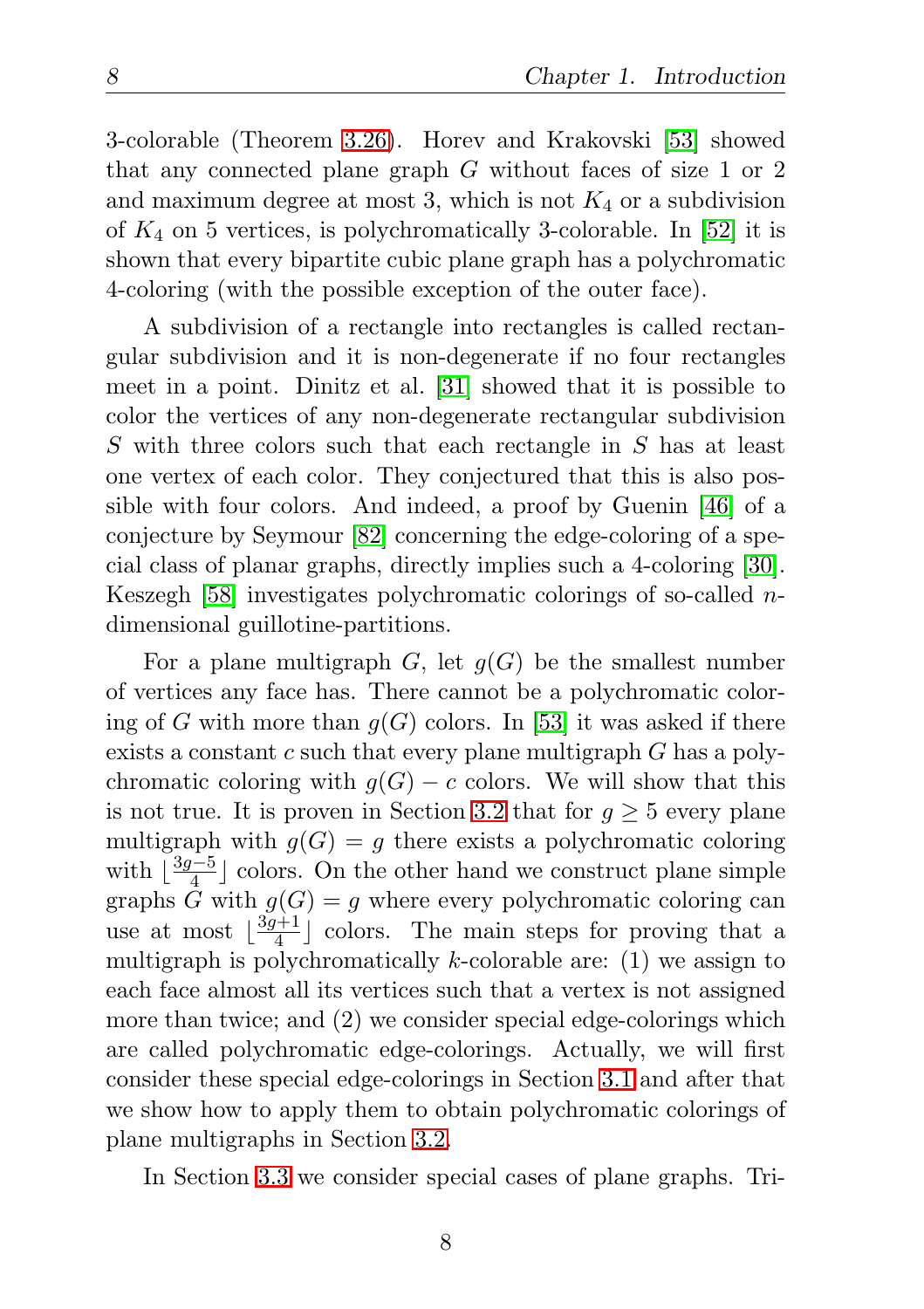3-colorable (Theorem 3.26). Horev and Krakovski [53] showed that any connected plane graph $G$ without faces of size 1 or 2 and maximum degree at most 3, which is not $K_4$ or a subdivision of $K_4$ on 5 vertices, is polychromatically 3-colorable. In [52] it is shown that every bipartite cubic plane graph has a polychromatic 4-coloring (with the possible exception of the outer face).

A subdivision of a rectangle into rectangles is called rectangular subdivision and it is non-degenerate if no four rectangles meet in a point. Dinitz et al. [31] showed that it is possible to color the vertices of any non-degenerate rectangular subdivision $S$ with three colors such that each rectangle in $S$ has at least one vertex of each color. They conjectured that this is also possible with four colors. And indeed, a proof by Guenin [46] of a conjecture by Seymour [82] concerning the edge-coloring of a special class of planar graphs, directly implies such a 4-coloring [30]. Keszegh [58] investigates polychromatic colorings of so-called $n$-dimensional guillotine-partitions.

For a plane multigraph $G$, let $g(G)$ be the smallest number of vertices any face has. There cannot be a polychromatic coloring of $G$ with more than $g(G)$ colors. In [53] it was asked if there exists a constant $c$ such that every plane multigraph $G$ has a polychromatic coloring with $g(G) - c$ colors. We will show that this is not true. It is proven in Section 3.2 that for $g \geq 5$ every plane multigraph with $g(G) = g$ there exists a polychromatic coloring with $\lfloor \frac{3g-5}{4} \rfloor$ colors. On the other hand we construct plane simple graphs $G$ with $g(G) = g$ where every polychromatic coloring can use at most $\lfloor \frac{3g+1}{4} \rfloor$ colors. The main steps for proving that a multigraph is polychromatically $k$-colorable are: (1) we assign to each face almost all its vertices such that a vertex is not assigned more than twice; and (2) we consider special edge-colorings which are called polychromatic edge-colorings. Actually, we will first consider these special edge-colorings in Section 3.1 and after that we show how to apply them to obtain polychromatic colorings of plane multigraphs in Section 3.2.

In Section 3.3 we consider special cases of plane graphs. Tri-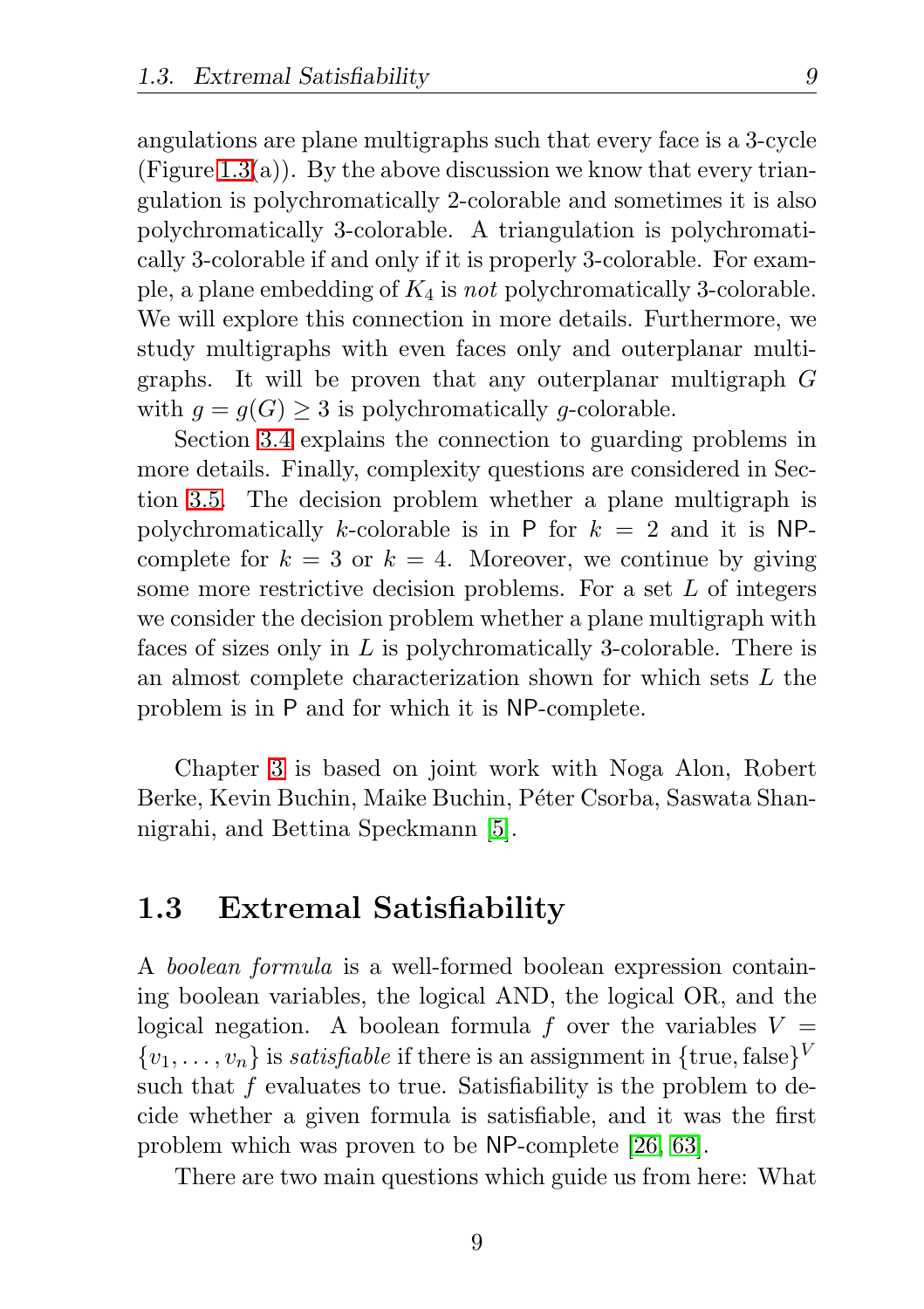angulations are plane multigraphs such that every face is a 3-cycle (Figure 1.3(a)). By the above discussion we know that every triangulation is polychromatically 2-colorable and sometimes it is also polychromatically 3-colorable. A triangulation is polychromatically 3-colorable if and only if it is properly 3-colorable. For example, a plane embedding of $K_4$ is *not* polychromatically 3-colorable. We will explore this connection in more details. Furthermore, we study multigraphs with even faces only and outerplanar multigraphs. It will be proven that any outerplanar multigraph $G$ with $g = g(G) \geq 3$ is polychromatically $g$-colorable.

Section 3.4 explains the connection to guarding problems in more details. Finally, complexity questions are considered in Section 3.5. The decision problem whether a plane multigraph is polychromatically $k$-colorable is in P for $k = 2$ and it is NP-complete for $k = 3$ or $k = 4$. Moreover, we continue by giving some more restrictive decision problems. For a set $L$ of integers we consider the decision problem whether a plane multigraph with faces of sizes only in $L$ is polychromatically 3-colorable. There is an almost complete characterization shown for which sets $L$ the problem is in P and for which it is NP-complete.

Chapter 3 is based on joint work with Noga Alon, Robert Berke, Kevin Buchin, Maike Buchin, Péter Csorba, Saswata Shannigrahi, and Bettina Speckmann [5].

## 1.3 Extremal Satisfiability

A *boolean formula* is a well-formed boolean expression containing boolean variables, the logical AND, the logical OR, and the logical negation. A boolean formula $f$ over the variables $V = \{v_1, \ldots, v_n\}$ is *satisfiable* if there is an assignment in $\{\text{true}, \text{false}\}^V$ such that $f$ evaluates to true. Satisfiability is the problem to decide whether a given formula is satisfiable, and it was the first problem which was proven to be NP-complete [26, 63].

There are two main questions which guide us from here: What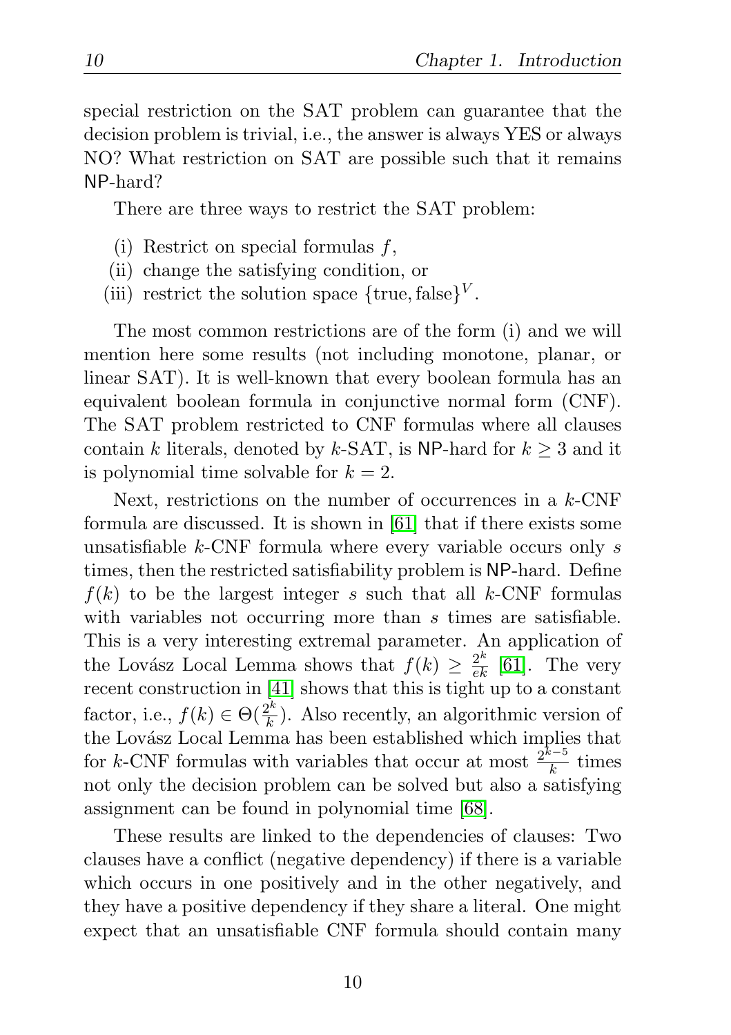special restriction on the SAT problem can guarantee that the decision problem is trivial, i.e., the answer is always YES or always NO? What restriction on SAT are possible such that it remains NP-hard?

There are three ways to restrict the SAT problem:

(i) Restrict on special formulas $f$,
(ii) change the satisfying condition, or
(iii) restrict the solution space $\{\text{true}, \text{false}\}^V$.

The most common restrictions are of the form (i) and we will mention here some results (not including monotone, planar, or linear SAT). It is well-known that every boolean formula has an equivalent boolean formula in conjunctive normal form (CNF). The SAT problem restricted to CNF formulas where all clauses contain $k$ literals, denoted by $k$-SAT, is NP-hard for $k \geq 3$ and it is polynomial time solvable for $k = 2$.

Next, restrictions on the number of occurrences in a $k$-CNF formula are discussed. It is shown in [61] that if there exists some unsatisfiable $k$-CNF formula where every variable occurs only $s$ times, then the restricted satisfiability problem is NP-hard. Define $f(k)$ to be the largest integer $s$ such that all $k$-CNF formulas with variables not occurring more than $s$ times are satisfiable. This is a very interesting extremal parameter. An application of the Lovász Local Lemma shows that $f(k) \geq \frac{2^k}{ek}$ [61]. The very recent construction in [41] shows that this is tight up to a constant factor, i.e., $f(k) \in \Theta(\frac{2^k}{k})$. Also recently, an algorithmic version of the Lovász Local Lemma has been established which implies that for $k$-CNF formulas with variables that occur at most $\frac{2^{k-5}}{k}$ times not only the decision problem can be solved but also a satisfying assignment can be found in polynomial time [68].

These results are linked to the dependencies of clauses: Two clauses have a conflict (negative dependency) if there is a variable which occurs in one positively and in the other negatively, and they have a positive dependency if they share a literal. One might expect that an unsatisfiable CNF formula should contain many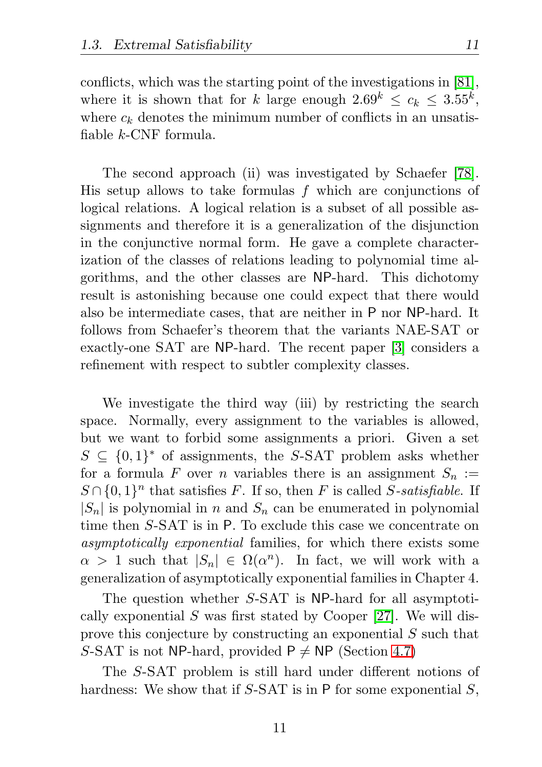conflicts, which was the starting point of the investigations in [81], where it is shown that for $k$ large enough $2.69^k \leq c_k \leq 3.55^k$, where $c_k$ denotes the minimum number of conflicts in an unsatisfiable $k$-CNF formula.

The second approach (ii) was investigated by Schaefer [78]. His setup allows to take formulas $f$ which are conjunctions of logical relations. A logical relation is a subset of all possible assignments and therefore it is a generalization of the disjunction in the conjunctive normal form. He gave a complete characterization of the classes of relations leading to polynomial time algorithms, and the other classes are NP-hard. This dichotomy result is astonishing because one could expect that there would also be intermediate cases, that are neither in P nor NP-hard. It follows from Schaefer's theorem that the variants NAE-SAT or exactly-one SAT are NP-hard. The recent paper [3] considers a refinement with respect to subtler complexity classes.

We investigate the third way (iii) by restricting the search space. Normally, every assignment to the variables is allowed, but we want to forbid some assignments a priori. Given a set $S \subseteq \{0,1\}^*$ of assignments, the $S$-SAT problem asks whether for a formula $F$ over $n$ variables there is an assignment $S_n := S \cap \{0,1\}^n$ that satisfies $F$. If so, then $F$ is called *$S$-satisfiable*. If $|S_n|$ is polynomial in $n$ and $S_n$ can be enumerated in polynomial time then $S$-SAT is in P. To exclude this case we concentrate on *asymptotically exponential* families, for which there exists some $\alpha > 1$ such that $|S_n| \in \Omega(\alpha^n)$. In fact, we will work with a generalization of asymptotically exponential families in Chapter 4.

The question whether $S$-SAT is NP-hard for all asymptotically exponential $S$ was first stated by Cooper [27]. We will disprove this conjecture by constructing an exponential $S$ such that $S$-SAT is not NP-hard, provided P $\neq$ NP (Section 4.7)

The $S$-SAT problem is still hard under different notions of hardness: We show that if $S$-SAT is in P for some exponential $S$,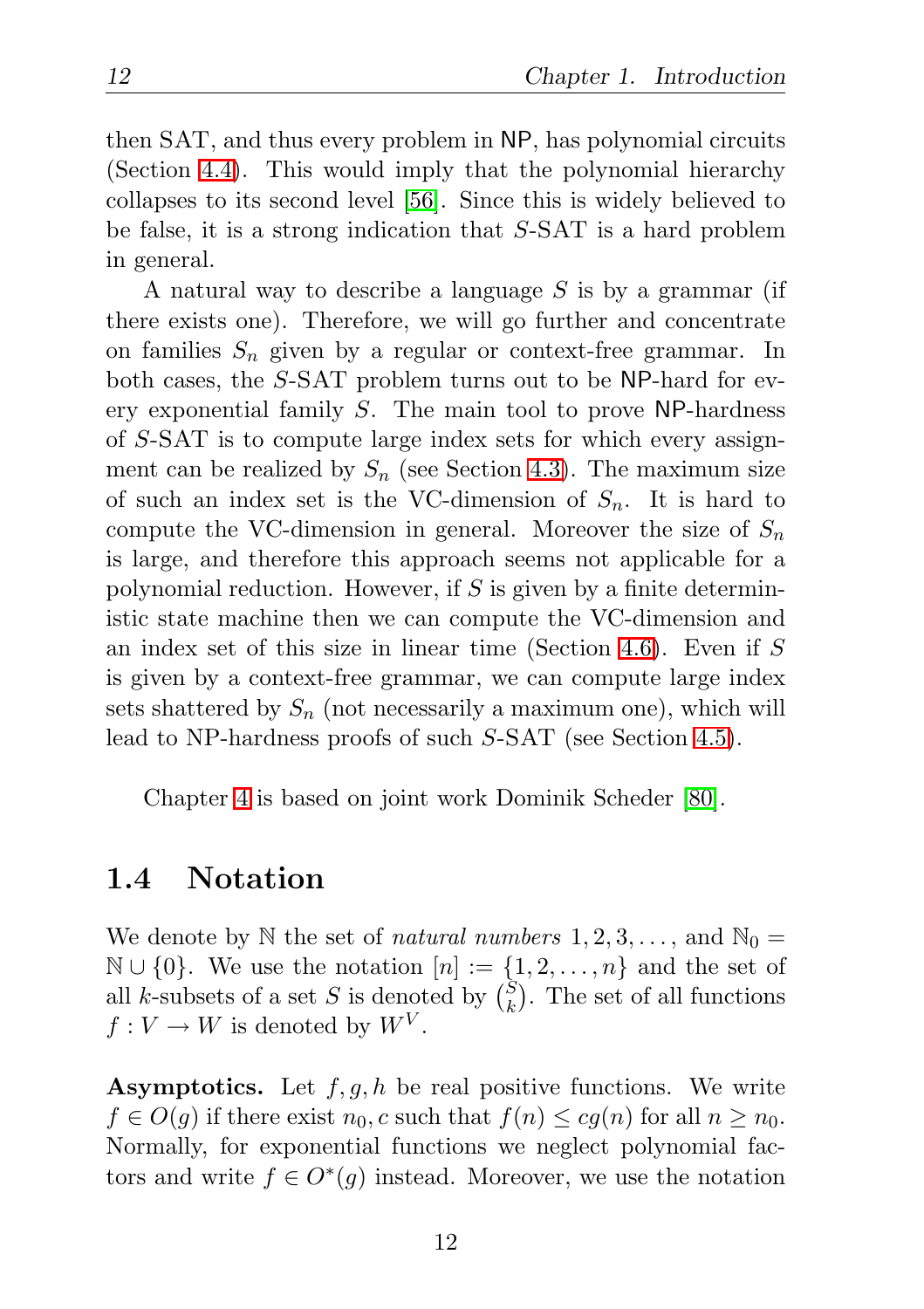then SAT, and thus every problem in NP, has polynomial circuits (Section 4.4). This would imply that the polynomial hierarchy collapses to its second level [56]. Since this is widely believed to be false, it is a strong indication that $S$-SAT is a hard problem in general.

A natural way to describe a language $S$ is by a grammar (if there exists one). Therefore, we will go further and concentrate on families $S_n$ given by a regular or context-free grammar. In both cases, the $S$-SAT problem turns out to be NP-hard for every exponential family $S$. The main tool to prove NP-hardness of $S$-SAT is to compute large index sets for which every assignment can be realized by $S_n$ (see Section 4.3). The maximum size of such an index set is the VC-dimension of $S_n$. It is hard to compute the VC-dimension in general. Moreover the size of $S_n$ is large, and therefore this approach seems not applicable for a polynomial reduction. However, if $S$ is given by a finite deterministic state machine then we can compute the VC-dimension and an index set of this size in linear time (Section 4.6). Even if $S$ is given by a context-free grammar, we can compute large index sets shattered by $S_n$ (not necessarily a maximum one), which will lead to NP-hardness proofs of such $S$-SAT (see Section 4.5).

Chapter 4 is based on joint work Dominik Scheder [80].

## 1.4 Notation

We denote by $\mathbb{N}$ the set of *natural numbers* $1, 2, 3, \ldots$, and $\mathbb{N}_0 = \mathbb{N} \cup \{0\}$. We use the notation $[n] := \{1, 2, \ldots, n\}$ and the set of all $k$-subsets of a set $S$ is denoted by $\binom{S}{k}$. The set of all functions $f : V \to W$ is denoted by $W^V$.

**Asymptotics.** Let $f, g, h$ be real positive functions. We write $f \in O(g)$ if there exist $n_0, c$ such that $f(n) \le cg(n)$ for all $n \ge n_0$. Normally, for exponential functions we neglect polynomial factors and write $f \in O^*(g)$ instead. Moreover, we use the notation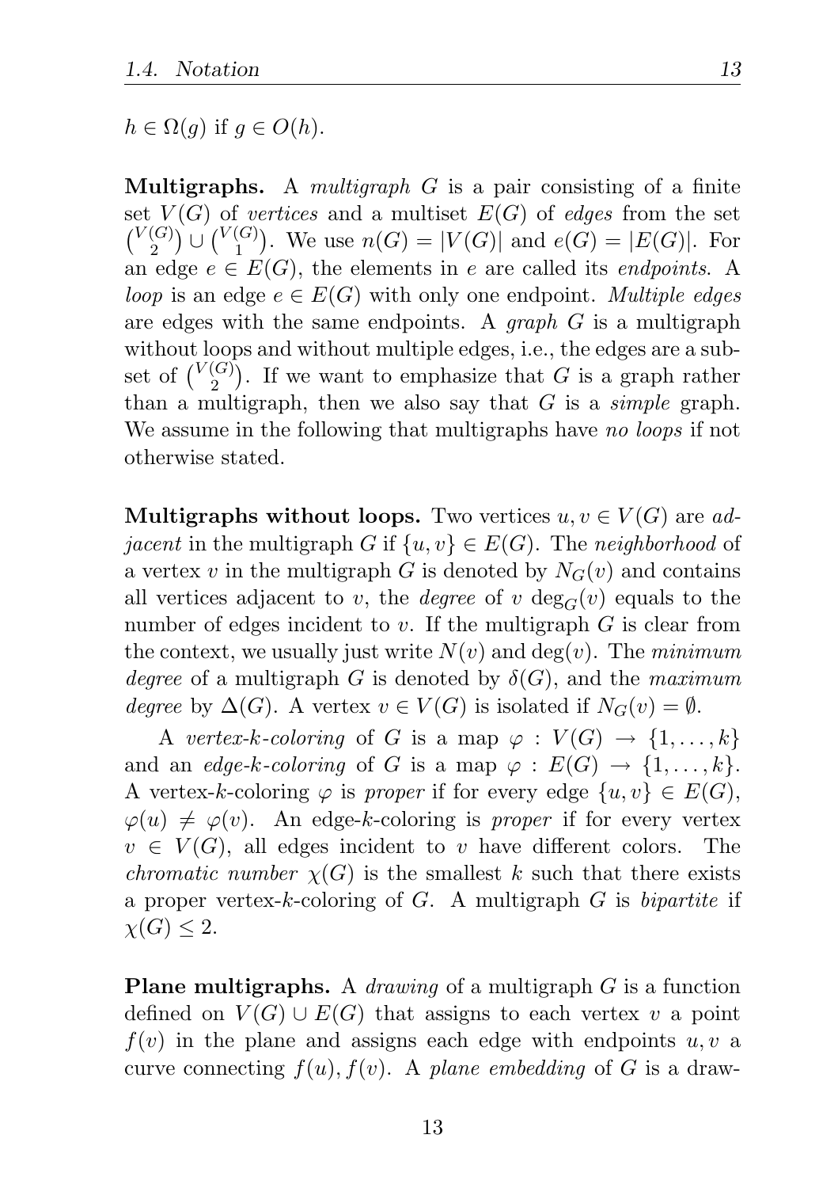$h \in \Omega(g)$ if $g \in O(h)$.

**Multigraphs.** A *multigraph* $G$ is a pair consisting of a finite set $V(G)$ of *vertices* and a multiset $E(G)$ of *edges* from the set $\binom{V(G)}{2} \cup \binom{V(G)}{1}$. We use $n(G) = |V(G)|$ and $e(G) = |E(G)|$. For an edge $e \in E(G)$, the elements in $e$ are called its *endpoints*. A *loop* is an edge $e \in E(G)$ with only one endpoint. *Multiple edges* are edges with the same endpoints. A *graph* $G$ is a multigraph without loops and without multiple edges, i.e., the edges are a subset of $\binom{V(G)}{2}$. If we want to emphasize that $G$ is a graph rather than a multigraph, then we also say that $G$ is a *simple* graph. We assume in the following that multigraphs have *no loops* if not otherwise stated.

**Multigraphs without loops.** Two vertices $u, v \in V(G)$ are *adjacent* in the multigraph $G$ if $\{u, v\} \in E(G)$. The *neighborhood* of a vertex $v$ in the multigraph $G$ is denoted by $N_G(v)$ and contains all vertices adjacent to $v$, the *degree* of $v$ $\deg_G(v)$ equals to the number of edges incident to $v$. If the multigraph $G$ is clear from the context, we usually just write $N(v)$ and $\deg(v)$. The *minimum degree* of a multigraph $G$ is denoted by $\delta(G)$, and the *maximum degree* by $\Delta(G)$. A vertex $v \in V(G)$ is isolated if $N_G(v) = \emptyset$.

A *vertex-$k$-coloring* of $G$ is a map $\varphi : V(G) \to \{1, \ldots, k\}$ and an *edge-$k$-coloring* of $G$ is a map $\varphi : E(G) \to \{1, \ldots, k\}$. A vertex-$k$-coloring $\varphi$ is *proper* if for every edge $\{u, v\} \in E(G)$, $\varphi(u) \neq \varphi(v)$. An edge-$k$-coloring is *proper* if for every vertex $v \in V(G)$, all edges incident to $v$ have different colors. The *chromatic number* $\chi(G)$ is the smallest $k$ such that there exists a proper vertex-$k$-coloring of $G$. A multigraph $G$ is *bipartite* if $\chi(G) \leq 2$.

**Plane multigraphs.** A *drawing* of a multigraph $G$ is a function defined on $V(G) \cup E(G)$ that assigns to each vertex $v$ a point $f(v)$ in the plane and assigns each edge with endpoints $u, v$ a curve connecting $f(u), f(v)$. A *plane embedding* of $G$ is a draw-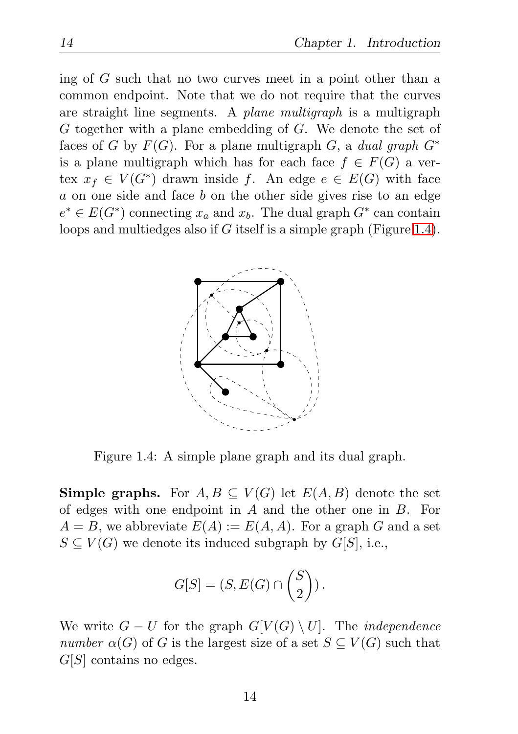ing of $G$ such that no two curves meet in a point other than a common endpoint. Note that we do not require that the curves are straight line segments. A *plane multigraph* is a multigraph $G$ together with a plane embedding of $G$. We denote the set of faces of $G$ by $F(G)$. For a plane multigraph $G$, a *dual graph* $G^*$ is a plane multigraph which has for each face $f \in F(G)$ a vertex $x_f \in V(G^*)$ drawn inside $f$. An edge $e \in E(G)$ with face $a$ on one side and face $b$ on the other side gives rise to an edge $e^* \in E(G^*)$ connecting $x_a$ and $x_b$. The dual graph $G^*$ can contain loops and multiedges also if $G$ itself is a simple graph (Figure 1.4).

Figure 1.4: A simple plane graph and its dual graph.

**Simple graphs.** For $A, B \subseteq V(G)$ let $E(A, B)$ denote the set of edges with one endpoint in $A$ and the other one in $B$. For $A = B$, we abbreviate $E(A) := E(A, A)$. For a graph $G$ and a set $S \subseteq V(G)$ we denote its induced subgraph by $G[S]$, i.e.,

$$G[S] = (S, E(G) \cap \binom{S}{2}).$$

We write $G - U$ for the graph $G[V(G) \setminus U]$. The *independence number* $\alpha(G)$ of $G$ is the largest size of a set $S \subseteq V(G)$ such that $G[S]$ contains no edges.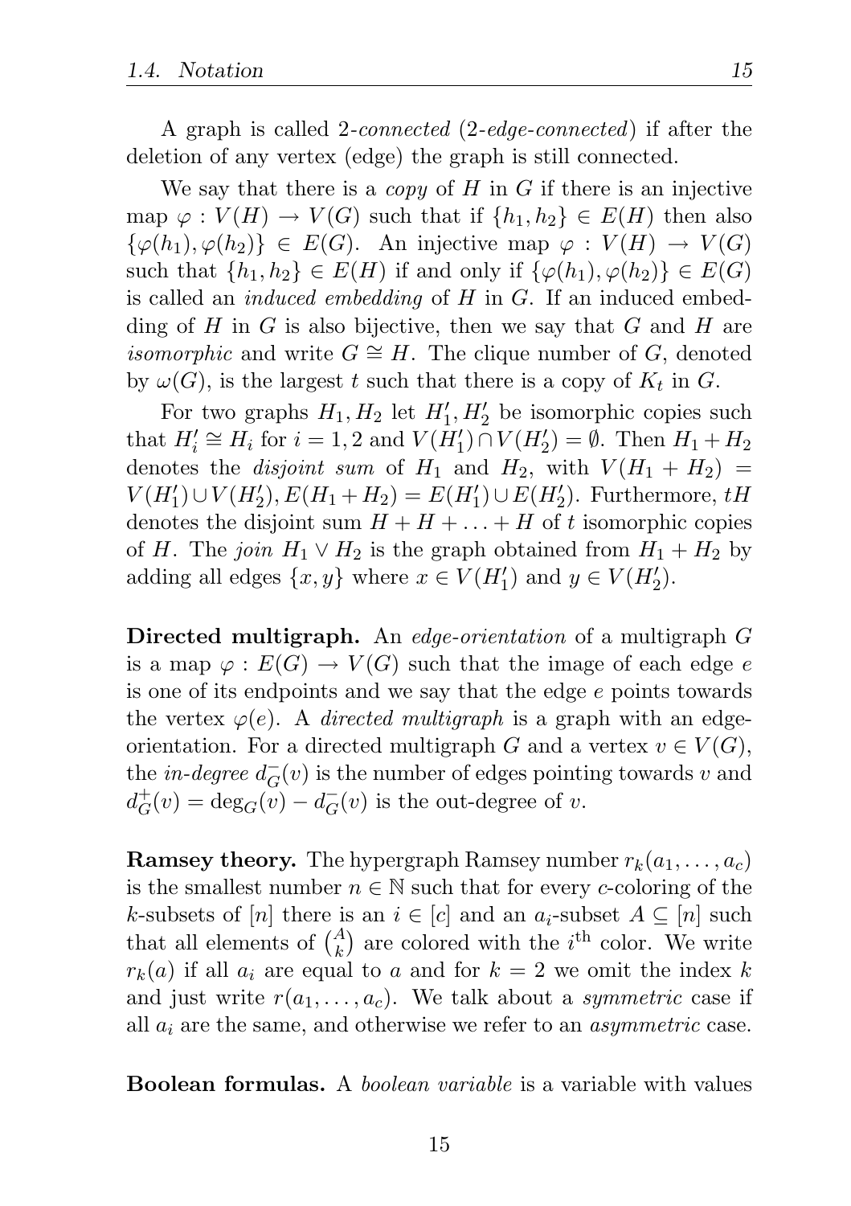A graph is called 2-*connected* (2-*edge-connected*) if after the deletion of any vertex (edge) the graph is still connected.

We say that there is a *copy* of $H$ in $G$ if there is an injective map $\varphi : V(H) \to V(G)$ such that if $\{h_1, h_2\} \in E(H)$ then also $\{\varphi(h_1), \varphi(h_2)\} \in E(G)$. An injective map $\varphi : V(H) \to V(G)$ such that $\{h_1, h_2\} \in E(H)$ if and only if $\{\varphi(h_1), \varphi(h_2)\} \in E(G)$ is called an *induced embedding* of $H$ in $G$. If an induced embedding of $H$ in $G$ is also bijective, then we say that $G$ and $H$ are *isomorphic* and write $G \cong H$. The clique number of $G$, denoted by $\omega(G)$, is the largest $t$ such that there is a copy of $K_t$ in $G$.

For two graphs $H_1, H_2$ let $H_1', H_2'$ be isomorphic copies such that $H_i' \cong H_i$ for $i = 1, 2$ and $V(H_1') \cap V(H_2') = \emptyset$. Then $H_1 + H_2$ denotes the *disjoint sum* of $H_1$ and $H_2$, with $V(H_1 + H_2) = V(H_1') \cup V(H_2'), E(H_1 + H_2) = E(H_1') \cup E(H_2')$. Furthermore, $tH$ denotes the disjoint sum $H + H + \ldots + H$ of $t$ isomorphic copies of $H$. The *join* $H_1 \vee H_2$ is the graph obtained from $H_1 + H_2$ by adding all edges $\{x, y\}$ where $x \in V(H_1')$ and $y \in V(H_2')$.

**Directed multigraph.** An *edge-orientation* of a multigraph $G$ is a map $\varphi : E(G) \to V(G)$ such that the image of each edge $e$ is one of its endpoints and we say that the edge $e$ points towards the vertex $\varphi(e)$. A *directed multigraph* is a graph with an edge-orientation. For a directed multigraph $G$ and a vertex $v \in V(G)$, the *in-degree* $d_G^-(v)$ is the number of edges pointing towards $v$ and $d_G^+(v) = \deg_G(v) - d_G^-(v)$ is the out-degree of $v$.

**Ramsey theory.** The hypergraph Ramsey number $r_k(a_1, \ldots, a_c)$ is the smallest number $n \in \mathbb{N}$ such that for every $c$-coloring of the $k$-subsets of $[n]$ there is an $i \in [c]$ and an $a_i$-subset $A \subseteq [n]$ such that all elements of $\binom{A}{k}$ are colored with the $i^{\text{th}}$ color. We write $r_k(a)$ if all $a_i$ are equal to $a$ and for $k = 2$ we omit the index $k$ and just write $r(a_1, \ldots, a_c)$. We talk about a *symmetric* case if all $a_i$ are the same, and otherwise we refer to an *asymmetric* case.

**Boolean formulas.** A *boolean variable* is a variable with values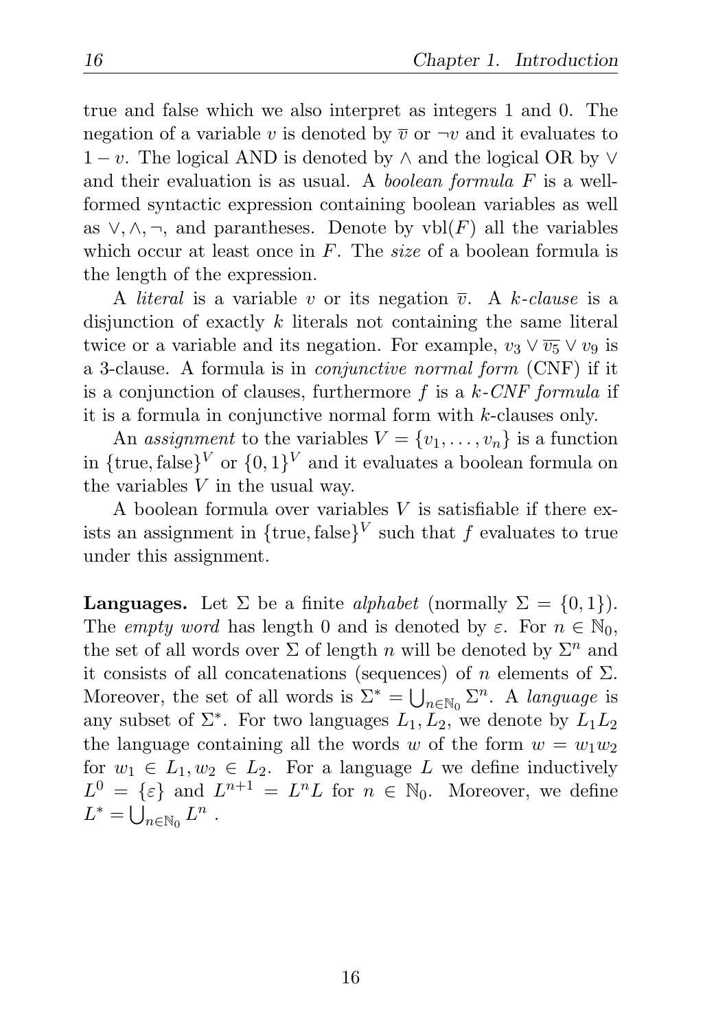true and false which we also interpret as integers 1 and 0. The negation of a variable $v$ is denoted by $\overline{v}$ or $\neg v$ and it evaluates to $1 - v$. The logical AND is denoted by $\wedge$ and the logical OR by $\vee$ and their evaluation is as usual. A *boolean formula* $F$ is a well-formed syntactic expression containing boolean variables as well as $\vee, \wedge, \neg$, and parantheses. Denote by $\text{vbl}(F)$ all the variables which occur at least once in $F$. The *size* of a boolean formula is the length of the expression.

A *literal* is a variable $v$ or its negation $\overline{v}$. A *k-clause* is a disjunction of exactly $k$ literals not containing the same literal twice or a variable and its negation. For example, $v_3 \vee \overline{v_5} \vee v_9$ is a 3-clause. A formula is in *conjunctive normal form* (CNF) if it is a conjunction of clauses, furthermore $f$ is a *k-CNF formula* if it is a formula in conjunctive normal form with $k$-clauses only.

An *assignment* to the variables $V = \{v_1, \ldots, v_n\}$ is a function in $\{\text{true}, \text{false}\}^V$ or $\{0,1\}^V$ and it evaluates a boolean formula on the variables $V$ in the usual way.

A boolean formula over variables $V$ is satisfiable if there exists an assignment in $\{\text{true}, \text{false}\}^V$ such that $f$ evaluates to true under this assignment.

**Languages.** Let $\Sigma$ be a finite *alphabet* (normally $\Sigma = \{0,1\}$). The *empty word* has length 0 and is denoted by $\varepsilon$. For $n \in \mathbb{N}_0$, the set of all words over $\Sigma$ of length $n$ will be denoted by $\Sigma^n$ and it consists of all concatenations (sequences) of $n$ elements of $\Sigma$. Moreover, the set of all words is $\Sigma^* = \bigcup_{n \in \mathbb{N}_0} \Sigma^n$. A *language* is any subset of $\Sigma^*$. For two languages $L_1, L_2$, we denote by $L_1 L_2$ the language containing all the words $w$ of the form $w = w_1 w_2$ for $w_1 \in L_1, w_2 \in L_2$. For a language $L$ we define inductively $L^0 = \{\varepsilon\}$ and $L^{n+1} = L^n L$ for $n \in \mathbb{N}_0$. Moreover, we define $L^* = \bigcup_{n \in \mathbb{N}_0} L^n$ .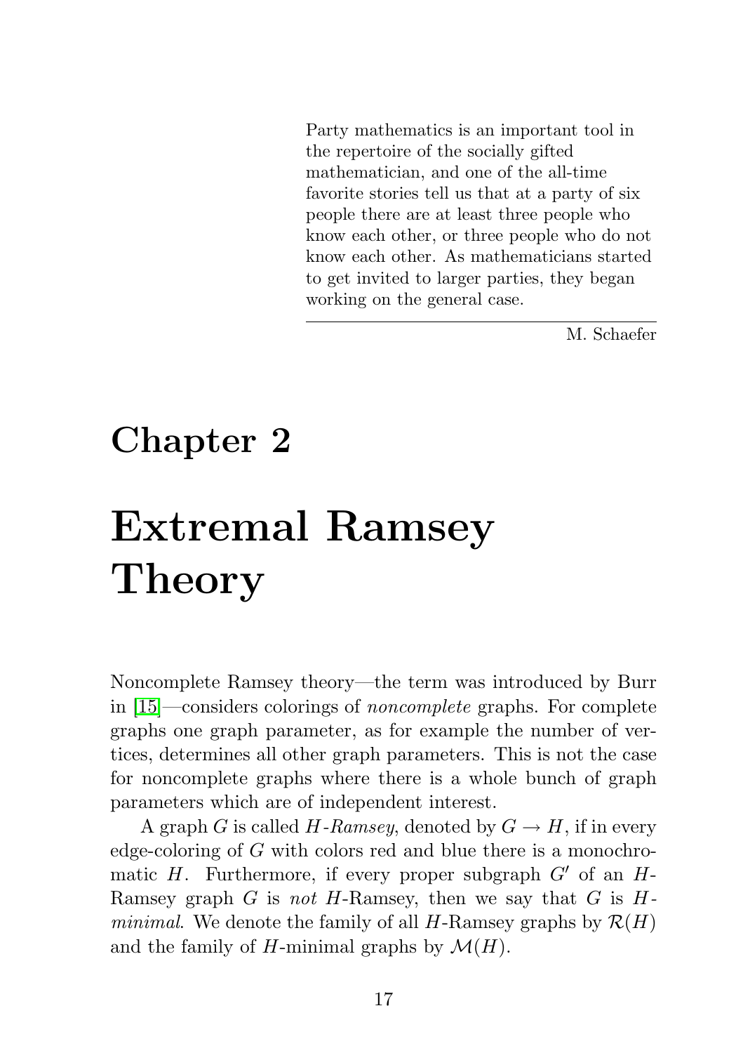> Party mathematics is an important tool in the repertoire of the socially gifted mathematician, and one of the all-time favorite stories tell us that at a party of six people there are at least three people who know each other, or three people who do not know each other. As mathematicians started to get invited to larger parties, they began working on the general case.
>
> M. Schaefer

# Chapter 2

# Extremal Ramsey Theory

Noncomplete Ramsey theory—the term was introduced by Burr in [15]—considers colorings of *noncomplete* graphs. For complete graphs one graph parameter, as for example the number of vertices, determines all other graph parameters. This is not the case for noncomplete graphs where there is a whole bunch of graph parameters which are of independent interest.

A graph $G$ is called *$H$-Ramsey*, denoted by $G \to H$, if in every edge-coloring of $G$ with colors red and blue there is a monochromatic $H$. Furthermore, if every proper subgraph $G'$ of an $H$-Ramsey graph $G$ is *not* $H$-Ramsey, then we say that $G$ is *$H$-minimal*. We denote the family of all $H$-Ramsey graphs by $\mathcal{R}(H)$ and the family of $H$-minimal graphs by $\mathcal{M}(H)$.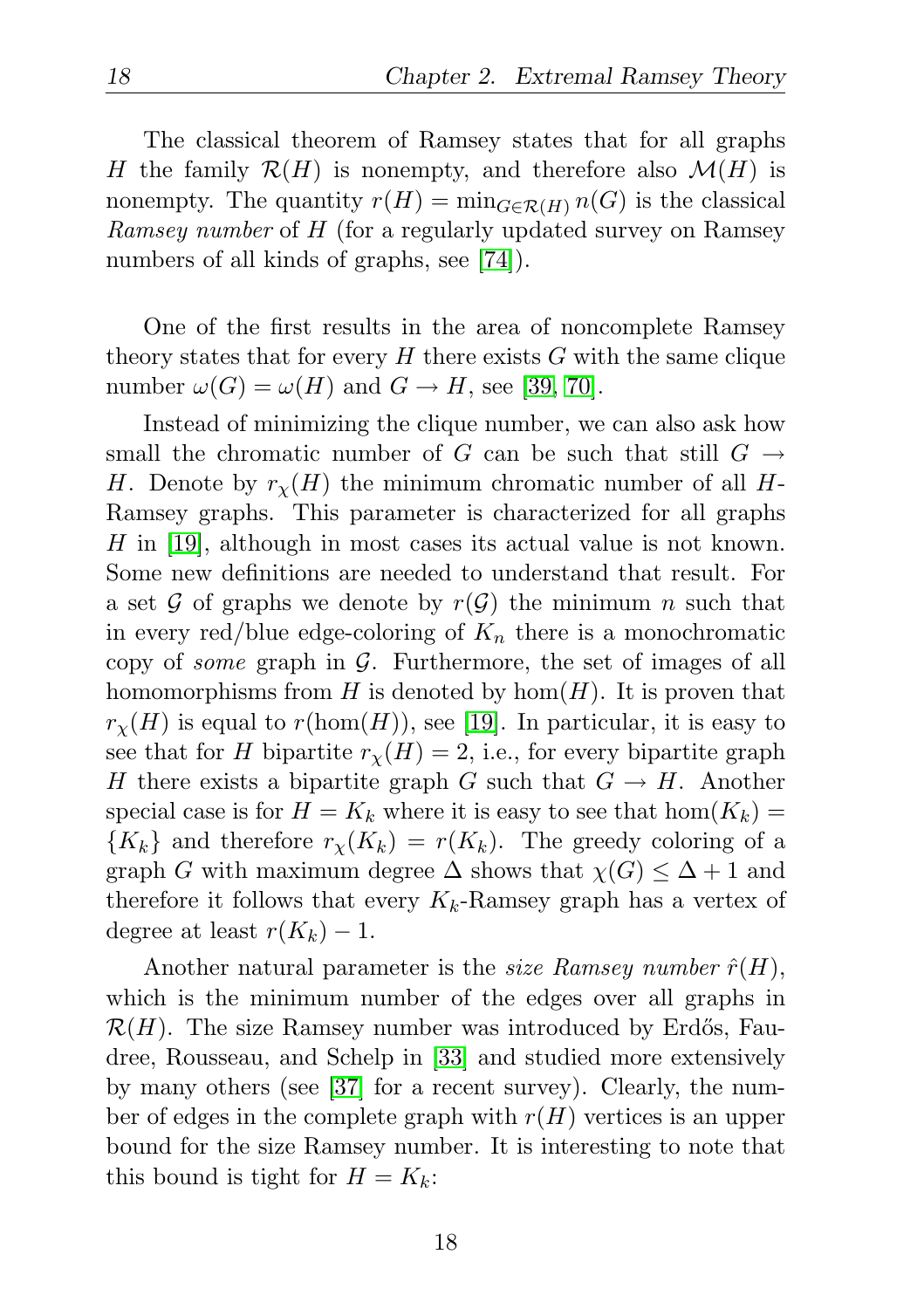The classical theorem of Ramsey states that for all graphs $H$ the family $\mathcal{R}(H)$ is nonempty, and therefore also $\mathcal{M}(H)$ is nonempty. The quantity $r(H) = \min_{G \in \mathcal{R}(H)} n(G)$ is the classical *Ramsey number* of $H$ (for a regularly updated survey on Ramsey numbers of all kinds of graphs, see [74]).

One of the first results in the area of noncomplete Ramsey theory states that for every $H$ there exists $G$ with the same clique number $\omega(G) = \omega(H)$ and $G \to H$, see [39, 70].

Instead of minimizing the clique number, we can also ask how small the chromatic number of $G$ can be such that still $G \to H$. Denote by $r_\chi(H)$ the minimum chromatic number of all $H$-Ramsey graphs. This parameter is characterized for all graphs $H$ in [19], although in most cases its actual value is not known. Some new definitions are needed to understand that result. For a set $\mathcal{G}$ of graphs we denote by $r(\mathcal{G})$ the minimum $n$ such that in every red/blue edge-coloring of $K_n$ there is a monochromatic copy of *some* graph in $\mathcal{G}$. Furthermore, the set of images of all homomorphisms from $H$ is denoted by $\hom(H)$. It is proven that $r_\chi(H)$ is equal to $r(\hom(H))$, see [19]. In particular, it is easy to see that for $H$ bipartite $r_\chi(H) = 2$, i.e., for every bipartite graph $H$ there exists a bipartite graph $G$ such that $G \to H$. Another special case is for $H = K_k$ where it is easy to see that $\hom(K_k) = \{K_k\}$ and therefore $r_\chi(K_k) = r(K_k)$. The greedy coloring of a graph $G$ with maximum degree $\Delta$ shows that $\chi(G) \leq \Delta + 1$ and therefore it follows that every $K_k$-Ramsey graph has a vertex of degree at least $r(K_k) - 1$.

Another natural parameter is the *size Ramsey number* $\hat{r}(H)$, which is the minimum number of the edges over all graphs in $\mathcal{R}(H)$. The size Ramsey number was introduced by Erdős, Faudree, Rousseau, and Schelp in [33] and studied more extensively by many others (see [37] for a recent survey). Clearly, the number of edges in the complete graph with $r(H)$ vertices is an upper bound for the size Ramsey number. It is interesting to note that this bound is tight for $H = K_k$: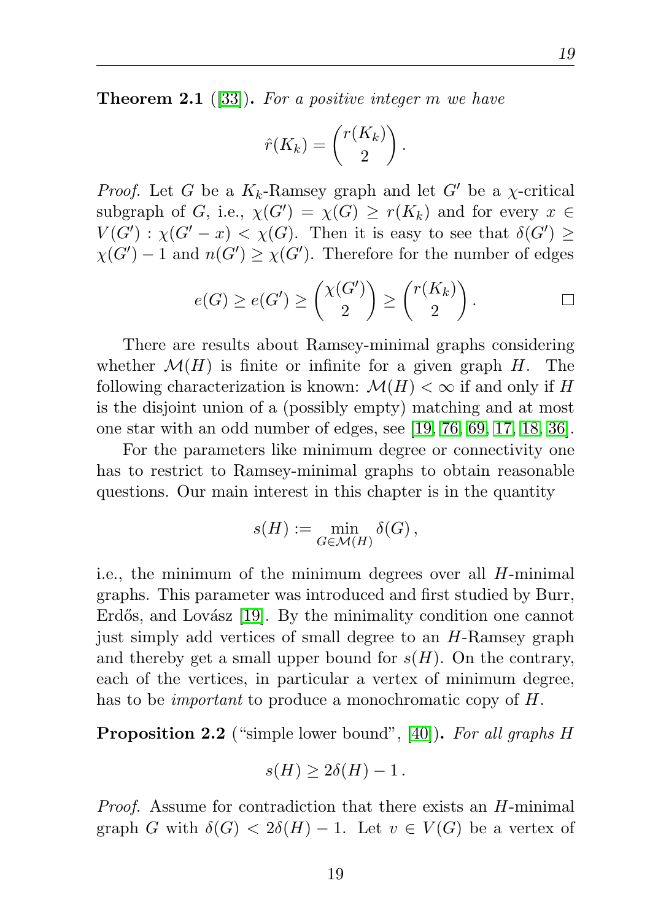**Theorem 2.1** ([33]). *For a positive integer $m$ we have*

$$\hat{r}(K_k) = \binom{r(K_k)}{2}.$$

*Proof.* Let $G$ be a $K_k$-Ramsey graph and let $G'$ be a $\chi$-critical subgraph of $G$, i.e., $\chi(G') = \chi(G) \geq r(K_k)$ and for every $x \in V(G') : \chi(G' - x) < \chi(G)$. Then it is easy to see that $\delta(G') \geq \chi(G') - 1$ and $n(G') \geq \chi(G')$. Therefore for the number of edges

$$e(G) \geq e(G') \geq \binom{\chi(G')}{2} \geq \binom{r(K_k)}{2}. \qquad \square$$

There are results about Ramsey-minimal graphs considering whether $\mathcal{M}(H)$ is finite or infinite for a given graph $H$. The following characterization is known: $\mathcal{M}(H) < \infty$ if and only if $H$ is the disjoint union of a (possibly empty) matching and at most one star with an odd number of edges, see [19, 76, 69, 17, 18, 36].

For the parameters like minimum degree or connectivity one has to restrict to Ramsey-minimal graphs to obtain reasonable questions. Our main interest in this chapter is in the quantity

$$s(H) := \min_{G \in \mathcal{M}(H)} \delta(G),$$

i.e., the minimum of the minimum degrees over all $H$-minimal graphs. This parameter was introduced and first studied by Burr, Erdős, and Lovász [19]. By the minimality condition one cannot just simply add vertices of small degree to an $H$-Ramsey graph and thereby get a small upper bound for $s(H)$. On the contrary, each of the vertices, in particular a vertex of minimum degree, has to be *important* to produce a monochromatic copy of $H$.

**Proposition 2.2** ("simple lower bound", [40]). *For all graphs $H$*

$$s(H) \geq 2\delta(H) - 1.$$

*Proof.* Assume for contradiction that there exists an $H$-minimal graph $G$ with $\delta(G) < 2\delta(H) - 1$. Let $v \in V(G)$ be a vertex of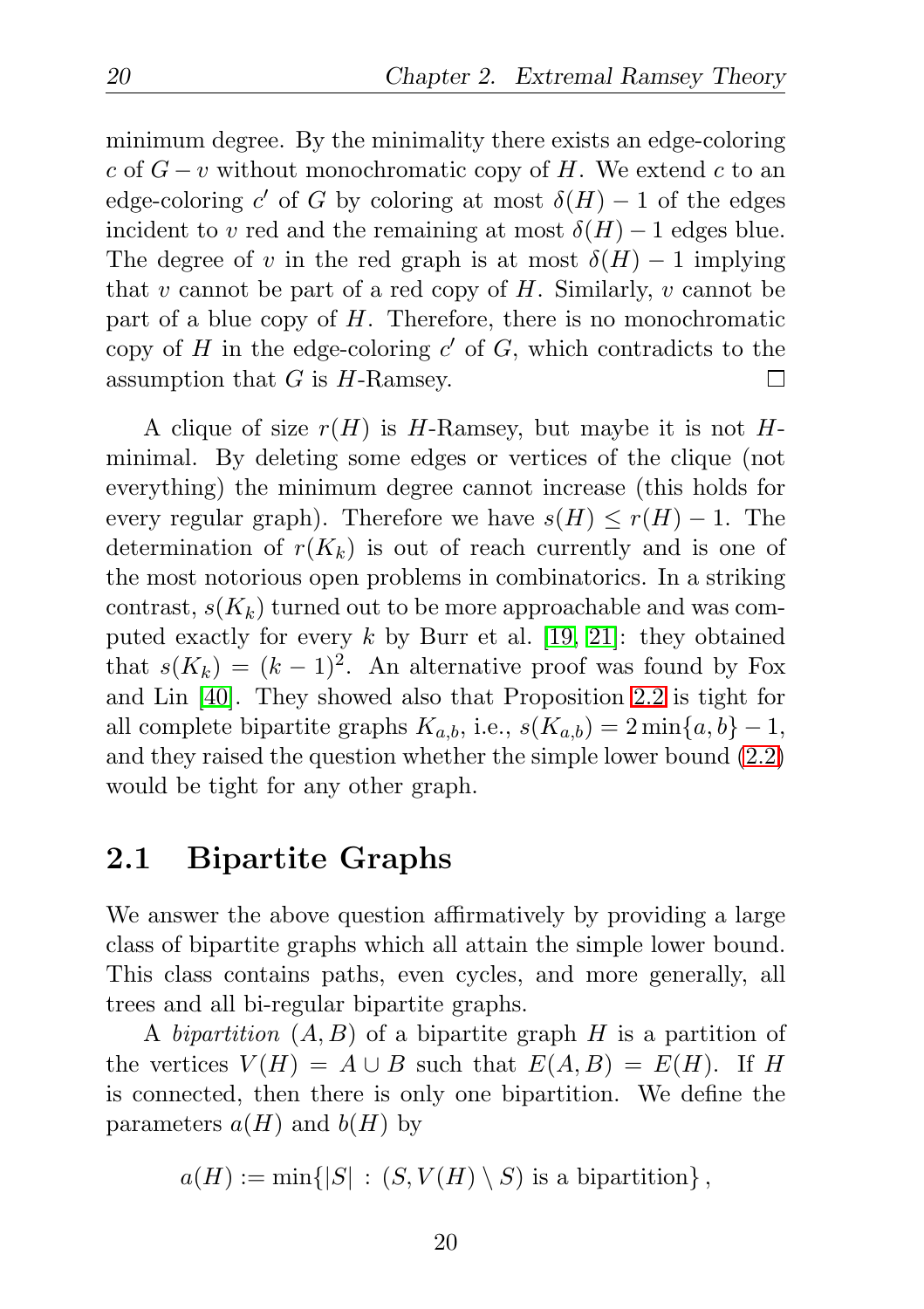minimum degree. By the minimality there exists an edge-coloring $c$ of $G - v$ without monochromatic copy of $H$. We extend $c$ to an edge-coloring $c'$ of $G$ by coloring at most $\delta(H) - 1$ of the edges incident to $v$ red and the remaining at most $\delta(H) - 1$ edges blue. The degree of $v$ in the red graph is at most $\delta(H) - 1$ implying that $v$ cannot be part of a red copy of $H$. Similarly, $v$ cannot be part of a blue copy of $H$. Therefore, there is no monochromatic copy of $H$ in the edge-coloring $c'$ of $G$, which contradicts to the assumption that $G$ is $H$-Ramsey. □

A clique of size $r(H)$ is $H$-Ramsey, but maybe it is not $H$-minimal. By deleting some edges or vertices of the clique (not everything) the minimum degree cannot increase (this holds for every regular graph). Therefore we have $s(H) \leq r(H) - 1$. The determination of $r(K_k)$ is out of reach currently and is one of the most notorious open problems in combinatorics. In a striking contrast, $s(K_k)$ turned out to be more approachable and was computed exactly for every $k$ by Burr et al. [19, 21]: they obtained that $s(K_k) = (k-1)^2$. An alternative proof was found by Fox and Lin [40]. They showed also that Proposition 2.2 is tight for all complete bipartite graphs $K_{a,b}$, i.e., $s(K_{a,b}) = 2\min\{a, b\} - 1$, and they raised the question whether the simple lower bound (2.2) would be tight for any other graph.

## 2.1 Bipartite Graphs

We answer the above question affirmatively by providing a large class of bipartite graphs which all attain the simple lower bound. This class contains paths, even cycles, and more generally, all trees and all bi-regular bipartite graphs.

A *bipartition* $(A, B)$ of a bipartite graph $H$ is a partition of the vertices $V(H) = A \cup B$ such that $E(A, B) = E(H)$. If $H$ is connected, then there is only one bipartition. We define the parameters $a(H)$ and $b(H)$ by

$$a(H) := \min\{|S| \,:\, (S, V(H) \setminus S) \text{ is a bipartition}\},$$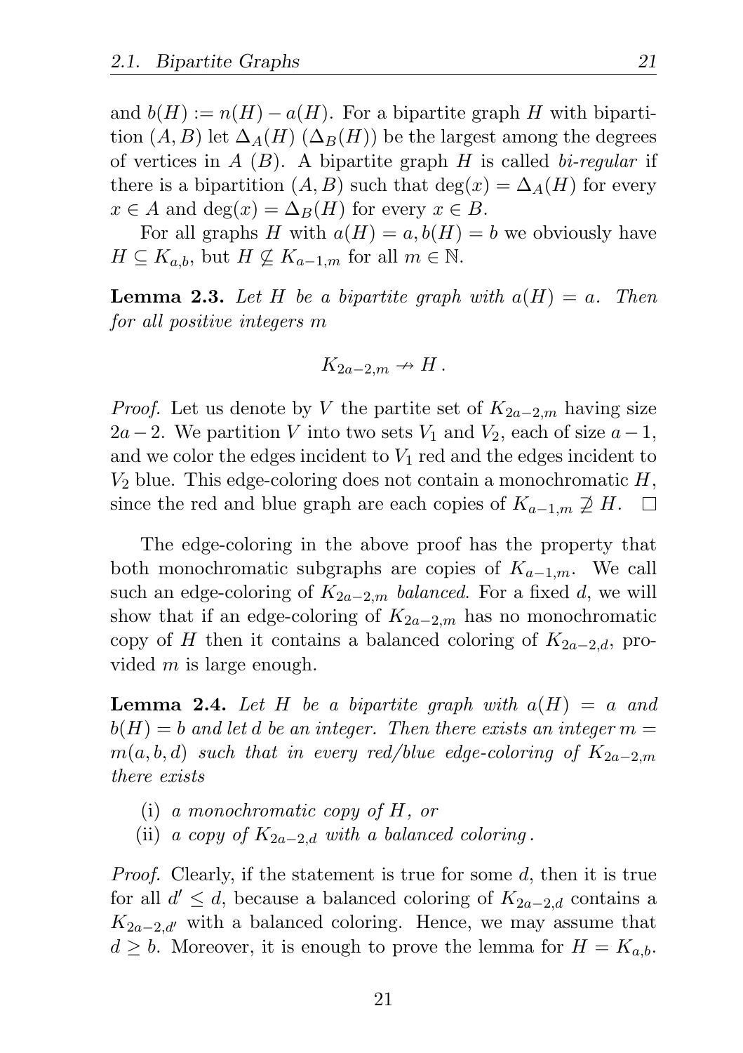and $b(H) := n(H) - a(H)$. For a bipartite graph $H$ with bipartition $(A, B)$ let $\Delta_A(H)$ ($\Delta_B(H)$) be the largest among the degrees of vertices in $A$ ($B$). A bipartite graph $H$ is called *bi-regular* if there is a bipartition $(A, B)$ such that $\deg(x) = \Delta_A(H)$ for every $x \in A$ and $\deg(x) = \Delta_B(H)$ for every $x \in B$.

For all graphs $H$ with $a(H) = a, b(H) = b$ we obviously have $H \subseteq K_{a,b}$, but $H \not\subseteq K_{a-1,m}$ for all $m \in \mathbb{N}$.

**Lemma 2.3.** *Let $H$ be a bipartite graph with $a(H) = a$. Then for all positive integers $m$*

$$K_{2a-2,m} \nrightarrow H\,.$$

*Proof.* Let us denote by $V$ the partite set of $K_{2a-2,m}$ having size $2a-2$. We partition $V$ into two sets $V_1$ and $V_2$, each of size $a-1$, and we color the edges incident to $V_1$ red and the edges incident to $V_2$ blue. This edge-coloring does not contain a monochromatic $H$, since the red and blue graph are each copies of $K_{a-1,m} \not\supseteq H$. $\square$

The edge-coloring in the above proof has the property that both monochromatic subgraphs are copies of $K_{a-1,m}$. We call such an edge-coloring of $K_{2a-2,m}$ *balanced*. For a fixed $d$, we will show that if an edge-coloring of $K_{2a-2,m}$ has no monochromatic copy of $H$ then it contains a balanced coloring of $K_{2a-2,d}$, provided $m$ is large enough.

**Lemma 2.4.** *Let $H$ be a bipartite graph with $a(H) = a$ and $b(H) = b$ and let $d$ be an integer. Then there exists an integer $m = m(a, b, d)$ such that in every red/blue edge-coloring of $K_{2a-2,m}$ there exists*

(i) *a monochromatic copy of $H$, or*
(ii) *a copy of $K_{2a-2,d}$ with a balanced coloring.*

*Proof.* Clearly, if the statement is true for some $d$, then it is true for all $d' \leq d$, because a balanced coloring of $K_{2a-2,d}$ contains a $K_{2a-2,d'}$ with a balanced coloring. Hence, we may assume that $d \geq b$. Moreover, it is enough to prove the lemma for $H = K_{a,b}$.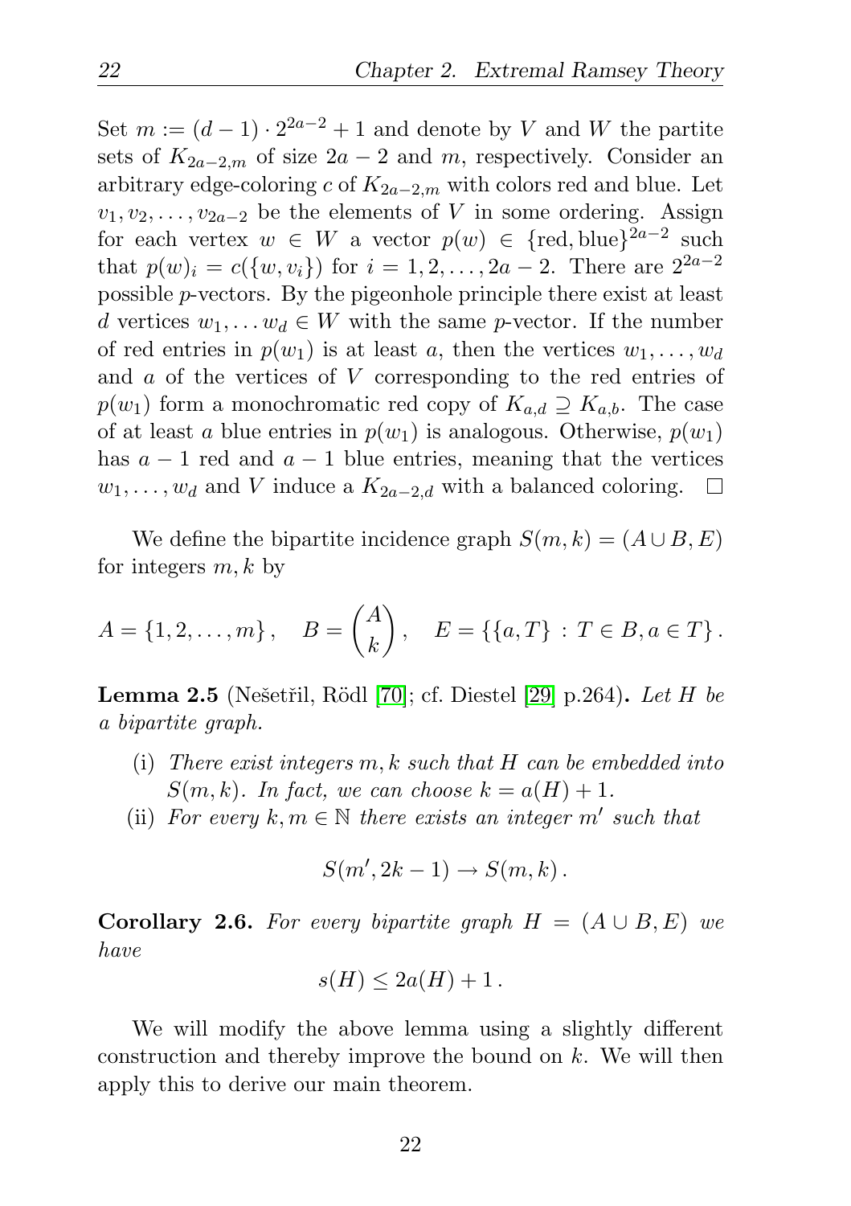Set $m := (d-1) \cdot 2^{2a-2} + 1$ and denote by $V$ and $W$ the partite sets of $K_{2a-2,m}$ of size $2a-2$ and $m$, respectively. Consider an arbitrary edge-coloring $c$ of $K_{2a-2,m}$ with colors red and blue. Let $v_1, v_2, \ldots, v_{2a-2}$ be the elements of $V$ in some ordering. Assign for each vertex $w \in W$ a vector $p(w) \in \{\text{red}, \text{blue}\}^{2a-2}$ such that $p(w)_i = c(\{w, v_i\})$ for $i = 1, 2, \ldots, 2a-2$. There are $2^{2a-2}$ possible $p$-vectors. By the pigeonhole principle there exist at least $d$ vertices $w_1, \ldots w_d \in W$ with the same $p$-vector. If the number of red entries in $p(w_1)$ is at least $a$, then the vertices $w_1, \ldots, w_d$ and $a$ of the vertices of $V$ corresponding to the red entries of $p(w_1)$ form a monochromatic red copy of $K_{a,d} \supseteq K_{a,b}$. The case of at least $a$ blue entries in $p(w_1)$ is analogous. Otherwise, $p(w_1)$ has $a-1$ red and $a-1$ blue entries, meaning that the vertices $w_1, \ldots, w_d$ and $V$ induce a $K_{2a-2,d}$ with a balanced coloring. $\square$

We define the bipartite incidence graph $S(m,k) = (A \cup B, E)$ for integers $m, k$ by

$$A = \{1, 2, \ldots, m\}, \quad B = \binom{A}{k}, \quad E = \{\{a, T\} : T \in B, a \in T\}.$$

**Lemma 2.5** (Nešetřil, Rödl [70]; cf. Diestel [29] p.264)**.** *Let $H$ be a bipartite graph.*

(i) *There exist integers $m, k$ such that $H$ can be embedded into $S(m,k)$. In fact, we can choose $k = a(H) + 1$.*

(ii) *For every $k, m \in \mathbb{N}$ there exists an integer $m'$ such that*

$$S(m', 2k-1) \rightarrow S(m,k).$$

**Corollary 2.6.** *For every bipartite graph $H = (A \cup B, E)$ we have*

$$s(H) \leq 2a(H) + 1.$$

We will modify the above lemma using a slightly different construction and thereby improve the bound on $k$. We will then apply this to derive our main theorem.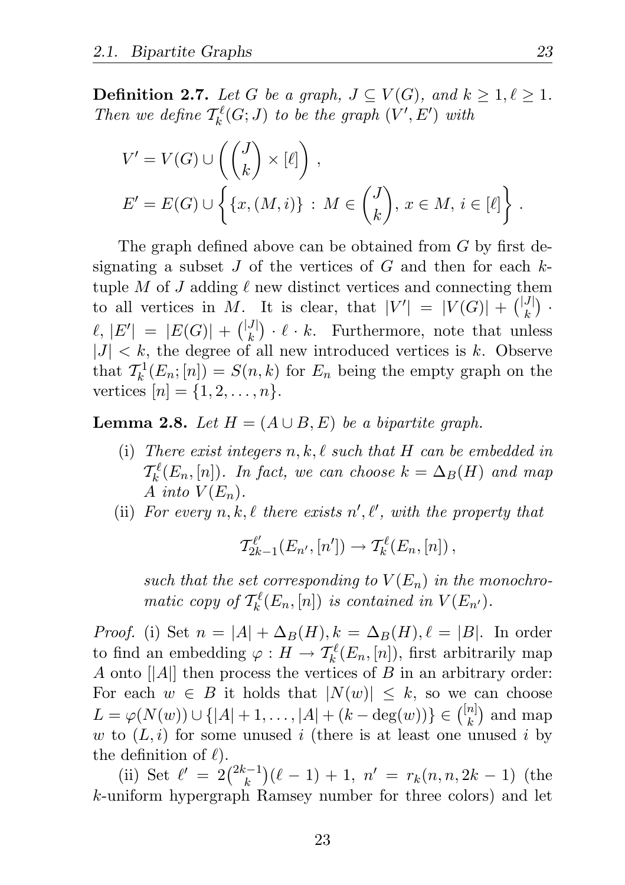**Definition 2.7.** *Let $G$ be a graph, $J \subseteq V(G)$, and $k \geq 1, \ell \geq 1$. Then we define $\mathcal{T}_k^\ell(G; J)$ to be the graph $(V', E')$ with*

$$V' = V(G) \cup \left( \binom{J}{k} \times [\ell] \right) ,$$
$$E' = E(G) \cup \left\{ \{x, (M, i)\} \,:\, M \in \binom{J}{k},\, x \in M,\, i \in [\ell] \right\} .$$

The graph defined above can be obtained from $G$ by first designating a subset $J$ of the vertices of $G$ and then for each $k$-tuple $M$ of $J$ adding $\ell$ new distinct vertices and connecting them to all vertices in $M$. It is clear, that $|V'| = |V(G)| + \binom{|J|}{k} \cdot \ell$, $|E'| = |E(G)| + \binom{|J|}{k} \cdot \ell \cdot k$. Furthermore, note that unless $|J| < k$, the degree of all new introduced vertices is $k$. Observe that $\mathcal{T}_k^1(E_n; [n]) = S(n, k)$ for $E_n$ being the empty graph on the vertices $[n] = \{1, 2, \ldots, n\}$.

**Lemma 2.8.** *Let $H = (A \cup B, E)$ be a bipartite graph.*

(i) *There exist integers $n, k, \ell$ such that $H$ can be embedded in $\mathcal{T}_k^\ell(E_n, [n])$. In fact, we can choose $k = \Delta_B(H)$ and map $A$ into $V(E_n)$.*

(ii) *For every $n, k, \ell$ there exists $n', \ell'$, with the property that*

$$\mathcal{T}_{2k-1}^{\ell'}(E_{n'}, [n']) \rightarrow \mathcal{T}_k^\ell(E_n, [n]) ,$$

*such that the set corresponding to $V(E_n)$ in the monochromatic copy of $\mathcal{T}_k^\ell(E_n, [n])$ is contained in $V(E_{n'})$.*

*Proof.* (i) Set $n = |A| + \Delta_B(H), k = \Delta_B(H), \ell = |B|$. In order to find an embedding $\varphi : H \rightarrow \mathcal{T}_k^\ell(E_n, [n])$, first arbitrarily map $A$ onto $[|A|]$ then process the vertices of $B$ in an arbitrary order: For each $w \in B$ it holds that $|N(w)| \leq k$, so we can choose $L = \varphi(N(w)) \cup \{|A| + 1, \ldots, |A| + (k - \deg(w))\} \in \binom{[n]}{k}$ and map $w$ to $(L, i)$ for some unused $i$ (there is at least one unused $i$ by the definition of $\ell$).

(ii) Set $\ell' = 2\binom{2k-1}{k}(\ell - 1) + 1$, $n' = r_k(n, n, 2k - 1)$ (the $k$-uniform hypergraph Ramsey number for three colors) and let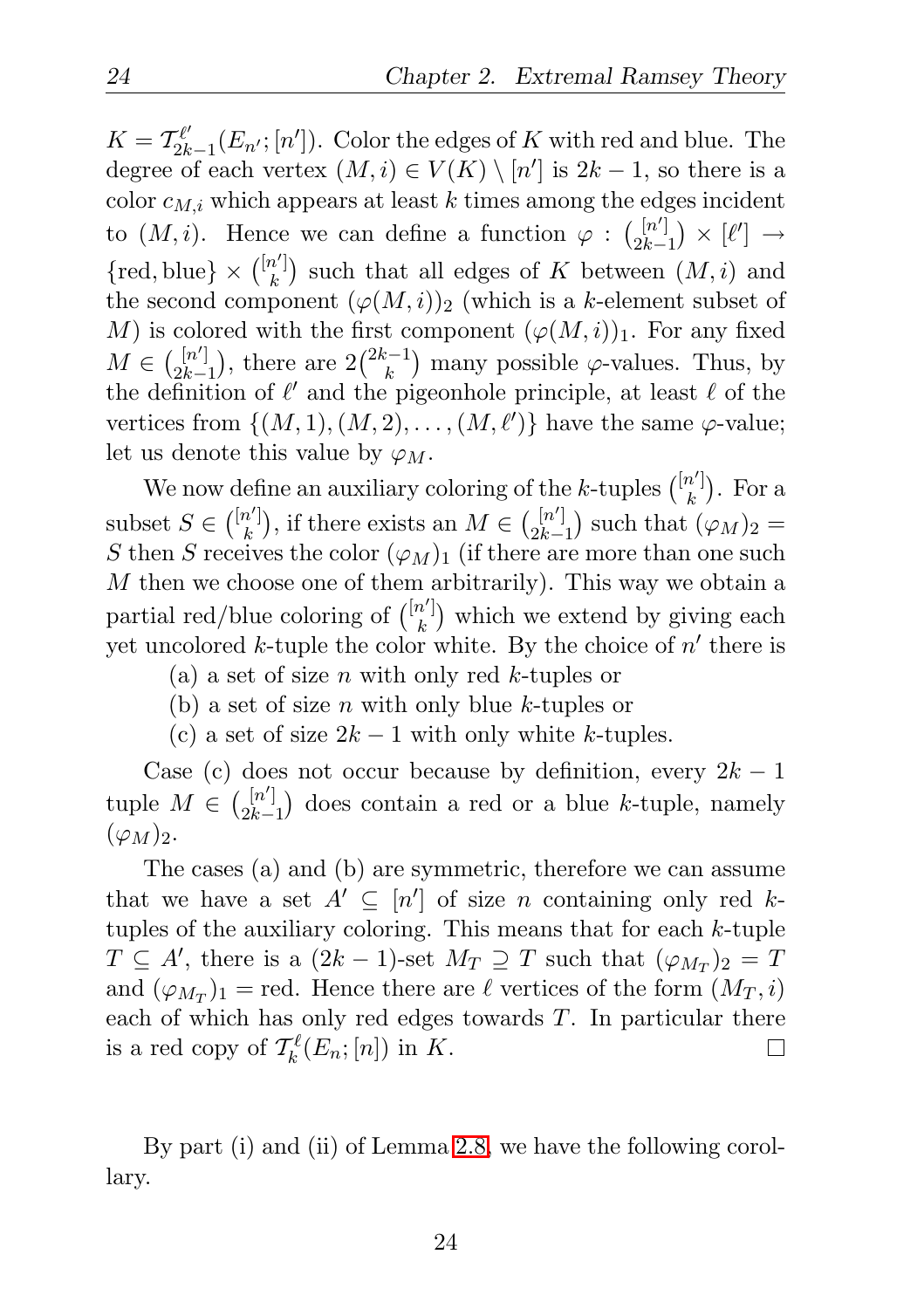$K = \mathcal{T}^{\ell'}_{2k-1}(E_{n'}; [n'])$. Color the edges of $K$ with red and blue. The degree of each vertex $(M, i) \in V(K) \setminus [n']$ is $2k-1$, so there is a color $c_{M,i}$ which appears at least $k$ times among the edges incident to $(M, i)$. Hence we can define a function $\varphi : \binom{[n']}{2k-1} \times [\ell'] \to \{\text{red}, \text{blue}\} \times \binom{[n']}{k}$ such that all edges of $K$ between $(M, i)$ and the second component $(\varphi(M, i))_2$ (which is a $k$-element subset of $M$) is colored with the first component $(\varphi(M, i))_1$. For any fixed $M \in \binom{[n']}{2k-1}$, there are $2\binom{2k-1}{k}$ many possible $\varphi$-values. Thus, by the definition of $\ell'$ and the pigeonhole principle, at least $\ell$ of the vertices from $\{(M, 1), (M, 2), \ldots, (M, \ell')\}$ have the same $\varphi$-value; let us denote this value by $\varphi_M$.

We now define an auxiliary coloring of the $k$-tuples $\binom{[n']}{k}$. For a subset $S \in \binom{[n']}{k}$, if there exists an $M \in \binom{[n']}{2k-1}$ such that $(\varphi_M)_2 = S$ then $S$ receives the color $(\varphi_M)_1$ (if there are more than one such $M$ then we choose one of them arbitrarily). This way we obtain a partial red/blue coloring of $\binom{[n']}{k}$ which we extend by giving each yet uncolored $k$-tuple the color white. By the choice of $n'$ there is

(a) a set of size $n$ with only red $k$-tuples or

(b) a set of size $n$ with only blue $k$-tuples or

(c) a set of size $2k-1$ with only white $k$-tuples.

Case (c) does not occur because by definition, every $2k-1$ tuple $M \in \binom{[n']}{2k-1}$ does contain a red or a blue $k$-tuple, namely $(\varphi_M)_2$.

The cases (a) and (b) are symmetric, therefore we can assume that we have a set $A' \subseteq [n']$ of size $n$ containing only red $k$-tuples of the auxiliary coloring. This means that for each $k$-tuple $T \subseteq A'$, there is a $(2k-1)$-set $M_T \supseteq T$ such that $(\varphi_{M_T})_2 = T$ and $(\varphi_{M_T})_1 = \text{red}$. Hence there are $\ell$ vertices of the form $(M_T, i)$ each of which has only red edges towards $T$. In particular there is a red copy of $\mathcal{T}^{\ell}_k(E_n; [n])$ in $K$. □

By part (i) and (ii) of Lemma 2.8, we have the following corollary.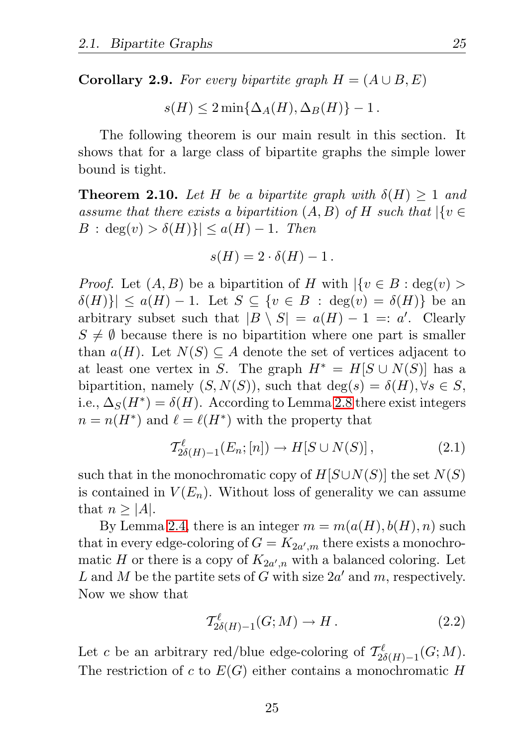**Corollary 2.9.** *For every bipartite graph $H = (A \cup B, E)$*

$$s(H) \leq 2 \min\{\Delta_A(H), \Delta_B(H)\} - 1\,.$$

The following theorem is our main result in this section. It shows that for a large class of bipartite graphs the simple lower bound is tight.

**Theorem 2.10.** *Let $H$ be a bipartite graph with $\delta(H) \geq 1$ and assume that there exists a bipartition $(A, B)$ of $H$ such that $|\{v \in B : \deg(v) > \delta(H)\}| \leq a(H) - 1$. Then*

$$s(H) = 2 \cdot \delta(H) - 1\,.$$

*Proof.* Let $(A, B)$ be a bipartition of $H$ with $|\{v \in B : \deg(v) > \delta(H)\}| \leq a(H) - 1$. Let $S \subseteq \{v \in B : \deg(v) = \delta(H)\}$ be an arbitrary subset such that $|B \setminus S| = a(H) - 1 =: a'$. Clearly $S \neq \emptyset$ because there is no bipartition where one part is smaller than $a(H)$. Let $N(S) \subseteq A$ denote the set of vertices adjacent to at least one vertex in $S$. The graph $H^* = H[S \cup N(S)]$ has a bipartition, namely $(S, N(S))$, such that $\deg(s) = \delta(H), \forall s \in S$, i.e., $\Delta_S(H^*) = \delta(H)$. According to Lemma 2.8 there exist integers $n = n(H^*)$ and $\ell = \ell(H^*)$ with the property that

$$\mathcal{T}^{\ell}_{2\delta(H)-1}(E_n; [n]) \to H[S \cup N(S)]\,, \tag{2.1}$$

such that in the monochromatic copy of $H[S \cup N(S)]$ the set $N(S)$ is contained in $V(E_n)$. Without loss of generality we can assume that $n \geq |A|$.

By Lemma 2.4, there is an integer $m = m(a(H), b(H), n)$ such that in every edge-coloring of $G = K_{2a',m}$ there exists a monochromatic $H$ or there is a copy of $K_{2a',n}$ with a balanced coloring. Let $L$ and $M$ be the partite sets of $G$ with size $2a'$ and $m$, respectively. Now we show that

$$\mathcal{T}^{\ell}_{2\delta(H)-1}(G; M) \to H\,. \tag{2.2}$$

Let $c$ be an arbitrary red/blue edge-coloring of $\mathcal{T}^{\ell}_{2\delta(H)-1}(G; M)$. The restriction of $c$ to $E(G)$ either contains a monochromatic $H$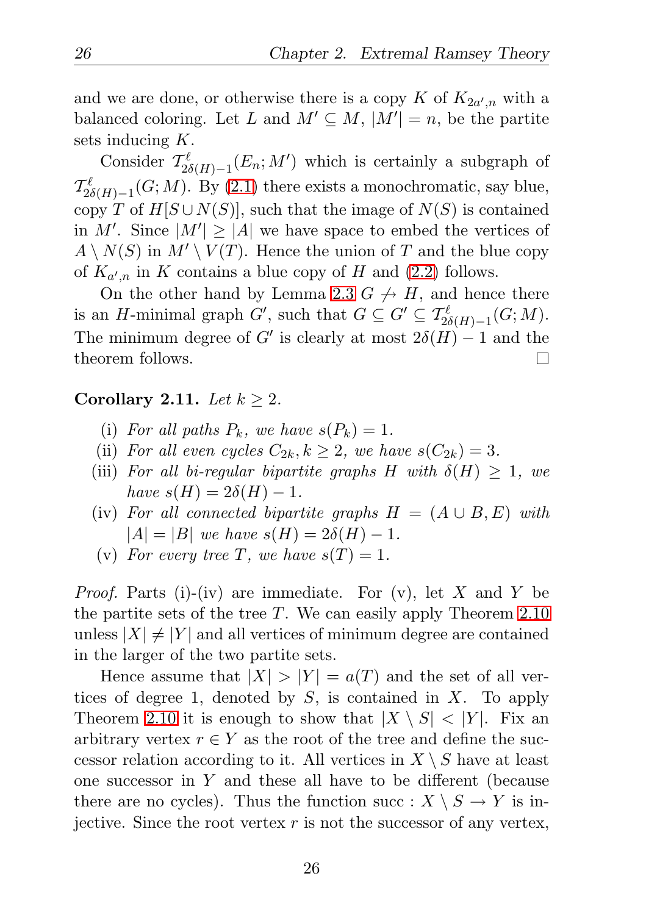and we are done, or otherwise there is a copy $K$ of $K_{2a',n}$ with a balanced coloring. Let $L$ and $M' \subseteq M$, $|M'| = n$, be the partite sets inducing $K$.

Consider $\mathcal{T}^{\ell}_{2\delta(H)-1}(E_n; M')$ which is certainly a subgraph of $\mathcal{T}^{\ell}_{2\delta(H)-1}(G; M)$. By (2.1) there exists a monochromatic, say blue, copy $T$ of $H[S \cup N(S)]$, such that the image of $N(S)$ is contained in $M'$. Since $|M'| \geq |A|$ we have space to embed the vertices of $A \setminus N(S)$ in $M' \setminus V(T)$. Hence the union of $T$ and the blue copy of $K_{a',n}$ in $K$ contains a blue copy of $H$ and (2.2) follows.

On the other hand by Lemma 2.3 $G \not\to H$, and hence there is an $H$-minimal graph $G'$, such that $G \subseteq G' \subseteq \mathcal{T}^{\ell}_{2\delta(H)-1}(G; M)$. The minimum degree of $G'$ is clearly at most $2\delta(H) - 1$ and the theorem follows. $\square$

**Corollary 2.11.** *Let $k \geq 2$.*

(i) *For all paths $P_k$, we have $s(P_k) = 1$.*
(ii) *For all even cycles $C_{2k}, k \geq 2$, we have $s(C_{2k}) = 3$.*
(iii) *For all bi-regular bipartite graphs $H$ with $\delta(H) \geq 1$, we have $s(H) = 2\delta(H) - 1$.*
(iv) *For all connected bipartite graphs $H = (A \cup B, E)$ with $|A| = |B|$ we have $s(H) = 2\delta(H) - 1$.*
(v) *For every tree $T$, we have $s(T) = 1$.*

*Proof.* Parts (i)-(iv) are immediate. For (v), let $X$ and $Y$ be the partite sets of the tree $T$. We can easily apply Theorem 2.10 unless $|X| \neq |Y|$ and all vertices of minimum degree are contained in the larger of the two partite sets.

Hence assume that $|X| > |Y| = a(T)$ and the set of all vertices of degree 1, denoted by $S$, is contained in $X$. To apply Theorem 2.10 it is enough to show that $|X \setminus S| < |Y|$. Fix an arbitrary vertex $r \in Y$ as the root of the tree and define the successor relation according to it. All vertices in $X \setminus S$ have at least one successor in $Y$ and these all have to be different (because there are no cycles). Thus the function $\text{succ} : X \setminus S \to Y$ is injective. Since the root vertex $r$ is not the successor of any vertex,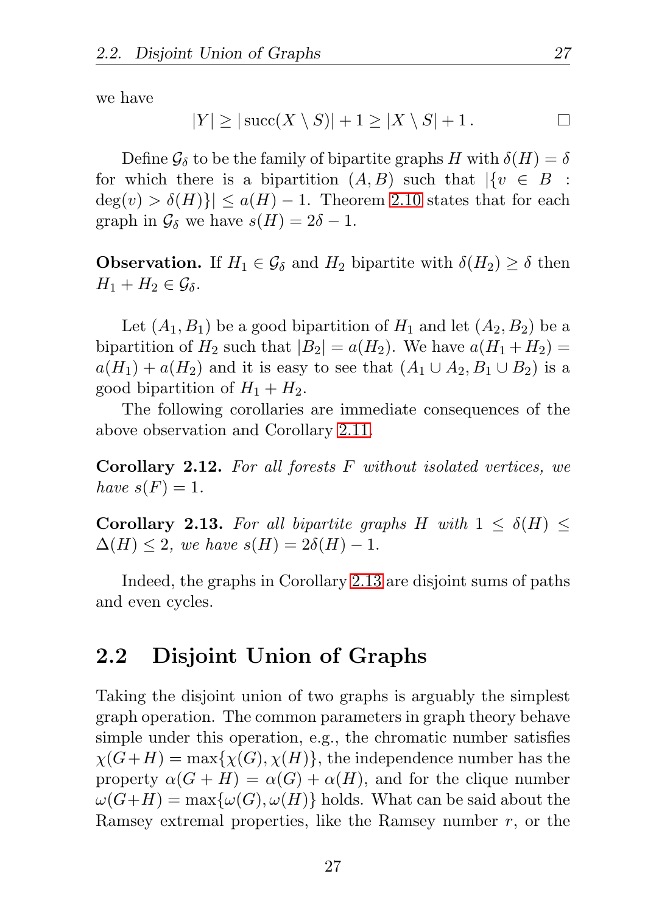we have

$$|Y| \geq |\operatorname{succ}(X \setminus S)| + 1 \geq |X \setminus S| + 1\,. \qquad \square$$

Define $\mathcal{G}_\delta$ to be the family of bipartite graphs $H$ with $\delta(H) = \delta$ for which there is a bipartition $(A, B)$ such that $|\{v \in B : \deg(v) > \delta(H)\}| \leq a(H) - 1$. Theorem 2.10 states that for each graph in $\mathcal{G}_\delta$ we have $s(H) = 2\delta - 1$.

**Observation.** If $H_1 \in \mathcal{G}_\delta$ and $H_2$ bipartite with $\delta(H_2) \geq \delta$ then $H_1 + H_2 \in \mathcal{G}_\delta$.

Let $(A_1, B_1)$ be a good bipartition of $H_1$ and let $(A_2, B_2)$ be a bipartition of $H_2$ such that $|B_2| = a(H_2)$. We have $a(H_1 + H_2) = a(H_1) + a(H_2)$ and it is easy to see that $(A_1 \cup A_2, B_1 \cup B_2)$ is a good bipartition of $H_1 + H_2$.

The following corollaries are immediate consequences of the above observation and Corollary 2.11.

**Corollary 2.12.** *For all forests $F$ without isolated vertices, we have $s(F) = 1$.*

**Corollary 2.13.** *For all bipartite graphs $H$ with $1 \leq \delta(H) \leq \Delta(H) \leq 2$, we have $s(H) = 2\delta(H) - 1$.*

Indeed, the graphs in Corollary 2.13 are disjoint sums of paths and even cycles.

## 2.2 Disjoint Union of Graphs

Taking the disjoint union of two graphs is arguably the simplest graph operation. The common parameters in graph theory behave simple under this operation, e.g., the chromatic number satisfies $\chi(G+H) = \max\{\chi(G), \chi(H)\}$, the independence number has the property $\alpha(G + H) = \alpha(G) + \alpha(H)$, and for the clique number $\omega(G+H) = \max\{\omega(G), \omega(H)\}$ holds. What can be said about the Ramsey extremal properties, like the Ramsey number $r$, or the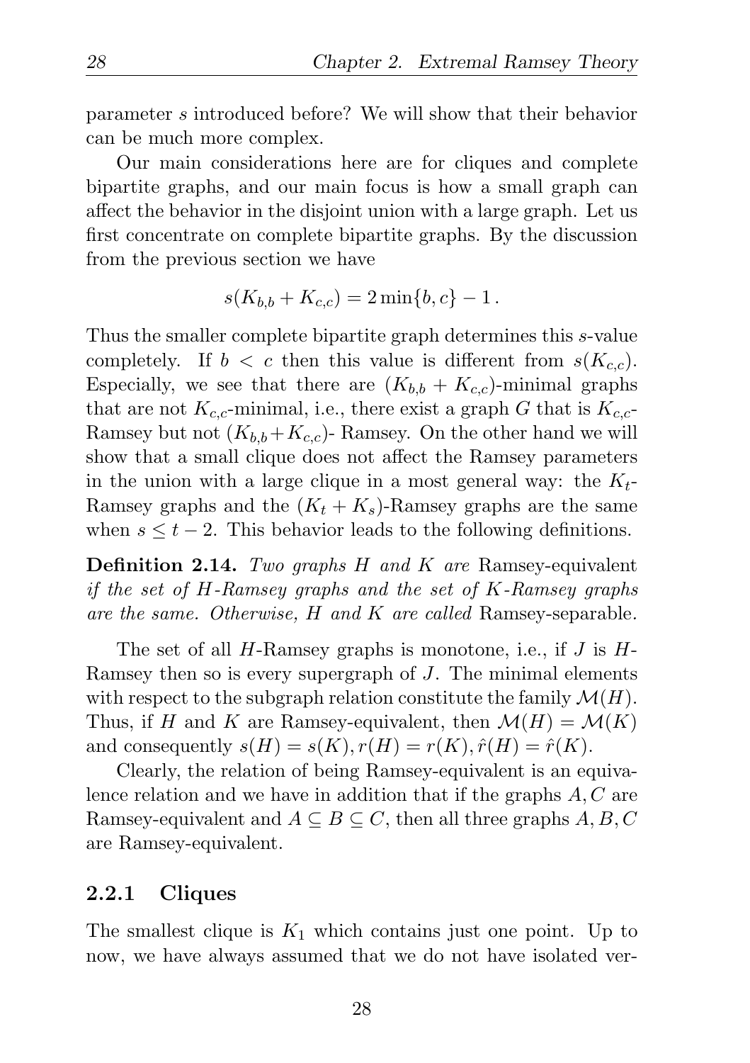parameter $s$ introduced before? We will show that their behavior can be much more complex.

Our main considerations here are for cliques and complete bipartite graphs, and our main focus is how a small graph can affect the behavior in the disjoint union with a large graph. Let us first concentrate on complete bipartite graphs. By the discussion from the previous section we have

$$s(K_{b,b} + K_{c,c}) = 2\min\{b, c\} - 1\,.$$

Thus the smaller complete bipartite graph determines this $s$-value completely. If $b < c$ then this value is different from $s(K_{c,c})$. Especially, we see that there are $(K_{b,b} + K_{c,c})$-minimal graphs that are not $K_{c,c}$-minimal, i.e., there exist a graph $G$ that is $K_{c,c}$-Ramsey but not $(K_{b,b}+K_{c,c})$- Ramsey. On the other hand we will show that a small clique does not affect the Ramsey parameters in the union with a large clique in a most general way: the $K_t$-Ramsey graphs and the $(K_t + K_s)$-Ramsey graphs are the same when $s \leq t - 2$. This behavior leads to the following definitions.

**Definition 2.14.** *Two graphs $H$ and $K$ are* Ramsey-equivalent *if the set of $H$-Ramsey graphs and the set of $K$-Ramsey graphs are the same. Otherwise, $H$ and $K$ are called* Ramsey-separable.

The set of all $H$-Ramsey graphs is monotone, i.e., if $J$ is $H$-Ramsey then so is every supergraph of $J$. The minimal elements with respect to the subgraph relation constitute the family $\mathcal{M}(H)$. Thus, if $H$ and $K$ are Ramsey-equivalent, then $\mathcal{M}(H) = \mathcal{M}(K)$ and consequently $s(H) = s(K), r(H) = r(K), \hat{r}(H) = \hat{r}(K)$.

Clearly, the relation of being Ramsey-equivalent is an equivalence relation and we have in addition that if the graphs $A, C$ are Ramsey-equivalent and $A \subseteq B \subseteq C$, then all three graphs $A, B, C$ are Ramsey-equivalent.

### 2.2.1 Cliques

The smallest clique is $K_1$ which contains just one point. Up to now, we have always assumed that we do not have isolated ver-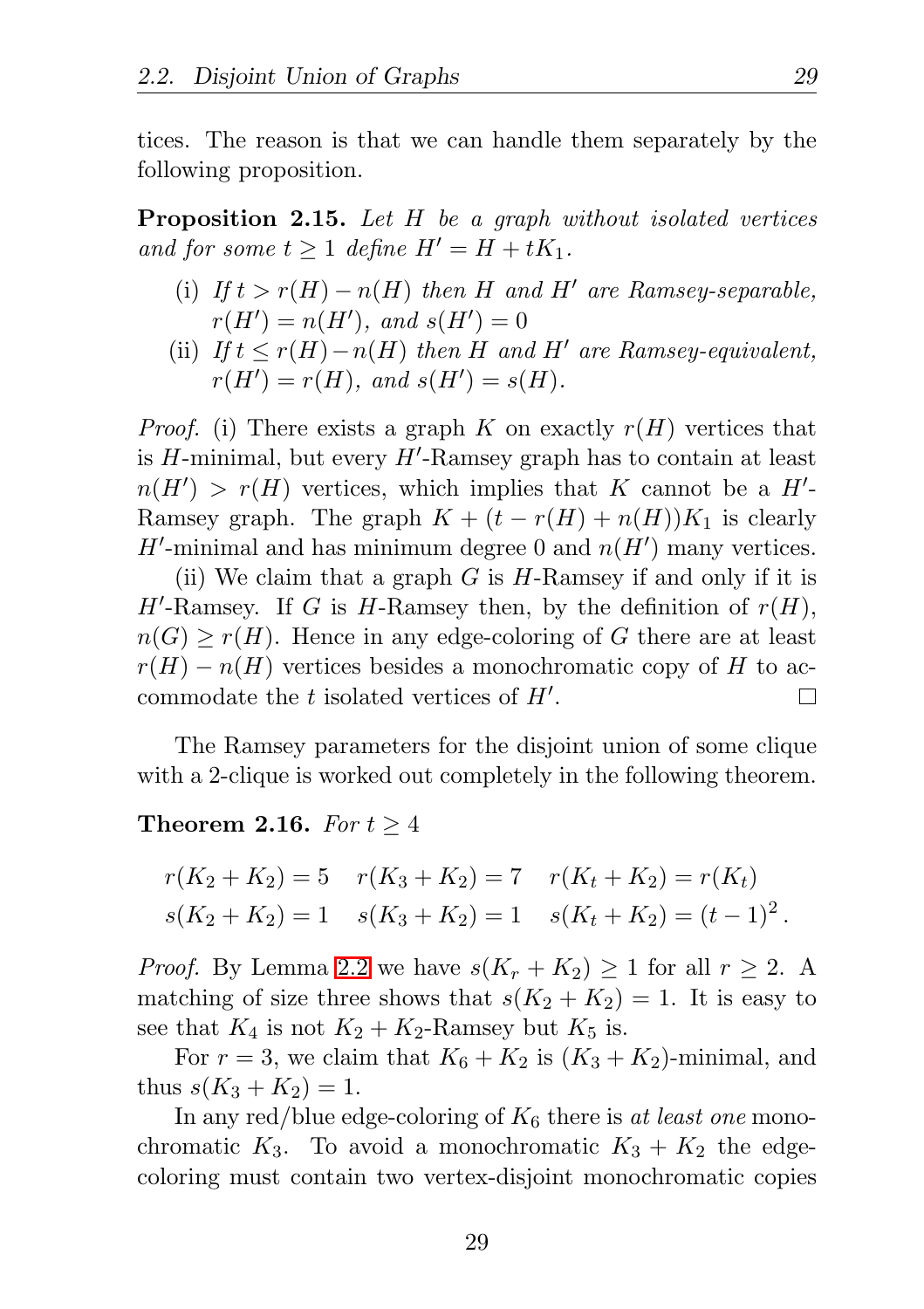tices. The reason is that we can handle them separately by the following proposition.

**Proposition 2.15.** *Let $H$ be a graph without isolated vertices and for some $t \geq 1$ define $H' = H + tK_1$.*

- (i) *If $t > r(H) - n(H)$ then $H$ and $H'$ are Ramsey-separable, $r(H') = n(H')$, and $s(H') = 0$*
- (ii) *If $t \leq r(H) - n(H)$ then $H$ and $H'$ are Ramsey-equivalent, $r(H') = r(H)$, and $s(H') = s(H)$.*

*Proof.* (i) There exists a graph $K$ on exactly $r(H)$ vertices that is $H$-minimal, but every $H'$-Ramsey graph has to contain at least $n(H') > r(H)$ vertices, which implies that $K$ cannot be a $H'$-Ramsey graph. The graph $K + (t - r(H) + n(H))K_1$ is clearly $H'$-minimal and has minimum degree 0 and $n(H')$ many vertices.

(ii) We claim that a graph $G$ is $H$-Ramsey if and only if it is $H'$-Ramsey. If $G$ is $H$-Ramsey then, by the definition of $r(H)$, $n(G) \geq r(H)$. Hence in any edge-coloring of $G$ there are at least $r(H) - n(H)$ vertices besides a monochromatic copy of $H$ to accommodate the $t$ isolated vertices of $H'$. □

The Ramsey parameters for the disjoint union of some clique with a 2-clique is worked out completely in the following theorem.

**Theorem 2.16.** *For $t \geq 4$*

$$r(K_2 + K_2) = 5 \quad r(K_3 + K_2) = 7 \quad r(K_t + K_2) = r(K_t)$$
$$s(K_2 + K_2) = 1 \quad s(K_3 + K_2) = 1 \quad s(K_t + K_2) = (t-1)^2 .$$

*Proof.* By Lemma 2.2 we have $s(K_r + K_2) \geq 1$ for all $r \geq 2$. A matching of size three shows that $s(K_2 + K_2) = 1$. It is easy to see that $K_4$ is not $K_2 + K_2$-Ramsey but $K_5$ is.

For $r = 3$, we claim that $K_6 + K_2$ is $(K_3 + K_2)$-minimal, and thus $s(K_3 + K_2) = 1$.

In any red/blue edge-coloring of $K_6$ there is *at least one* monochromatic $K_3$. To avoid a monochromatic $K_3 + K_2$ the edge-coloring must contain two vertex-disjoint monochromatic copies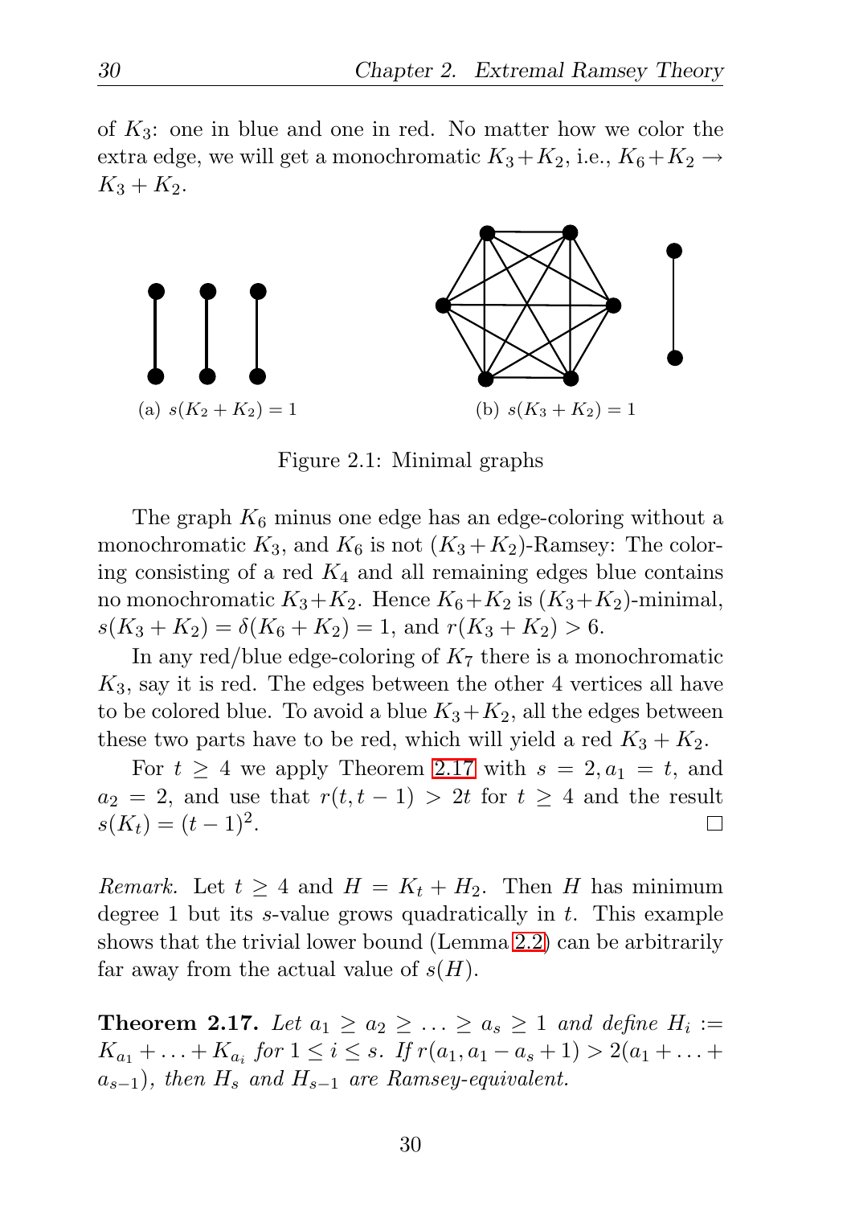of $K_3$: one in blue and one in red. No matter how we color the extra edge, we will get a monochromatic $K_3+K_2$, i.e., $K_6+K_2 \rightarrow K_3+K_2$.

(a) $s(K_2+K_2)=1$ (b) $s(K_3+K_2)=1$

Figure 2.1: Minimal graphs

The graph $K_6$ minus one edge has an edge-coloring without a monochromatic $K_3$, and $K_6$ is not $(K_3+K_2)$-Ramsey: The coloring consisting of a red $K_4$ and all remaining edges blue contains no monochromatic $K_3+K_2$. Hence $K_6+K_2$ is $(K_3+K_2)$-minimal, $s(K_3+K_2)=\delta(K_6+K_2)=1$, and $r(K_3+K_2)>6$.

In any red/blue edge-coloring of $K_7$ there is a monochromatic $K_3$, say it is red. The edges between the other 4 vertices all have to be colored blue. To avoid a blue $K_3+K_2$, all the edges between these two parts have to be red, which will yield a red $K_3+K_2$.

For $t \geq 4$ we apply Theorem 2.17 with $s=2, a_1=t$, and $a_2=2$, and use that $r(t,t-1)>2t$ for $t\geq 4$ and the result $s(K_t)=(t-1)^2$. □

*Remark.* Let $t\geq 4$ and $H=K_t+H_2$. Then $H$ has minimum degree 1 but its $s$-value grows quadratically in $t$. This example shows that the trivial lower bound (Lemma 2.2) can be arbitrarily far away from the actual value of $s(H)$.

**Theorem 2.17.** *Let $a_1 \geq a_2 \geq \ldots \geq a_s \geq 1$ and define $H_i := K_{a_1}+\ldots+K_{a_i}$ for $1\leq i\leq s$. If $r(a_1,a_1-a_s+1)>2(a_1+\ldots+a_{s-1})$, then $H_s$ and $H_{s-1}$ are Ramsey-equivalent.*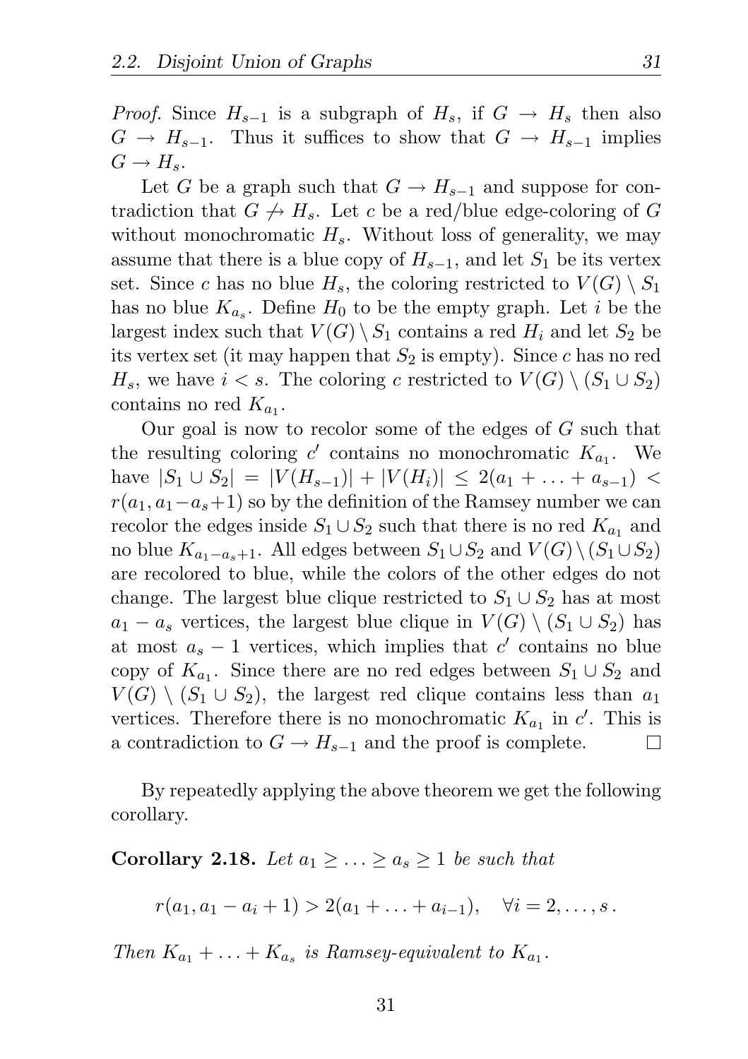*Proof.* Since $H_{s-1}$ is a subgraph of $H_s$, if $G \to H_s$ then also $G \to H_{s-1}$. Thus it suffices to show that $G \to H_{s-1}$ implies $G \to H_s$.

Let $G$ be a graph such that $G \to H_{s-1}$ and suppose for contradiction that $G \not\to H_s$. Let $c$ be a red/blue edge-coloring of $G$ without monochromatic $H_s$. Without loss of generality, we may assume that there is a blue copy of $H_{s-1}$, and let $S_1$ be its vertex set. Since $c$ has no blue $H_s$, the coloring restricted to $V(G) \setminus S_1$ has no blue $K_{a_s}$. Define $H_0$ to be the empty graph. Let $i$ be the largest index such that $V(G) \setminus S_1$ contains a red $H_i$ and let $S_2$ be its vertex set (it may happen that $S_2$ is empty). Since $c$ has no red $H_s$, we have $i < s$. The coloring $c$ restricted to $V(G) \setminus (S_1 \cup S_2)$ contains no red $K_{a_1}$.

Our goal is now to recolor some of the edges of $G$ such that the resulting coloring $c'$ contains no monochromatic $K_{a_1}$. We have $|S_1 \cup S_2| = |V(H_{s-1})| + |V(H_i)| \leq 2(a_1 + \ldots + a_{s-1}) < r(a_1, a_1 - a_s + 1)$ so by the definition of the Ramsey number we can recolor the edges inside $S_1 \cup S_2$ such that there is no red $K_{a_1}$ and no blue $K_{a_1 - a_s + 1}$. All edges between $S_1 \cup S_2$ and $V(G) \setminus (S_1 \cup S_2)$ are recolored to blue, while the colors of the other edges do not change. The largest blue clique restricted to $S_1 \cup S_2$ has at most $a_1 - a_s$ vertices, the largest blue clique in $V(G) \setminus (S_1 \cup S_2)$ has at most $a_s - 1$ vertices, which implies that $c'$ contains no blue copy of $K_{a_1}$. Since there are no red edges between $S_1 \cup S_2$ and $V(G) \setminus (S_1 \cup S_2)$, the largest red clique contains less than $a_1$ vertices. Therefore there is no monochromatic $K_{a_1}$ in $c'$. This is a contradiction to $G \to H_{s-1}$ and the proof is complete. □

By repeatedly applying the above theorem we get the following corollary.

**Corollary 2.18.** *Let $a_1 \geq \ldots \geq a_s \geq 1$ be such that*

$$r(a_1, a_1 - a_i + 1) > 2(a_1 + \ldots + a_{i-1}), \quad \forall i = 2, \ldots, s\,.$$

*Then $K_{a_1} + \ldots + K_{a_s}$ is Ramsey-equivalent to $K_{a_1}$.*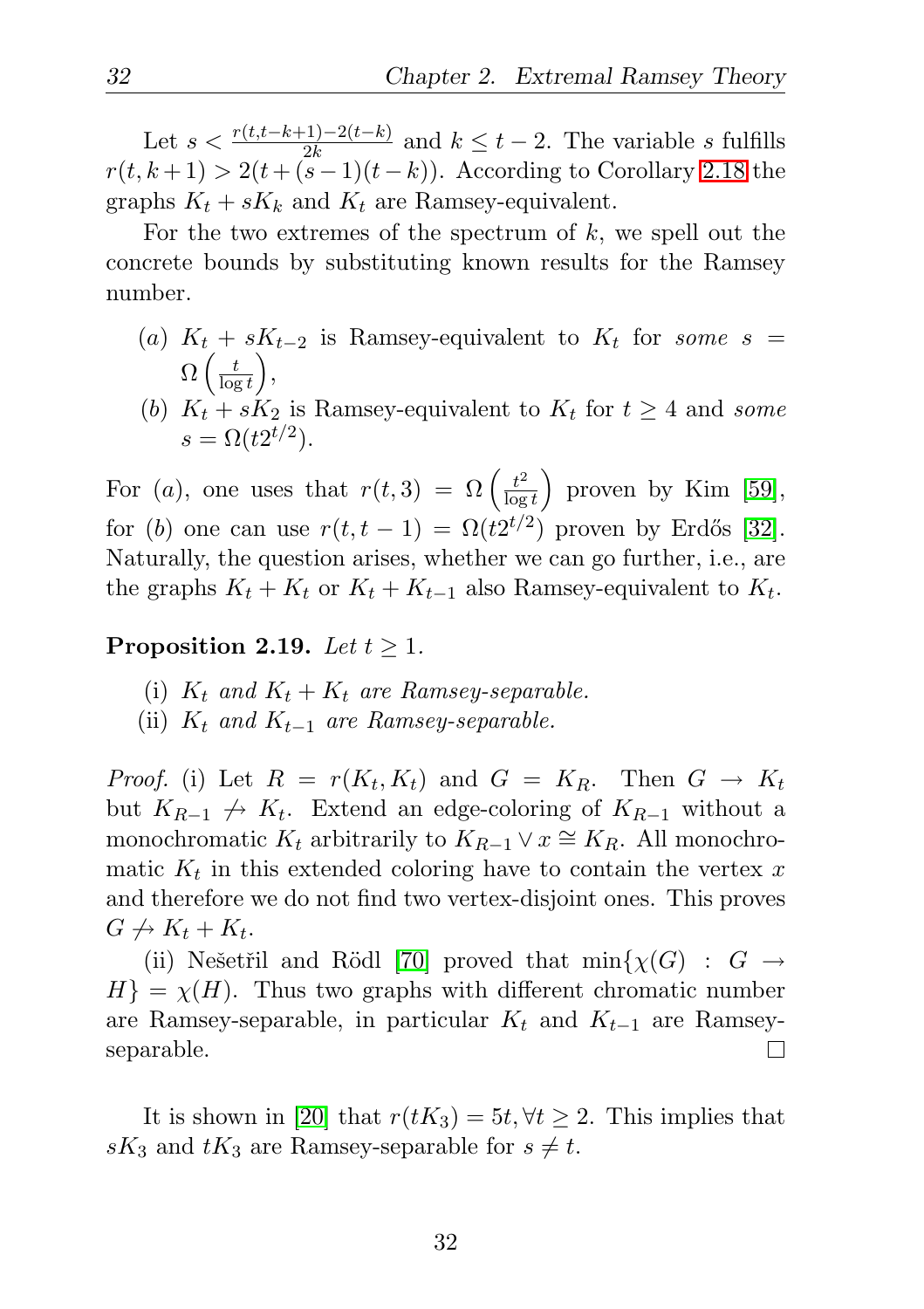Let $s < \frac{r(t,t-k+1)-2(t-k)}{2k}$ and $k \leq t-2$. The variable $s$ fulfills $r(t,k+1) > 2(t+(s-1)(t-k))$. According to Corollary 2.18 the graphs $K_t + sK_k$ and $K_t$ are Ramsey-equivalent.

For the two extremes of the spectrum of $k$, we spell out the concrete bounds by substituting known results for the Ramsey number.

(a) $K_t + sK_{t-2}$ is Ramsey-equivalent to $K_t$ for *some* $s = \Omega\left(\frac{t}{\log t}\right)$,

(b) $K_t + sK_2$ is Ramsey-equivalent to $K_t$ for $t \geq 4$ and *some* $s = \Omega(t2^{t/2})$.

For $(a)$, one uses that $r(t,3) = \Omega\left(\frac{t^2}{\log t}\right)$ proven by Kim [59], for $(b)$ one can use $r(t,t-1) = \Omega(t2^{t/2})$ proven by Erdős [32]. Naturally, the question arises, whether we can go further, i.e., are the graphs $K_t + K_t$ or $K_t + K_{t-1}$ also Ramsey-equivalent to $K_t$.

**Proposition 2.19.** *Let $t \geq 1$.*

(i) *$K_t$ and $K_t + K_t$ are Ramsey-separable.*

(ii) *$K_t$ and $K_{t-1}$ are Ramsey-separable.*

*Proof.* (i) Let $R = r(K_t, K_t)$ and $G = K_R$. Then $G \to K_t$ but $K_{R-1} \not\to K_t$. Extend an edge-coloring of $K_{R-1}$ without a monochromatic $K_t$ arbitrarily to $K_{R-1} \vee x \cong K_R$. All monochromatic $K_t$ in this extended coloring have to contain the vertex $x$ and therefore we do not find two vertex-disjoint ones. This proves $G \not\to K_t + K_t$.

(ii) Nešetřil and Rödl [70] proved that $\min\{\chi(G) : G \to H\} = \chi(H)$. Thus two graphs with different chromatic number are Ramsey-separable, in particular $K_t$ and $K_{t-1}$ are Ramsey-separable. $\square$

It is shown in [20] that $r(tK_3) = 5t, \forall t \geq 2$. This implies that $sK_3$ and $tK_3$ are Ramsey-separable for $s \neq t$.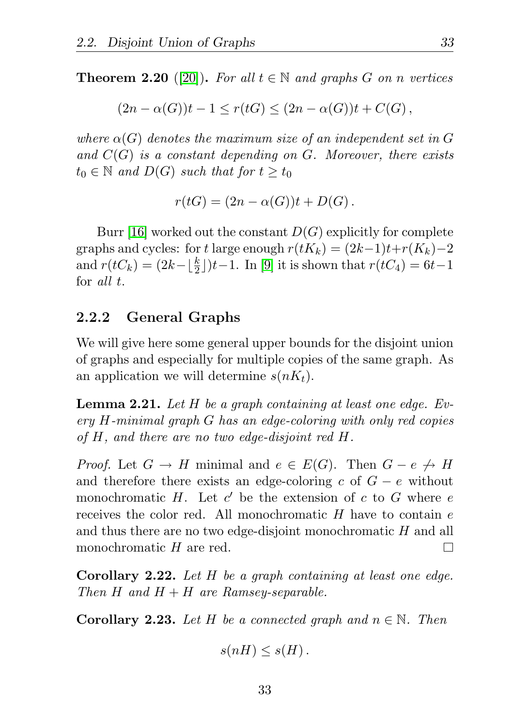**Theorem 2.20** ([20])**.** *For all $t \in \mathbb{N}$ and graphs $G$ on $n$ vertices*

$$(2n - \alpha(G))t - 1 \leq r(tG) \leq (2n - \alpha(G))t + C(G)\,,$$

*where $\alpha(G)$ denotes the maximum size of an independent set in $G$ and $C(G)$ is a constant depending on $G$. Moreover, there exists $t_0 \in \mathbb{N}$ and $D(G)$ such that for $t \geq t_0$*

$$r(tG) = (2n - \alpha(G))t + D(G)\,.$$

Burr [16] worked out the constant $D(G)$ explicitly for complete graphs and cycles: for $t$ large enough $r(tK_k) = (2k-1)t + r(K_k) - 2$ and $r(tC_k) = (2k - \lfloor \frac{k}{2} \rfloor)t - 1$. In [9] it is shown that $r(tC_4) = 6t - 1$ for *all* $t$.

### 2.2.2 General Graphs

We will give here some general upper bounds for the disjoint union of graphs and especially for multiple copies of the same graph. As an application we will determine $s(nK_t)$.

**Lemma 2.21.** *Let $H$ be a graph containing at least one edge. Every $H$-minimal graph $G$ has an edge-coloring with only red copies of $H$, and there are no two edge-disjoint red $H$.*

*Proof.* Let $G \to H$ minimal and $e \in E(G)$. Then $G - e \not\to H$ and therefore there exists an edge-coloring $c$ of $G - e$ without monochromatic $H$. Let $c'$ be the extension of $c$ to $G$ where $e$ receives the color red. All monochromatic $H$ have to contain $e$ and thus there are no two edge-disjoint monochromatic $H$ and all monochromatic $H$ are red. □

**Corollary 2.22.** *Let $H$ be a graph containing at least one edge. Then $H$ and $H + H$ are Ramsey-separable.*

**Corollary 2.23.** *Let $H$ be a connected graph and $n \in \mathbb{N}$. Then*

$$s(nH) \leq s(H)\,.$$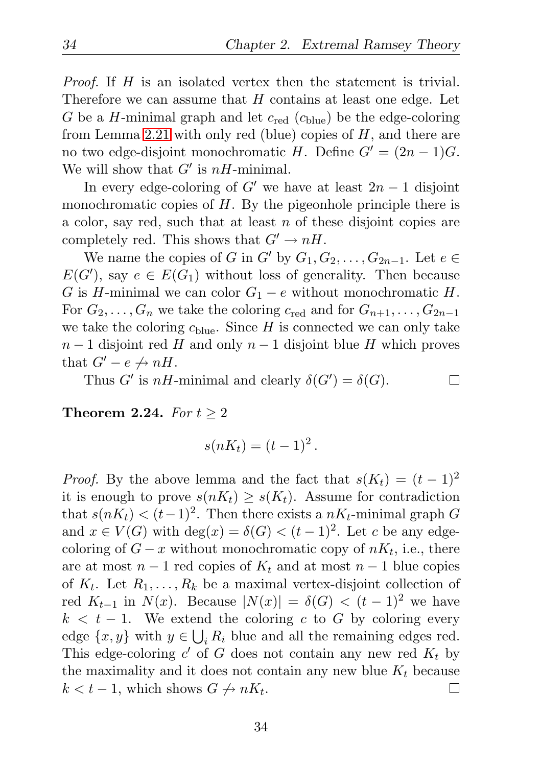*Proof.* If $H$ is an isolated vertex then the statement is trivial. Therefore we can assume that $H$ contains at least one edge. Let $G$ be a $H$-minimal graph and let $c_{\text{red}}$ ($c_{\text{blue}}$) be the edge-coloring from Lemma 2.21 with only red (blue) copies of $H$, and there are no two edge-disjoint monochromatic $H$. Define $G' = (2n-1)G$. We will show that $G'$ is $nH$-minimal.

In every edge-coloring of $G'$ we have at least $2n-1$ disjoint monochromatic copies of $H$. By the pigeonhole principle there is a color, say red, such that at least $n$ of these disjoint copies are completely red. This shows that $G' \to nH$.

We name the copies of $G$ in $G'$ by $G_1, G_2, \ldots, G_{2n-1}$. Let $e \in E(G')$, say $e \in E(G_1)$ without loss of generality. Then because $G$ is $H$-minimal we can color $G_1 - e$ without monochromatic $H$. For $G_2, \ldots, G_n$ we take the coloring $c_{\text{red}}$ and for $G_{n+1}, \ldots, G_{2n-1}$ we take the coloring $c_{\text{blue}}$. Since $H$ is connected we can only take $n-1$ disjoint red $H$ and only $n-1$ disjoint blue $H$ which proves that $G' - e \not\to nH$.

Thus $G'$ is $nH$-minimal and clearly $\delta(G') = \delta(G)$. □

**Theorem 2.24.** *For $t \geq 2$*

$$s(nK_t) = (t-1)^2 .$$

*Proof.* By the above lemma and the fact that $s(K_t) = (t-1)^2$ it is enough to prove $s(nK_t) \geq s(K_t)$. Assume for contradiction that $s(nK_t) < (t-1)^2$. Then there exists a $nK_t$-minimal graph $G$ and $x \in V(G)$ with $\deg(x) = \delta(G) < (t-1)^2$. Let $c$ be any edge-coloring of $G - x$ without monochromatic copy of $nK_t$, i.e., there are at most $n-1$ red copies of $K_t$ and at most $n-1$ blue copies of $K_t$. Let $R_1, \ldots, R_k$ be a maximal vertex-disjoint collection of red $K_{t-1}$ in $N(x)$. Because $|N(x)| = \delta(G) < (t-1)^2$ we have $k < t-1$. We extend the coloring $c$ to $G$ by coloring every edge $\{x, y\}$ with $y \in \bigcup_i R_i$ blue and all the remaining edges red. This edge-coloring $c'$ of $G$ does not contain any new red $K_t$ by the maximality and it does not contain any new blue $K_t$ because $k < t-1$, which shows $G \not\to nK_t$. □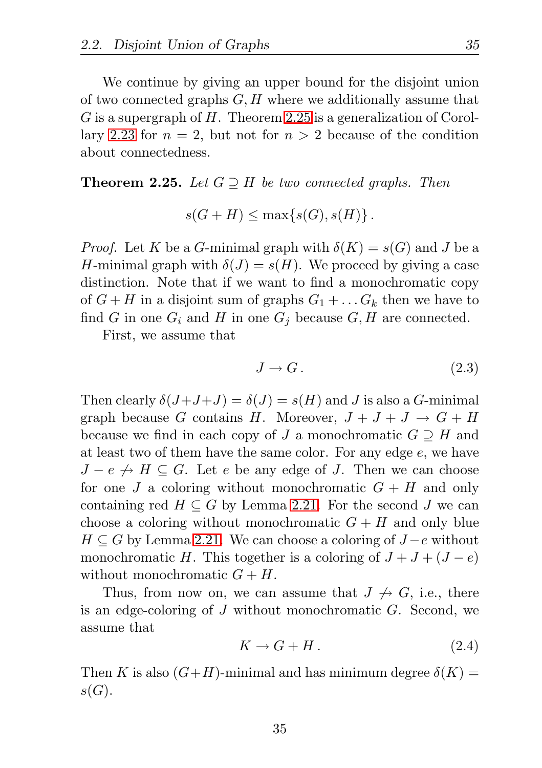We continue by giving an upper bound for the disjoint union of two connected graphs $G, H$ where we additionally assume that $G$ is a supergraph of $H$. Theorem 2.25 is a generalization of Corollary 2.23 for $n = 2$, but not for $n > 2$ because of the condition about connectedness.

**Theorem 2.25.** *Let $G \supseteq H$ be two connected graphs. Then*

$$s(G + H) \leq \max\{s(G), s(H)\} .$$

*Proof.* Let $K$ be a $G$-minimal graph with $\delta(K) = s(G)$ and $J$ be a $H$-minimal graph with $\delta(J) = s(H)$. We proceed by giving a case distinction. Note that if we want to find a monochromatic copy of $G + H$ in a disjoint sum of graphs $G_1 + \ldots G_k$ then we have to find $G$ in one $G_i$ and $H$ in one $G_j$ because $G, H$ are connected.

First, we assume that

$$J \to G . \tag{2.3}$$

Then clearly $\delta(J+J+J) = \delta(J) = s(H)$ and $J$ is also a $G$-minimal graph because $G$ contains $H$. Moreover, $J + J + J \to G + H$ because we find in each copy of $J$ a monochromatic $G \supseteq H$ and at least two of them have the same color. For any edge $e$, we have $J - e \not\to H \subseteq G$. Let $e$ be any edge of $J$. Then we can choose for one $J$ a coloring without monochromatic $G + H$ and only containing red $H \subseteq G$ by Lemma 2.21. For the second $J$ we can choose a coloring without monochromatic $G + H$ and only blue $H \subseteq G$ by Lemma 2.21. We can choose a coloring of $J - e$ without monochromatic $H$. This together is a coloring of $J + J + (J - e)$ without monochromatic $G + H$.

Thus, from now on, we can assume that $J \not\to G$, i.e., there is an edge-coloring of $J$ without monochromatic $G$. Second, we assume that

$$K \to G + H . \tag{2.4}$$

Then $K$ is also $(G+H)$-minimal and has minimum degree $\delta(K) = s(G)$.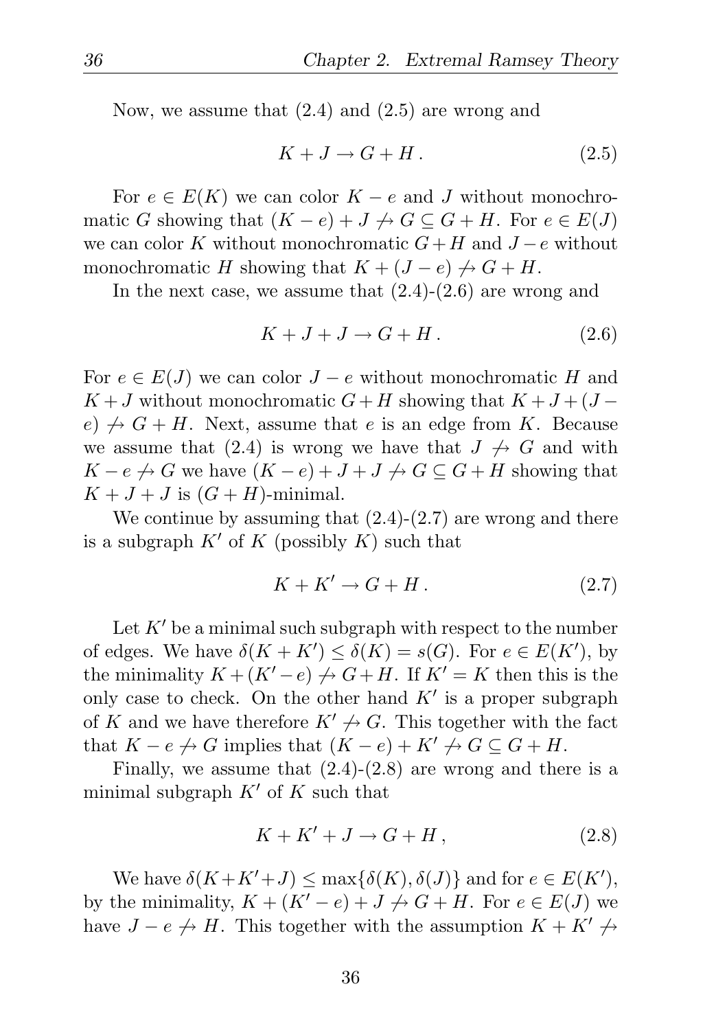Now, we assume that (2.4) and (2.5) are wrong and

$$K + J \to G + H\,. \tag{2.5}$$

For $e \in E(K)$ we can color $K - e$ and $J$ without monochromatic $G$ showing that $(K - e) + J \not\to G \subseteq G + H$. For $e \in E(J)$ we can color $K$ without monochromatic $G + H$ and $J - e$ without monochromatic $H$ showing that $K + (J - e) \not\to G + H$.

In the next case, we assume that (2.4)-(2.6) are wrong and

$$K + J + J \to G + H\,. \tag{2.6}$$

For $e \in E(J)$ we can color $J - e$ without monochromatic $H$ and $K + J$ without monochromatic $G + H$ showing that $K + J + (J - e) \not\to G + H$. Next, assume that $e$ is an edge from $K$. Because we assume that (2.4) is wrong we have that $J \not\to G$ and with $K - e \not\to G$ we have $(K - e) + J + J \not\to G \subseteq G + H$ showing that $K + J + J$ is $(G + H)$-minimal.

We continue by assuming that (2.4)-(2.7) are wrong and there is a subgraph $K'$ of $K$ (possibly $K$) such that

$$K + K' \to G + H\,. \tag{2.7}$$

Let $K'$ be a minimal such subgraph with respect to the number of edges. We have $\delta(K + K') \le \delta(K) = s(G)$. For $e \in E(K')$, by the minimality $K + (K' - e) \not\to G + H$. If $K' = K$ then this is the only case to check. On the other hand $K'$ is a proper subgraph of $K$ and we have therefore $K' \not\to G$. This together with the fact that $K - e \not\to G$ implies that $(K - e) + K' \not\to G \subseteq G + H$.

Finally, we assume that (2.4)-(2.8) are wrong and there is a minimal subgraph $K'$ of $K$ such that

$$K + K' + J \to G + H\,, \tag{2.8}$$

We have $\delta(K + K' + J) \le \max\{\delta(K), \delta(J)\}$ and for $e \in E(K')$, by the minimality, $K + (K' - e) + J \not\to G + H$. For $e \in E(J)$ we have $J - e \not\to H$. This together with the assumption $K + K' \not\to$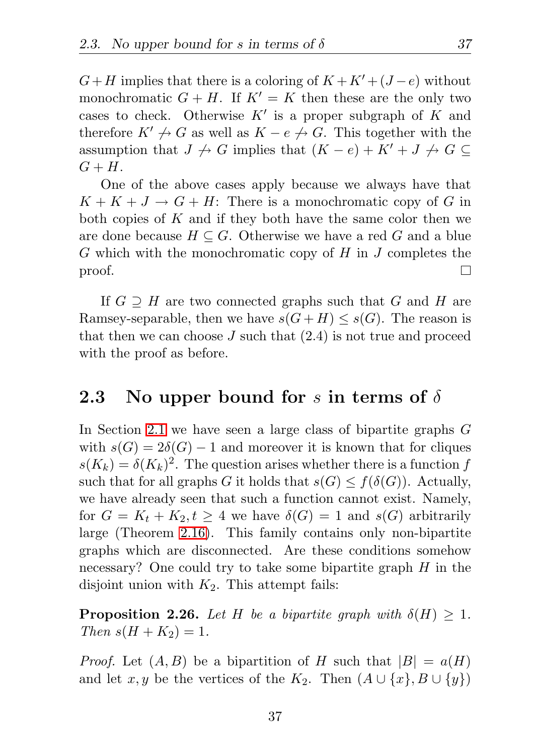$G+H$ implies that there is a coloring of $K+K'+(J-e)$ without monochromatic $G+H$. If $K'=K$ then these are the only two cases to check. Otherwise $K'$ is a proper subgraph of $K$ and therefore $K' \not\to G$ as well as $K-e \not\to G$. This together with the assumption that $J \not\to G$ implies that $(K-e)+K'+J \not\to G \subseteq G+H$.

One of the above cases apply because we always have that $K+K+J \to G+H$: There is a monochromatic copy of $G$ in both copies of $K$ and if they both have the same color then we are done because $H \subseteq G$. Otherwise we have a red $G$ and a blue $G$ which with the monochromatic copy of $H$ in $J$ completes the proof. $\square$

If $G \supseteq H$ are two connected graphs such that $G$ and $H$ are Ramsey-separable, then we have $s(G+H) \leq s(G)$. The reason is that then we can choose $J$ such that (2.4) is not true and proceed with the proof as before.

## 2.3 No upper bound for $s$ in terms of $\delta$

In Section 2.1 we have seen a large class of bipartite graphs $G$ with $s(G) = 2\delta(G)-1$ and moreover it is known that for cliques $s(K_k) = \delta(K_k)^2$. The question arises whether there is a function $f$ such that for all graphs $G$ it holds that $s(G) \leq f(\delta(G))$. Actually, we have already seen that such a function cannot exist. Namely, for $G = K_t + K_2, t \geq 4$ we have $\delta(G) = 1$ and $s(G)$ arbitrarily large (Theorem 2.16). This family contains only non-bipartite graphs which are disconnected. Are these conditions somehow necessary? One could try to take some bipartite graph $H$ in the disjoint union with $K_2$. This attempt fails:

**Proposition 2.26.** *Let $H$ be a bipartite graph with $\delta(H) \geq 1$. Then $s(H+K_2) = 1$.*

*Proof.* Let $(A,B)$ be a bipartition of $H$ such that $|B| = a(H)$ and let $x,y$ be the vertices of the $K_2$. Then $(A \cup \{x\}, B \cup \{y\})$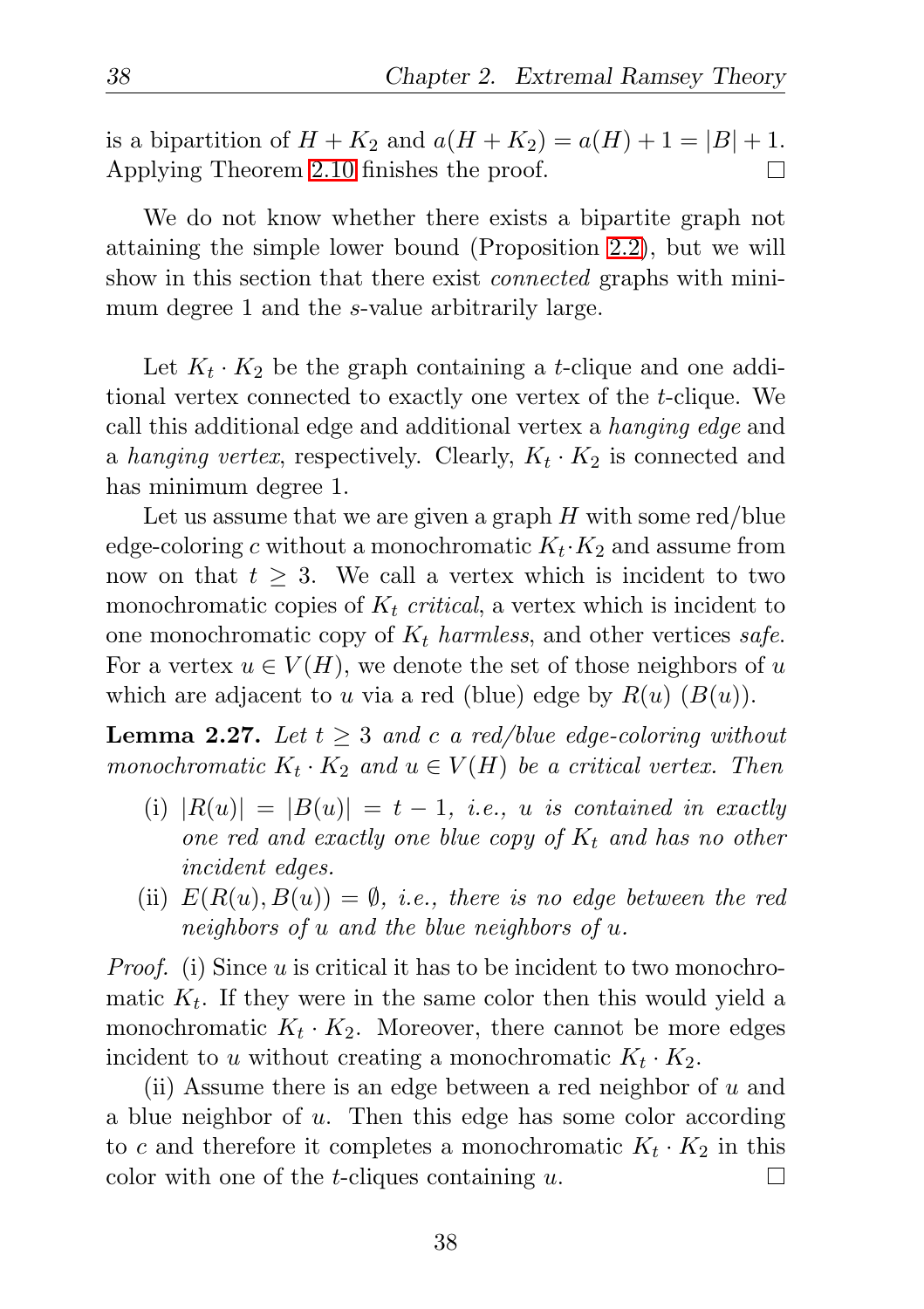is a bipartition of $H + K_2$ and $a(H + K_2) = a(H) + 1 = |B| + 1$. Applying Theorem 2.10 finishes the proof. □

We do not know whether there exists a bipartite graph not attaining the simple lower bound (Proposition 2.2), but we will show in this section that there exist *connected* graphs with minimum degree 1 and the $s$-value arbitrarily large.

Let $K_t \cdot K_2$ be the graph containing a $t$-clique and one additional vertex connected to exactly one vertex of the $t$-clique. We call this additional edge and additional vertex a *hanging edge* and a *hanging vertex*, respectively. Clearly, $K_t \cdot K_2$ is connected and has minimum degree 1.

Let us assume that we are given a graph $H$ with some red/blue edge-coloring $c$ without a monochromatic $K_t \cdot K_2$ and assume from now on that $t \geq 3$. We call a vertex which is incident to two monochromatic copies of $K_t$ *critical*, a vertex which is incident to one monochromatic copy of $K_t$ *harmless*, and other vertices *safe*. For a vertex $u \in V(H)$, we denote the set of those neighbors of $u$ which are adjacent to $u$ via a red (blue) edge by $R(u)$ ($B(u)$).

**Lemma 2.27.** *Let $t \geq 3$ and $c$ a red/blue edge-coloring without monochromatic $K_t \cdot K_2$ and $u \in V(H)$ be a critical vertex. Then*

- (i) *$|R(u)| = |B(u)| = t - 1$, i.e., $u$ is contained in exactly one red and exactly one blue copy of $K_t$ and has no other incident edges.*
- (ii) *$E(R(u), B(u)) = \emptyset$, i.e., there is no edge between the red neighbors of $u$ and the blue neighbors of $u$.*

*Proof.* (i) Since $u$ is critical it has to be incident to two monochromatic $K_t$. If they were in the same color then this would yield a monochromatic $K_t \cdot K_2$. Moreover, there cannot be more edges incident to $u$ without creating a monochromatic $K_t \cdot K_2$.

(ii) Assume there is an edge between a red neighbor of $u$ and a blue neighbor of $u$. Then this edge has some color according to $c$ and therefore it completes a monochromatic $K_t \cdot K_2$ in this color with one of the $t$-cliques containing $u$. □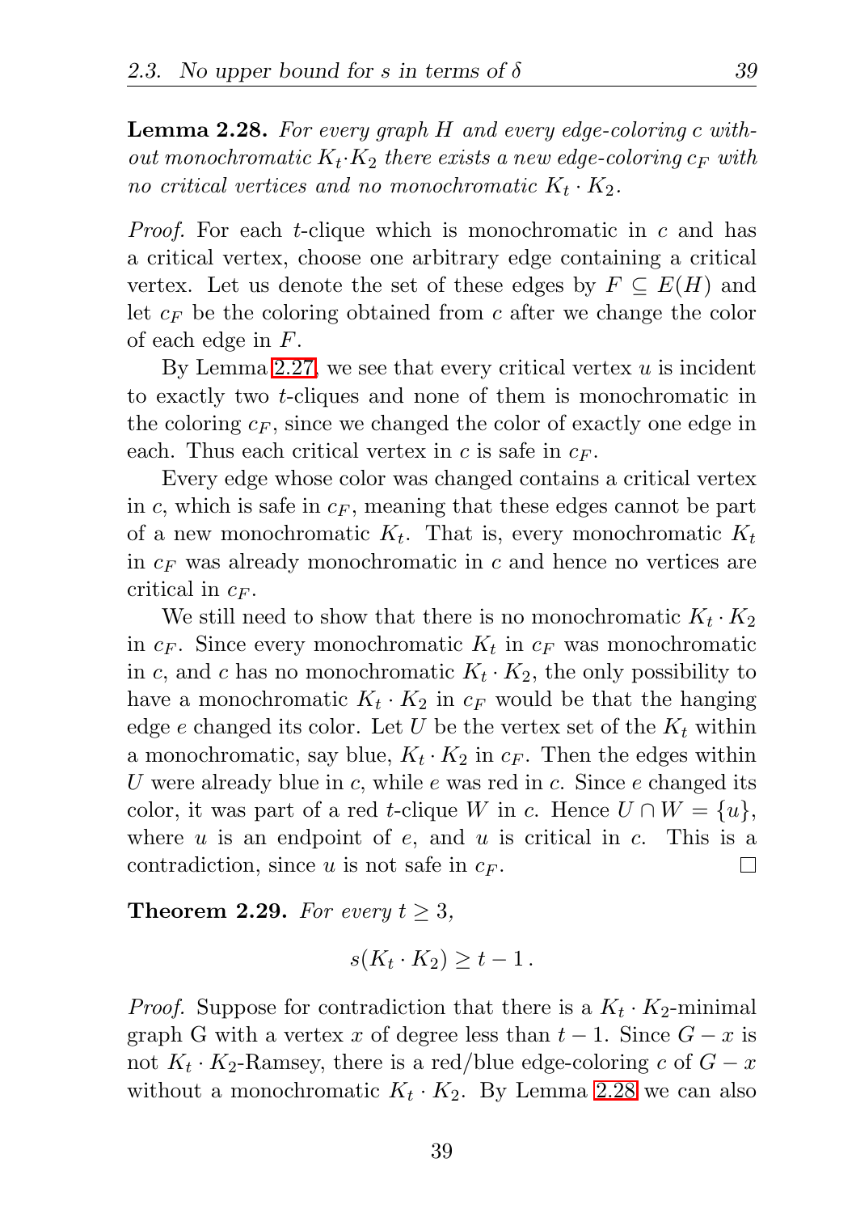**Lemma 2.28.** *For every graph $H$ and every edge-coloring $c$ without monochromatic $K_t \cdot K_2$ there exists a new edge-coloring $c_F$ with no critical vertices and no monochromatic $K_t \cdot K_2$.*

*Proof.* For each $t$-clique which is monochromatic in $c$ and has a critical vertex, choose one arbitrary edge containing a critical vertex. Let us denote the set of these edges by $F \subseteq E(H)$ and let $c_F$ be the coloring obtained from $c$ after we change the color of each edge in $F$.

By Lemma 2.27, we see that every critical vertex $u$ is incident to exactly two $t$-cliques and none of them is monochromatic in the coloring $c_F$, since we changed the color of exactly one edge in each. Thus each critical vertex in $c$ is safe in $c_F$.

Every edge whose color was changed contains a critical vertex in $c$, which is safe in $c_F$, meaning that these edges cannot be part of a new monochromatic $K_t$. That is, every monochromatic $K_t$ in $c_F$ was already monochromatic in $c$ and hence no vertices are critical in $c_F$.

We still need to show that there is no monochromatic $K_t \cdot K_2$ in $c_F$. Since every monochromatic $K_t$ in $c_F$ was monochromatic in $c$, and $c$ has no monochromatic $K_t \cdot K_2$, the only possibility to have a monochromatic $K_t \cdot K_2$ in $c_F$ would be that the hanging edge $e$ changed its color. Let $U$ be the vertex set of the $K_t$ within a monochromatic, say blue, $K_t \cdot K_2$ in $c_F$. Then the edges within $U$ were already blue in $c$, while $e$ was red in $c$. Since $e$ changed its color, it was part of a red $t$-clique $W$ in $c$. Hence $U \cap W = \{u\}$, where $u$ is an endpoint of $e$, and $u$ is critical in $c$. This is a contradiction, since $u$ is not safe in $c_F$. $\square$

**Theorem 2.29.** *For every $t \geq 3$,*

$$s(K_t \cdot K_2) \geq t - 1\,.$$

*Proof.* Suppose for contradiction that there is a $K_t \cdot K_2$-minimal graph G with a vertex $x$ of degree less than $t-1$. Since $G - x$ is not $K_t \cdot K_2$-Ramsey, there is a red/blue edge-coloring $c$ of $G - x$ without a monochromatic $K_t \cdot K_2$. By Lemma 2.28 we can also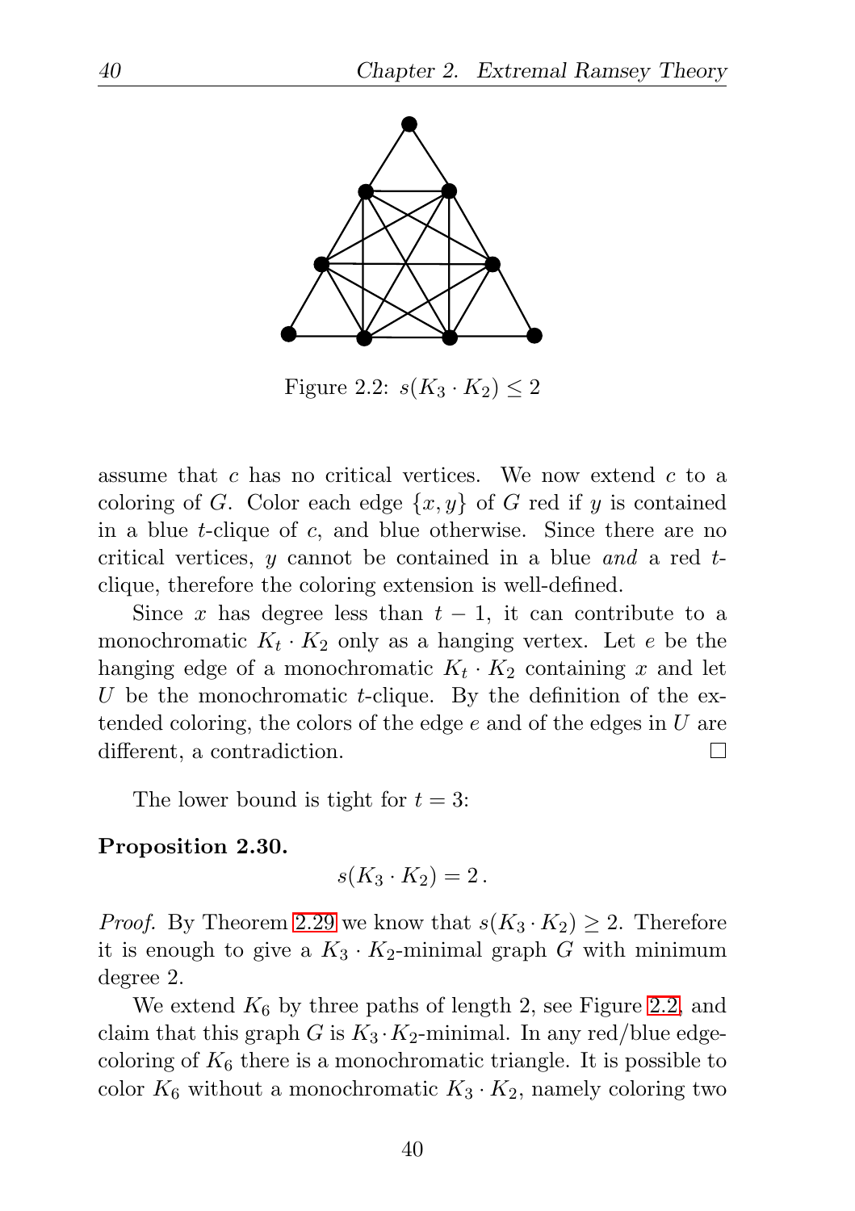Figure 2.2: $s(K_3 \cdot K_2) \leq 2$

assume that $c$ has no critical vertices. We now extend $c$ to a coloring of $G$. Color each edge $\{x, y\}$ of $G$ red if $y$ is contained in a blue $t$-clique of $c$, and blue otherwise. Since there are no critical vertices, $y$ cannot be contained in a blue *and* a red $t$-clique, therefore the coloring extension is well-defined.

Since $x$ has degree less than $t-1$, it can contribute to a monochromatic $K_t \cdot K_2$ only as a hanging vertex. Let $e$ be the hanging edge of a monochromatic $K_t \cdot K_2$ containing $x$ and let $U$ be the monochromatic $t$-clique. By the definition of the extended coloring, the colors of the edge $e$ and of the edges in $U$ are different, a contradiction. □

The lower bound is tight for $t = 3$:

**Proposition 2.30.**

$$s(K_3 \cdot K_2) = 2\,.$$

*Proof.* By Theorem 2.29 we know that $s(K_3 \cdot K_2) \geq 2$. Therefore it is enough to give a $K_3 \cdot K_2$-minimal graph $G$ with minimum degree 2.

We extend $K_6$ by three paths of length 2, see Figure 2.2, and claim that this graph $G$ is $K_3 \cdot K_2$-minimal. In any red/blue edge-coloring of $K_6$ there is a monochromatic triangle. It is possible to color $K_6$ without a monochromatic $K_3 \cdot K_2$, namely coloring two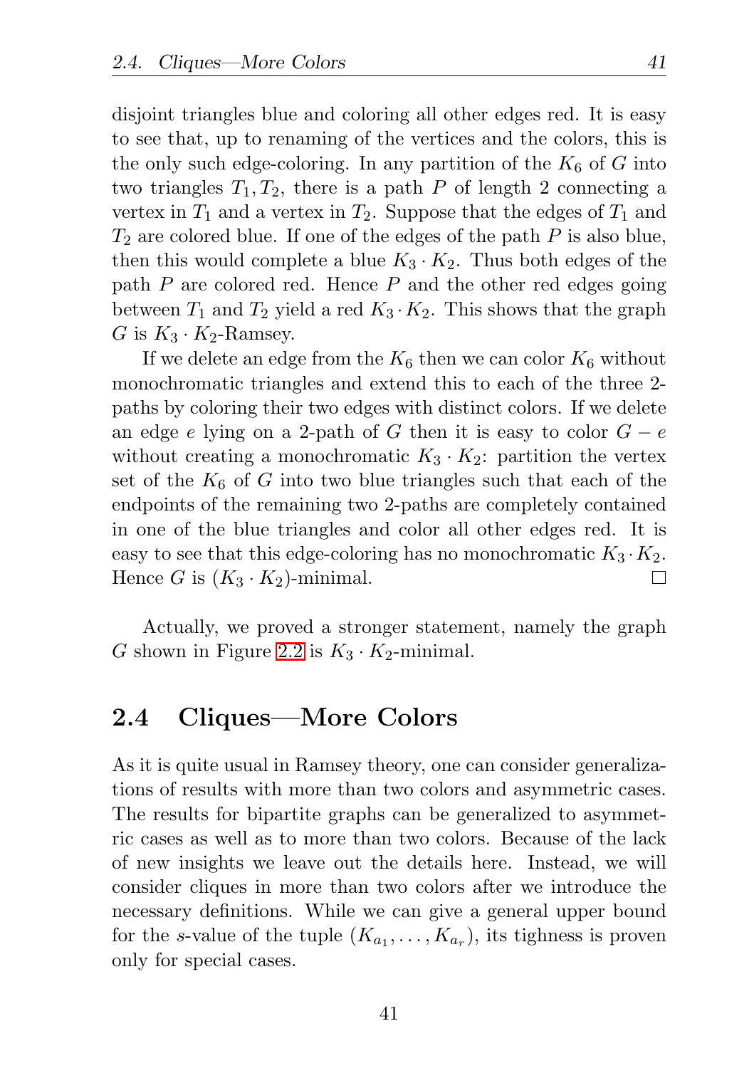disjoint triangles blue and coloring all other edges red. It is easy to see that, up to renaming of the vertices and the colors, this is the only such edge-coloring. In any partition of the $K_6$ of $G$ into two triangles $T_1, T_2$, there is a path $P$ of length 2 connecting a vertex in $T_1$ and a vertex in $T_2$. Suppose that the edges of $T_1$ and $T_2$ are colored blue. If one of the edges of the path $P$ is also blue, then this would complete a blue $K_3 \cdot K_2$. Thus both edges of the path $P$ are colored red. Hence $P$ and the other red edges going between $T_1$ and $T_2$ yield a red $K_3 \cdot K_2$. This shows that the graph $G$ is $K_3 \cdot K_2$-Ramsey.

If we delete an edge from the $K_6$ then we can color $K_6$ without monochromatic triangles and extend this to each of the three 2-paths by coloring their two edges with distinct colors. If we delete an edge $e$ lying on a 2-path of $G$ then it is easy to color $G - e$ without creating a monochromatic $K_3 \cdot K_2$: partition the vertex set of the $K_6$ of $G$ into two blue triangles such that each of the endpoints of the remaining two 2-paths are completely contained in one of the blue triangles and color all other edges red. It is easy to see that this edge-coloring has no monochromatic $K_3 \cdot K_2$. Hence $G$ is $(K_3 \cdot K_2)$-minimal. □

Actually, we proved a stronger statement, namely the graph $G$ shown in Figure 2.2 is $K_3 \cdot K_2$-minimal.

## 2.4 Cliques—More Colors

As it is quite usual in Ramsey theory, one can consider generalizations of results with more than two colors and asymmetric cases. The results for bipartite graphs can be generalized to asymmetric cases as well as to more than two colors. Because of the lack of new insights we leave out the details here. Instead, we will consider cliques in more than two colors after we introduce the necessary definitions. While we can give a general upper bound for the $s$-value of the tuple $(K_{a_1}, \ldots, K_{a_r})$, its tighness is proven only for special cases.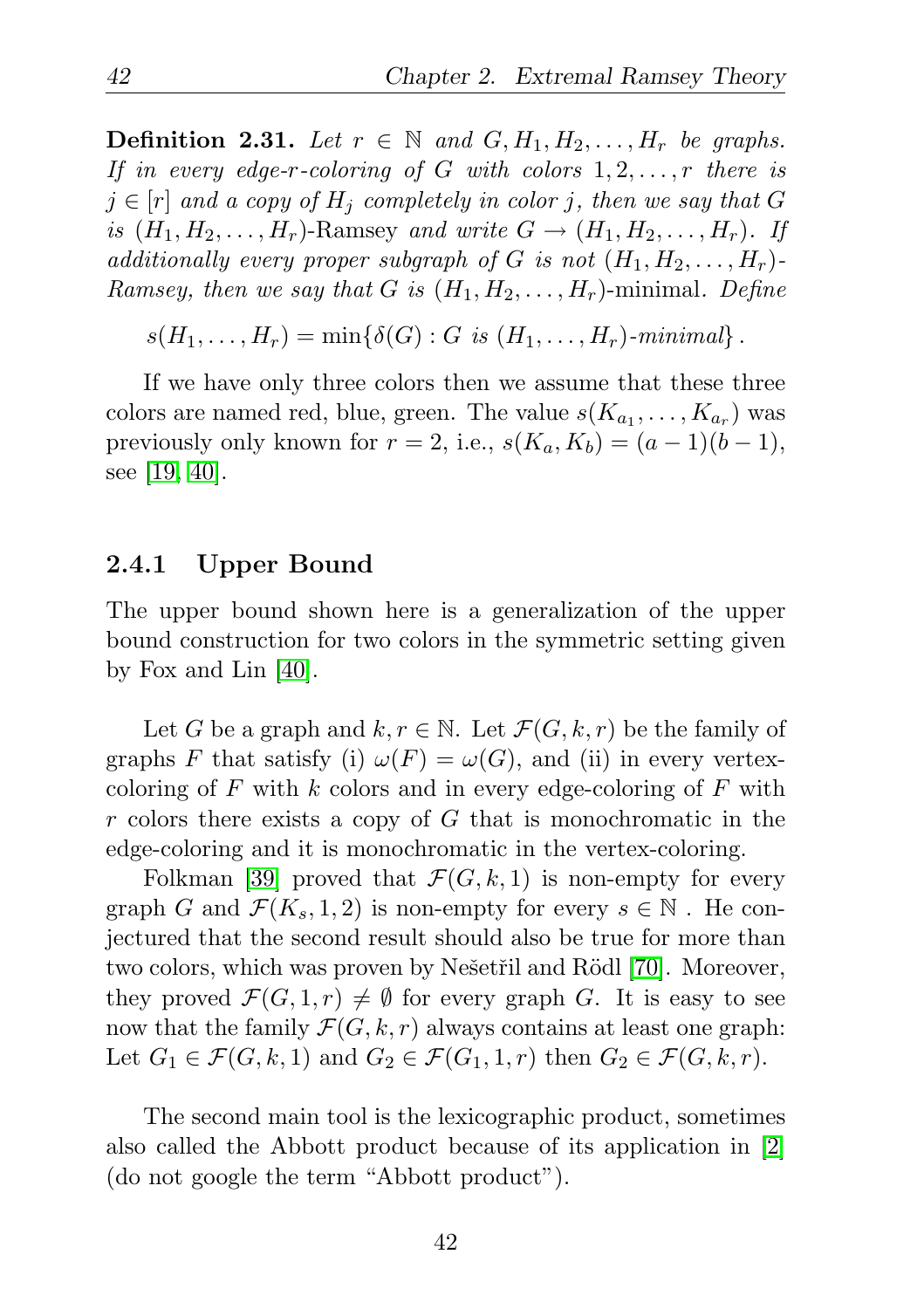**Definition 2.31.** *Let $r \in \mathbb{N}$ and $G, H_1, H_2, \ldots, H_r$ be graphs. If in every edge-$r$-coloring of $G$ with colors $1, 2, \ldots, r$ there is $j \in [r]$ and a copy of $H_j$ completely in color $j$, then we say that $G$ is $(H_1, H_2, \ldots, H_r)$-*Ramsey *and write $G \to (H_1, H_2, \ldots, H_r)$. If additionally every proper subgraph of $G$ is not $(H_1, H_2, \ldots, H_r)$-Ramsey, then we say that $G$ is $(H_1, H_2, \ldots, H_r)$-*minimal*. Define*

$$s(H_1, \ldots, H_r) = \min\{\delta(G) : G \text{ is } (H_1, \ldots, H_r)\text{-minimal}\}.$$

If we have only three colors then we assume that these three colors are named red, blue, green. The value $s(K_{a_1}, \ldots, K_{a_r})$ was previously only known for $r = 2$, i.e., $s(K_a, K_b) = (a-1)(b-1)$, see [19, 40].

### 2.4.1 Upper Bound

The upper bound shown here is a generalization of the upper bound construction for two colors in the symmetric setting given by Fox and Lin [40].

Let $G$ be a graph and $k, r \in \mathbb{N}$. Let $\mathcal{F}(G, k, r)$ be the family of graphs $F$ that satisfy (i) $\omega(F) = \omega(G)$, and (ii) in every vertex-coloring of $F$ with $k$ colors and in every edge-coloring of $F$ with $r$ colors there exists a copy of $G$ that is monochromatic in the edge-coloring and it is monochromatic in the vertex-coloring.

Folkman [39] proved that $\mathcal{F}(G, k, 1)$ is non-empty for every graph $G$ and $\mathcal{F}(K_s, 1, 2)$ is non-empty for every $s \in \mathbb{N}$ . He conjectured that the second result should also be true for more than two colors, which was proven by Nešetřil and Rödl [70]. Moreover, they proved $\mathcal{F}(G, 1, r) \neq \emptyset$ for every graph $G$. It is easy to see now that the family $\mathcal{F}(G, k, r)$ always contains at least one graph: Let $G_1 \in \mathcal{F}(G, k, 1)$ and $G_2 \in \mathcal{F}(G_1, 1, r)$ then $G_2 \in \mathcal{F}(G, k, r)$.

The second main tool is the lexicographic product, sometimes also called the Abbott product because of its application in [2] (do not google the term "Abbott product").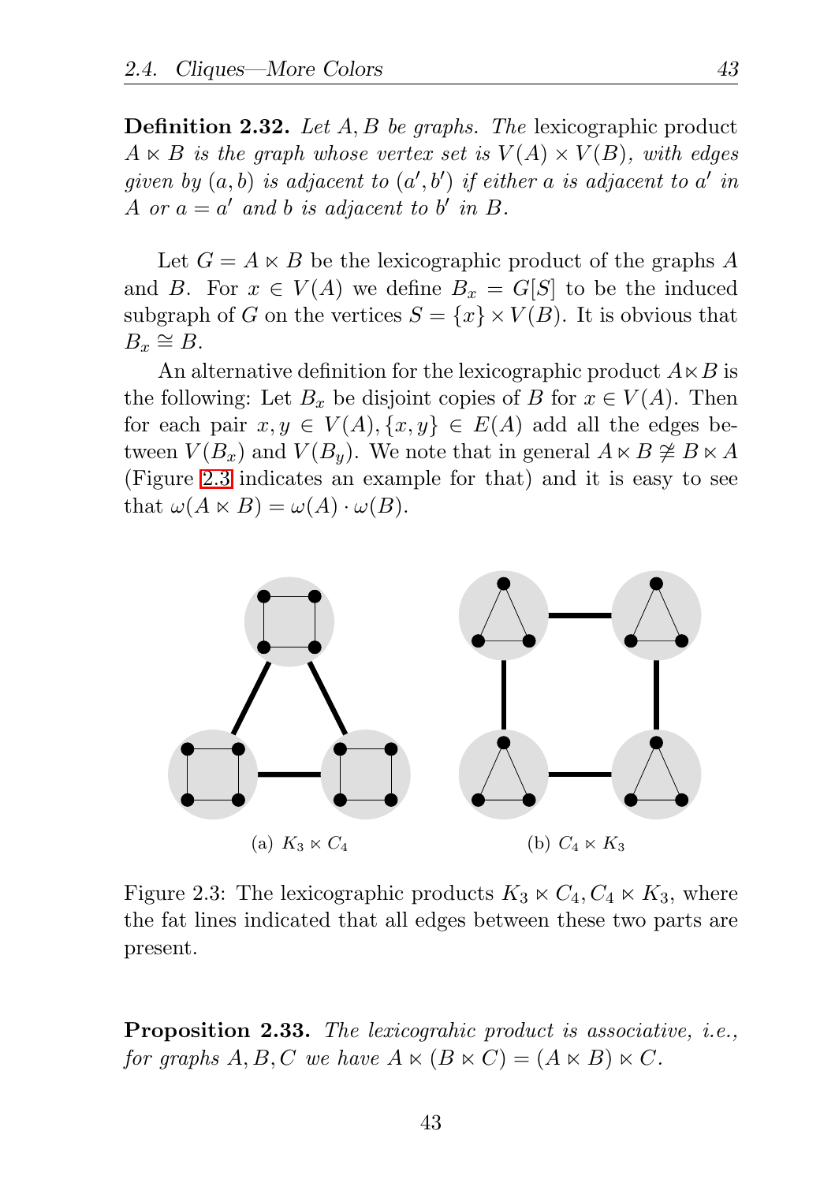**Definition 2.32.** *Let $A, B$ be graphs. The* lexicographic product *$A \ltimes B$ is the graph whose vertex set is $V(A) \times V(B)$, with edges given by $(a, b)$ is adjacent to $(a', b')$ if either $a$ is adjacent to $a'$ in $A$ or $a = a'$ and $b$ is adjacent to $b'$ in $B$.*

Let $G = A \ltimes B$ be the lexicographic product of the graphs $A$ and $B$. For $x \in V(A)$ we define $B_x = G[S]$ to be the induced subgraph of $G$ on the vertices $S = \{x\} \times V(B)$. It is obvious that $B_x \cong B$.

An alternative definition for the lexicographic product $A \ltimes B$ is the following: Let $B_x$ be disjoint copies of $B$ for $x \in V(A)$. Then for each pair $x, y \in V(A), \{x, y\} \in E(A)$ add all the edges between $V(B_x)$ and $V(B_y)$. We note that in general $A \ltimes B \ncong B \ltimes A$ (Figure 2.3 indicates an example for that) and it is easy to see that $\omega(A \ltimes B) = \omega(A) \cdot \omega(B)$.

(a) $K_3 \ltimes C_4$ (b) $C_4 \ltimes K_3$

Figure 2.3: The lexicographic products $K_3 \ltimes C_4, C_4 \ltimes K_3$, where the fat lines indicated that all edges between these two parts are present.

**Proposition 2.33.** *The lexicograhic product is associative, i.e., for graphs $A, B, C$ we have $A \ltimes (B \ltimes C) = (A \ltimes B) \ltimes C$.*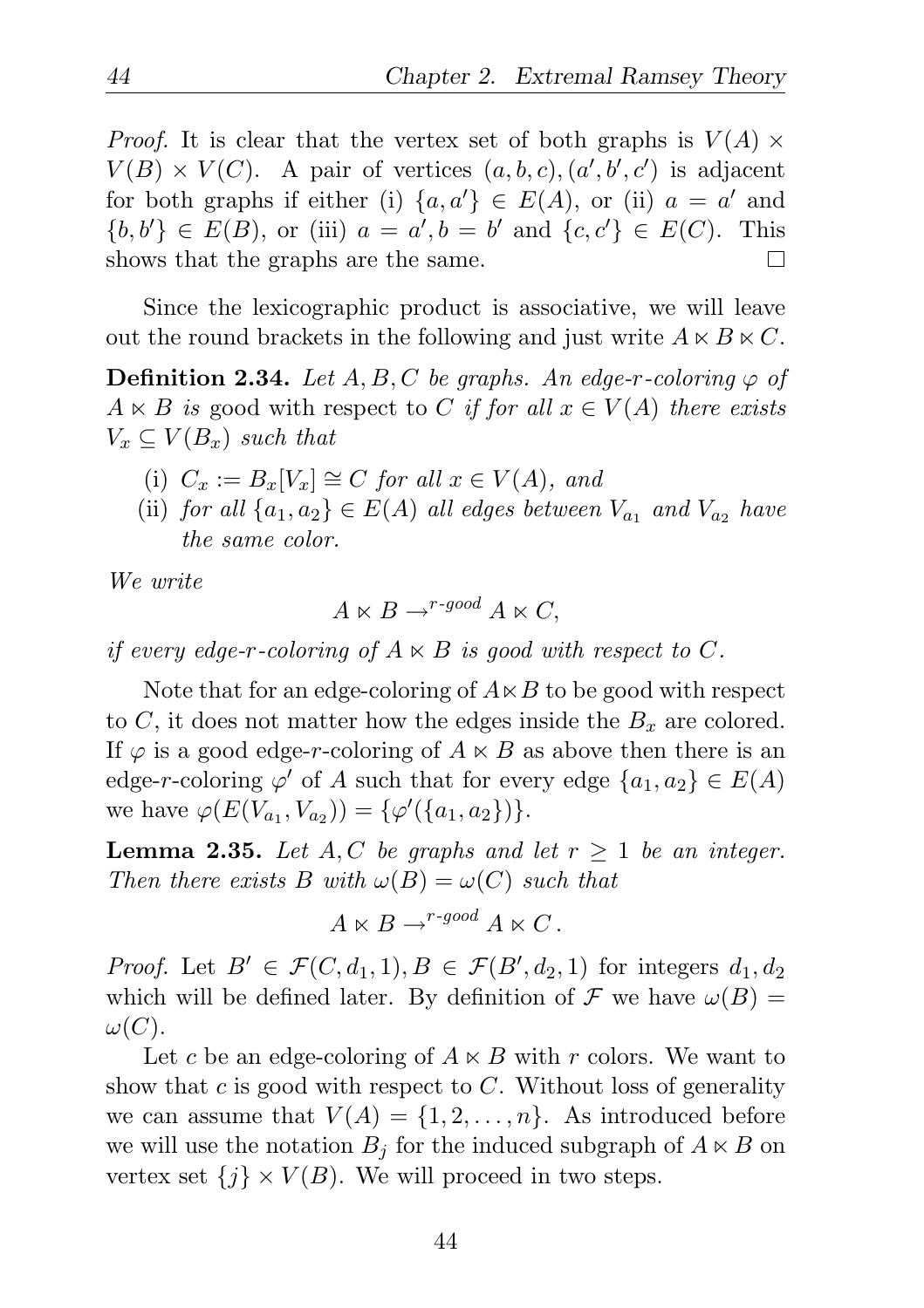*Proof.* It is clear that the vertex set of both graphs is $V(A) \times V(B) \times V(C)$. A pair of vertices $(a,b,c),(a',b',c')$ is adjacent for both graphs if either (i) $\{a,a'\} \in E(A)$, or (ii) $a = a'$ and $\{b,b'\} \in E(B)$, or (iii) $a = a', b = b'$ and $\{c,c'\} \in E(C)$. This shows that the graphs are the same. $\square$

Since the lexicographic product is associative, we will leave out the round brackets in the following and just write $A \ltimes B \ltimes C$.

**Definition 2.34.** *Let $A, B, C$ be graphs. An edge-$r$-coloring $\varphi$ of $A \ltimes B$ is* good with respect to $C$ *if for all $x \in V(A)$ there exists $V_x \subseteq V(B_x)$ such that*

(i) *$C_x := B_x[V_x] \cong C$ for all $x \in V(A)$, and*

(ii) *for all $\{a_1, a_2\} \in E(A)$ all edges between $V_{a_1}$ and $V_{a_2}$ have the same color.*

*We write*

$$A \ltimes B \to^{r\text{-}good} A \ltimes C,$$

*if every edge-$r$-coloring of $A \ltimes B$ is good with respect to $C$.*

Note that for an edge-coloring of $A \ltimes B$ to be good with respect to $C$, it does not matter how the edges inside the $B_x$ are colored. If $\varphi$ is a good edge-$r$-coloring of $A \ltimes B$ as above then there is an edge-$r$-coloring $\varphi'$ of $A$ such that for every edge $\{a_1, a_2\} \in E(A)$ we have $\varphi(E(V_{a_1}, V_{a_2})) = \{\varphi'(\{a_1, a_2\})\}$.

**Lemma 2.35.** *Let $A, C$ be graphs and let $r \geq 1$ be an integer. Then there exists $B$ with $\omega(B) = \omega(C)$ such that*

$$A \ltimes B \to^{r\text{-}good} A \ltimes C\,.$$

*Proof.* Let $B' \in \mathcal{F}(C, d_1, 1), B \in \mathcal{F}(B', d_2, 1)$ for integers $d_1, d_2$ which will be defined later. By definition of $\mathcal{F}$ we have $\omega(B) = \omega(C)$.

Let $c$ be an edge-coloring of $A \ltimes B$ with $r$ colors. We want to show that $c$ is good with respect to $C$. Without loss of generality we can assume that $V(A) = \{1, 2, \ldots, n\}$. As introduced before we will use the notation $B_j$ for the induced subgraph of $A \ltimes B$ on vertex set $\{j\} \times V(B)$. We will proceed in two steps.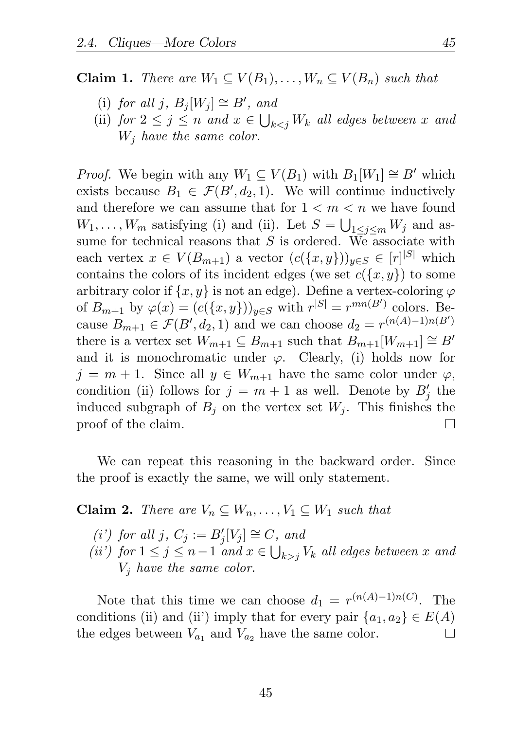**Claim 1.** *There are $W_1 \subseteq V(B_1), \ldots, W_n \subseteq V(B_n)$ such that*

(i) *for all $j$, $B_j[W_j] \cong B'$, and*
(ii) *for $2 \leq j \leq n$ and $x \in \bigcup_{k<j} W_k$ all edges between $x$ and $W_j$ have the same color.*

*Proof.* We begin with any $W_1 \subseteq V(B_1)$ with $B_1[W_1] \cong B'$ which exists because $B_1 \in \mathcal{F}(B', d_2, 1)$. We will continue inductively and therefore we can assume that for $1 < m < n$ we have found $W_1, \ldots, W_m$ satisfying (i) and (ii). Let $S = \bigcup_{1 \leq j \leq m} W_j$ and assume for technical reasons that $S$ is ordered. We associate with each vertex $x \in V(B_{m+1})$ a vector $(c(\{x,y\}))_{y \in S} \in [r]^{|S|}$ which contains the colors of its incident edges (we set $c(\{x,y\})$ to some arbitrary color if $\{x,y\}$ is not an edge). Define a vertex-coloring $\varphi$ of $B_{m+1}$ by $\varphi(x) = (c(\{x,y\}))_{y \in S}$ with $r^{|S|} = r^{mn(B')}$ colors. Because $B_{m+1} \in \mathcal{F}(B', d_2, 1)$ and we can choose $d_2 = r^{(n(A)-1)n(B')}$ there is a vertex set $W_{m+1} \subseteq B_{m+1}$ such that $B_{m+1}[W_{m+1}] \cong B'$ and it is monochromatic under $\varphi$. Clearly, (i) holds now for $j = m+1$. Since all $y \in W_{m+1}$ have the same color under $\varphi$, condition (ii) follows for $j = m+1$ as well. Denote by $B'_j$ the induced subgraph of $B_j$ on the vertex set $W_j$. This finishes the proof of the claim. □

We can repeat this reasoning in the backward order. Since the proof is exactly the same, we will only statement.

**Claim 2.** *There are $V_n \subseteq W_n, \ldots, V_1 \subseteq W_1$ such that*

*(i') for all $j$, $C_j := B'_j[V_j] \cong C$, and*
*(ii') for $1 \leq j \leq n-1$ and $x \in \bigcup_{k>j} V_k$ all edges between $x$ and $V_j$ have the same color.*

Note that this time we can choose $d_1 = r^{(n(A)-1)n(C)}$. The conditions (ii) and (ii') imply that for every pair $\{a_1, a_2\} \in E(A)$ the edges between $V_{a_1}$ and $V_{a_2}$ have the same color. □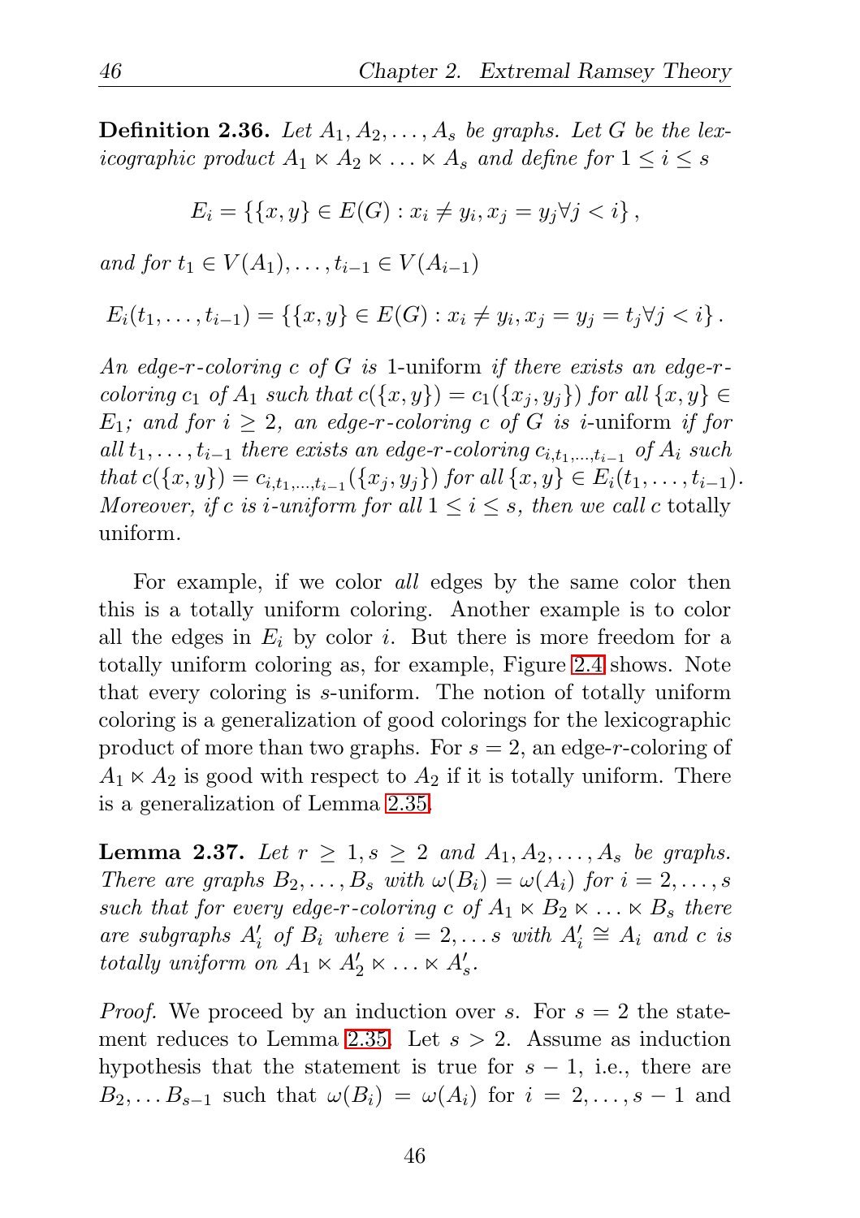**Definition 2.36.** *Let $A_1, A_2, \ldots, A_s$ be graphs. Let $G$ be the lexicographic product $A_1 \ltimes A_2 \ltimes \ldots \ltimes A_s$ and define for $1 \le i \le s$*

$$E_i = \{\{x, y\} \in E(G) : x_i \neq y_i, x_j = y_j \forall j < i\},$$

*and for $t_1 \in V(A_1), \ldots, t_{i-1} \in V(A_{i-1})$*

$$E_i(t_1, \ldots, t_{i-1}) = \{\{x, y\} \in E(G) : x_i \neq y_i, x_j = y_j = t_j \forall j < i\}.$$

*An edge-$r$-coloring $c$ of $G$ is* 1-uniform *if there exists an edge-$r$-coloring $c_1$ of $A_1$ such that $c(\{x, y\}) = c_1(\{x_j, y_j\})$ for all $\{x, y\} \in E_1$; and for $i \ge 2$, an edge-$r$-coloring $c$ of $G$ is* $i$-uniform *if for all $t_1, \ldots, t_{i-1}$ there exists an edge-$r$-coloring $c_{i,t_1,\ldots,t_{i-1}}$ of $A_i$ such that $c(\{x, y\}) = c_{i,t_1,\ldots,t_{i-1}}(\{x_j, y_j\})$ for all $\{x, y\} \in E_i(t_1, \ldots, t_{i-1})$. Moreover, if $c$ is $i$-uniform for all $1 \le i \le s$, then we call $c$* totally uniform.

For example, if we color *all* edges by the same color then this is a totally uniform coloring. Another example is to color all the edges in $E_i$ by color $i$. But there is more freedom for a totally uniform coloring as, for example, Figure 2.4 shows. Note that every coloring is $s$-uniform. The notion of totally uniform coloring is a generalization of good colorings for the lexicographic product of more than two graphs. For $s = 2$, an edge-$r$-coloring of $A_1 \ltimes A_2$ is good with respect to $A_2$ if it is totally uniform. There is a generalization of Lemma 2.35.

**Lemma 2.37.** *Let $r \ge 1, s \ge 2$ and $A_1, A_2, \ldots, A_s$ be graphs. There are graphs $B_2, \ldots, B_s$ with $\omega(B_i) = \omega(A_i)$ for $i = 2, \ldots, s$ such that for every edge-$r$-coloring $c$ of $A_1 \ltimes B_2 \ltimes \ldots \ltimes B_s$ there are subgraphs $A'_i$ of $B_i$ where $i = 2, \ldots s$ with $A'_i \cong A_i$ and $c$ is totally uniform on $A_1 \ltimes A'_2 \ltimes \ldots \ltimes A'_s$.*

*Proof.* We proceed by an induction over $s$. For $s = 2$ the statement reduces to Lemma 2.35. Let $s > 2$. Assume as induction hypothesis that the statement is true for $s - 1$, i.e., there are $B_2, \ldots B_{s-1}$ such that $\omega(B_i) = \omega(A_i)$ for $i = 2, \ldots, s - 1$ and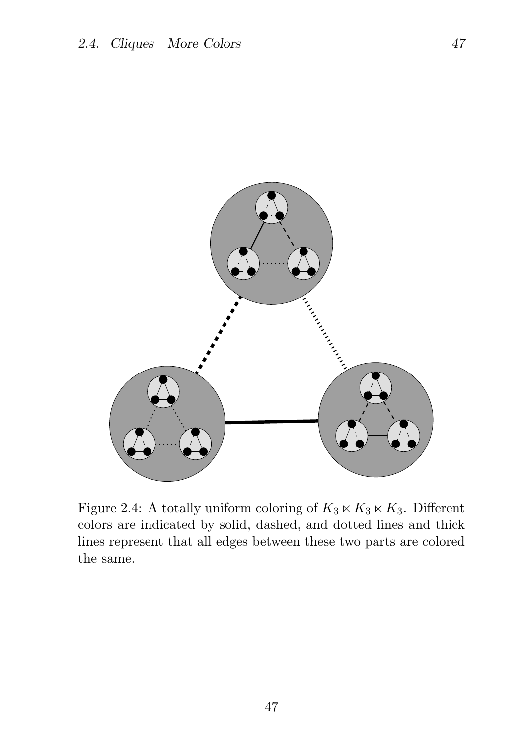Figure 2.4: A totally uniform coloring of $K_3 \ltimes K_3 \ltimes K_3$. Different colors are indicated by solid, dashed, and dotted lines and thick lines represent that all edges between these two parts are colored the same.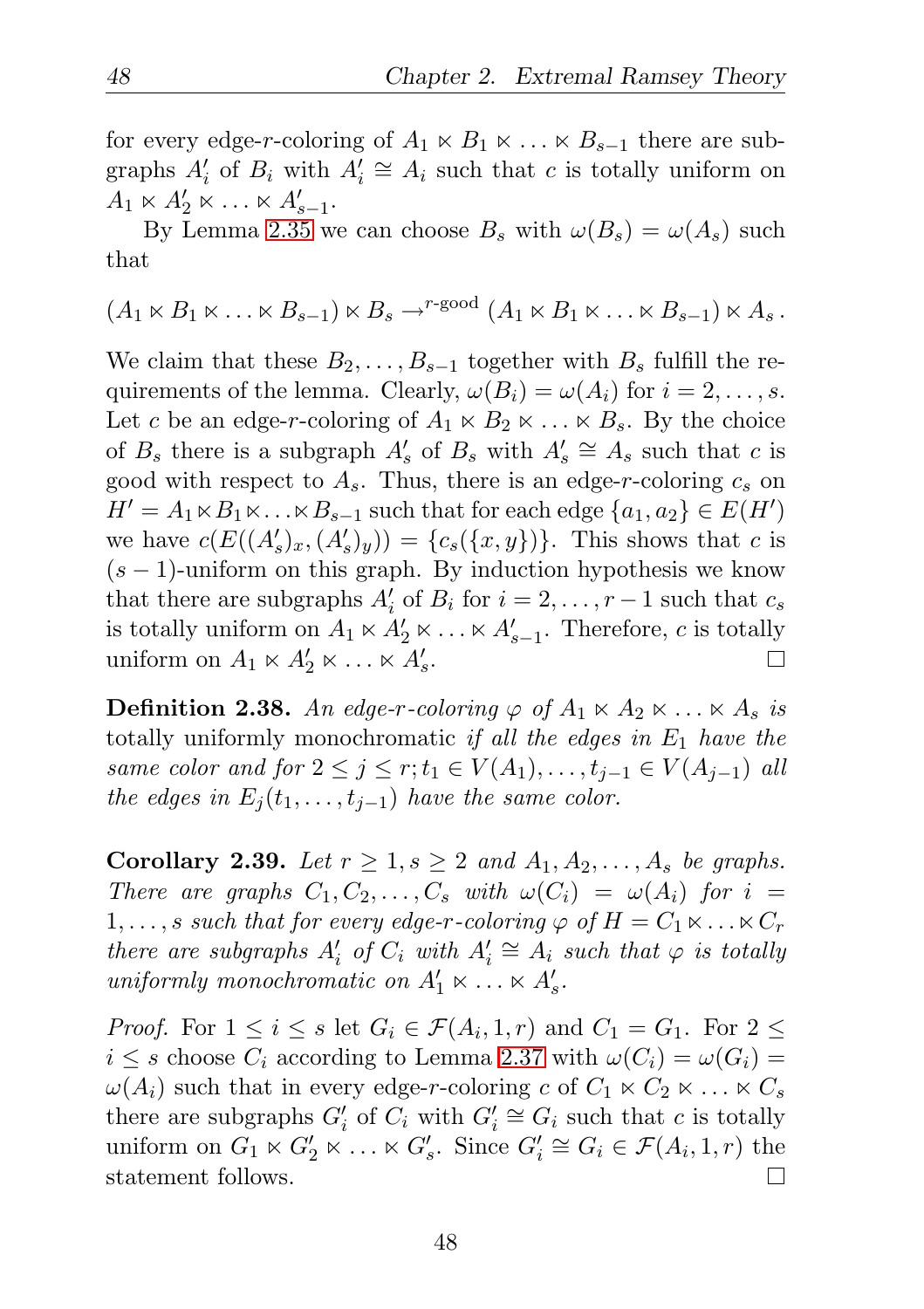for every edge-$r$-coloring of $A_1 \ltimes B_1 \ltimes \ldots \ltimes B_{s-1}$ there are subgraphs $A_i'$ of $B_i$ with $A_i' \cong A_i$ such that $c$ is totally uniform on $A_1 \ltimes A_2' \ltimes \ldots \ltimes A_{s-1}'$.

By Lemma 2.35 we can choose $B_s$ with $\omega(B_s) = \omega(A_s)$ such that

$$(A_1 \ltimes B_1 \ltimes \ldots \ltimes B_{s-1}) \ltimes B_s \to^{r\text{-good}} (A_1 \ltimes B_1 \ltimes \ldots \ltimes B_{s-1}) \ltimes A_s\,.$$

We claim that these $B_2, \ldots, B_{s-1}$ together with $B_s$ fulfill the requirements of the lemma. Clearly, $\omega(B_i) = \omega(A_i)$ for $i = 2, \ldots, s$. Let $c$ be an edge-$r$-coloring of $A_1 \ltimes B_2 \ltimes \ldots \ltimes B_s$. By the choice of $B_s$ there is a subgraph $A_s'$ of $B_s$ with $A_s' \cong A_s$ such that $c$ is good with respect to $A_s$. Thus, there is an edge-$r$-coloring $c_s$ on $H' = A_1 \ltimes B_1 \ltimes \ldots \ltimes B_{s-1}$ such that for each edge $\{a_1, a_2\} \in E(H')$ we have $c(E((A_s')_x, (A_s')_y)) = \{c_s(\{x, y\})\}$. This shows that $c$ is $(s-1)$-uniform on this graph. By induction hypothesis we know that there are subgraphs $A_i'$ of $B_i$ for $i = 2, \ldots, r-1$ such that $c_s$ is totally uniform on $A_1 \ltimes A_2' \ltimes \ldots \ltimes A_{s-1}'$. Therefore, $c$ is totally uniform on $A_1 \ltimes A_2' \ltimes \ldots \ltimes A_s'$. $\square$

**Definition 2.38.** *An edge-$r$-coloring $\varphi$ of $A_1 \ltimes A_2 \ltimes \ldots \ltimes A_s$ is* totally uniformly monochromatic *if all the edges in $E_1$ have the same color and for $2 \leq j \leq r; t_1 \in V(A_1), \ldots, t_{j-1} \in V(A_{j-1})$ all the edges in $E_j(t_1, \ldots, t_{j-1})$ have the same color.*

**Corollary 2.39.** *Let $r \geq 1, s \geq 2$ and $A_1, A_2, \ldots, A_s$ be graphs. There are graphs $C_1, C_2, \ldots, C_s$ with $\omega(C_i) = \omega(A_i)$ for $i = 1, \ldots, s$ such that for every edge-$r$-coloring $\varphi$ of $H = C_1 \ltimes \ldots \ltimes C_r$ there are subgraphs $A_i'$ of $C_i$ with $A_i' \cong A_i$ such that $\varphi$ is totally uniformly monochromatic on $A_1' \ltimes \ldots \ltimes A_s'$.*

*Proof.* For $1 \leq i \leq s$ let $G_i \in \mathcal{F}(A_i, 1, r)$ and $C_1 = G_1$. For $2 \leq i \leq s$ choose $C_i$ according to Lemma 2.37 with $\omega(C_i) = \omega(G_i) = \omega(A_i)$ such that in every edge-$r$-coloring $c$ of $C_1 \ltimes C_2 \ltimes \ldots \ltimes C_s$ there are subgraphs $G_i'$ of $C_i$ with $G_i' \cong G_i$ such that $c$ is totally uniform on $G_1 \ltimes G_2' \ltimes \ldots \ltimes G_s'$. Since $G_i' \cong G_i \in \mathcal{F}(A_i, 1, r)$ the statement follows. $\square$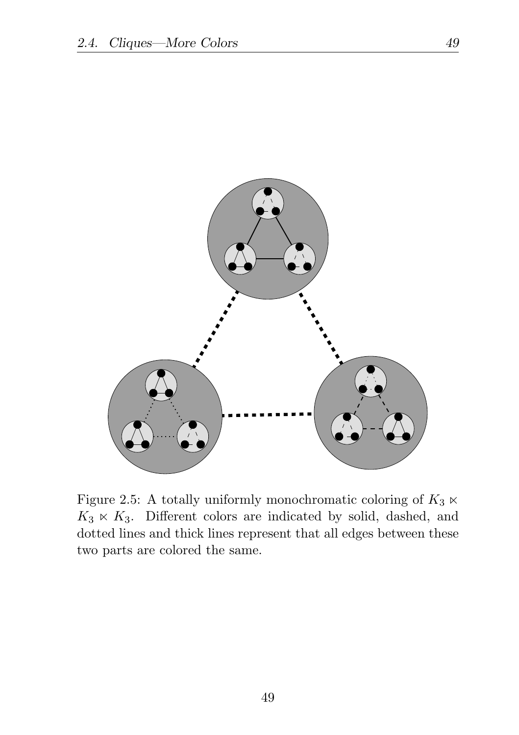Figure 2.5: A totally uniformly monochromatic coloring of $K_3 \ltimes K_3 \ltimes K_3$. Different colors are indicated by solid, dashed, and dotted lines and thick lines represent that all edges between these two parts are colored the same.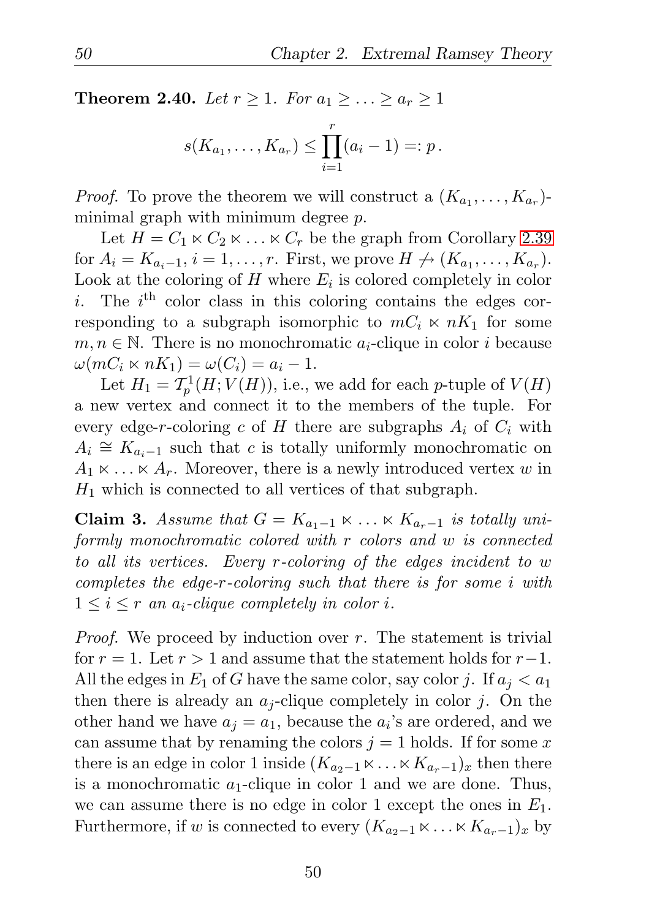**Theorem 2.40.** *Let $r \geq 1$. For $a_1 \geq \ldots \geq a_r \geq 1$*

$$s(K_{a_1}, \ldots, K_{a_r}) \leq \prod_{i=1}^{r}(a_i - 1) =: p\,.$$

*Proof.* To prove the theorem we will construct a $(K_{a_1}, \ldots, K_{a_r})$-minimal graph with minimum degree $p$.

Let $H = C_1 \ltimes C_2 \ltimes \ldots \ltimes C_r$ be the graph from Corollary 2.39 for $A_i = K_{a_i - 1}$, $i = 1, \ldots, r$. First, we prove $H \not\to (K_{a_1}, \ldots, K_{a_r})$. Look at the coloring of $H$ where $E_i$ is colored completely in color $i$. The $i^{\text{th}}$ color class in this coloring contains the edges corresponding to a subgraph isomorphic to $mC_i \ltimes nK_1$ for some $m, n \in \mathbb{N}$. There is no monochromatic $a_i$-clique in color $i$ because $\omega(mC_i \ltimes nK_1) = \omega(C_i) = a_i - 1$.

Let $H_1 = \mathcal{T}_p^1(H; V(H))$, i.e., we add for each $p$-tuple of $V(H)$ a new vertex and connect it to the members of the tuple. For every edge-$r$-coloring $c$ of $H$ there are subgraphs $A_i$ of $C_i$ with $A_i \cong K_{a_i - 1}$ such that $c$ is totally uniformly monochromatic on $A_1 \ltimes \ldots \ltimes A_r$. Moreover, there is a newly introduced vertex $w$ in $H_1$ which is connected to all vertices of that subgraph.

**Claim 3.** *Assume that $G = K_{a_1 - 1} \ltimes \ldots \ltimes K_{a_r - 1}$ is totally uniformly monochromatic colored with $r$ colors and $w$ is connected to all its vertices. Every $r$-coloring of the edges incident to $w$ completes the edge-$r$-coloring such that there is for some $i$ with $1 \leq i \leq r$ an $a_i$-clique completely in color $i$.*

*Proof.* We proceed by induction over $r$. The statement is trivial for $r = 1$. Let $r > 1$ and assume that the statement holds for $r-1$. All the edges in $E_1$ of $G$ have the same color, say color $j$. If $a_j < a_1$ then there is already an $a_j$-clique completely in color $j$. On the other hand we have $a_j = a_1$, because the $a_i$'s are ordered, and we can assume that by renaming the colors $j = 1$ holds. If for some $x$ there is an edge in color 1 inside $(K_{a_2 - 1} \ltimes \ldots \ltimes K_{a_r - 1})_x$ then there is a monochromatic $a_1$-clique in color 1 and we are done. Thus, we can assume there is no edge in color 1 except the ones in $E_1$. Furthermore, if $w$ is connected to every $(K_{a_2 - 1} \ltimes \ldots \ltimes K_{a_r - 1})_x$ by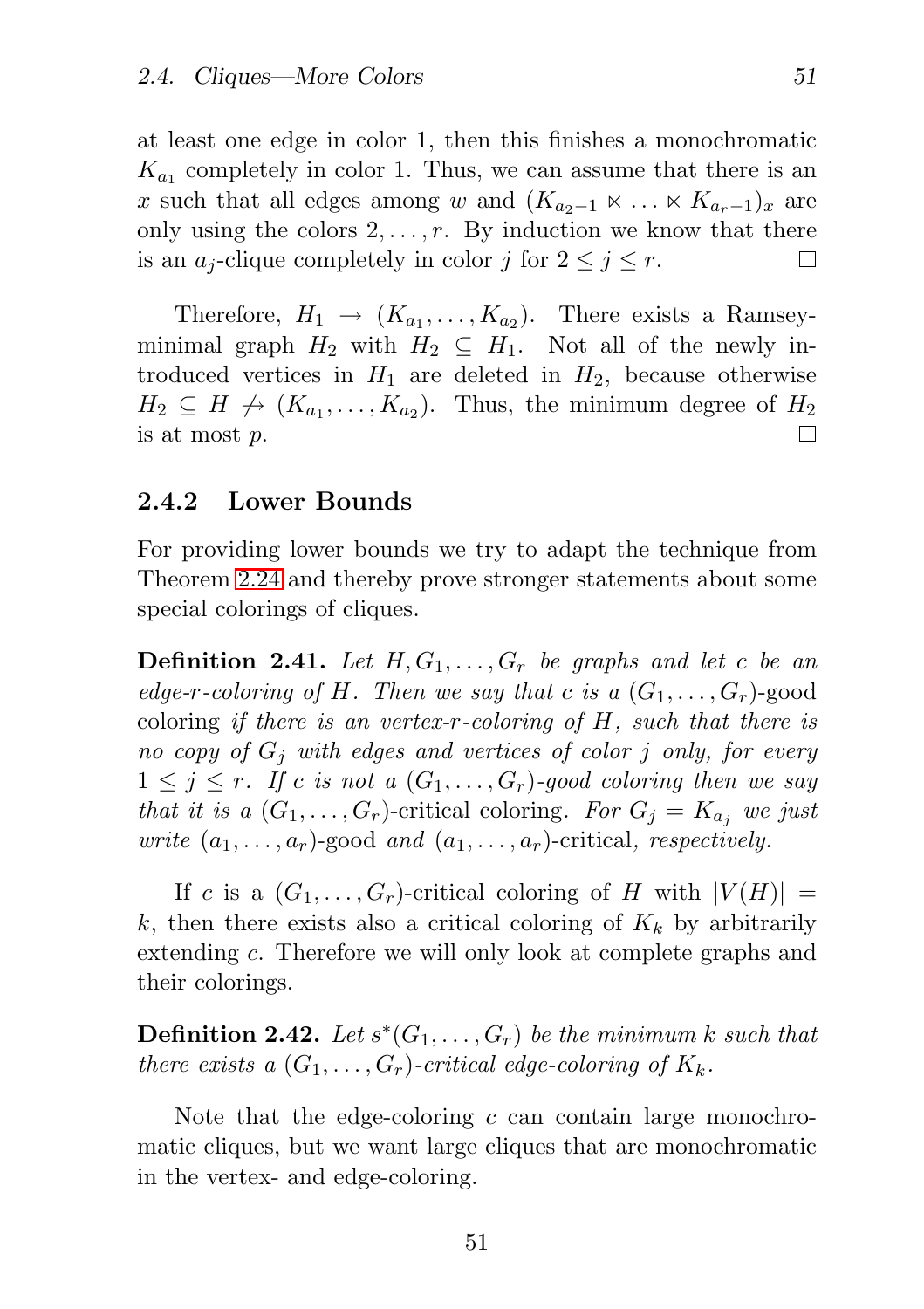at least one edge in color 1, then this finishes a monochromatic $K_{a_1}$ completely in color 1. Thus, we can assume that there is an $x$ such that all edges among $w$ and $(K_{a_2-1} \ltimes \ldots \ltimes K_{a_r-1})_x$ are only using the colors $2, \ldots, r$. By induction we know that there is an $a_j$-clique completely in color $j$ for $2 \leq j \leq r$. □

Therefore, $H_1 \rightarrow (K_{a_1}, \ldots, K_{a_2})$. There exists a Ramsey-minimal graph $H_2$ with $H_2 \subseteq H_1$. Not all of the newly introduced vertices in $H_1$ are deleted in $H_2$, because otherwise $H_2 \subseteq H \not\rightarrow (K_{a_1}, \ldots, K_{a_2})$. Thus, the minimum degree of $H_2$ is at most $p$. □

### 2.4.2 Lower Bounds

For providing lower bounds we try to adapt the technique from Theorem 2.24 and thereby prove stronger statements about some special colorings of cliques.

**Definition 2.41.** *Let $H, G_1, \ldots, G_r$ be graphs and let $c$ be an edge-$r$-coloring of $H$. Then we say that $c$ is a $(G_1, \ldots, G_r)$-*good *coloring if there is an vertex-$r$-coloring of $H$, such that there is no copy of $G_j$ with edges and vertices of color $j$ only, for every $1 \leq j \leq r$. If $c$ is not a $(G_1, \ldots, G_r)$-good coloring then we say that it is a $(G_1, \ldots, G_r)$-*critical coloring*. For $G_j = K_{a_j}$ we just write $(a_1, \ldots, a_r)$-*good *and $(a_1, \ldots, a_r)$-*critical*, respectively.*

If $c$ is a $(G_1, \ldots, G_r)$-critical coloring of $H$ with $|V(H)| = k$, then there exists also a critical coloring of $K_k$ by arbitrarily extending $c$. Therefore we will only look at complete graphs and their colorings.

**Definition 2.42.** *Let $s^*(G_1, \ldots, G_r)$ be the minimum $k$ such that there exists a $(G_1, \ldots, G_r)$-critical edge-coloring of $K_k$.*

Note that the edge-coloring $c$ can contain large monochromatic cliques, but we want large cliques that are monochromatic in the vertex- and edge-coloring.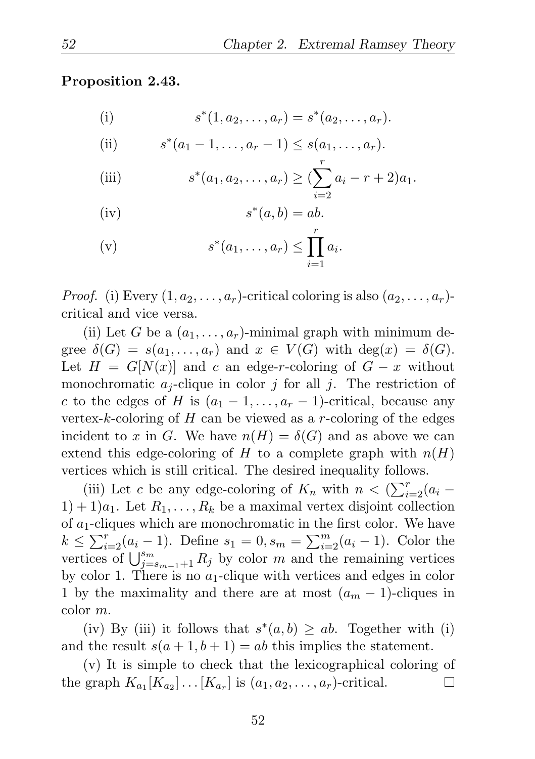**Proposition 2.43.**

(i) $$s^*(1, a_2, \ldots, a_r) = s^*(a_2, \ldots, a_r).$$

(ii) $$s^*(a_1 - 1, \ldots, a_r - 1) \leq s(a_1, \ldots, a_r).$$

(iii) $$s^*(a_1, a_2, \ldots, a_r) \geq (\sum_{i=2}^{r} a_i - r + 2)a_1.$$

(iv) $$s^*(a, b) = ab.$$

(v) $$s^*(a_1, \ldots, a_r) \leq \prod_{i=1}^{r} a_i.$$

*Proof.* (i) Every $(1, a_2, \ldots, a_r)$-critical coloring is also $(a_2, \ldots, a_r)$-critical and vice versa.

(ii) Let $G$ be a $(a_1, \ldots, a_r)$-minimal graph with minimum degree $\delta(G) = s(a_1, \ldots, a_r)$ and $x \in V(G)$ with $\deg(x) = \delta(G)$. Let $H = G[N(x)]$ and $c$ an edge-$r$-coloring of $G - x$ without monochromatic $a_j$-clique in color $j$ for all $j$. The restriction of $c$ to the edges of $H$ is $(a_1 - 1, \ldots, a_r - 1)$-critical, because any vertex-$k$-coloring of $H$ can be viewed as a $r$-coloring of the edges incident to $x$ in $G$. We have $n(H) = \delta(G)$ and as above we can extend this edge-coloring of $H$ to a complete graph with $n(H)$ vertices which is still critical. The desired inequality follows.

(iii) Let $c$ be any edge-coloring of $K_n$ with $n < (\sum_{i=2}^{r}(a_i - 1) + 1)a_1$. Let $R_1, \ldots, R_k$ be a maximal vertex disjoint collection of $a_1$-cliques which are monochromatic in the first color. We have $k \leq \sum_{i=2}^{r}(a_i - 1)$. Define $s_1 = 0, s_m = \sum_{i=2}^{m}(a_i - 1)$. Color the vertices of $\bigcup_{j=s_{m-1}+1}^{s_m} R_j$ by color $m$ and the remaining vertices by color 1. There is no $a_1$-clique with vertices and edges in color 1 by the maximality and there are at most $(a_m - 1)$-cliques in color $m$.

(iv) By (iii) it follows that $s^*(a, b) \geq ab$. Together with (i) and the result $s(a + 1, b + 1) = ab$ this implies the statement.

(v) It is simple to check that the lexicographical coloring of the graph $K_{a_1}[K_{a_2}] \ldots [K_{a_r}]$ is $(a_1, a_2, \ldots, a_r)$-critical. □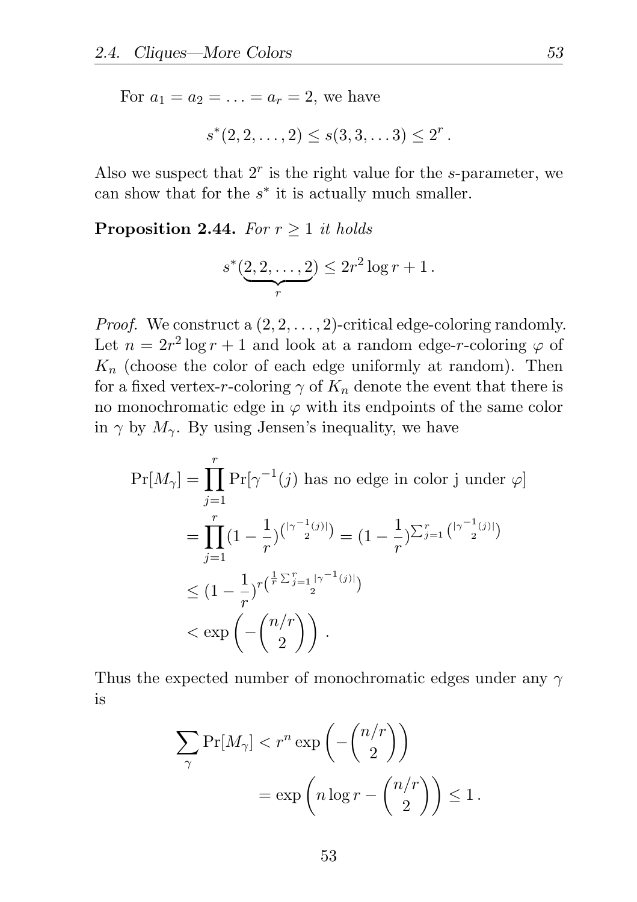For $a_1 = a_2 = \ldots = a_r = 2$, we have

$$s^*(2, 2, \ldots, 2) \leq s(3, 3, \ldots 3) \leq 2^r .$$

Also we suspect that $2^r$ is the right value for the $s$-parameter, we can show that for the $s^*$ it is actually much smaller.

**Proposition 2.44.** *For $r \geq 1$ it holds*

$$s^*(\underbrace{2, 2, \ldots, 2}_{r}) \leq 2r^2 \log r + 1 .$$

*Proof.* We construct a $(2, 2, \ldots, 2)$-critical edge-coloring randomly. Let $n = 2r^2 \log r + 1$ and look at a random edge-$r$-coloring $\varphi$ of $K_n$ (choose the color of each edge uniformly at random). Then for a fixed vertex-$r$-coloring $\gamma$ of $K_n$ denote the event that there is no monochromatic edge in $\varphi$ with its endpoints of the same color in $\gamma$ by $M_\gamma$. By using Jensen's inequality, we have

$$\begin{aligned}
\Pr[M_\gamma] &= \prod_{j=1}^{r} \Pr[\gamma^{-1}(j) \text{ has no edge in color j under } \varphi] \\
&= \prod_{j=1}^{r} (1 - \frac{1}{r})^{\binom{|\gamma^{-1}(j)|}{2}} = (1 - \frac{1}{r})^{\sum_{j=1}^{r} \binom{|\gamma^{-1}(j)|}{2}} \\
&\leq (1 - \frac{1}{r})^{r \binom{\frac{1}{r} \sum_{j=1}^{r} |\gamma^{-1}(j)|}{2}} \\
&< \exp\left( - \binom{n/r}{2} \right) .
\end{aligned}$$

Thus the expected number of monochromatic edges under any $\gamma$ is

$$\begin{aligned}
\sum_{\gamma} \Pr[M_\gamma] &< r^n \exp\left( - \binom{n/r}{2} \right) \\
&= \exp\left( n \log r - \binom{n/r}{2} \right) \leq 1 .
\end{aligned}$$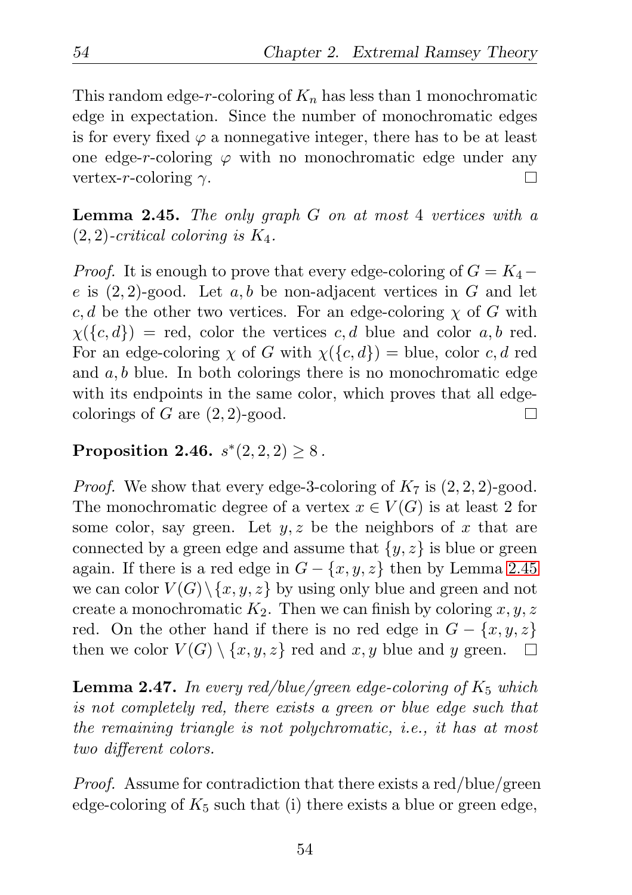This random edge-$r$-coloring of $K_n$ has less than 1 monochromatic edge in expectation. Since the number of monochromatic edges is for every fixed $\varphi$ a nonnegative integer, there has to be at least one edge-$r$-coloring $\varphi$ with no monochromatic edge under any vertex-$r$-coloring $\gamma$. □

**Lemma 2.45.** *The only graph $G$ on at most 4 vertices with a $(2,2)$-critical coloring is $K_4$.*

*Proof.* It is enough to prove that every edge-coloring of $G = K_4 - e$ is $(2,2)$-good. Let $a, b$ be non-adjacent vertices in $G$ and let $c, d$ be the other two vertices. For an edge-coloring $\chi$ of $G$ with $\chi(\{c,d\}) = \text{red}$, color the vertices $c, d$ blue and color $a, b$ red. For an edge-coloring $\chi$ of $G$ with $\chi(\{c,d\}) = \text{blue}$, color $c, d$ red and $a, b$ blue. In both colorings there is no monochromatic edge with its endpoints in the same color, which proves that all edge-colorings of $G$ are $(2,2)$-good. □

**Proposition 2.46.** $s^*(2,2,2) \geq 8$.

*Proof.* We show that every edge-3-coloring of $K_7$ is $(2,2,2)$-good. The monochromatic degree of a vertex $x \in V(G)$ is at least 2 for some color, say green. Let $y, z$ be the neighbors of $x$ that are connected by a green edge and assume that $\{y,z\}$ is blue or green again. If there is a red edge in $G - \{x,y,z\}$ then by Lemma 2.45 we can color $V(G) \setminus \{x,y,z\}$ by using only blue and green and not create a monochromatic $K_2$. Then we can finish by coloring $x, y, z$ red. On the other hand if there is no red edge in $G - \{x,y,z\}$ then we color $V(G) \setminus \{x,y,z\}$ red and $x, y$ blue and $y$ green. □

**Lemma 2.47.** *In every red/blue/green edge-coloring of $K_5$ which is not completely red, there exists a green or blue edge such that the remaining triangle is not polychromatic, i.e., it has at most two different colors.*

*Proof.* Assume for contradiction that there exists a red/blue/green edge-coloring of $K_5$ such that (i) there exists a blue or green edge,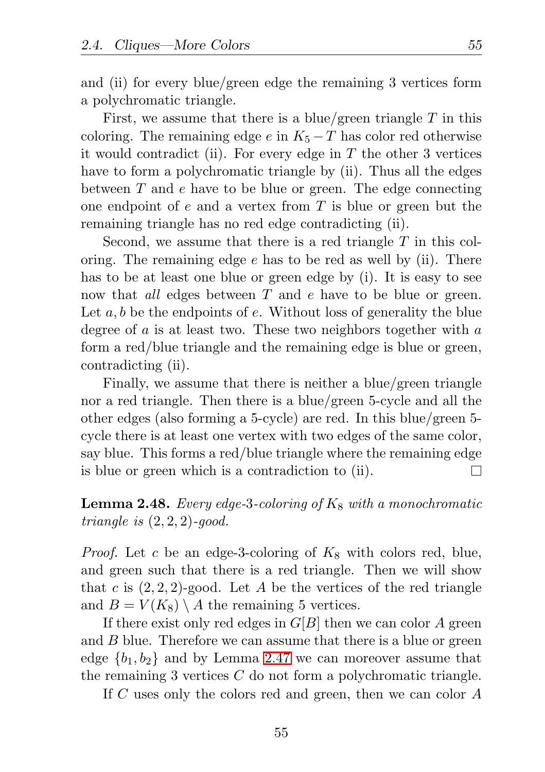and (ii) for every blue/green edge the remaining 3 vertices form a polychromatic triangle.

First, we assume that there is a blue/green triangle $T$ in this coloring. The remaining edge $e$ in $K_5 - T$ has color red otherwise it would contradict (ii). For every edge in $T$ the other 3 vertices have to form a polychromatic triangle by (ii). Thus all the edges between $T$ and $e$ have to be blue or green. The edge connecting one endpoint of $e$ and a vertex from $T$ is blue or green but the remaining triangle has no red edge contradicting (ii).

Second, we assume that there is a red triangle $T$ in this coloring. The remaining edge $e$ has to be red as well by (ii). There has to be at least one blue or green edge by (i). It is easy to see now that *all* edges between $T$ and $e$ have to be blue or green. Let $a, b$ be the endpoints of $e$. Without loss of generality the blue degree of $a$ is at least two. These two neighbors together with $a$ form a red/blue triangle and the remaining edge is blue or green, contradicting (ii).

Finally, we assume that there is neither a blue/green triangle nor a red triangle. Then there is a blue/green 5-cycle and all the other edges (also forming a 5-cycle) are red. In this blue/green 5-cycle there is at least one vertex with two edges of the same color, say blue. This forms a red/blue triangle where the remaining edge is blue or green which is a contradiction to (ii). □

**Lemma 2.48.** *Every edge-3-coloring of $K_8$ with a monochromatic triangle is $(2, 2, 2)$-good.*

*Proof.* Let $c$ be an edge-3-coloring of $K_8$ with colors red, blue, and green such that there is a red triangle. Then we will show that $c$ is $(2, 2, 2)$-good. Let $A$ be the vertices of the red triangle and $B = V(K_8) \setminus A$ the remaining 5 vertices.

If there exist only red edges in $G[B]$ then we can color $A$ green and $B$ blue. Therefore we can assume that there is a blue or green edge $\{b_1, b_2\}$ and by Lemma 2.47 we can moreover assume that the remaining 3 vertices $C$ do not form a polychromatic triangle.

If $C$ uses only the colors red and green, then we can color $A$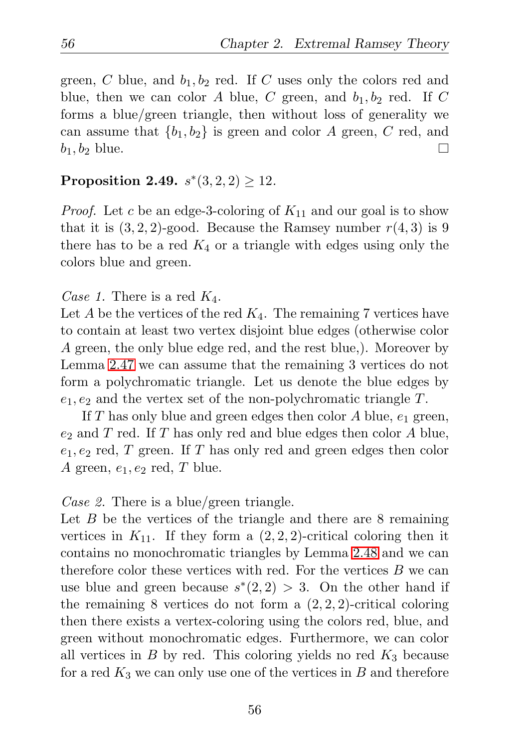green, $C$ blue, and $b_1, b_2$ red. If $C$ uses only the colors red and blue, then we can color $A$ blue, $C$ green, and $b_1, b_2$ red. If $C$ forms a blue/green triangle, then without loss of generality we can assume that $\{b_1, b_2\}$ is green and color $A$ green, $C$ red, and $b_1, b_2$ blue. □

**Proposition 2.49.** $s^*(3, 2, 2) \geq 12$.

*Proof.* Let $c$ be an edge-3-coloring of $K_{11}$ and our goal is to show that it is $(3, 2, 2)$-good. Because the Ramsey number $r(4, 3)$ is 9 there has to be a red $K_4$ or a triangle with edges using only the colors blue and green.

*Case 1.* There is a red $K_4$.
Let $A$ be the vertices of the red $K_4$. The remaining 7 vertices have to contain at least two vertex disjoint blue edges (otherwise color $A$ green, the only blue edge red, and the rest blue,). Moreover by Lemma 2.47 we can assume that the remaining 3 vertices do not form a polychromatic triangle. Let us denote the blue edges by $e_1, e_2$ and the vertex set of the non-polychromatic triangle $T$.

If $T$ has only blue and green edges then color $A$ blue, $e_1$ green, $e_2$ and $T$ red. If $T$ has only red and blue edges then color $A$ blue, $e_1, e_2$ red, $T$ green. If $T$ has only red and green edges then color $A$ green, $e_1, e_2$ red, $T$ blue.

*Case 2.* There is a blue/green triangle.
Let $B$ be the vertices of the triangle and there are 8 remaining vertices in $K_{11}$. If they form a $(2, 2, 2)$-critical coloring then it contains no monochromatic triangles by Lemma 2.48 and we can therefore color these vertices with red. For the vertices $B$ we can use blue and green because $s^*(2, 2) > 3$. On the other hand if the remaining 8 vertices do not form a $(2, 2, 2)$-critical coloring then there exists a vertex-coloring using the colors red, blue, and green without monochromatic edges. Furthermore, we can color all vertices in $B$ by red. This coloring yields no red $K_3$ because for a red $K_3$ we can only use one of the vertices in $B$ and therefore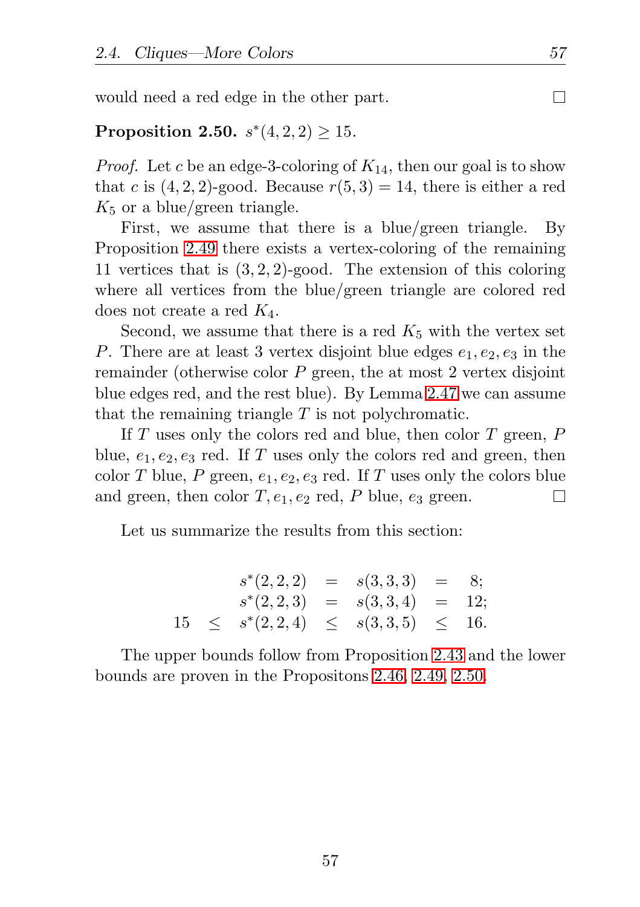would need a red edge in the other part. □

**Proposition 2.50.** $s^*(4, 2, 2) \geq 15$.

*Proof.* Let $c$ be an edge-3-coloring of $K_{14}$, then our goal is to show that $c$ is $(4, 2, 2)$-good. Because $r(5, 3) = 14$, there is either a red $K_5$ or a blue/green triangle.

First, we assume that there is a blue/green triangle. By Proposition 2.49 there exists a vertex-coloring of the remaining 11 vertices that is $(3, 2, 2)$-good. The extension of this coloring where all vertices from the blue/green triangle are colored red does not create a red $K_4$.

Second, we assume that there is a red $K_5$ with the vertex set $P$. There are at least 3 vertex disjoint blue edges $e_1, e_2, e_3$ in the remainder (otherwise color $P$ green, the at most 2 vertex disjoint blue edges red, and the rest blue). By Lemma 2.47 we can assume that the remaining triangle $T$ is not polychromatic.

If $T$ uses only the colors red and blue, then color $T$ green, $P$ blue, $e_1, e_2, e_3$ red. If $T$ uses only the colors red and green, then color $T$ blue, $P$ green, $e_1, e_2, e_3$ red. If $T$ uses only the colors blue and green, then color $T, e_1, e_2$ red, $P$ blue, $e_3$ green. □

Let us summarize the results from this section:

$$
\begin{array}{ccccccc}
 & & s^*(2,2,2) & = & s(3,3,3) & = & 8; \\
 & & s^*(2,2,3) & = & s(3,3,4) & = & 12; \\
15 & \leq & s^*(2,2,4) & \leq & s(3,3,5) & \leq & 16.
\end{array}
$$

The upper bounds follow from Proposition 2.43 and the lower bounds are proven in the Propositons 2.46, 2.49, 2.50.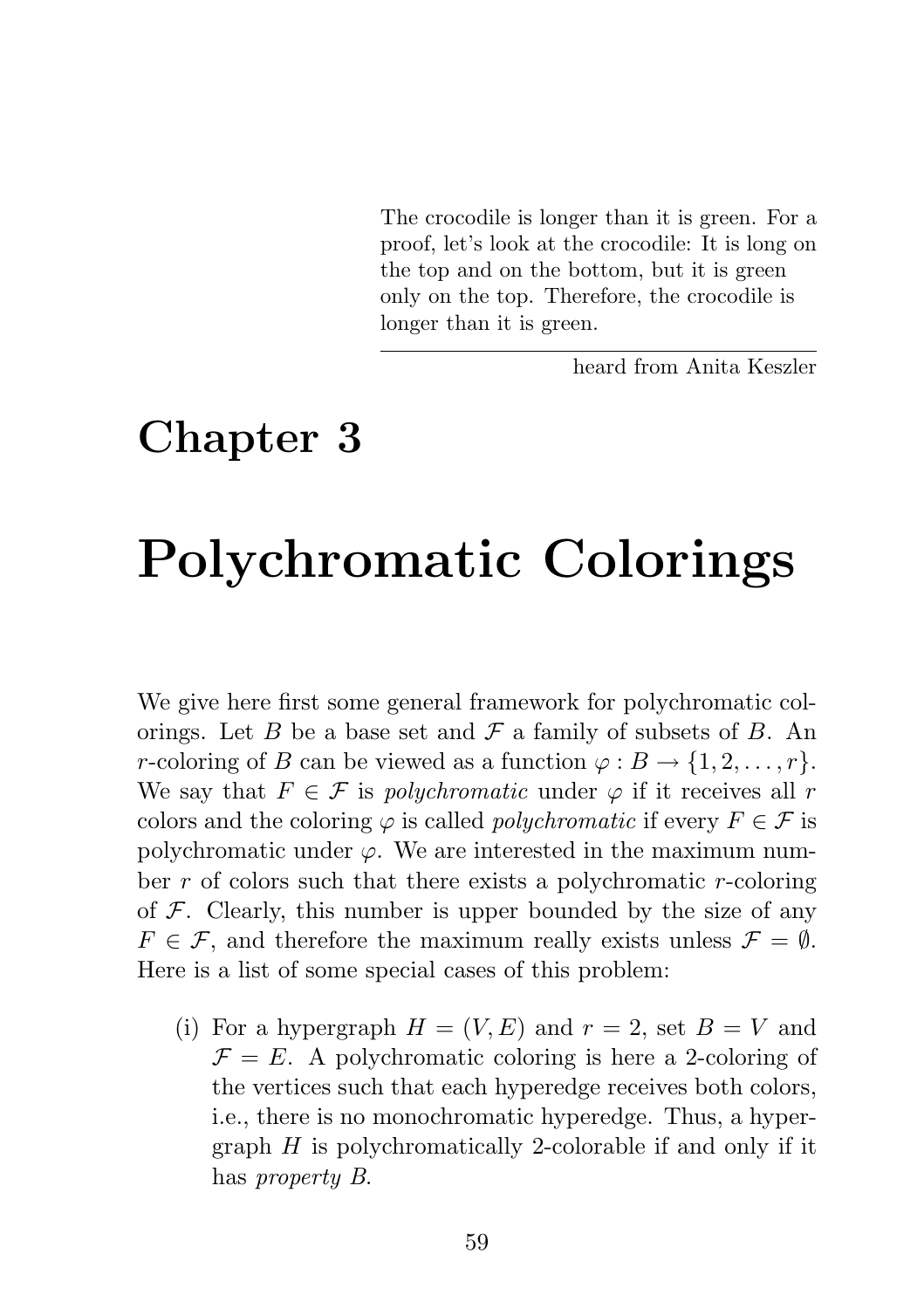> The crocodile is longer than it is green. For a proof, let's look at the crocodile: It is long on the top and on the bottom, but it is green only on the top. Therefore, the crocodile is longer than it is green.
>
> heard from Anita Keszler

# Chapter 3

# Polychromatic Colorings

We give here first some general framework for polychromatic colorings. Let $B$ be a base set and $\mathcal{F}$ a family of subsets of $B$. An $r$-coloring of $B$ can be viewed as a function $\varphi : B \to \{1, 2, \ldots, r\}$. We say that $F \in \mathcal{F}$ is *polychromatic* under $\varphi$ if it receives all $r$ colors and the coloring $\varphi$ is called *polychromatic* if every $F \in \mathcal{F}$ is polychromatic under $\varphi$. We are interested in the maximum number $r$ of colors such that there exists a polychromatic $r$-coloring of $\mathcal{F}$. Clearly, this number is upper bounded by the size of any $F \in \mathcal{F}$, and therefore the maximum really exists unless $\mathcal{F} = \emptyset$. Here is a list of some special cases of this problem:

(i) For a hypergraph $H = (V, E)$ and $r = 2$, set $B = V$ and $\mathcal{F} = E$. A polychromatic coloring is here a 2-coloring of the vertices such that each hyperedge receives both colors, i.e., there is no monochromatic hyperedge. Thus, a hypergraph $H$ is polychromatically 2-colorable if and only if it has *property B*.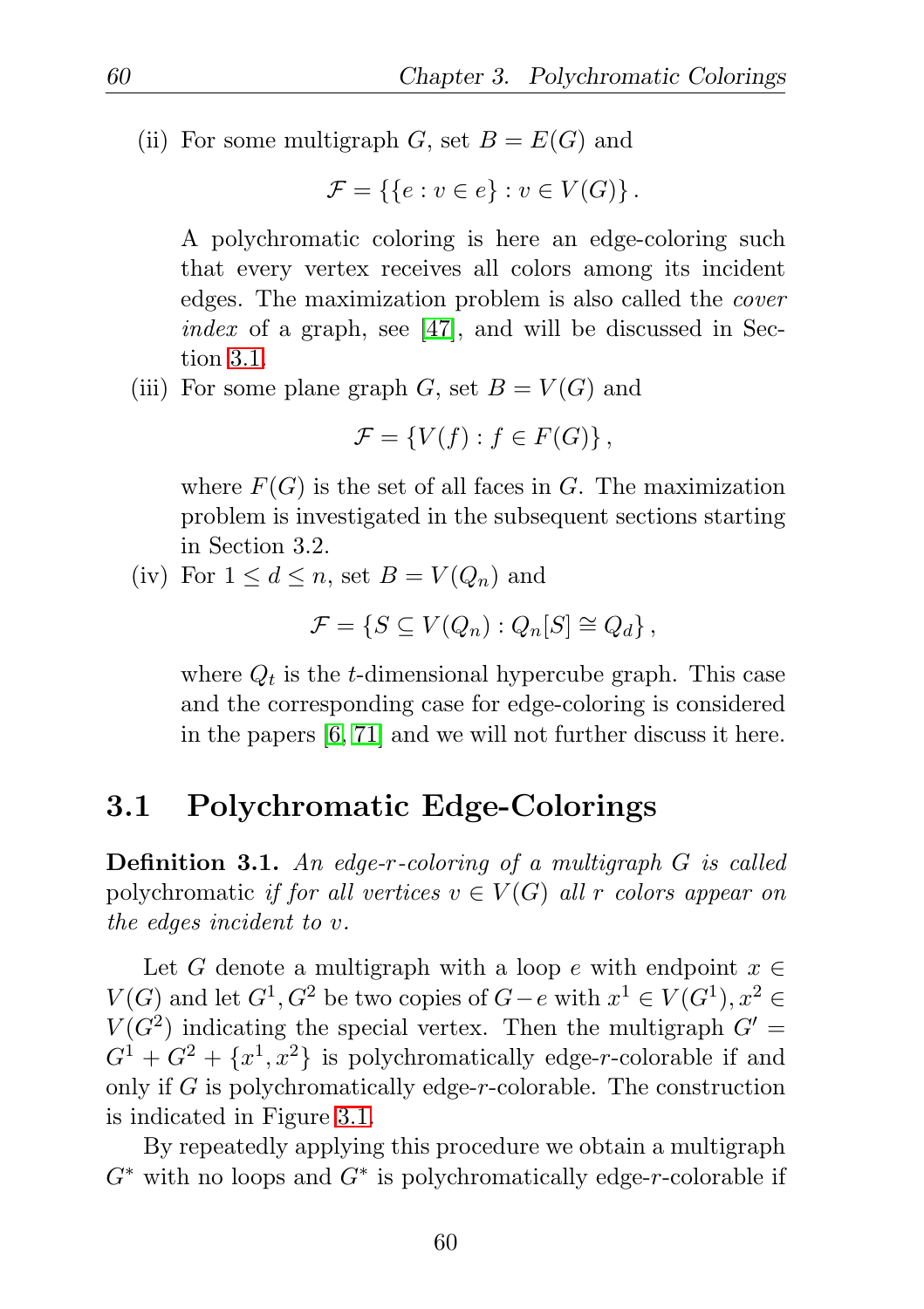(ii) For some multigraph $G$, set $B = E(G)$ and

$$\mathcal{F} = \{\{e : v \in e\} : v \in V(G)\}.$$

A polychromatic coloring is here an edge-coloring such that every vertex receives all colors among its incident edges. The maximization problem is also called the *cover index* of a graph, see [47], and will be discussed in Section 3.1.

(iii) For some plane graph $G$, set $B = V(G)$ and

$$\mathcal{F} = \{V(f) : f \in F(G)\},$$

where $F(G)$ is the set of all faces in $G$. The maximization problem is investigated in the subsequent sections starting in Section 3.2.

(iv) For $1 \leq d \leq n$, set $B = V(Q_n)$ and

$$\mathcal{F} = \{S \subseteq V(Q_n) : Q_n[S] \cong Q_d\},$$

where $Q_t$ is the $t$-dimensional hypercube graph. This case and the corresponding case for edge-coloring is considered in the papers [6, 71] and we will not further discuss it here.

## 3.1 Polychromatic Edge-Colorings

**Definition 3.1.** *An edge-$r$-coloring of a multigraph $G$ is called* polychromatic *if for all vertices $v \in V(G)$ all $r$ colors appear on the edges incident to $v$.*

Let $G$ denote a multigraph with a loop $e$ with endpoint $x \in V(G)$ and let $G^1, G^2$ be two copies of $G - e$ with $x^1 \in V(G^1), x^2 \in V(G^2)$ indicating the special vertex. Then the multigraph $G' = G^1 + G^2 + \{x^1, x^2\}$ is polychromatically edge-$r$-colorable if and only if $G$ is polychromatically edge-$r$-colorable. The construction is indicated in Figure 3.1.

By repeatedly applying this procedure we obtain a multigraph $G^*$ with no loops and $G^*$ is polychromatically edge-$r$-colorable if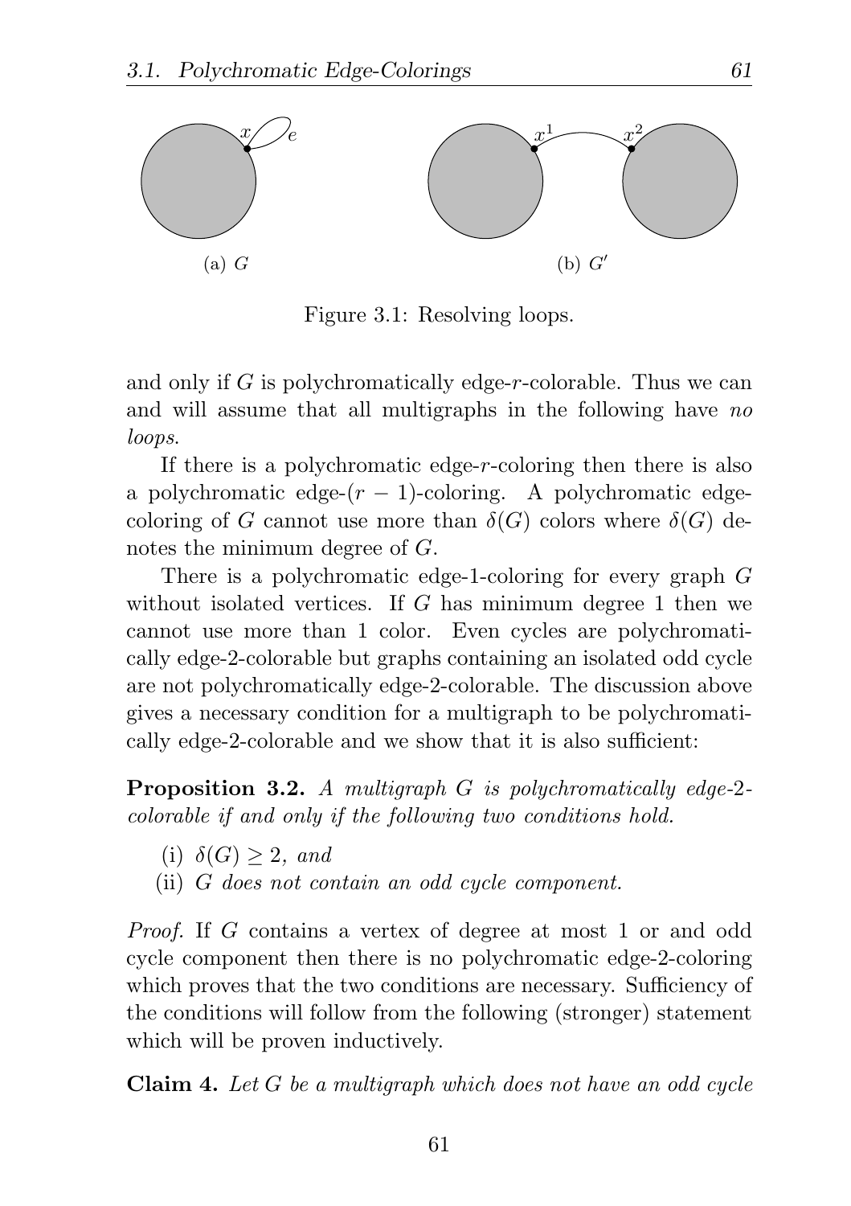(a) $G$

(b) $G'$

Figure 3.1: Resolving loops.

and only if $G$ is polychromatically edge-$r$-colorable. Thus we can and will assume that all multigraphs in the following have *no loops*.

If there is a polychromatic edge-$r$-coloring then there is also a polychromatic edge-$(r-1)$-coloring. A polychromatic edge-coloring of $G$ cannot use more than $\delta(G)$ colors where $\delta(G)$ denotes the minimum degree of $G$.

There is a polychromatic edge-1-coloring for every graph $G$ without isolated vertices. If $G$ has minimum degree 1 then we cannot use more than 1 color. Even cycles are polychromatically edge-2-colorable but graphs containing an isolated odd cycle are not polychromatically edge-2-colorable. The discussion above gives a necessary condition for a multigraph to be polychromatically edge-2-colorable and we show that it is also sufficient:

**Proposition 3.2.** *A multigraph $G$ is polychromatically edge-2-colorable if and only if the following two conditions hold.*

(i) *$\delta(G) \geq 2$, and*

(ii) *$G$ does not contain an odd cycle component.*

*Proof.* If $G$ contains a vertex of degree at most 1 or and odd cycle component then there is no polychromatic edge-2-coloring which proves that the two conditions are necessary. Sufficiency of the conditions will follow from the following (stronger) statement which will be proven inductively.

**Claim 4.** *Let $G$ be a multigraph which does not have an odd cycle*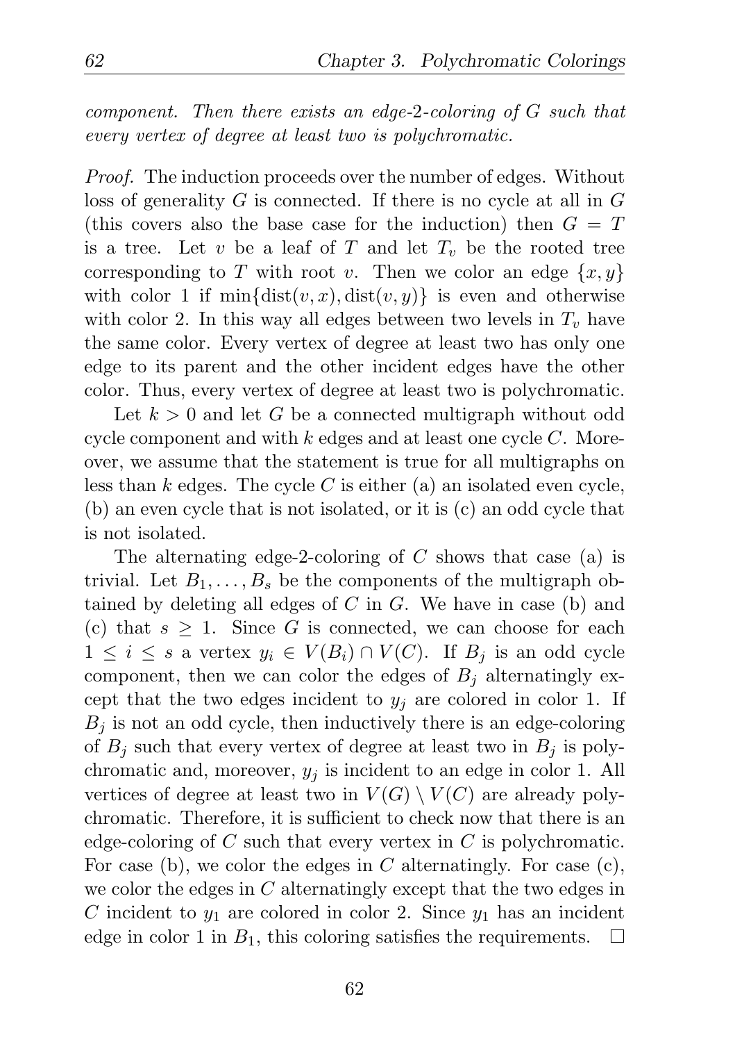*component. Then there exists an edge-2-coloring of $G$ such that every vertex of degree at least two is polychromatic.*

*Proof.* The induction proceeds over the number of edges. Without loss of generality $G$ is connected. If there is no cycle at all in $G$ (this covers also the base case for the induction) then $G = T$ is a tree. Let $v$ be a leaf of $T$ and let $T_v$ be the rooted tree corresponding to $T$ with root $v$. Then we color an edge $\{x, y\}$ with color 1 if $\min\{\text{dist}(v, x), \text{dist}(v, y)\}$ is even and otherwise with color 2. In this way all edges between two levels in $T_v$ have the same color. Every vertex of degree at least two has only one edge to its parent and the other incident edges have the other color. Thus, every vertex of degree at least two is polychromatic.

Let $k > 0$ and let $G$ be a connected multigraph without odd cycle component and with $k$ edges and at least one cycle $C$. Moreover, we assume that the statement is true for all multigraphs on less than $k$ edges. The cycle $C$ is either (a) an isolated even cycle, (b) an even cycle that is not isolated, or it is (c) an odd cycle that is not isolated.

The alternating edge-2-coloring of $C$ shows that case (a) is trivial. Let $B_1, \ldots, B_s$ be the components of the multigraph obtained by deleting all edges of $C$ in $G$. We have in case (b) and (c) that $s \geq 1$. Since $G$ is connected, we can choose for each $1 \leq i \leq s$ a vertex $y_i \in V(B_i) \cap V(C)$. If $B_j$ is an odd cycle component, then we can color the edges of $B_j$ alternatingly except that the two edges incident to $y_j$ are colored in color 1. If $B_j$ is not an odd cycle, then inductively there is an edge-coloring of $B_j$ such that every vertex of degree at least two in $B_j$ is polychromatic and, moreover, $y_j$ is incident to an edge in color 1. All vertices of degree at least two in $V(G) \setminus V(C)$ are already polychromatic. Therefore, it is sufficient to check now that there is an edge-coloring of $C$ such that every vertex in $C$ is polychromatic. For case (b), we color the edges in $C$ alternatingly. For case (c), we color the edges in $C$ alternatingly except that the two edges in $C$ incident to $y_1$ are colored in color 2. Since $y_1$ has an incident edge in color 1 in $B_1$, this coloring satisfies the requirements. $\square$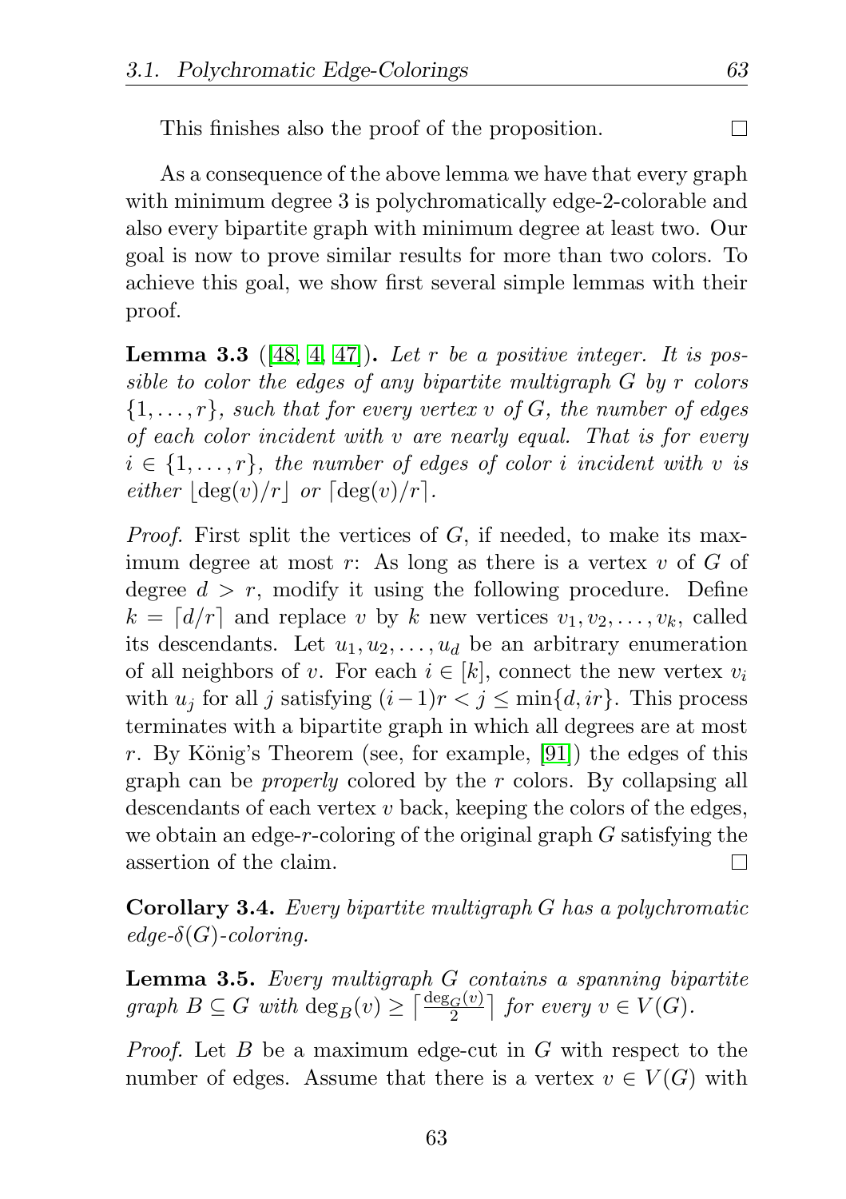This finishes also the proof of the proposition. □

As a consequence of the above lemma we have that every graph with minimum degree 3 is polychromatically edge-2-colorable and also every bipartite graph with minimum degree at least two. Our goal is now to prove similar results for more than two colors. To achieve this goal, we show first several simple lemmas with their proof.

**Lemma 3.3** ([48, 4, 47]). *Let $r$ be a positive integer. It is possible to color the edges of any bipartite multigraph $G$ by $r$ colors $\{1, \ldots, r\}$, such that for every vertex $v$ of $G$, the number of edges of each color incident with $v$ are nearly equal. That is for every $i \in \{1, \ldots, r\}$, the number of edges of color $i$ incident with $v$ is either $\lfloor \deg(v)/r \rfloor$ or $\lceil \deg(v)/r \rceil$.*

*Proof.* First split the vertices of $G$, if needed, to make its maximum degree at most $r$: As long as there is a vertex $v$ of $G$ of degree $d > r$, modify it using the following procedure. Define $k = \lceil d/r \rceil$ and replace $v$ by $k$ new vertices $v_1, v_2, \ldots, v_k$, called its descendants. Let $u_1, u_2, \ldots, u_d$ be an arbitrary enumeration of all neighbors of $v$. For each $i \in [k]$, connect the new vertex $v_i$ with $u_j$ for all $j$ satisfying $(i-1)r < j \leq \min\{d, ir\}$. This process terminates with a bipartite graph in which all degrees are at most $r$. By König's Theorem (see, for example, [91]) the edges of this graph can be *properly* colored by the $r$ colors. By collapsing all descendants of each vertex $v$ back, keeping the colors of the edges, we obtain an edge-$r$-coloring of the original graph $G$ satisfying the assertion of the claim. □

**Corollary 3.4.** *Every bipartite multigraph $G$ has a polychromatic edge-$\delta(G)$-coloring.*

**Lemma 3.5.** *Every multigraph $G$ contains a spanning bipartite graph $B \subseteq G$ with $\deg_B(v) \geq \lceil \frac{\deg_G(v)}{2} \rceil$ for every $v \in V(G)$.*

*Proof.* Let $B$ be a maximum edge-cut in $G$ with respect to the number of edges. Assume that there is a vertex $v \in V(G)$ with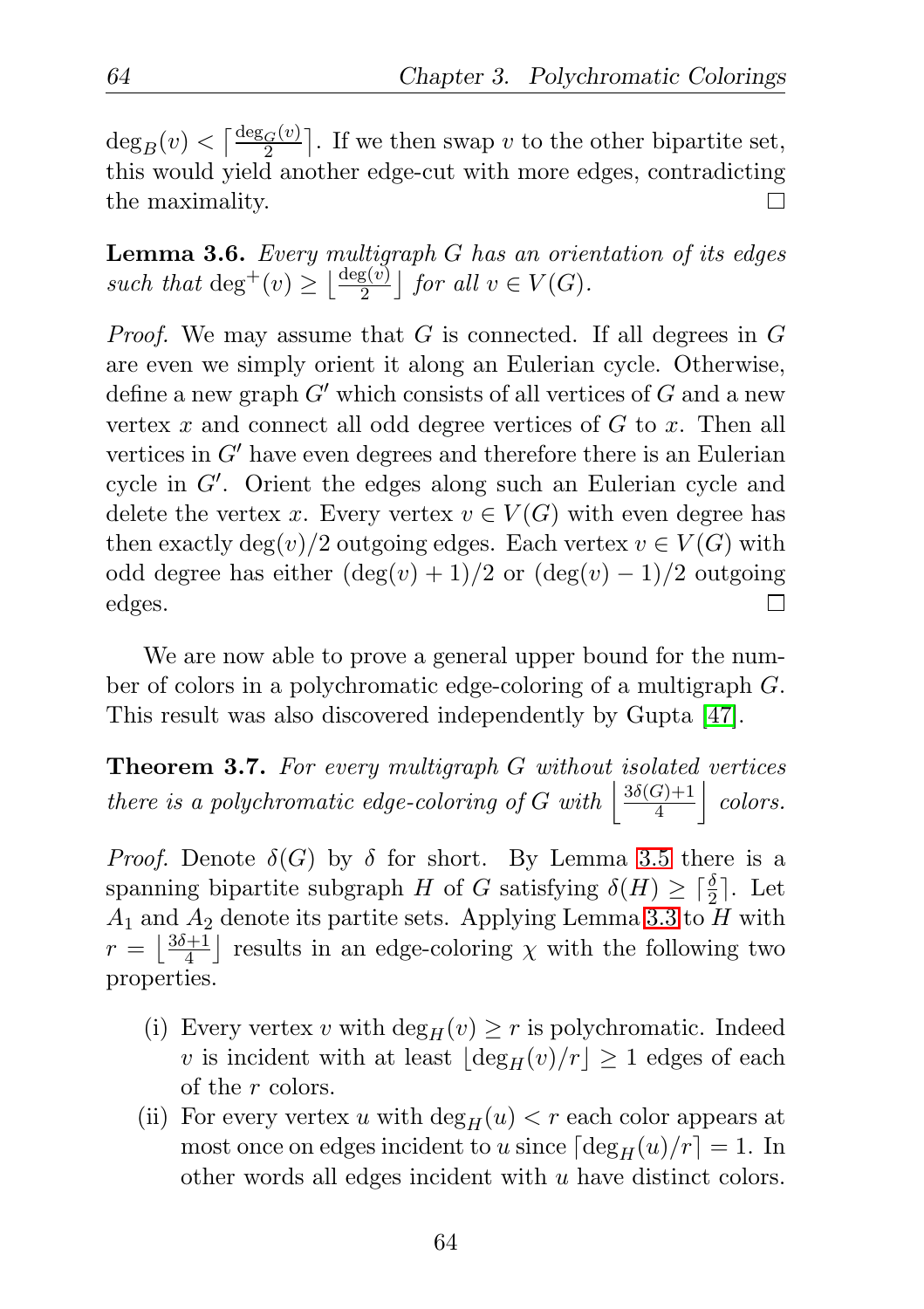$\deg_B(v) < \lceil \frac{\deg_G(v)}{2} \rceil$. If we then swap $v$ to the other bipartite set, this would yield another edge-cut with more edges, contradicting the maximality. □

**Lemma 3.6.** *Every multigraph $G$ has an orientation of its edges such that $\deg^+(v) \geq \lfloor \frac{\deg(v)}{2} \rfloor$ for all $v \in V(G)$.*

*Proof.* We may assume that $G$ is connected. If all degrees in $G$ are even we simply orient it along an Eulerian cycle. Otherwise, define a new graph $G'$ which consists of all vertices of $G$ and a new vertex $x$ and connect all odd degree vertices of $G$ to $x$. Then all vertices in $G'$ have even degrees and therefore there is an Eulerian cycle in $G'$. Orient the edges along such an Eulerian cycle and delete the vertex $x$. Every vertex $v \in V(G)$ with even degree has then exactly $\deg(v)/2$ outgoing edges. Each vertex $v \in V(G)$ with odd degree has either $(\deg(v) + 1)/2$ or $(\deg(v) - 1)/2$ outgoing edges. □

We are now able to prove a general upper bound for the number of colors in a polychromatic edge-coloring of a multigraph $G$. This result was also discovered independently by Gupta [47].

**Theorem 3.7.** *For every multigraph $G$ without isolated vertices there is a polychromatic edge-coloring of $G$ with $\left\lfloor \frac{3\delta(G)+1}{4} \right\rfloor$ colors.*

*Proof.* Denote $\delta(G)$ by $\delta$ for short. By Lemma 3.5 there is a spanning bipartite subgraph $H$ of $G$ satisfying $\delta(H) \geq \lceil \frac{\delta}{2} \rceil$. Let $A_1$ and $A_2$ denote its partite sets. Applying Lemma 3.3 to $H$ with $r = \lfloor \frac{3\delta+1}{4} \rfloor$ results in an edge-coloring $\chi$ with the following two properties.

(i) Every vertex $v$ with $\deg_H(v) \geq r$ is polychromatic. Indeed $v$ is incident with at least $\lfloor \deg_H(v)/r \rfloor \geq 1$ edges of each of the $r$ colors.

(ii) For every vertex $u$ with $\deg_H(u) < r$ each color appears at most once on edges incident to $u$ since $\lceil \deg_H(u)/r \rceil = 1$. In other words all edges incident with $u$ have distinct colors.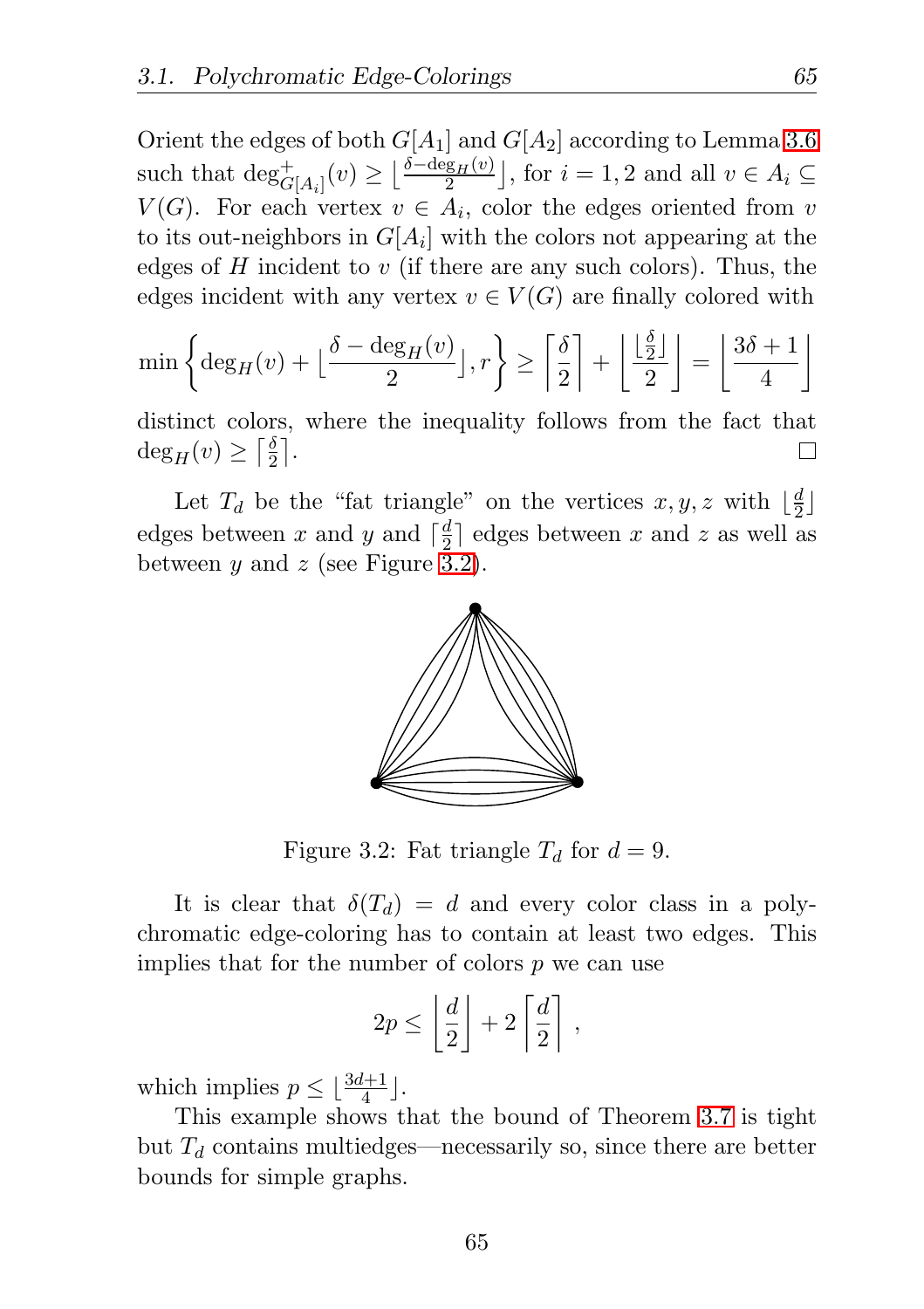Orient the edges of both $G[A_1]$ and $G[A_2]$ according to Lemma 3.6 such that $\deg^+_{G[A_i]}(v) \geq \lfloor \frac{\delta - \deg_H(v)}{2} \rfloor$, for $i = 1, 2$ and all $v \in A_i \subseteq V(G)$. For each vertex $v \in A_i$, color the edges oriented from $v$ to its out-neighbors in $G[A_i]$ with the colors not appearing at the edges of $H$ incident to $v$ (if there are any such colors). Thus, the edges incident with any vertex $v \in V(G)$ are finally colored with

$$\min\left\{\deg_H(v) + \lfloor \frac{\delta - \deg_H(v)}{2} \rfloor, r\right\} \geq \left\lceil \frac{\delta}{2} \right\rceil + \left\lfloor \frac{\lfloor \frac{\delta}{2} \rfloor}{2} \right\rfloor = \left\lfloor \frac{3\delta + 1}{4} \right\rfloor$$

distinct colors, where the inequality follows from the fact that $\deg_H(v) \geq \lceil \frac{\delta}{2} \rceil$. □

Let $T_d$ be the "fat triangle" on the vertices $x, y, z$ with $\lfloor \frac{d}{2} \rfloor$ edges between $x$ and $y$ and $\lceil \frac{d}{2} \rceil$ edges between $x$ and $z$ as well as between $y$ and $z$ (see Figure 3.2).

Figure 3.2: Fat triangle $T_d$ for $d = 9$.

It is clear that $\delta(T_d) = d$ and every color class in a polychromatic edge-coloring has to contain at least two edges. This implies that for the number of colors $p$ we can use

$$2p \leq \left\lfloor \frac{d}{2} \right\rfloor + 2\left\lceil \frac{d}{2} \right\rceil,$$

which implies $p \leq \lfloor \frac{3d+1}{4} \rfloor$.

This example shows that the bound of Theorem 3.7 is tight but $T_d$ contains multiedges—necessarily so, since there are better bounds for simple graphs.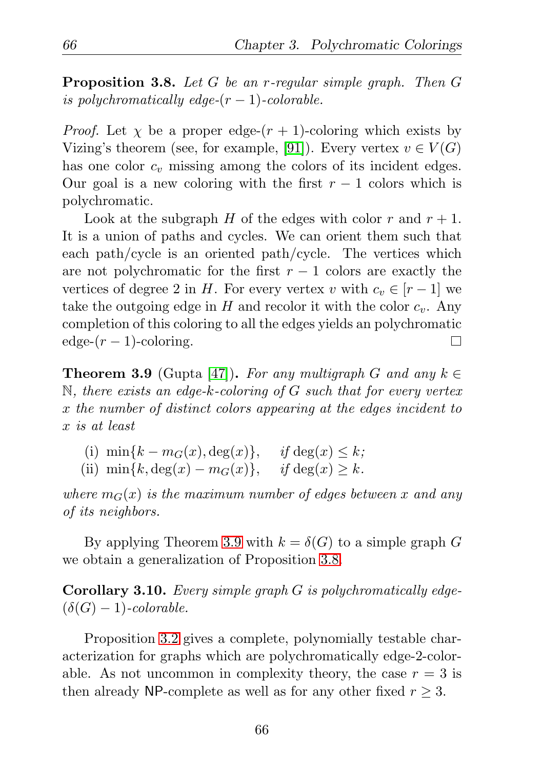**Proposition 3.8.** *Let $G$ be an $r$-regular simple graph. Then $G$ is polychromatically edge-$(r-1)$-colorable.*

*Proof.* Let $\chi$ be a proper edge-$(r+1)$-coloring which exists by Vizing's theorem (see, for example, [91]). Every vertex $v \in V(G)$ has one color $c_v$ missing among the colors of its incident edges. Our goal is a new coloring with the first $r-1$ colors which is polychromatic.

Look at the subgraph $H$ of the edges with color $r$ and $r+1$. It is a union of paths and cycles. We can orient them such that each path/cycle is an oriented path/cycle. The vertices which are not polychromatic for the first $r-1$ colors are exactly the vertices of degree 2 in $H$. For every vertex $v$ with $c_v \in [r-1]$ we take the outgoing edge in $H$ and recolor it with the color $c_v$. Any completion of this coloring to all the edges yields an polychromatic edge-$(r-1)$-coloring. □

**Theorem 3.9** (Gupta [47])**.** *For any multigraph $G$ and any $k \in \mathbb{N}$, there exists an edge-$k$-coloring of $G$ such that for every vertex $x$ the number of distinct colors appearing at the edges incident to $x$ is at least*

(i) $\min\{k - m_G(x), \deg(x)\}$, *if* $\deg(x) \leq k$;
(ii) $\min\{k, \deg(x) - m_G(x)\}$, *if* $\deg(x) \geq k$.

*where $m_G(x)$ is the maximum number of edges between $x$ and any of its neighbors.*

By applying Theorem 3.9 with $k = \delta(G)$ to a simple graph $G$ we obtain a generalization of Proposition 3.8.

**Corollary 3.10.** *Every simple graph $G$ is polychromatically edge-$(\delta(G)-1)$-colorable.*

Proposition 3.2 gives a complete, polynomially testable characterization for graphs which are polychromatically edge-2-colorable. As not uncommon in complexity theory, the case $r = 3$ is then already NP-complete as well as for any other fixed $r \geq 3$.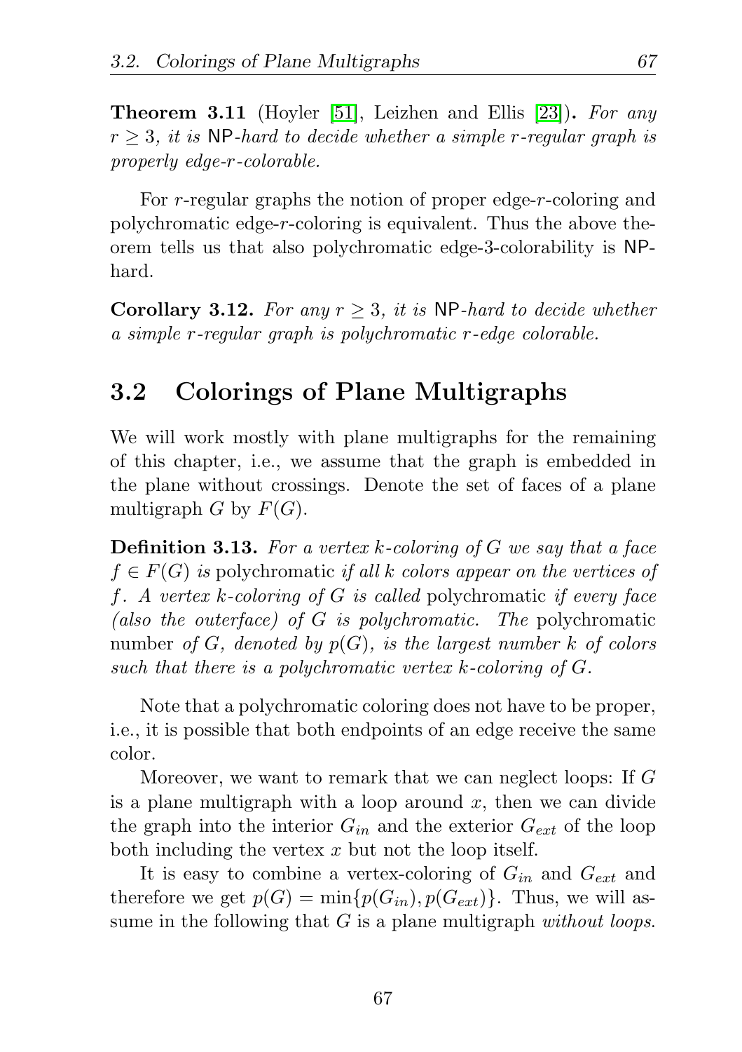**Theorem 3.11** (Hoyler [51], Leizhen and Ellis [23]). *For any $r \geq 3$, it is* NP*-hard to decide whether a simple $r$-regular graph is properly edge-$r$-colorable.*

For $r$-regular graphs the notion of proper edge-$r$-coloring and polychromatic edge-$r$-coloring is equivalent. Thus the above theorem tells us that also polychromatic edge-3-colorability is NP-hard.

**Corollary 3.12.** *For any $r \geq 3$, it is* NP*-hard to decide whether a simple $r$-regular graph is polychromatic $r$-edge colorable.*

## 3.2 Colorings of Plane Multigraphs

We will work mostly with plane multigraphs for the remaining of this chapter, i.e., we assume that the graph is embedded in the plane without crossings. Denote the set of faces of a plane multigraph $G$ by $F(G)$.

**Definition 3.13.** *For a vertex $k$-coloring of $G$ we say that a face $f \in F(G)$ is* polychromatic *if all $k$ colors appear on the vertices of $f$. A vertex $k$-coloring of $G$ is called* polychromatic *if every face (also the outerface) of $G$ is polychromatic. The* polychromatic number *of $G$, denoted by $p(G)$, is the largest number $k$ of colors such that there is a polychromatic vertex $k$-coloring of $G$.*

Note that a polychromatic coloring does not have to be proper, i.e., it is possible that both endpoints of an edge receive the same color.

Moreover, we want to remark that we can neglect loops: If $G$ is a plane multigraph with a loop around $x$, then we can divide the graph into the interior $G_{in}$ and the exterior $G_{ext}$ of the loop both including the vertex $x$ but not the loop itself.

It is easy to combine a vertex-coloring of $G_{in}$ and $G_{ext}$ and therefore we get $p(G) = \min\{p(G_{in}), p(G_{ext})\}$. Thus, we will assume in the following that $G$ is a plane multigraph *without loops*.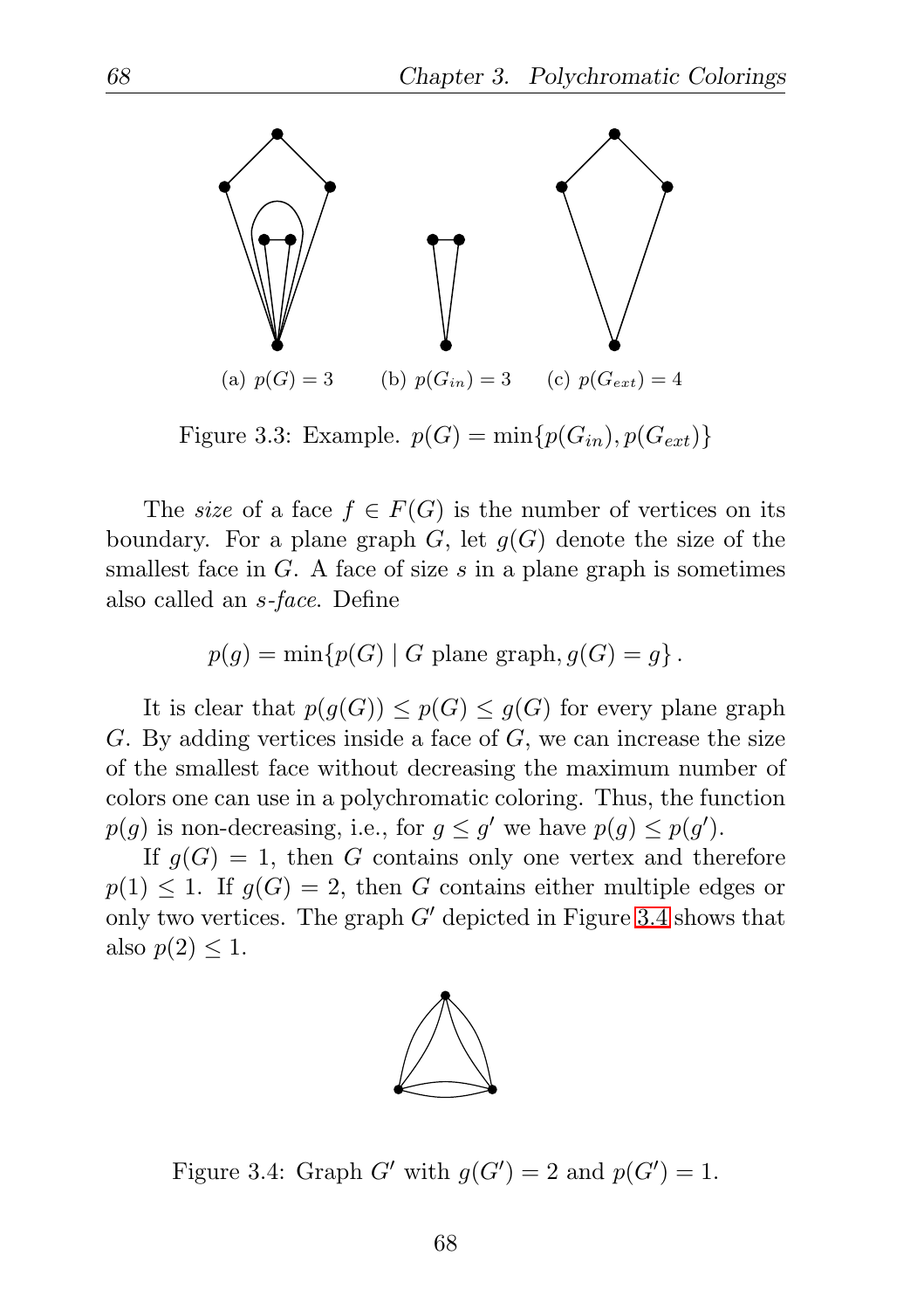(a) $p(G) = 3$ (b) $p(G_{in}) = 3$ (c) $p(G_{ext}) = 4$

Figure 3.3: Example. $p(G) = \min\{p(G_{in}), p(G_{ext})\}$

The *size* of a face $f \in F(G)$ is the number of vertices on its boundary. For a plane graph $G$, let $g(G)$ denote the size of the smallest face in $G$. A face of size $s$ in a plane graph is sometimes also called an *s-face*. Define

$$p(g) = \min\{p(G) \mid G \text{ plane graph}, g(G) = g\}.$$

It is clear that $p(g(G)) \leq p(G) \leq g(G)$ for every plane graph $G$. By adding vertices inside a face of $G$, we can increase the size of the smallest face without decreasing the maximum number of colors one can use in a polychromatic coloring. Thus, the function $p(g)$ is non-decreasing, i.e., for $g \leq g'$ we have $p(g) \leq p(g')$.

If $g(G) = 1$, then $G$ contains only one vertex and therefore $p(1) \leq 1$. If $g(G) = 2$, then $G$ contains either multiple edges or only two vertices. The graph $G'$ depicted in Figure 3.4 shows that also $p(2) \leq 1$.

Figure 3.4: Graph $G'$ with $g(G') = 2$ and $p(G') = 1$.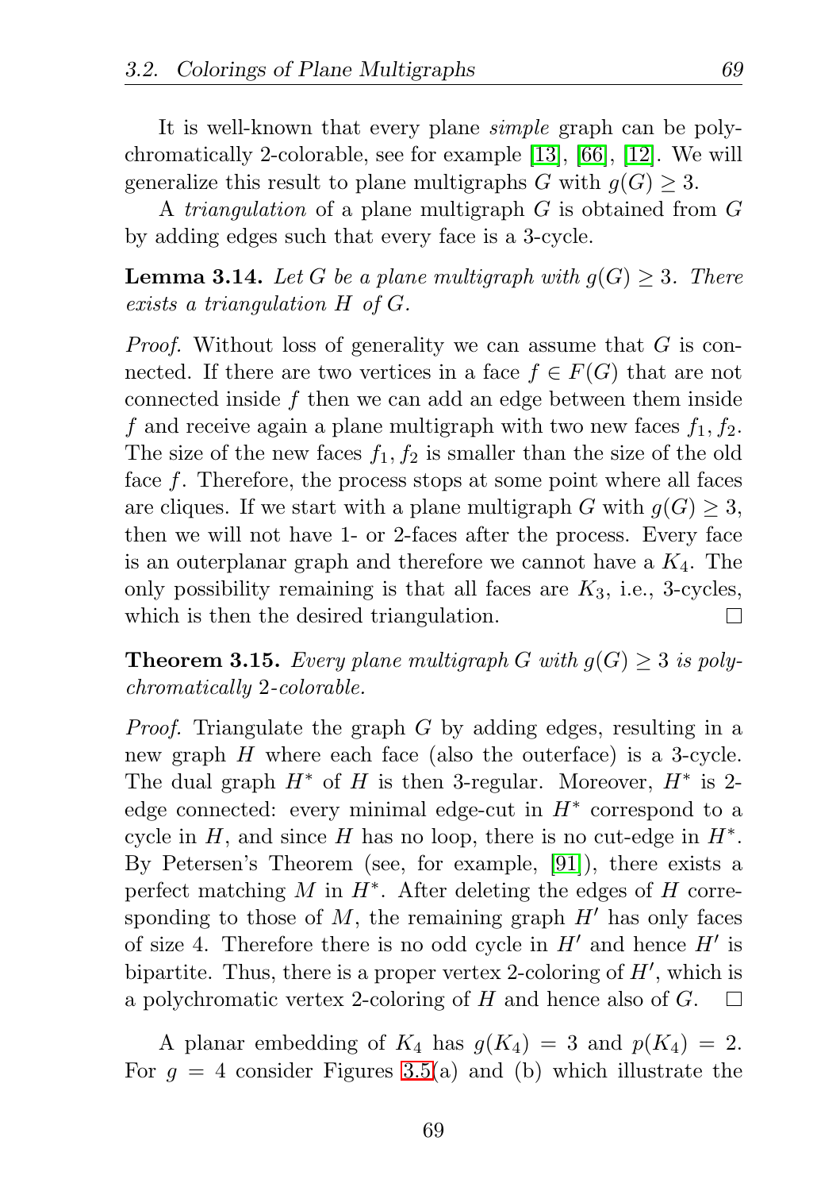It is well-known that every plane *simple* graph can be polychromatically 2-colorable, see for example [13], [66], [12]. We will generalize this result to plane multigraphs $G$ with $g(G) \geq 3$.

A *triangulation* of a plane multigraph $G$ is obtained from $G$ by adding edges such that every face is a 3-cycle.

**Lemma 3.14.** *Let $G$ be a plane multigraph with $g(G) \geq 3$. There exists a triangulation $H$ of $G$.*

*Proof.* Without loss of generality we can assume that $G$ is connected. If there are two vertices in a face $f \in F(G)$ that are not connected inside $f$ then we can add an edge between them inside $f$ and receive again a plane multigraph with two new faces $f_1, f_2$. The size of the new faces $f_1, f_2$ is smaller than the size of the old face $f$. Therefore, the process stops at some point where all faces are cliques. If we start with a plane multigraph $G$ with $g(G) \geq 3$, then we will not have 1- or 2-faces after the process. Every face is an outerplanar graph and therefore we cannot have a $K_4$. The only possibility remaining is that all faces are $K_3$, i.e., 3-cycles, which is then the desired triangulation. □

**Theorem 3.15.** *Every plane multigraph $G$ with $g(G) \geq 3$ is polychromatically 2-colorable.*

*Proof.* Triangulate the graph $G$ by adding edges, resulting in a new graph $H$ where each face (also the outerface) is a 3-cycle. The dual graph $H^*$ of $H$ is then 3-regular. Moreover, $H^*$ is 2-edge connected: every minimal edge-cut in $H^*$ correspond to a cycle in $H$, and since $H$ has no loop, there is no cut-edge in $H^*$. By Petersen's Theorem (see, for example, [91]), there exists a perfect matching $M$ in $H^*$. After deleting the edges of $H$ corresponding to those of $M$, the remaining graph $H'$ has only faces of size 4. Therefore there is no odd cycle in $H'$ and hence $H'$ is bipartite. Thus, there is a proper vertex 2-coloring of $H'$, which is a polychromatic vertex 2-coloring of $H$ and hence also of $G$. □

A planar embedding of $K_4$ has $g(K_4) = 3$ and $p(K_4) = 2$. For $g = 4$ consider Figures 3.5(a) and (b) which illustrate the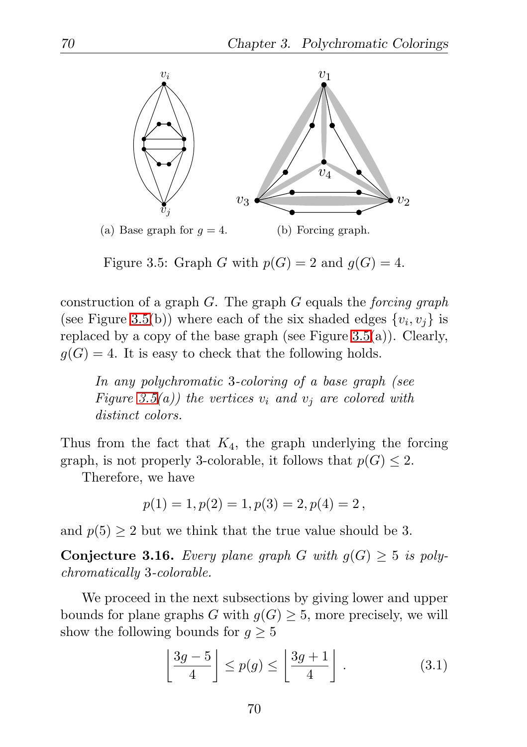(a) Base graph for $g = 4$.

(b) Forcing graph.

Figure 3.5: Graph $G$ with $p(G) = 2$ and $g(G) = 4$.

construction of a graph $G$. The graph $G$ equals the *forcing graph* (see Figure 3.5(b)) where each of the six shaded edges $\{v_i, v_j\}$ is replaced by a copy of the base graph (see Figure 3.5(a)). Clearly, $g(G) = 4$. It is easy to check that the following holds.

> *In any polychromatic 3-coloring of a base graph (see Figure 3.5(a)) the vertices $v_i$ and $v_j$ are colored with distinct colors.*

Thus from the fact that $K_4$, the graph underlying the forcing graph, is not properly 3-colorable, it follows that $p(G) \leq 2$.

Therefore, we have

$$p(1) = 1, p(2) = 1, p(3) = 2, p(4) = 2\,,$$

and $p(5) \geq 2$ but we think that the true value should be 3.

**Conjecture 3.16.** *Every plane graph $G$ with $g(G) \geq 5$ is polychromatically 3-colorable.*

We proceed in the next subsections by giving lower and upper bounds for plane graphs $G$ with $g(G) \geq 5$, more precisely, we will show the following bounds for $g \geq 5$

$$\left\lfloor \frac{3g-5}{4} \right\rfloor \leq p(g) \leq \left\lfloor \frac{3g+1}{4} \right\rfloor . \tag{3.1}$$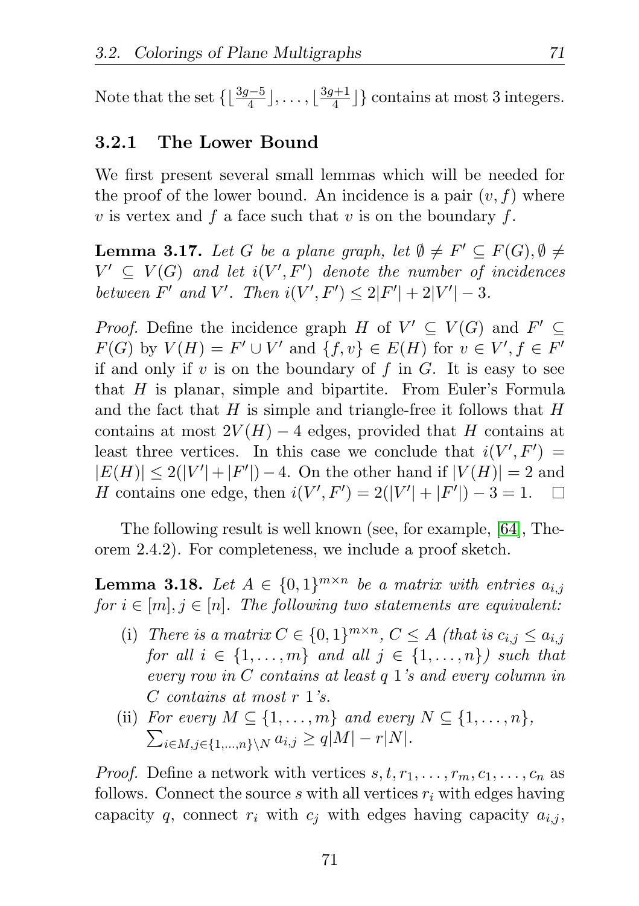Note that the set $\{\lfloor \frac{3g-5}{4} \rfloor, \ldots, \lfloor \frac{3g+1}{4} \rfloor\}$ contains at most 3 integers.

### 3.2.1 The Lower Bound

We first present several small lemmas which will be needed for the proof of the lower bound. An incidence is a pair $(v, f)$ where $v$ is vertex and $f$ a face such that $v$ is on the boundary $f$.

**Lemma 3.17.** *Let $G$ be a plane graph, let $\emptyset \neq F' \subseteq F(G), \emptyset \neq V' \subseteq V(G)$ and let $i(V', F')$ denote the number of incidences between $F'$ and $V'$. Then $i(V', F') \leq 2|F'| + 2|V'| - 3$.*

*Proof.* Define the incidence graph $H$ of $V' \subseteq V(G)$ and $F' \subseteq F(G)$ by $V(H) = F' \cup V'$ and $\{f, v\} \in E(H)$ for $v \in V', f \in F'$ if and only if $v$ is on the boundary of $f$ in $G$. It is easy to see that $H$ is planar, simple and bipartite. From Euler's Formula and the fact that $H$ is simple and triangle-free it follows that $H$ contains at most $2V(H) - 4$ edges, provided that $H$ contains at least three vertices. In this case we conclude that $i(V', F') = |E(H)| \leq 2(|V'| + |F'|) - 4$. On the other hand if $|V(H)| = 2$ and $H$ contains one edge, then $i(V', F') = 2(|V'| + |F'|) - 3 = 1$. □

The following result is well known (see, for example, [64], Theorem 2.4.2). For completeness, we include a proof sketch.

**Lemma 3.18.** *Let $A \in \{0,1\}^{m \times n}$ be a matrix with entries $a_{i,j}$ for $i \in [m], j \in [n]$. The following two statements are equivalent:*

(i) *There is a matrix $C \in \{0,1\}^{m \times n}$, $C \leq A$ (that is $c_{i,j} \leq a_{i,j}$ for all $i \in \{1, \ldots, m\}$ and all $j \in \{1, \ldots, n\}$) such that every row in $C$ contains at least $q$ 1's and every column in $C$ contains at most $r$ 1's.*

(ii) *For every $M \subseteq \{1, \ldots, m\}$ and every $N \subseteq \{1, \ldots, n\}$, $\sum_{i \in M, j \in \{1,\ldots,n\} \setminus N} a_{i,j} \geq q|M| - r|N|$.*

*Proof.* Define a network with vertices $s, t, r_1, \ldots, r_m, c_1, \ldots, c_n$ as follows. Connect the source $s$ with all vertices $r_i$ with edges having capacity $q$, connect $r_i$ with $c_j$ with edges having capacity $a_{i,j}$,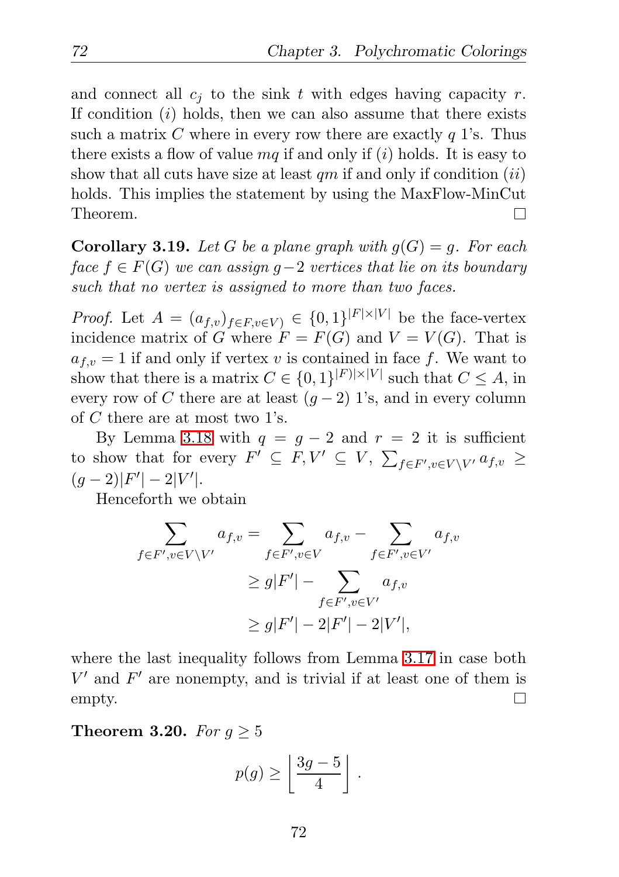and connect all $c_j$ to the sink $t$ with edges having capacity $r$. If condition $(i)$ holds, then we can also assume that there exists such a matrix $C$ where in every row there are exactly $q$ 1's. Thus there exists a flow of value $mq$ if and only if $(i)$ holds. It is easy to show that all cuts have size at least $qm$ if and only if condition $(ii)$ holds. This implies the statement by using the MaxFlow-MinCut Theorem. □

**Corollary 3.19.** *Let $G$ be a plane graph with $g(G) = g$. For each face $f \in F(G)$ we can assign $g-2$ vertices that lie on its boundary such that no vertex is assigned to more than two faces.*

*Proof.* Let $A = (a_{f,v})_{f\in F, v\in V)} \in \{0,1\}^{|F|\times|V|}$ be the face-vertex incidence matrix of $G$ where $F = F(G)$ and $V = V(G)$. That is $a_{f,v} = 1$ if and only if vertex $v$ is contained in face $f$. We want to show that there is a matrix $C \in \{0,1\}^{|F)|\times|V|}$ such that $C \leq A$, in every row of $C$ there are at least $(g-2)$ 1's, and in every column of $C$ there are at most two 1's.

By Lemma 3.18 with $q = g-2$ and $r = 2$ it is sufficient to show that for every $F' \subseteq F, V' \subseteq V$, $\sum_{f\in F', v\in V\setminus V'} a_{f,v} \geq (g-2)|F'| - 2|V'|$.

Henceforth we obtain

$$\begin{aligned}
\sum_{f\in F', v\in V\setminus V'} a_{f,v} &= \sum_{f\in F', v\in V} a_{f,v} - \sum_{f\in F', v\in V'} a_{f,v} \\
&\geq g|F'| - \sum_{f\in F', v\in V'} a_{f,v} \\
&\geq g|F'| - 2|F'| - 2|V'|,
\end{aligned}$$

where the last inequality follows from Lemma 3.17 in case both $V'$ and $F'$ are nonempty, and is trivial if at least one of them is empty. □

**Theorem 3.20.** *For $g \geq 5$*

$$p(g) \geq \left\lfloor \frac{3g-5}{4} \right\rfloor .$$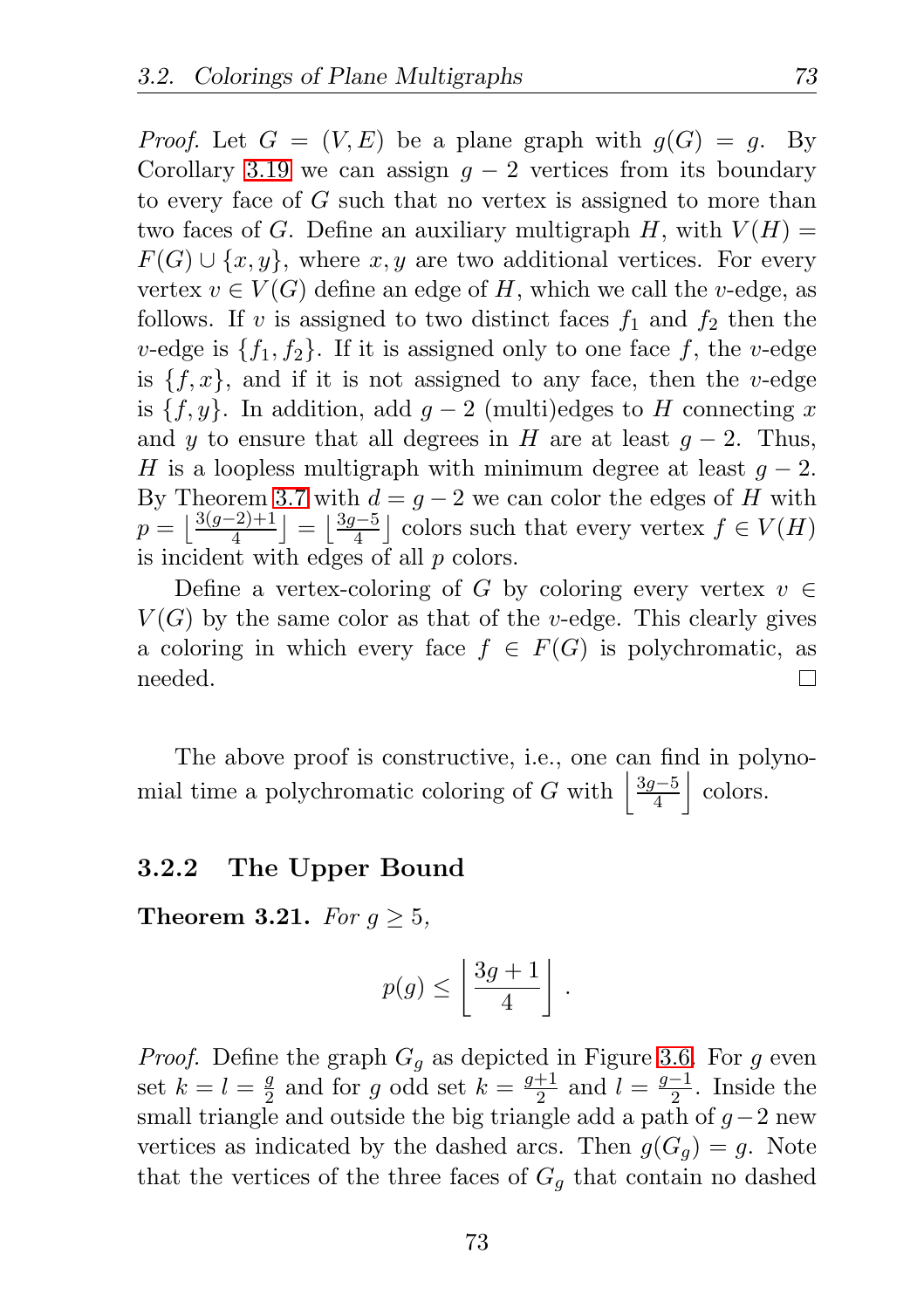*Proof.* Let $G = (V, E)$ be a plane graph with $g(G) = g$. By Corollary 3.19 we can assign $g - 2$ vertices from its boundary to every face of $G$ such that no vertex is assigned to more than two faces of $G$. Define an auxiliary multigraph $H$, with $V(H) = F(G) \cup \{x, y\}$, where $x, y$ are two additional vertices. For every vertex $v \in V(G)$ define an edge of $H$, which we call the $v$-edge, as follows. If $v$ is assigned to two distinct faces $f_1$ and $f_2$ then the $v$-edge is $\{f_1, f_2\}$. If it is assigned only to one face $f$, the $v$-edge is $\{f, x\}$, and if it is not assigned to any face, then the $v$-edge is $\{f, y\}$. In addition, add $g - 2$ (multi)edges to $H$ connecting $x$ and $y$ to ensure that all degrees in $H$ are at least $g - 2$. Thus, $H$ is a loopless multigraph with minimum degree at least $g - 2$. By Theorem 3.7 with $d = g - 2$ we can color the edges of $H$ with $p = \lfloor \frac{3(g-2)+1}{4} \rfloor = \lfloor \frac{3g-5}{4} \rfloor$ colors such that every vertex $f \in V(H)$ is incident with edges of all $p$ colors.

Define a vertex-coloring of $G$ by coloring every vertex $v \in V(G)$ by the same color as that of the $v$-edge. This clearly gives a coloring in which every face $f \in F(G)$ is polychromatic, as needed. $\square$

The above proof is constructive, i.e., one can find in polynomial time a polychromatic coloring of $G$ with $\left\lfloor \frac{3g-5}{4} \right\rfloor$ colors.

### 3.2.2 The Upper Bound

**Theorem 3.21.** *For $g \geq 5$,*

$$p(g) \leq \left\lfloor \frac{3g+1}{4} \right\rfloor .$$

*Proof.* Define the graph $G_g$ as depicted in Figure 3.6. For $g$ even set $k = l = \frac{g}{2}$ and for $g$ odd set $k = \frac{g+1}{2}$ and $l = \frac{g-1}{2}$. Inside the small triangle and outside the big triangle add a path of $g-2$ new vertices as indicated by the dashed arcs. Then $g(G_g) = g$. Note that the vertices of the three faces of $G_g$ that contain no dashed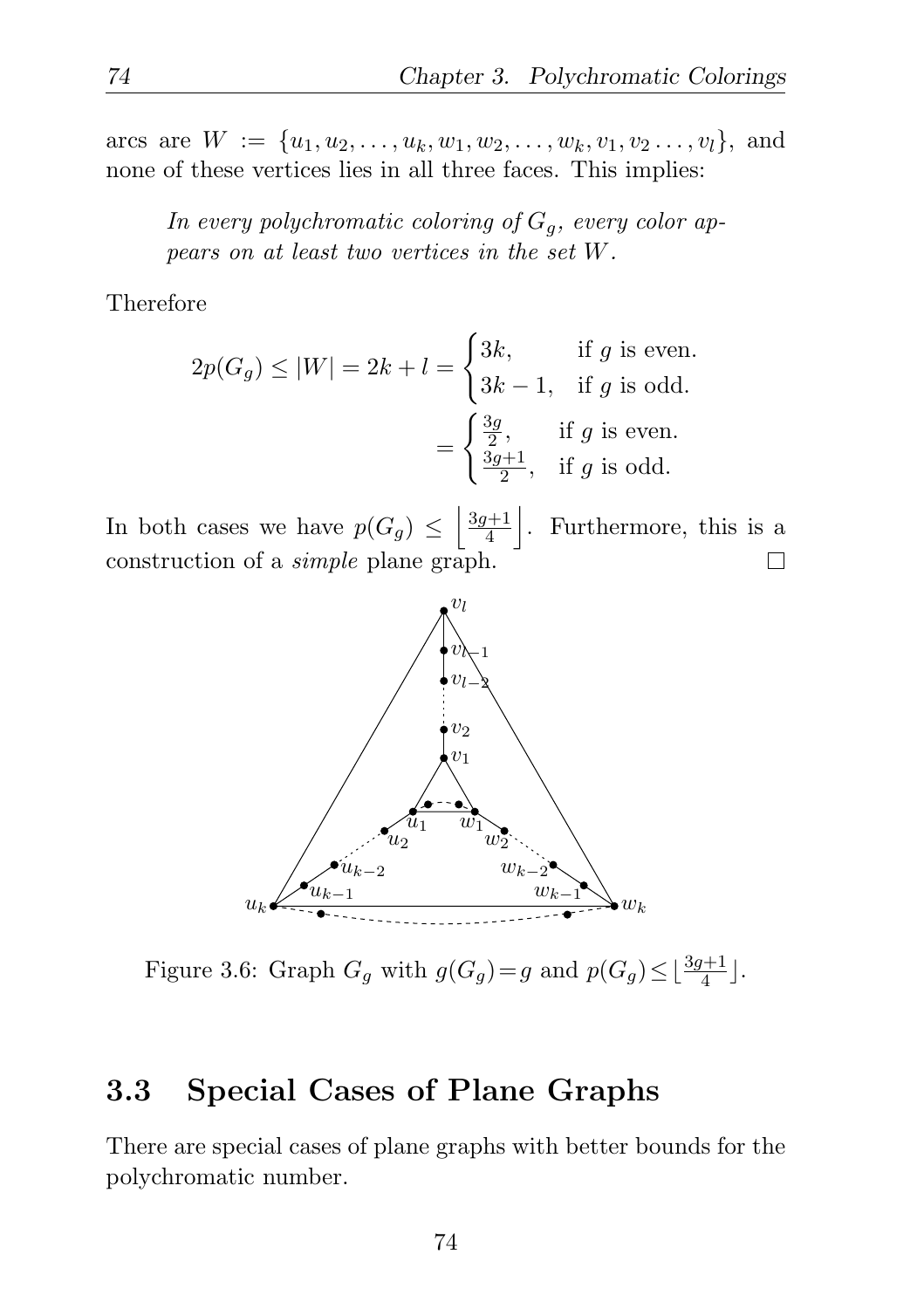arcs are $W := \{u_1, u_2, \ldots, u_k, w_1, w_2, \ldots, w_k, v_1, v_2 \ldots, v_l\}$, and none of these vertices lies in all three faces. This implies:

> *In every polychromatic coloring of $G_g$, every color appears on at least two vertices in the set $W$.*

Therefore

$$2p(G_g) \leq |W| = 2k + l = \begin{cases} 3k, & \text{if } g \text{ is even.} \\ 3k-1, & \text{if } g \text{ is odd.} \end{cases}$$

$$= \begin{cases} \frac{3g}{2}, & \text{if } g \text{ is even.} \\ \frac{3g+1}{2}, & \text{if } g \text{ is odd.} \end{cases}$$

In both cases we have $p(G_g) \leq \left\lfloor \frac{3g+1}{4} \right\rfloor$. Furthermore, this is a construction of a *simple* plane graph. □

Figure 3.6: Graph $G_g$ with $g(G_g) = g$ and $p(G_g) \leq \lfloor \frac{3g+1}{4} \rfloor$.

## 3.3 Special Cases of Plane Graphs

There are special cases of plane graphs with better bounds for the polychromatic number.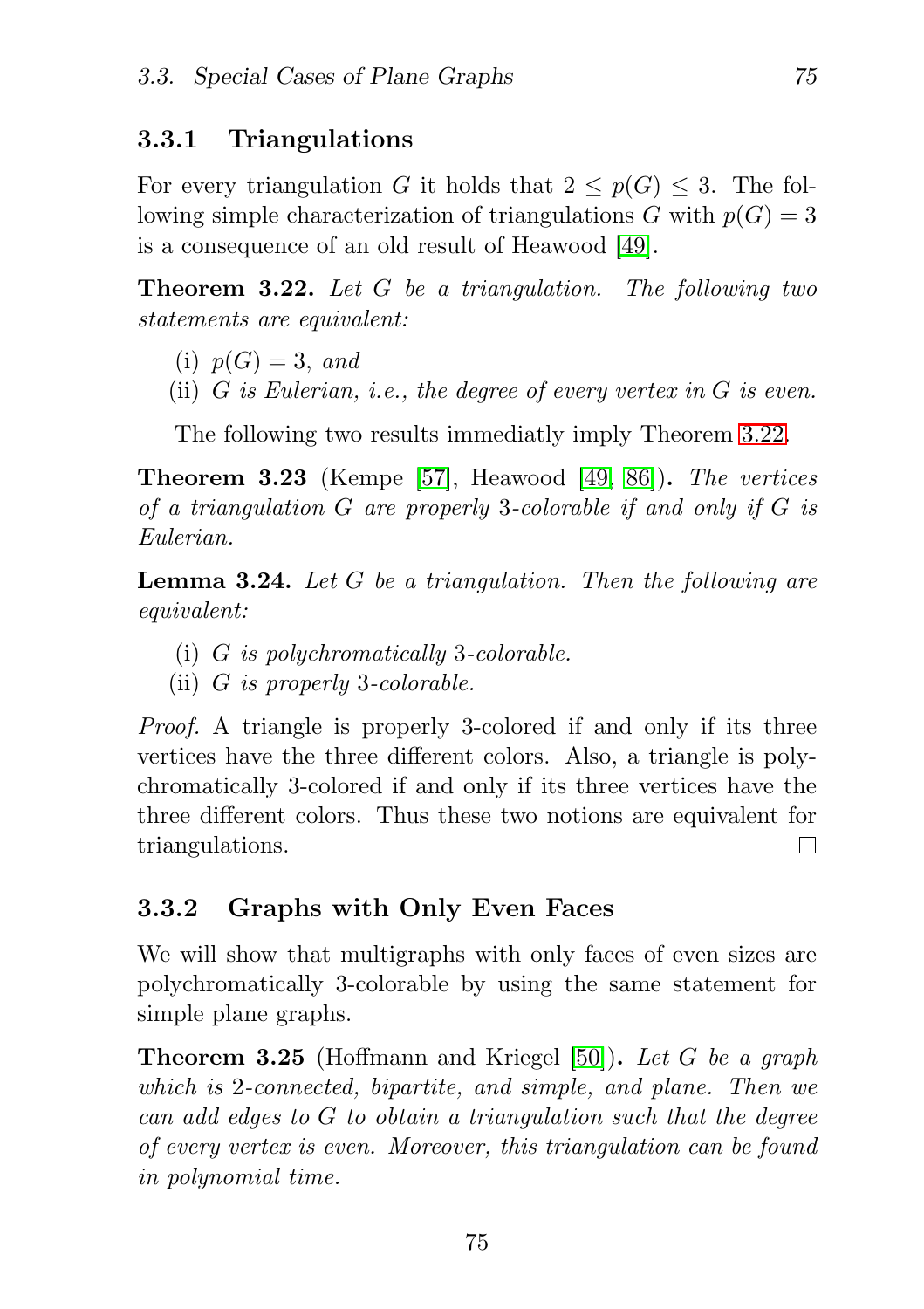### 3.3.1 Triangulations

For every triangulation $G$ it holds that $2 \leq p(G) \leq 3$. The following simple characterization of triangulations $G$ with $p(G) = 3$ is a consequence of an old result of Heawood [49].

**Theorem 3.22.** *Let $G$ be a triangulation. The following two statements are equivalent:*

(i) *$p(G) = 3$, and*
(ii) *$G$ is Eulerian, i.e., the degree of every vertex in $G$ is even.*

The following two results immediatly imply Theorem 3.22.

**Theorem 3.23** (Kempe [57], Heawood [49, 86])**.** *The vertices of a triangulation $G$ are properly 3-colorable if and only if $G$ is Eulerian.*

**Lemma 3.24.** *Let $G$ be a triangulation. Then the following are equivalent:*

(i) *$G$ is polychromatically 3-colorable.*
(ii) *$G$ is properly 3-colorable.*

*Proof.* A triangle is properly 3-colored if and only if its three vertices have the three different colors. Also, a triangle is polychromatically 3-colored if and only if its three vertices have the three different colors. Thus these two notions are equivalent for triangulations. □

### 3.3.2 Graphs with Only Even Faces

We will show that multigraphs with only faces of even sizes are polychromatically 3-colorable by using the same statement for simple plane graphs.

**Theorem 3.25** (Hoffmann and Kriegel [50])**.** *Let $G$ be a graph which is 2-connected, bipartite, and simple, and plane. Then we can add edges to $G$ to obtain a triangulation such that the degree of every vertex is even. Moreover, this triangulation can be found in polynomial time.*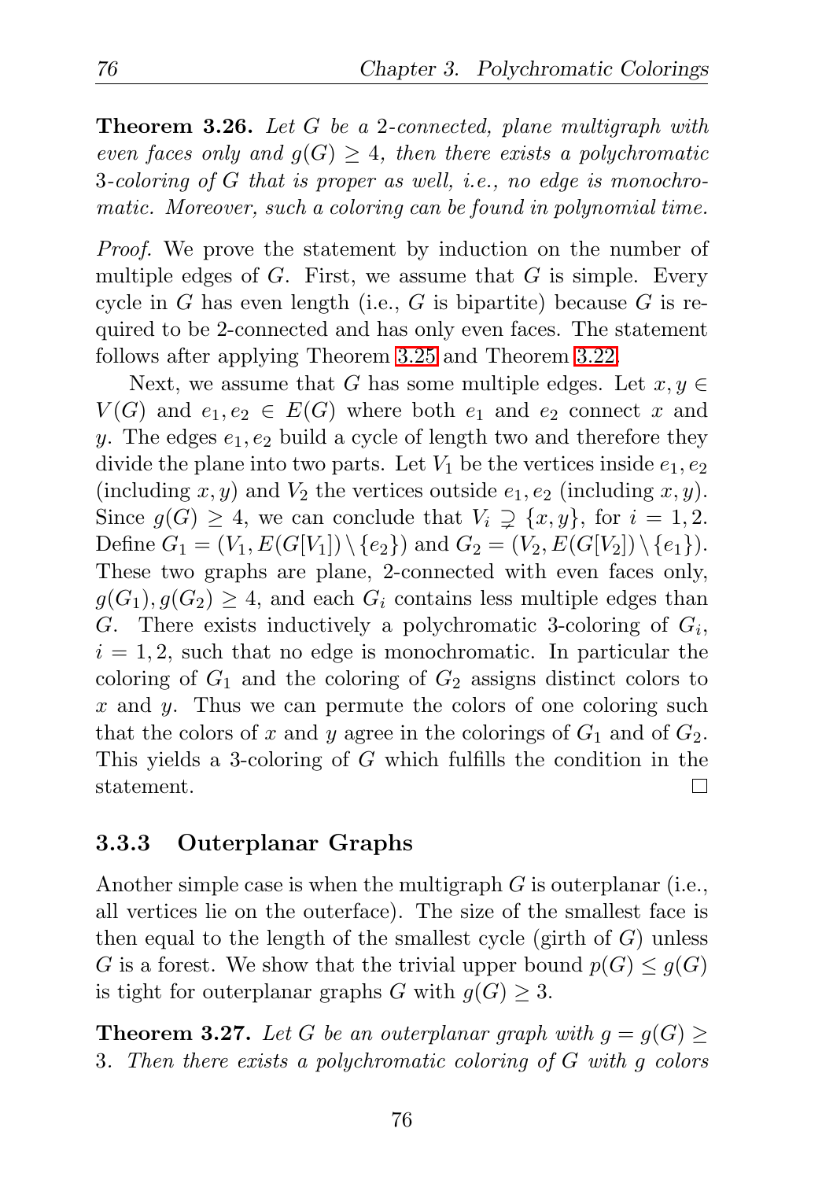**Theorem 3.26.** *Let $G$ be a 2-connected, plane multigraph with even faces only and $g(G) \geq 4$, then there exists a polychromatic 3-coloring of $G$ that is proper as well, i.e., no edge is monochromatic. Moreover, such a coloring can be found in polynomial time.*

*Proof.* We prove the statement by induction on the number of multiple edges of $G$. First, we assume that $G$ is simple. Every cycle in $G$ has even length (i.e., $G$ is bipartite) because $G$ is required to be 2-connected and has only even faces. The statement follows after applying Theorem 3.25 and Theorem 3.22.

Next, we assume that $G$ has some multiple edges. Let $x, y \in V(G)$ and $e_1, e_2 \in E(G)$ where both $e_1$ and $e_2$ connect $x$ and $y$. The edges $e_1, e_2$ build a cycle of length two and therefore they divide the plane into two parts. Let $V_1$ be the vertices inside $e_1, e_2$ (including $x, y$) and $V_2$ the vertices outside $e_1, e_2$ (including $x, y$). Since $g(G) \geq 4$, we can conclude that $V_i \supsetneq \{x, y\}$, for $i = 1, 2$. Define $G_1 = (V_1, E(G[V_1]) \setminus \{e_2\})$ and $G_2 = (V_2, E(G[V_2]) \setminus \{e_1\})$. These two graphs are plane, 2-connected with even faces only, $g(G_1), g(G_2) \geq 4$, and each $G_i$ contains less multiple edges than $G$. There exists inductively a polychromatic 3-coloring of $G_i$, $i = 1, 2$, such that no edge is monochromatic. In particular the coloring of $G_1$ and the coloring of $G_2$ assigns distinct colors to $x$ and $y$. Thus we can permute the colors of one coloring such that the colors of $x$ and $y$ agree in the colorings of $G_1$ and of $G_2$. This yields a 3-coloring of $G$ which fulfills the condition in the statement. □

### 3.3.3 Outerplanar Graphs

Another simple case is when the multigraph $G$ is outerplanar (i.e., all vertices lie on the outerface). The size of the smallest face is then equal to the length of the smallest cycle (girth of $G$) unless $G$ is a forest. We show that the trivial upper bound $p(G) \leq g(G)$ is tight for outerplanar graphs $G$ with $g(G) \geq 3$.

**Theorem 3.27.** *Let $G$ be an outerplanar graph with $g = g(G) \geq 3$. Then there exists a polychromatic coloring of $G$ with $g$ colors*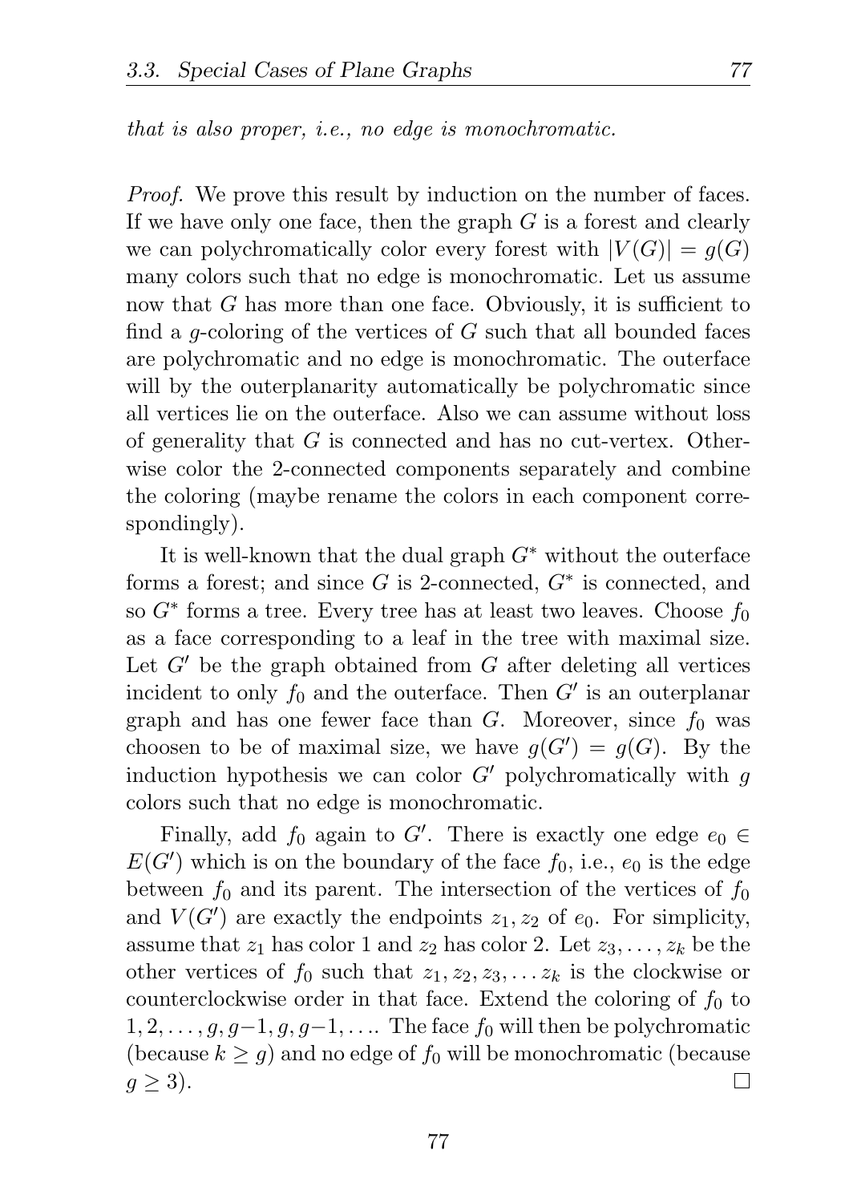*that is also proper, i.e., no edge is monochromatic.*

*Proof.* We prove this result by induction on the number of faces. If we have only one face, then the graph $G$ is a forest and clearly we can polychromatically color every forest with $|V(G)| = g(G)$ many colors such that no edge is monochromatic. Let us assume now that $G$ has more than one face. Obviously, it is sufficient to find a $g$-coloring of the vertices of $G$ such that all bounded faces are polychromatic and no edge is monochromatic. The outerface will by the outerplanarity automatically be polychromatic since all vertices lie on the outerface. Also we can assume without loss of generality that $G$ is connected and has no cut-vertex. Otherwise color the 2-connected components separately and combine the coloring (maybe rename the colors in each component correspondingly).

It is well-known that the dual graph $G^*$ without the outerface forms a forest; and since $G$ is 2-connected, $G^*$ is connected, and so $G^*$ forms a tree. Every tree has at least two leaves. Choose $f_0$ as a face corresponding to a leaf in the tree with maximal size. Let $G'$ be the graph obtained from $G$ after deleting all vertices incident to only $f_0$ and the outerface. Then $G'$ is an outerplanar graph and has one fewer face than $G$. Moreover, since $f_0$ was choosen to be of maximal size, we have $g(G') = g(G)$. By the induction hypothesis we can color $G'$ polychromatically with $g$ colors such that no edge is monochromatic.

Finally, add $f_0$ again to $G'$. There is exactly one edge $e_0 \in E(G')$ which is on the boundary of the face $f_0$, i.e., $e_0$ is the edge between $f_0$ and its parent. The intersection of the vertices of $f_0$ and $V(G')$ are exactly the endpoints $z_1, z_2$ of $e_0$. For simplicity, assume that $z_1$ has color 1 and $z_2$ has color 2. Let $z_3, \ldots, z_k$ be the other vertices of $f_0$ such that $z_1, z_2, z_3, \ldots z_k$ is the clockwise or counterclockwise order in that face. Extend the coloring of $f_0$ to $1, 2, \ldots, g, g-1, g, g-1, \ldots$. The face $f_0$ will then be polychromatic (because $k \geq g$) and no edge of $f_0$ will be monochromatic (because $g \geq 3$). □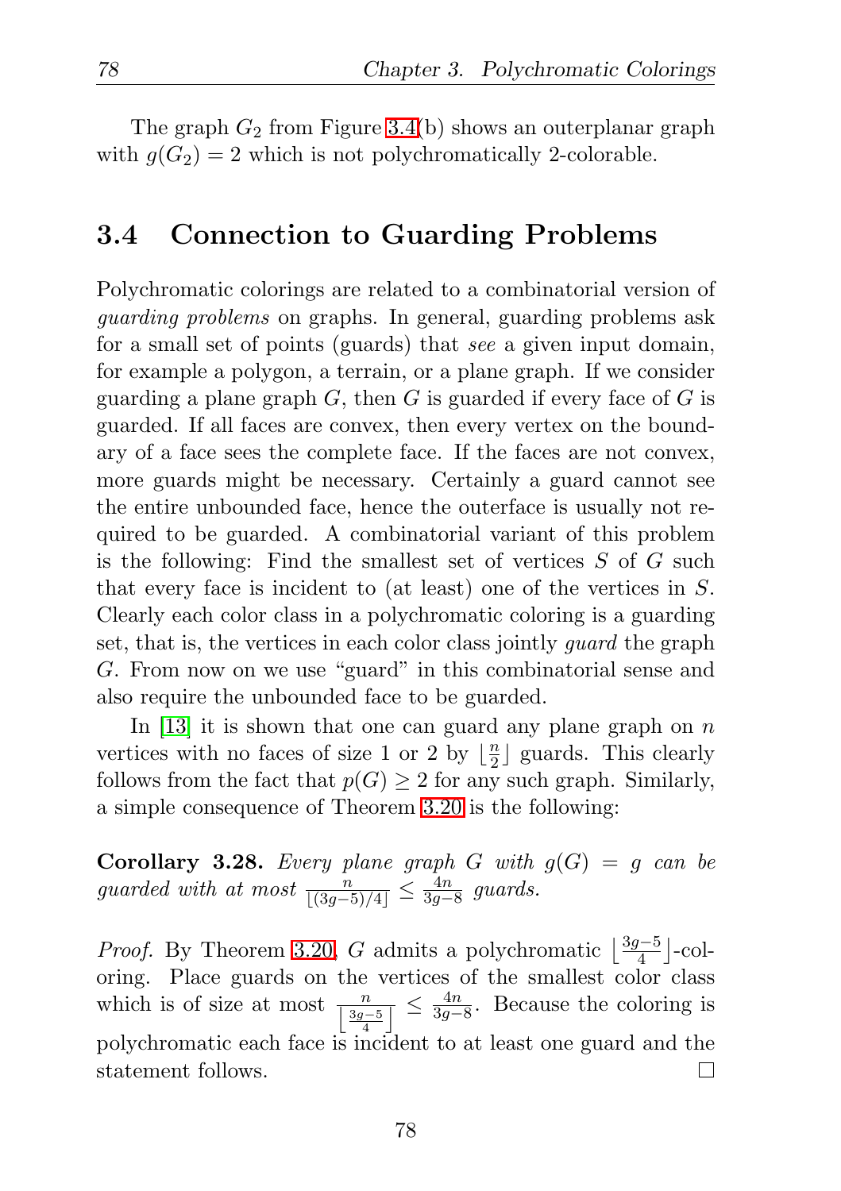The graph $G_2$ from Figure 3.4(b) shows an outerplanar graph with $g(G_2) = 2$ which is not polychromatically 2-colorable.

## 3.4 Connection to Guarding Problems

Polychromatic colorings are related to a combinatorial version of *guarding problems* on graphs. In general, guarding problems ask for a small set of points (guards) that *see* a given input domain, for example a polygon, a terrain, or a plane graph. If we consider guarding a plane graph $G$, then $G$ is guarded if every face of $G$ is guarded. If all faces are convex, then every vertex on the boundary of a face sees the complete face. If the faces are not convex, more guards might be necessary. Certainly a guard cannot see the entire unbounded face, hence the outerface is usually not required to be guarded. A combinatorial variant of this problem is the following: Find the smallest set of vertices $S$ of $G$ such that every face is incident to (at least) one of the vertices in $S$. Clearly each color class in a polychromatic coloring is a guarding set, that is, the vertices in each color class jointly *guard* the graph $G$. From now on we use "guard" in this combinatorial sense and also require the unbounded face to be guarded.

In [13] it is shown that one can guard any plane graph on $n$ vertices with no faces of size 1 or 2 by $\lfloor \frac{n}{2} \rfloor$ guards. This clearly follows from the fact that $p(G) \geq 2$ for any such graph. Similarly, a simple consequence of Theorem 3.20 is the following:

**Corollary 3.28.** *Every plane graph $G$ with $g(G) = g$ can be guarded with at most $\frac{n}{\lfloor (3g-5)/4 \rfloor} \leq \frac{4n}{3g-8}$ guards.*

*Proof.* By Theorem 3.20, $G$ admits a polychromatic $\lfloor \frac{3g-5}{4} \rfloor$-coloring. Place guards on the vertices of the smallest color class which is of size at most $\frac{n}{\lfloor \frac{3g-5}{4} \rfloor} \leq \frac{4n}{3g-8}$. Because the coloring is polychromatic each face is incident to at least one guard and the statement follows. $\square$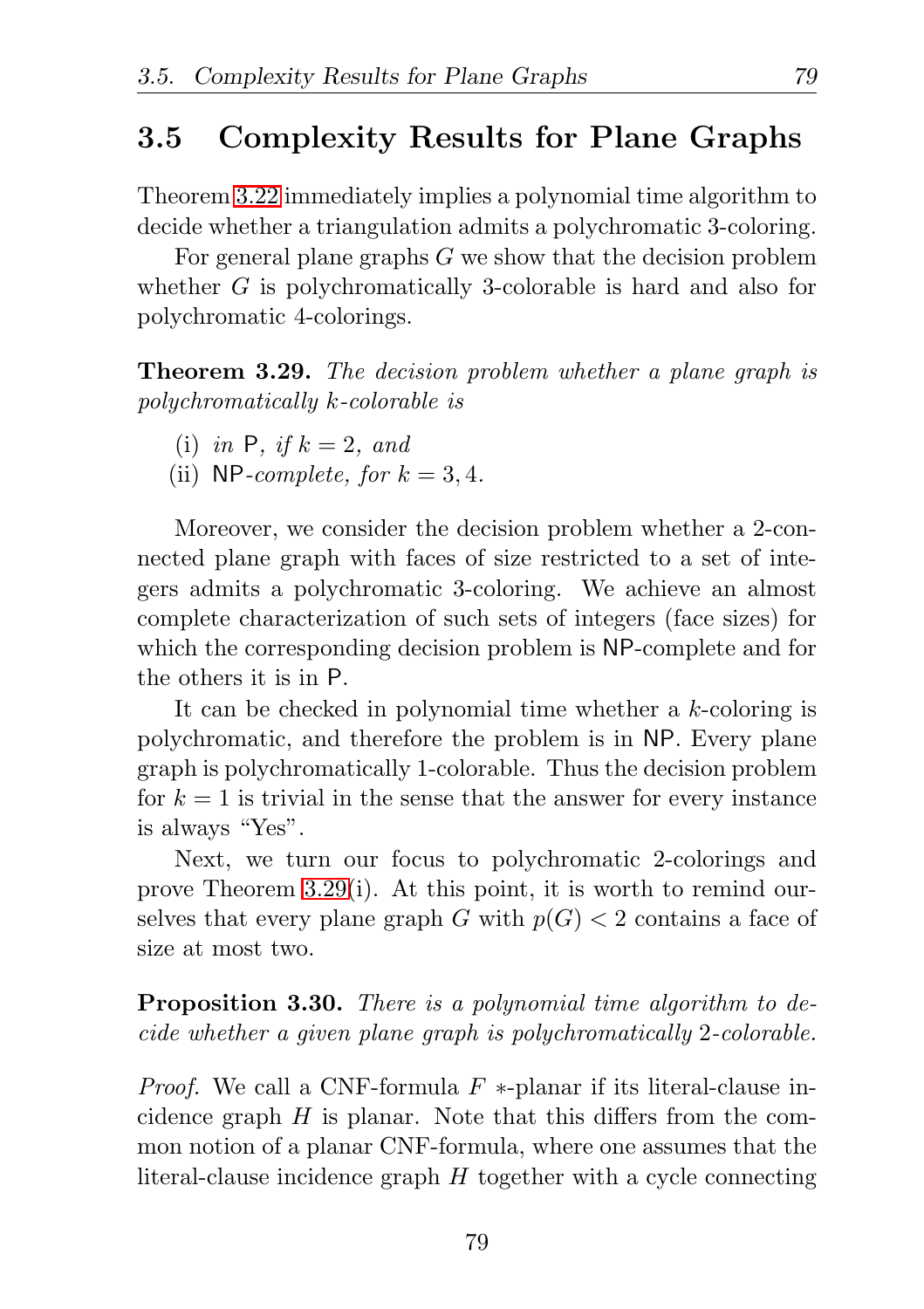## 3.5 Complexity Results for Plane Graphs

Theorem 3.22 immediately implies a polynomial time algorithm to decide whether a triangulation admits a polychromatic 3-coloring.

For general plane graphs $G$ we show that the decision problem whether $G$ is polychromatically 3-colorable is hard and also for polychromatic 4-colorings.

**Theorem 3.29.** *The decision problem whether a plane graph is polychromatically $k$-colorable is*

(i) *in* P*, if $k = 2$, and*
(ii) NP*-complete, for $k = 3, 4$.*

Moreover, we consider the decision problem whether a 2-connected plane graph with faces of size restricted to a set of integers admits a polychromatic 3-coloring. We achieve an almost complete characterization of such sets of integers (face sizes) for which the corresponding decision problem is NP-complete and for the others it is in P.

It can be checked in polynomial time whether a $k$-coloring is polychromatic, and therefore the problem is in NP. Every plane graph is polychromatically 1-colorable. Thus the decision problem for $k = 1$ is trivial in the sense that the answer for every instance is always "Yes".

Next, we turn our focus to polychromatic 2-colorings and prove Theorem 3.29(i). At this point, it is worth to remind ourselves that every plane graph $G$ with $p(G) < 2$ contains a face of size at most two.

**Proposition 3.30.** *There is a polynomial time algorithm to decide whether a given plane graph is polychromatically 2-colorable.*

*Proof.* We call a CNF-formula $F$ $*$-planar if its literal-clause incidence graph $H$ is planar. Note that this differs from the common notion of a planar CNF-formula, where one assumes that the literal-clause incidence graph $H$ together with a cycle connecting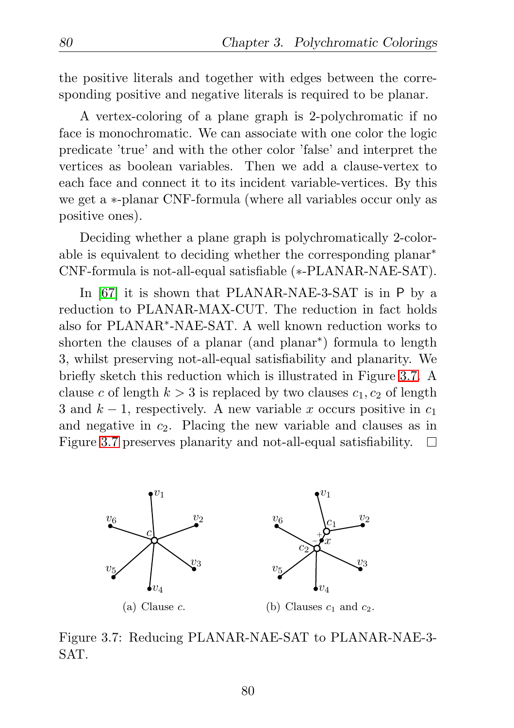the positive literals and together with edges between the corresponding positive and negative literals is required to be planar.

A vertex-coloring of a plane graph is 2-polychromatic if no face is monochromatic. We can associate with one color the logic predicate 'true' and with the other color 'false' and interpret the vertices as boolean variables. Then we add a clause-vertex to each face and connect it to its incident variable-vertices. By this we get a $*$-planar CNF-formula (where all variables occur only as positive ones).

Deciding whether a plane graph is polychromatically 2-colorable is equivalent to deciding whether the corresponding planar$^*$ CNF-formula is not-all-equal satisfiable ($*$-PLANAR-NAE-SAT).

In [67] it is shown that PLANAR-NAE-3-SAT is in $\mathsf{P}$ by a reduction to PLANAR-MAX-CUT. The reduction in fact holds also for PLANAR$^*$-NAE-SAT. A well known reduction works to shorten the clauses of a planar (and planar$^*$) formula to length 3, whilst preserving not-all-equal satisfiability and planarity. We briefly sketch this reduction which is illustrated in Figure 3.7. A clause $c$ of length $k > 3$ is replaced by two clauses $c_1, c_2$ of length 3 and $k-1$, respectively. A new variable $x$ occurs positive in $c_1$ and negative in $c_2$. Placing the new variable and clauses as in Figure 3.7 preserves planarity and not-all-equal satisfiability. □

(a) Clause $c$.

(b) Clauses $c_1$ and $c_2$.

Figure 3.7: Reducing PLANAR-NAE-SAT to PLANAR-NAE-3-SAT.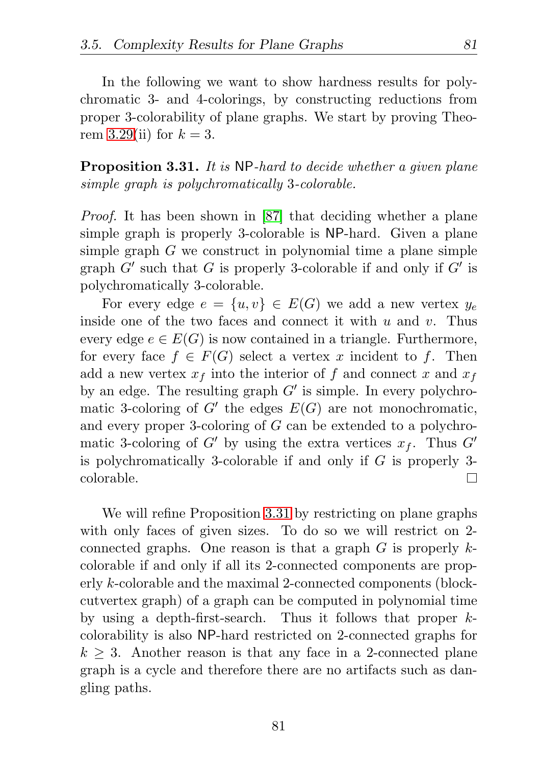In the following we want to show hardness results for polychromatic 3- and 4-colorings, by constructing reductions from proper 3-colorability of plane graphs. We start by proving Theorem 3.29(ii) for $k = 3$.

**Proposition 3.31.** *It is* NP*-hard to decide whether a given plane simple graph is polychromatically* 3*-colorable.*

*Proof.* It has been shown in [87] that deciding whether a plane simple graph is properly 3-colorable is NP-hard. Given a plane simple graph $G$ we construct in polynomial time a plane simple graph $G'$ such that $G$ is properly 3-colorable if and only if $G'$ is polychromatically 3-colorable.

For every edge $e = \{u, v\} \in E(G)$ we add a new vertex $y_e$ inside one of the two faces and connect it with $u$ and $v$. Thus every edge $e \in E(G)$ is now contained in a triangle. Furthermore, for every face $f \in F(G)$ select a vertex $x$ incident to $f$. Then add a new vertex $x_f$ into the interior of $f$ and connect $x$ and $x_f$ by an edge. The resulting graph $G'$ is simple. In every polychromatic 3-coloring of $G'$ the edges $E(G)$ are not monochromatic, and every proper 3-coloring of $G$ can be extended to a polychromatic 3-coloring of $G'$ by using the extra vertices $x_f$. Thus $G'$ is polychromatically 3-colorable if and only if $G$ is properly 3-colorable. □

We will refine Proposition 3.31 by restricting on plane graphs with only faces of given sizes. To do so we will restrict on 2-connected graphs. One reason is that a graph $G$ is properly $k$-colorable if and only if all its 2-connected components are properly $k$-colorable and the maximal 2-connected components (block-cutvertex graph) of a graph can be computed in polynomial time by using a depth-first-search. Thus it follows that proper $k$-colorability is also NP-hard restricted on 2-connected graphs for $k \geq 3$. Another reason is that any face in a 2-connected plane graph is a cycle and therefore there are no artifacts such as dangling paths.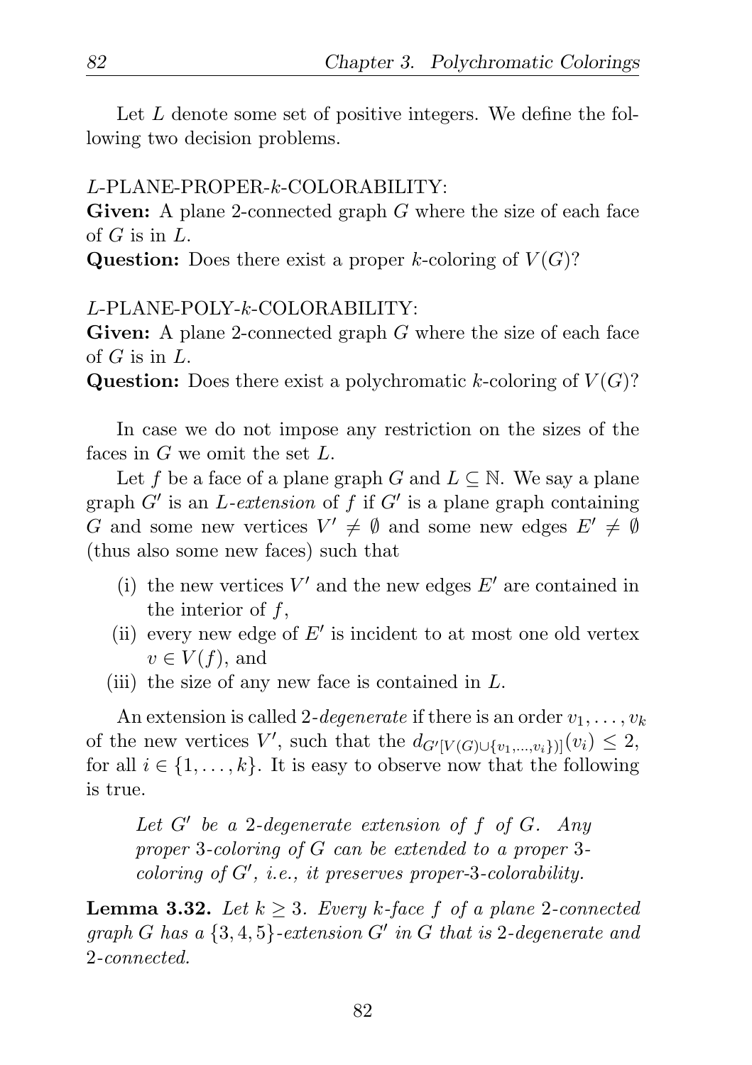Let $L$ denote some set of positive integers. We define the following two decision problems.

$L$-PLANE-PROPER-$k$-COLORABILITY:
**Given:** A plane 2-connected graph $G$ where the size of each face of $G$ is in $L$.
**Question:** Does there exist a proper $k$-coloring of $V(G)$?

$L$-PLANE-POLY-$k$-COLORABILITY:
**Given:** A plane 2-connected graph $G$ where the size of each face of $G$ is in $L$.
**Question:** Does there exist a polychromatic $k$-coloring of $V(G)$?

In case we do not impose any restriction on the sizes of the faces in $G$ we omit the set $L$.

Let $f$ be a face of a plane graph $G$ and $L \subseteq \mathbb{N}$. We say a plane graph $G'$ is an *$L$-extension* of $f$ if $G'$ is a plane graph containing $G$ and some new vertices $V' \neq \emptyset$ and some new edges $E' \neq \emptyset$ (thus also some new faces) such that

(i) the new vertices $V'$ and the new edges $E'$ are contained in the interior of $f$,
(ii) every new edge of $E'$ is incident to at most one old vertex $v \in V(f)$, and
(iii) the size of any new face is contained in $L$.

An extension is called *2-degenerate* if there is an order $v_1, \ldots, v_k$ of the new vertices $V'$, such that the $d_{G'[V(G) \cup \{v_1,\ldots,v_i\})]}(v_i) \leq 2$, for all $i \in \{1, \ldots, k\}$. It is easy to observe now that the following is true.

> *Let $G'$ be a 2-degenerate extension of $f$ of $G$. Any proper 3-coloring of $G$ can be extended to a proper 3-coloring of $G'$, i.e., it preserves proper-3-colorability.*

**Lemma 3.32.** *Let $k \geq 3$. Every $k$-face $f$ of a plane 2-connected graph $G$ has a $\{3, 4, 5\}$-extension $G'$ in $G$ that is 2-degenerate and 2-connected.*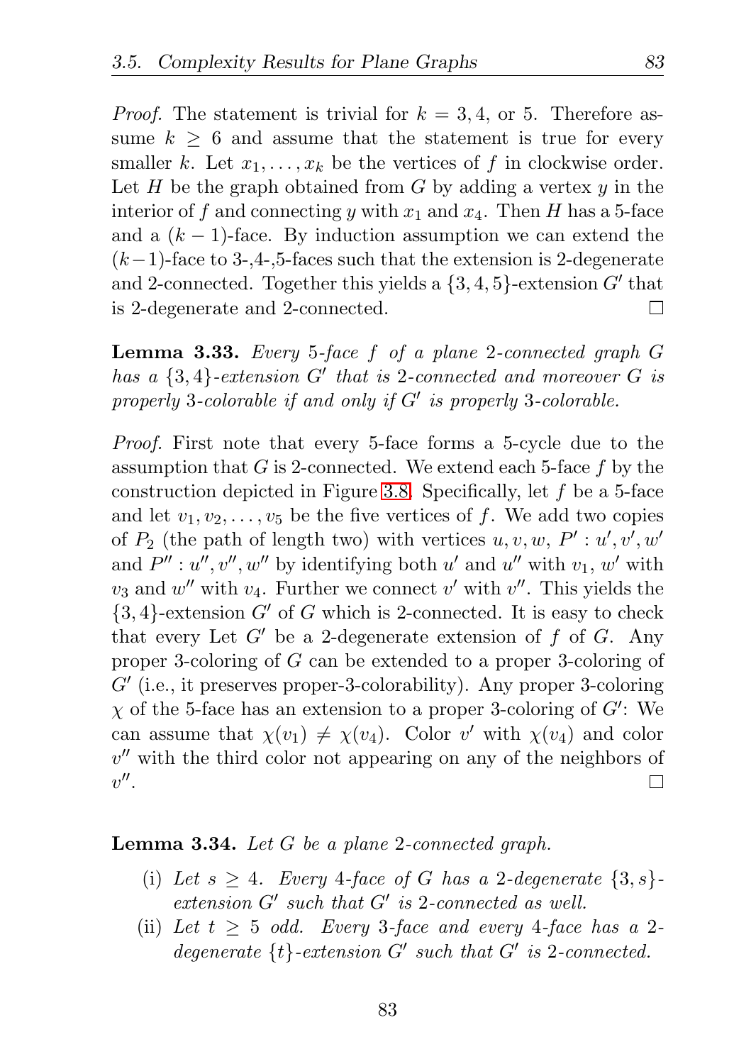*Proof.* The statement is trivial for $k = 3, 4$, or $5$. Therefore assume $k \geq 6$ and assume that the statement is true for every smaller $k$. Let $x_1, \ldots, x_k$ be the vertices of $f$ in clockwise order. Let $H$ be the graph obtained from $G$ by adding a vertex $y$ in the interior of $f$ and connecting $y$ with $x_1$ and $x_4$. Then $H$ has a 5-face and a $(k-1)$-face. By induction assumption we can extend the $(k-1)$-face to 3-,4-,5-faces such that the extension is 2-degenerate and 2-connected. Together this yields a $\{3, 4, 5\}$-extension $G'$ that is 2-degenerate and 2-connected. □

**Lemma 3.33.** *Every 5-face $f$ of a plane 2-connected graph $G$ has a $\{3, 4\}$-extension $G'$ that is 2-connected and moreover $G$ is properly 3-colorable if and only if $G'$ is properly 3-colorable.*

*Proof.* First note that every 5-face forms a 5-cycle due to the assumption that $G$ is 2-connected. We extend each 5-face $f$ by the construction depicted in Figure 3.8. Specifically, let $f$ be a 5-face and let $v_1, v_2, \ldots, v_5$ be the five vertices of $f$. We add two copies of $P_2$ (the path of length two) with vertices $u, v, w$, $P' : u', v', w'$ and $P'' : u'', v'', w''$ by identifying both $u'$ and $u''$ with $v_1$, $w'$ with $v_3$ and $w''$ with $v_4$. Further we connect $v'$ with $v''$. This yields the $\{3, 4\}$-extension $G'$ of $G$ which is 2-connected. It is easy to check that every Let $G'$ be a 2-degenerate extension of $f$ of $G$. Any proper 3-coloring of $G$ can be extended to a proper 3-coloring of $G'$ (i.e., it preserves proper-3-colorability). Any proper 3-coloring $\chi$ of the 5-face has an extension to a proper 3-coloring of $G'$: We can assume that $\chi(v_1) \neq \chi(v_4)$. Color $v'$ with $\chi(v_4)$ and color $v''$ with the third color not appearing on any of the neighbors of $v''$. □

**Lemma 3.34.** *Let $G$ be a plane 2-connected graph.*

(i) *Let $s \geq 4$. Every 4-face of $G$ has a 2-degenerate $\{3, s\}$-extension $G'$ such that $G'$ is 2-connected as well.*

(ii) *Let $t \geq 5$ odd. Every 3-face and every 4-face has a 2-degenerate $\{t\}$-extension $G'$ such that $G'$ is 2-connected.*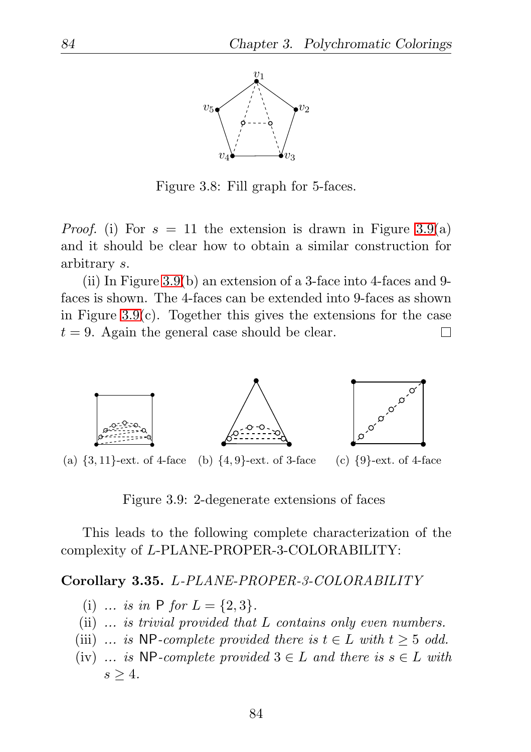Figure 3.8: Fill graph for 5-faces.

*Proof.* (i) For $s = 11$ the extension is drawn in Figure 3.9(a) and it should be clear how to obtain a similar construction for arbitrary $s$.

(ii) In Figure 3.9(b) an extension of a 3-face into 4-faces and 9-faces is shown. The 4-faces can be extended into 9-faces as shown in Figure 3.9(c). Together this gives the extensions for the case $t = 9$. Again the general case should be clear. □

(a) $\{3, 11\}$-ext. of 4-face (b) $\{4, 9\}$-ext. of 3-face (c) $\{9\}$-ext. of 4-face

Figure 3.9: 2-degenerate extensions of faces

This leads to the following complete characterization of the complexity of $L$-PLANE-PROPER-3-COLORABILITY:

**Corollary 3.35.** *$L$-PLANE-PROPER-3-COLORABILITY*

(i) *... is in* P *for $L = \{2, 3\}$.*

(ii) *... is trivial provided that $L$ contains only even numbers.*

(iii) *... is* NP*-complete provided there is $t \in L$ with $t \geq 5$ odd.*

(iv) *... is* NP*-complete provided $3 \in L$ and there is $s \in L$ with $s \geq 4$.*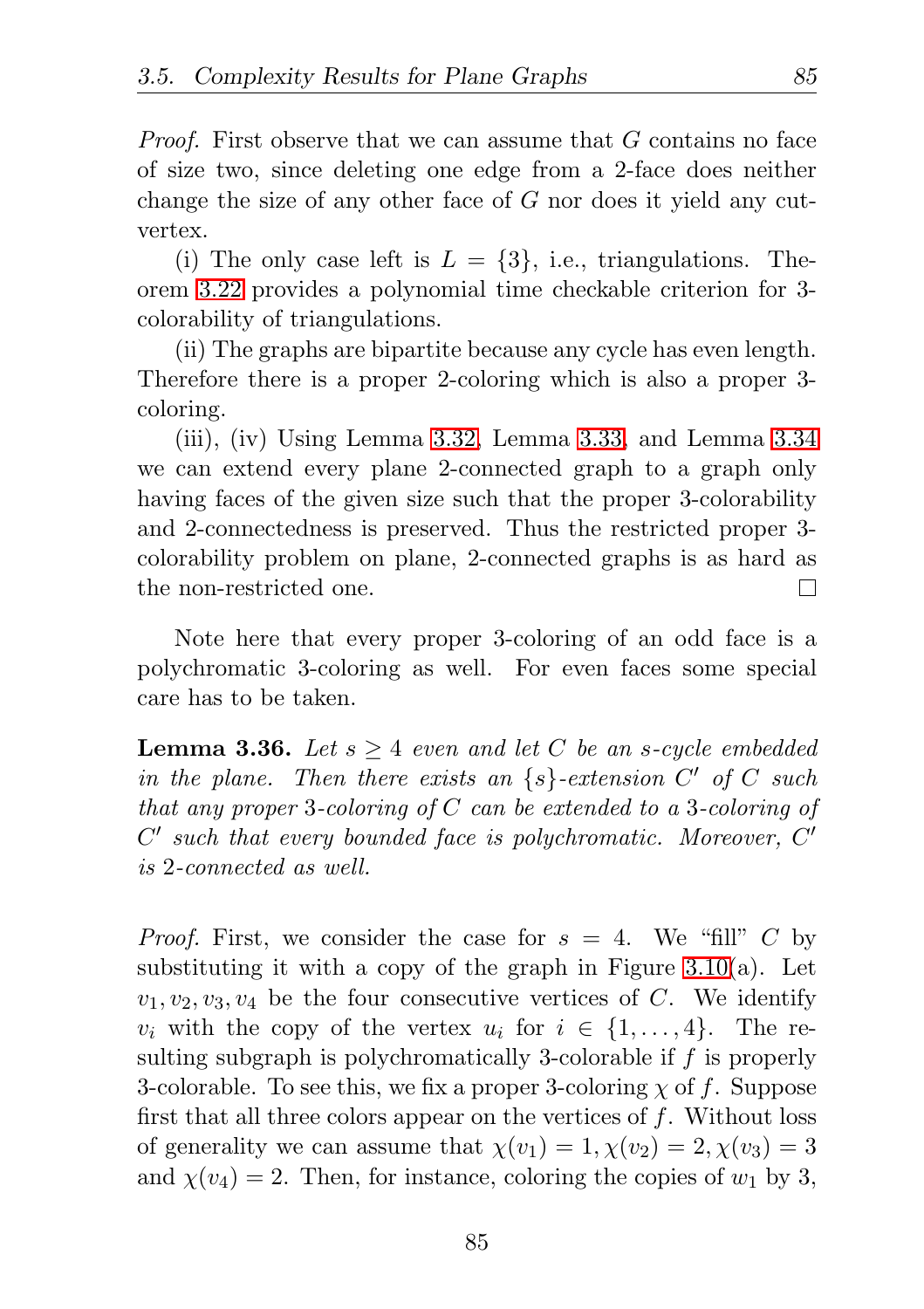*Proof.* First observe that we can assume that $G$ contains no face of size two, since deleting one edge from a 2-face does neither change the size of any other face of $G$ nor does it yield any cut-vertex.

(i) The only case left is $L = \{3\}$, i.e., triangulations. Theorem 3.22 provides a polynomial time checkable criterion for 3-colorability of triangulations.

(ii) The graphs are bipartite because any cycle has even length. Therefore there is a proper 2-coloring which is also a proper 3-coloring.

(iii), (iv) Using Lemma 3.32, Lemma 3.33, and Lemma 3.34 we can extend every plane 2-connected graph to a graph only having faces of the given size such that the proper 3-colorability and 2-connectedness is preserved. Thus the restricted proper 3-colorability problem on plane, 2-connected graphs is as hard as the non-restricted one. □

Note here that every proper 3-coloring of an odd face is a polychromatic 3-coloring as well. For even faces some special care has to be taken.

**Lemma 3.36.** *Let $s \geq 4$ even and let $C$ be an $s$-cycle embedded in the plane. Then there exists an $\{s\}$-extension $C'$ of $C$ such that any proper 3-coloring of $C$ can be extended to a 3-coloring of $C'$ such that every bounded face is polychromatic. Moreover, $C'$ is 2-connected as well.*

*Proof.* First, we consider the case for $s = 4$. We "fill" $C$ by substituting it with a copy of the graph in Figure 3.10(a). Let $v_1, v_2, v_3, v_4$ be the four consecutive vertices of $C$. We identify $v_i$ with the copy of the vertex $u_i$ for $i \in \{1, \ldots, 4\}$. The resulting subgraph is polychromatically 3-colorable if $f$ is properly 3-colorable. To see this, we fix a proper 3-coloring $\chi$ of $f$. Suppose first that all three colors appear on the vertices of $f$. Without loss of generality we can assume that $\chi(v_1) = 1, \chi(v_2) = 2, \chi(v_3) = 3$ and $\chi(v_4) = 2$. Then, for instance, coloring the copies of $w_1$ by 3,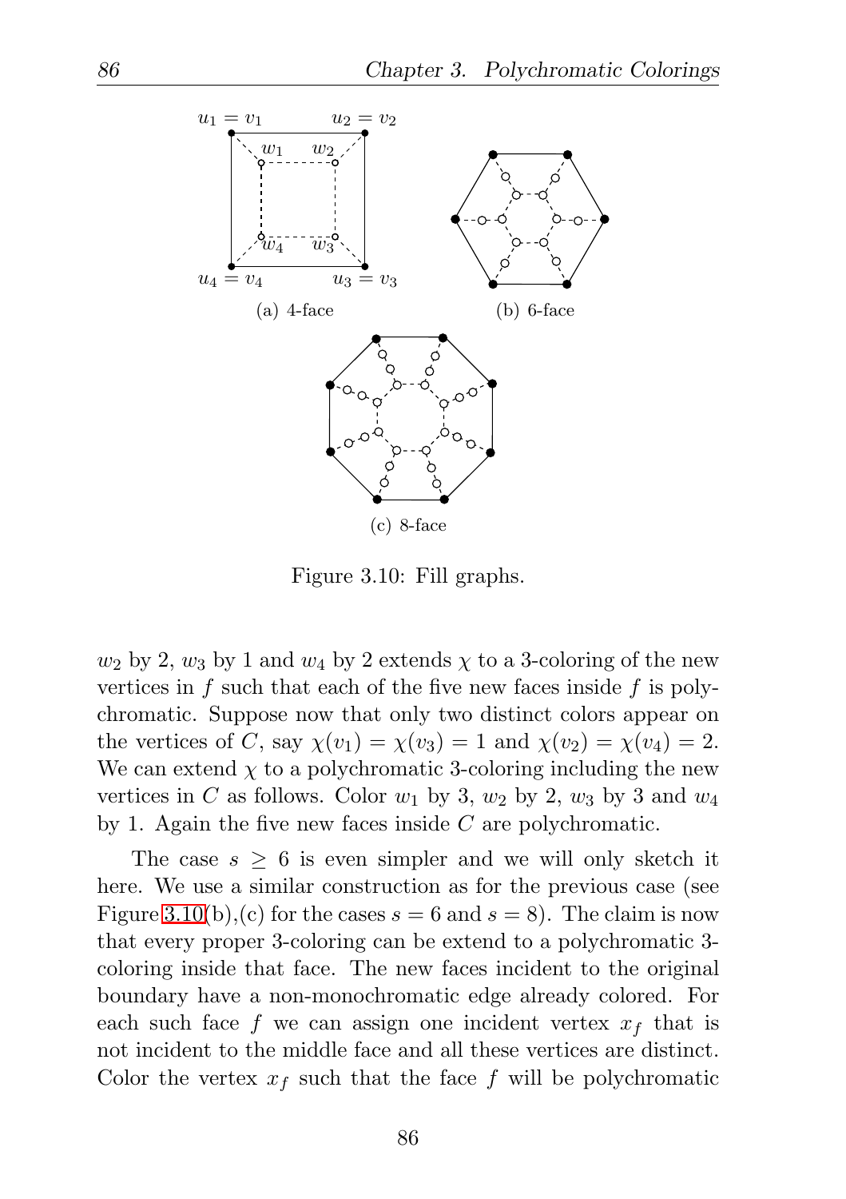(a) 4-face

(b) 6-face

(c) 8-face

Figure 3.10: Fill graphs.

$w_2$ by 2, $w_3$ by 1 and $w_4$ by 2 extends $\chi$ to a 3-coloring of the new vertices in $f$ such that each of the five new faces inside $f$ is polychromatic. Suppose now that only two distinct colors appear on the vertices of $C$, say $\chi(v_1) = \chi(v_3) = 1$ and $\chi(v_2) = \chi(v_4) = 2$. We can extend $\chi$ to a polychromatic 3-coloring including the new vertices in $C$ as follows. Color $w_1$ by 3, $w_2$ by 2, $w_3$ by 3 and $w_4$ by 1. Again the five new faces inside $C$ are polychromatic.

The case $s \geq 6$ is even simpler and we will only sketch it here. We use a similar construction as for the previous case (see Figure 3.10(b),(c) for the cases $s = 6$ and $s = 8$). The claim is now that every proper 3-coloring can be extend to a polychromatic 3-coloring inside that face. The new faces incident to the original boundary have a non-monochromatic edge already colored. For each such face $f$ we can assign one incident vertex $x_f$ that is not incident to the middle face and all these vertices are distinct. Color the vertex $x_f$ such that the face $f$ will be polychromatic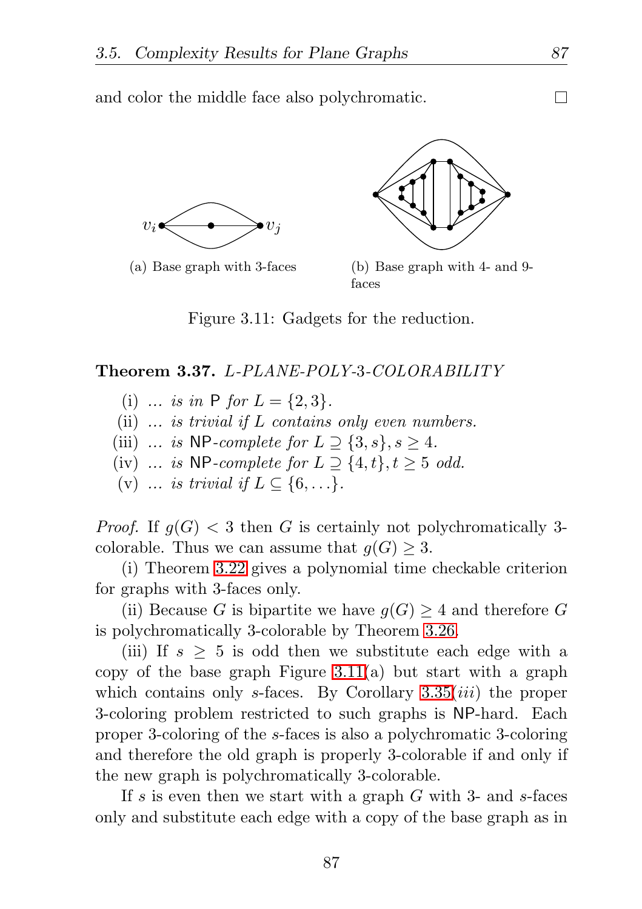and color the middle face also polychromatic. □

(a) Base graph with 3-faces

(b) Base graph with 4- and 9-faces

Figure 3.11: Gadgets for the reduction.

**Theorem 3.37.** *L-PLANE-POLY-3-COLORABILITY*

- (i) *... is in* P *for* $L = \{2, 3\}$.
- (ii) *... is trivial if* $L$ *contains only even numbers.*
- (iii) *... is* NP*-complete for* $L \supseteq \{3, s\}, s \geq 4$.
- (iv) *... is* NP*-complete for* $L \supseteq \{4, t\}, t \geq 5$ *odd.*
- (v) *... is trivial if* $L \subseteq \{6, \ldots\}$.

*Proof.* If $g(G) < 3$ then $G$ is certainly not polychromatically 3-colorable. Thus we can assume that $g(G) \geq 3$.

(i) Theorem 3.22 gives a polynomial time checkable criterion for graphs with 3-faces only.

(ii) Because $G$ is bipartite we have $g(G) \geq 4$ and therefore $G$ is polychromatically 3-colorable by Theorem 3.26.

(iii) If $s \geq 5$ is odd then we substitute each edge with a copy of the base graph Figure 3.11(a) but start with a graph which contains only $s$-faces. By Corollary 3.35(*iii*) the proper 3-coloring problem restricted to such graphs is NP-hard. Each proper 3-coloring of the $s$-faces is also a polychromatic 3-coloring and therefore the old graph is properly 3-colorable if and only if the new graph is polychromatically 3-colorable.

If $s$ is even then we start with a graph $G$ with 3- and $s$-faces only and substitute each edge with a copy of the base graph as in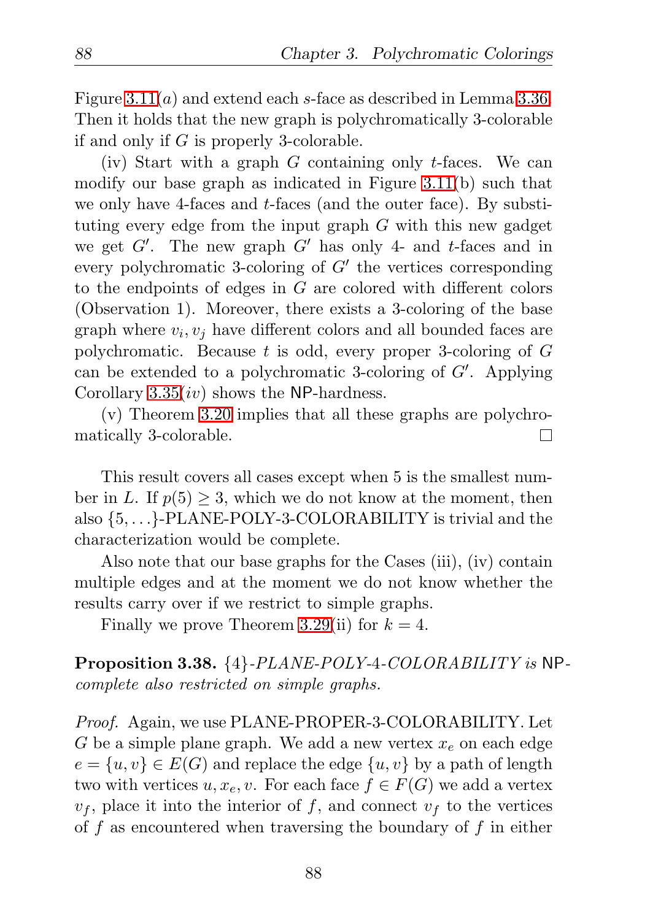Figure 3.11($a$) and extend each $s$-face as described in Lemma 3.36. Then it holds that the new graph is polychromatically 3-colorable if and only if $G$ is properly 3-colorable.

(iv) Start with a graph $G$ containing only $t$-faces. We can modify our base graph as indicated in Figure 3.11(b) such that we only have 4-faces and $t$-faces (and the outer face). By substituting every edge from the input graph $G$ with this new gadget we get $G'$. The new graph $G'$ has only 4- and $t$-faces and in every polychromatic 3-coloring of $G'$ the vertices corresponding to the endpoints of edges in $G$ are colored with different colors (Observation 1). Moreover, there exists a 3-coloring of the base graph where $v_i, v_j$ have different colors and all bounded faces are polychromatic. Because $t$ is odd, every proper 3-coloring of $G$ can be extended to a polychromatic 3-coloring of $G'$. Applying Corollary 3.35($iv$) shows the NP-hardness.

(v) Theorem 3.20 implies that all these graphs are polychromatically 3-colorable. □

This result covers all cases except when 5 is the smallest number in $L$. If $p(5) \geq 3$, which we do not know at the moment, then also $\{5, \ldots\}$-PLANE-POLY-3-COLORABILITY is trivial and the characterization would be complete.

Also note that our base graphs for the Cases (iii), (iv) contain multiple edges and at the moment we do not know whether the results carry over if we restrict to simple graphs.

Finally we prove Theorem 3.29(ii) for $k = 4$.

**Proposition 3.38.** *$\{4\}$-PLANE-POLY-4-COLORABILITY is* NP-*complete also restricted on simple graphs.*

*Proof.* Again, we use PLANE-PROPER-3-COLORABILITY. Let $G$ be a simple plane graph. We add a new vertex $x_e$ on each edge $e = \{u, v\} \in E(G)$ and replace the edge $\{u, v\}$ by a path of length two with vertices $u, x_e, v$. For each face $f \in F(G)$ we add a vertex $v_f$, place it into the interior of $f$, and connect $v_f$ to the vertices of $f$ as encountered when traversing the boundary of $f$ in either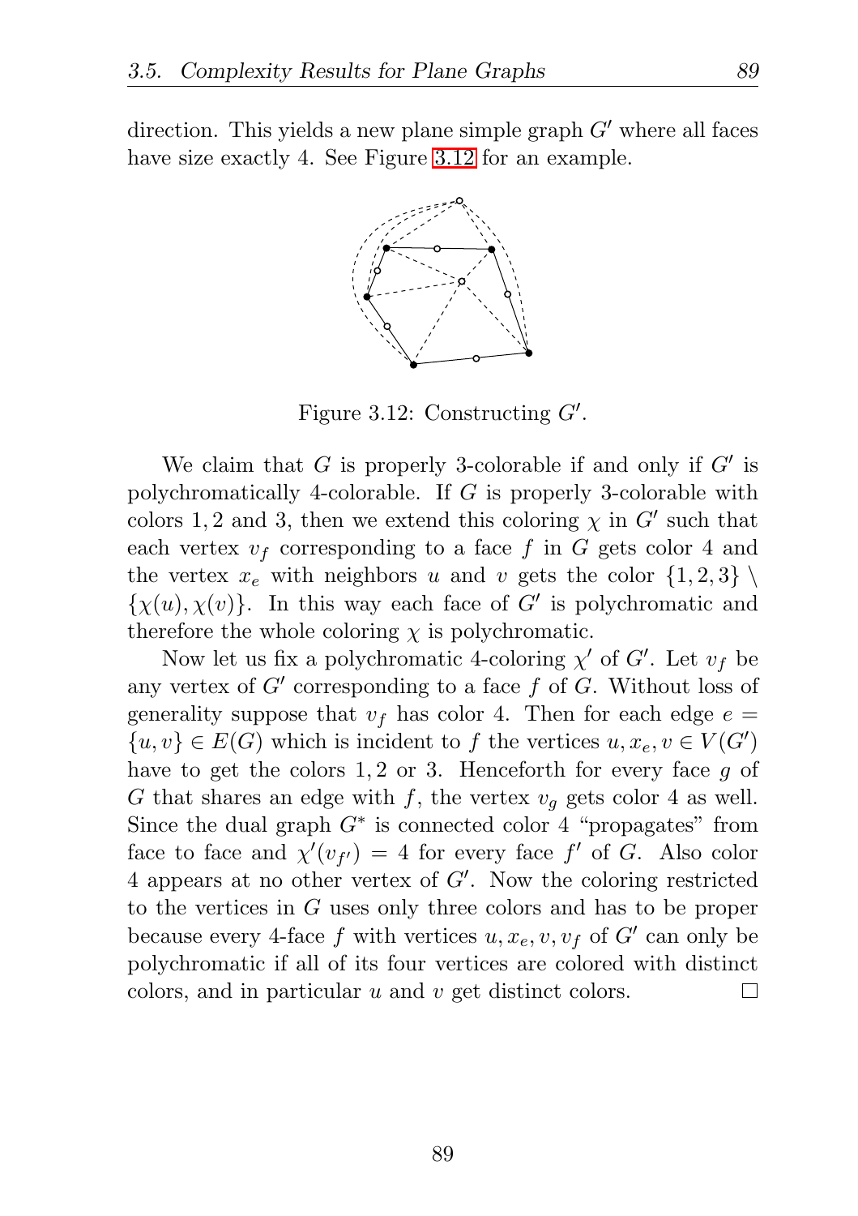direction. This yields a new plane simple graph $G'$ where all faces have size exactly 4. See Figure 3.12 for an example.

Figure 3.12: Constructing $G'$.

We claim that $G$ is properly 3-colorable if and only if $G'$ is polychromatically 4-colorable. If $G$ is properly 3-colorable with colors $1, 2$ and $3$, then we extend this coloring $\chi$ in $G'$ such that each vertex $v_f$ corresponding to a face $f$ in $G$ gets color 4 and the vertex $x_e$ with neighbors $u$ and $v$ gets the color $\{1, 2, 3\} \setminus \{\chi(u), \chi(v)\}$. In this way each face of $G'$ is polychromatic and therefore the whole coloring $\chi$ is polychromatic.

Now let us fix a polychromatic 4-coloring $\chi'$ of $G'$. Let $v_f$ be any vertex of $G'$ corresponding to a face $f$ of $G$. Without loss of generality suppose that $v_f$ has color 4. Then for each edge $e = \{u, v\} \in E(G)$ which is incident to $f$ the vertices $u, x_e, v \in V(G')$ have to get the colors $1, 2$ or $3$. Henceforth for every face $g$ of $G$ that shares an edge with $f$, the vertex $v_g$ gets color 4 as well. Since the dual graph $G^*$ is connected color 4 "propagates" from face to face and $\chi'(v_{f'}) = 4$ for every face $f'$ of $G$. Also color 4 appears at no other vertex of $G'$. Now the coloring restricted to the vertices in $G$ uses only three colors and has to be proper because every 4-face $f$ with vertices $u, x_e, v, v_f$ of $G'$ can only be polychromatic if all of its four vertices are colored with distinct colors, and in particular $u$ and $v$ get distinct colors. □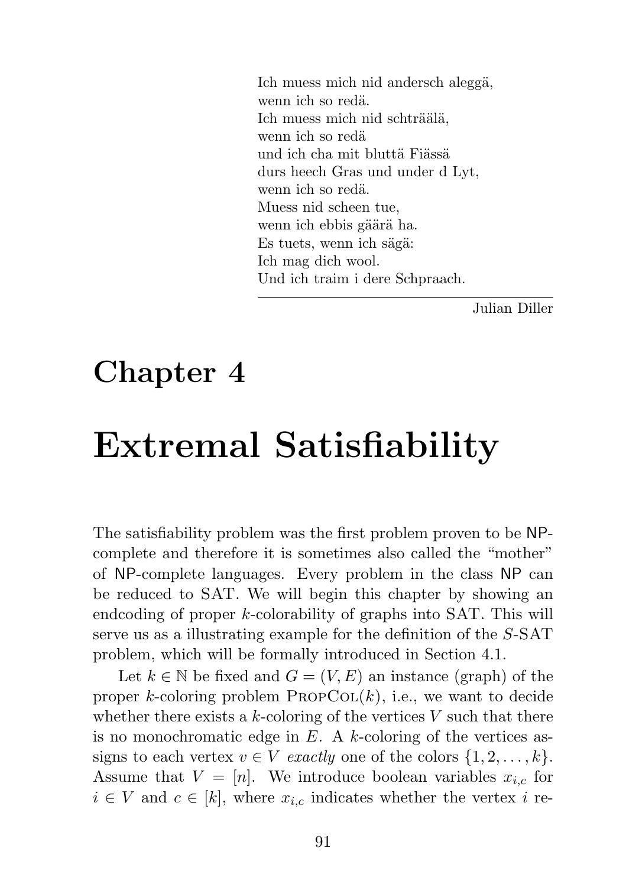Ich muess mich nid andersch aleggä,
wenn ich so redä.
Ich muess mich nid schträäälä,
wenn ich so redä
und ich cha mit bluttä Fiässä
durs heech Gras und under d Lyt,
wenn ich so redä.
Muess nid scheen tue,
wenn ich ebbis gäärä ha.
Es tuets, wenn ich sägä:
Ich mag dich wool.
Und ich traim i dere Schpraach.

Julian Diller

# Chapter 4

# Extremal Satisfiability

The satisfiability problem was the first problem proven to be NP-complete and therefore it is sometimes also called the "mother" of NP-complete languages. Every problem in the class NP can be reduced to SAT. We will begin this chapter by showing an endcoding of proper $k$-colorability of graphs into SAT. This will serve us as a illustrating example for the definition of the $S$-SAT problem, which will be formally introduced in Section 4.1.

Let $k \in \mathbb{N}$ be fixed and $G = (V, E)$ an instance (graph) of the proper $k$-coloring problem PropCol($k$), i.e., we want to decide whether there exists a $k$-coloring of the vertices $V$ such that there is no monochromatic edge in $E$. A $k$-coloring of the vertices assigns to each vertex $v \in V$ *exactly* one of the colors $\{1, 2, \dots, k\}$. Assume that $V = [n]$. We introduce boolean variables $x_{i,c}$ for $i \in V$ and $c \in [k]$, where $x_{i,c}$ indicates whether the vertex $i$ re-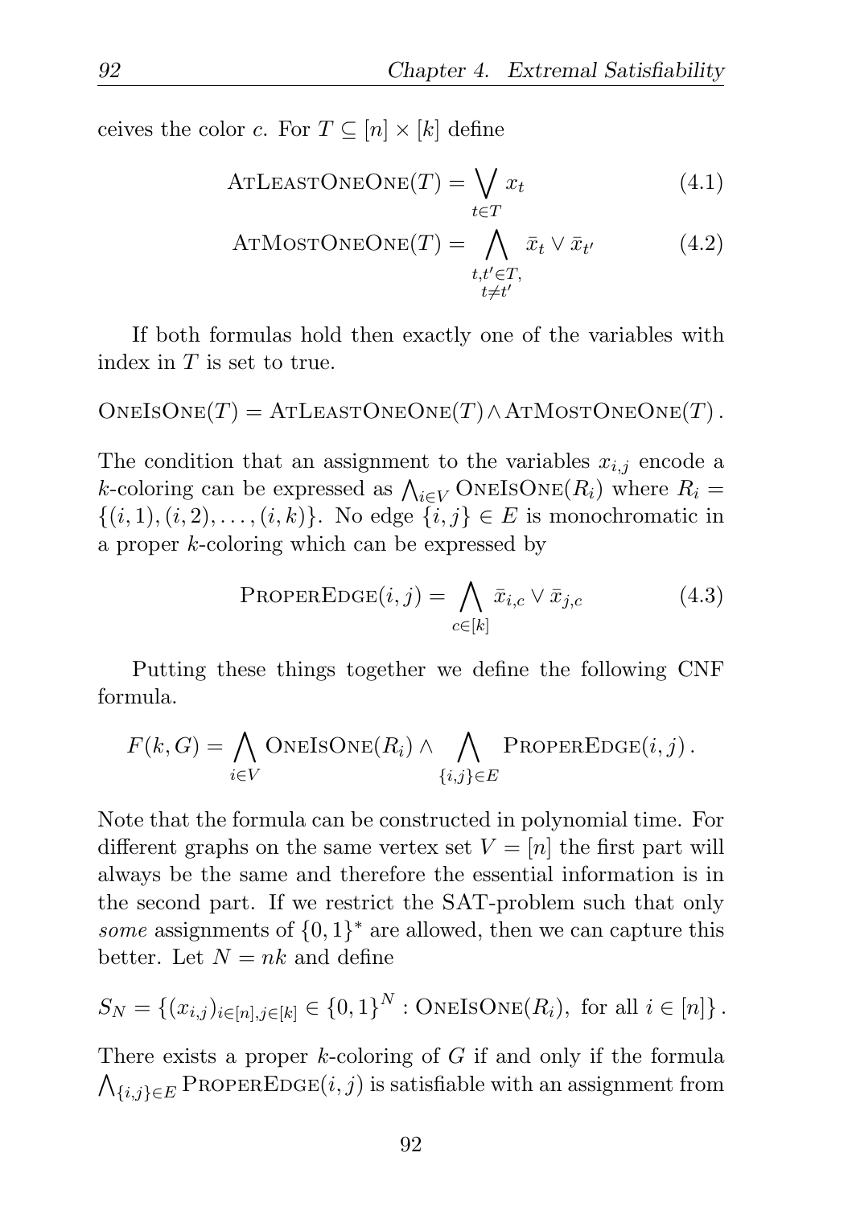ceives the color $c$. For $T \subseteq [n] \times [k]$ define

$$\text{AtLeastOneOne}(T) = \bigvee_{t \in T} x_t \tag{4.1}$$

$$\text{AtMostOneOne}(T) = \bigwedge_{\substack{t,t' \in T, \\ t \neq t'}} \bar{x}_t \vee \bar{x}_{t'} \tag{4.2}$$

If both formulas hold then exactly one of the variables with index in $T$ is set to true.

$$\text{OneIsOne}(T) = \text{AtLeastOneOne}(T) \wedge \text{AtMostOneOne}(T)\,.$$

The condition that an assignment to the variables $x_{i,j}$ encode a $k$-coloring can be expressed as $\bigwedge_{i \in V} \text{OneIsOne}(R_i)$ where $R_i = \{(i,1),(i,2),\ldots,(i,k)\}$. No edge $\{i,j\} \in E$ is monochromatic in a proper $k$-coloring which can be expressed by

$$\text{ProperEdge}(i,j) = \bigwedge_{c \in [k]} \bar{x}_{i,c} \vee \bar{x}_{j,c} \tag{4.3}$$

Putting these things together we define the following CNF formula.

$$F(k,G) = \bigwedge_{i \in V} \text{OneIsOne}(R_i) \wedge \bigwedge_{\{i,j\} \in E} \text{ProperEdge}(i,j)\,.$$

Note that the formula can be constructed in polynomial time. For different graphs on the same vertex set $V = [n]$ the first part will always be the same and therefore the essential information is in the second part. If we restrict the SAT-problem such that only *some* assignments of $\{0,1\}^*$ are allowed, then we can capture this better. Let $N = nk$ and define

$$S_N = \{(x_{i,j})_{i \in [n], j \in [k]} \in \{0,1\}^N : \text{OneIsOne}(R_i),\ \text{for all } i \in [n]\}\,.$$

There exists a proper $k$-coloring of $G$ if and only if the formula $\bigwedge_{\{i,j\} \in E} \text{ProperEdge}(i,j)$ is satisfiable with an assignment from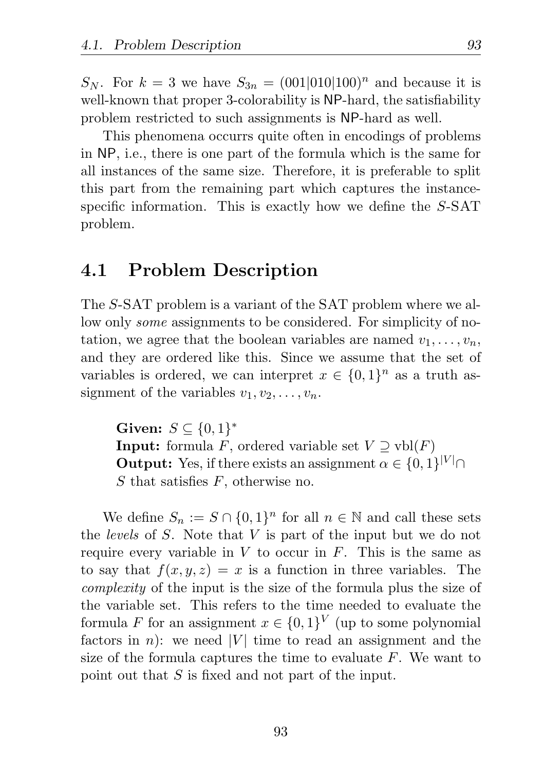$S_N$. For $k = 3$ we have $S_{3n} = (001|010|100)^n$ and because it is well-known that proper 3-colorability is NP-hard, the satisfiability problem restricted to such assignments is NP-hard as well.

This phenomena occurrs quite often in encodings of problems in NP, i.e., there is one part of the formula which is the same for all instances of the same size. Therefore, it is preferable to split this part from the remaining part which captures the instance-specific information. This is exactly how we define the $S$-SAT problem.

## 4.1 Problem Description

The $S$-SAT problem is a variant of the SAT problem where we allow only *some* assignments to be considered. For simplicity of notation, we agree that the boolean variables are named $v_1, \ldots, v_n$, and they are ordered like this. Since we assume that the set of variables is ordered, we can interpret $x \in \{0,1\}^n$ as a truth assignment of the variables $v_1, v_2, \ldots, v_n$.

> **Given:** $S \subseteq \{0,1\}^*$
> **Input:** formula $F$, ordered variable set $V \supseteq \mathrm{vbl}(F)$
> **Output:** Yes, if there exists an assignment $\alpha \in \{0,1\}^{|V|} \cap S$ that satisfies $F$, otherwise no.

We define $S_n := S \cap \{0,1\}^n$ for all $n \in \mathbb{N}$ and call these sets the *levels* of $S$. Note that $V$ is part of the input but we do not require every variable in $V$ to occur in $F$. This is the same as to say that $f(x, y, z) = x$ is a function in three variables. The *complexity* of the input is the size of the formula plus the size of the variable set. This refers to the time needed to evaluate the formula $F$ for an assignment $x \in \{0,1\}^V$ (up to some polynomial factors in $n$): we need $|V|$ time to read an assignment and the size of the formula captures the time to evaluate $F$. We want to point out that $S$ is fixed and not part of the input.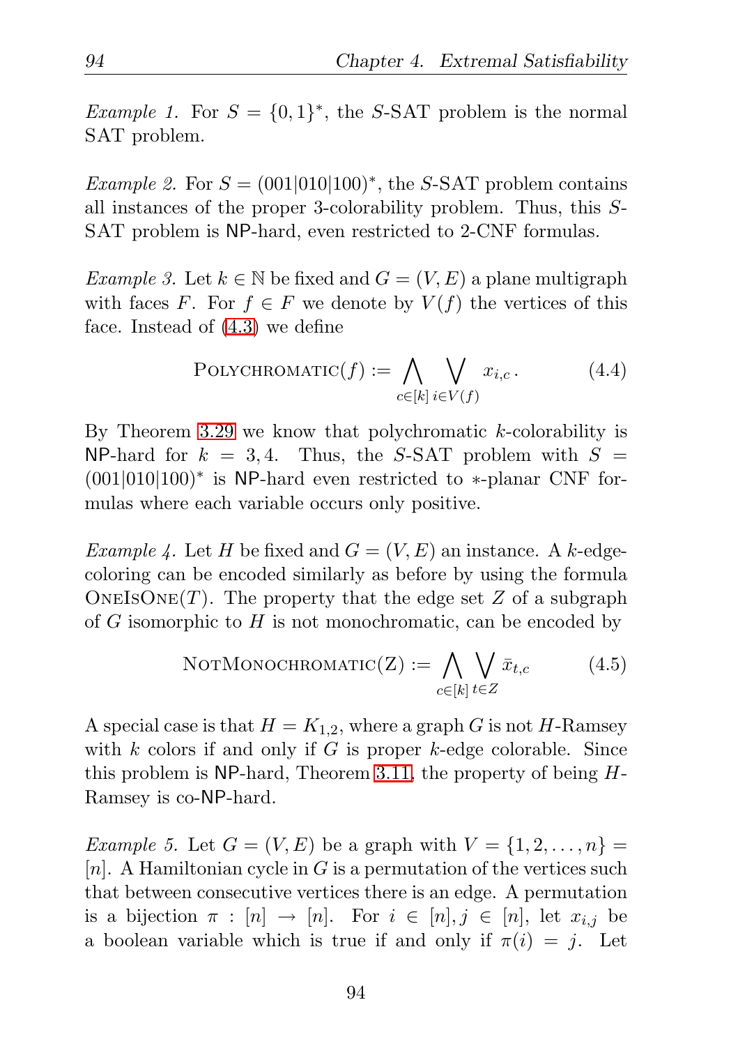*Example 1.* For $S = \{0,1\}^*$, the $S$-SAT problem is the normal SAT problem.

*Example 2.* For $S = (001|010|100)^*$, the $S$-SAT problem contains all instances of the proper 3-colorability problem. Thus, this $S$-SAT problem is NP-hard, even restricted to 2-CNF formulas.

*Example 3.* Let $k \in \mathbb{N}$ be fixed and $G = (V, E)$ a plane multigraph with faces $F$. For $f \in F$ we denote by $V(f)$ the vertices of this face. Instead of (4.3) we define

$$\textsc{Polychromatic}(f) := \bigwedge_{c \in [k]} \bigvee_{i \in V(f)} x_{i,c}\,. \tag{4.4}$$

By Theorem 3.29 we know that polychromatic $k$-colorability is NP-hard for $k = 3, 4$. Thus, the $S$-SAT problem with $S = (001|010|100)^*$ is NP-hard even restricted to $*$-planar CNF formulas where each variable occurs only positive.

*Example 4.* Let $H$ be fixed and $G = (V, E)$ an instance. A $k$-edge-coloring can be encoded similarly as before by using the formula $\textsc{OneIsOne}(T)$. The property that the edge set $Z$ of a subgraph of $G$ isomorphic to $H$ is not monochromatic, can be encoded by

$$\textsc{NotMonochromatic}(Z) := \bigwedge_{c \in [k]} \bigvee_{t \in Z} \bar{x}_{t,c} \tag{4.5}$$

A special case is that $H = K_{1,2}$, where a graph $G$ is not $H$-Ramsey with $k$ colors if and only if $G$ is proper $k$-edge colorable. Since this problem is NP-hard, Theorem 3.11, the property of being $H$-Ramsey is co-NP-hard.

*Example 5.* Let $G = (V, E)$ be a graph with $V = \{1, 2, \ldots, n\} = [n]$. A Hamiltonian cycle in $G$ is a permutation of the vertices such that between consecutive vertices there is an edge. A permutation is a bijection $\pi : [n] \to [n]$. For $i \in [n], j \in [n]$, let $x_{i,j}$ be a boolean variable which is true if and only if $\pi(i) = j$. Let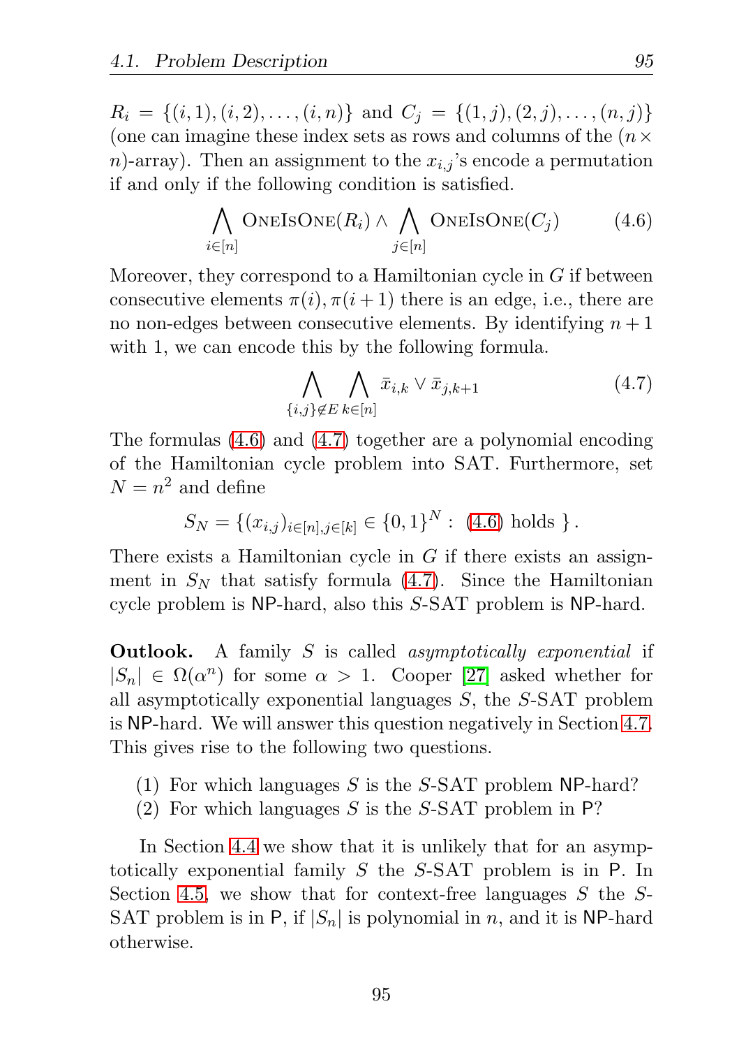$R_i = \{(i,1),(i,2),\ldots,(i,n)\}$ and $C_j = \{(1,j),(2,j),\ldots,(n,j)\}$ (one can imagine these index sets as rows and columns of the $(n \times n)$-array). Then an assignment to the $x_{i,j}$'s encode a permutation if and only if the following condition is satisfied.

$$\bigwedge_{i \in [n]} \textsc{OneIsOne}(R_i) \wedge \bigwedge_{j \in [n]} \textsc{OneIsOne}(C_j) \tag{4.6}$$

Moreover, they correspond to a Hamiltonian cycle in $G$ if between consecutive elements $\pi(i), \pi(i+1)$ there is an edge, i.e., there are no non-edges between consecutive elements. By identifying $n+1$ with 1, we can encode this by the following formula.

$$\bigwedge_{\{i,j\} \notin E} \bigwedge_{k \in [n]} \bar{x}_{i,k} \vee \bar{x}_{j,k+1} \tag{4.7}$$

The formulas (4.6) and (4.7) together are a polynomial encoding of the Hamiltonian cycle problem into SAT. Furthermore, set $N = n^2$ and define

$$S_N = \{(x_{i,j})_{i \in [n], j \in [k]} \in \{0,1\}^N : \text{ (4.6) holds } \}.$$

There exists a Hamiltonian cycle in $G$ if there exists an assignment in $S_N$ that satisfy formula (4.7). Since the Hamiltonian cycle problem is NP-hard, also this $S$-SAT problem is NP-hard.

**Outlook.** A family $S$ is called *asymptotically exponential* if $|S_n| \in \Omega(\alpha^n)$ for some $\alpha > 1$. Cooper [27] asked whether for all asymptotically exponential languages $S$, the $S$-SAT problem is NP-hard. We will answer this question negatively in Section 4.7. This gives rise to the following two questions.

(1) For which languages $S$ is the $S$-SAT problem NP-hard?
(2) For which languages $S$ is the $S$-SAT problem in P?

In Section 4.4 we show that it is unlikely that for an asymptotically exponential family $S$ the $S$-SAT problem is in P. In Section 4.5, we show that for context-free languages $S$ the $S$-SAT problem is in P, if $|S_n|$ is polynomial in $n$, and it is NP-hard otherwise.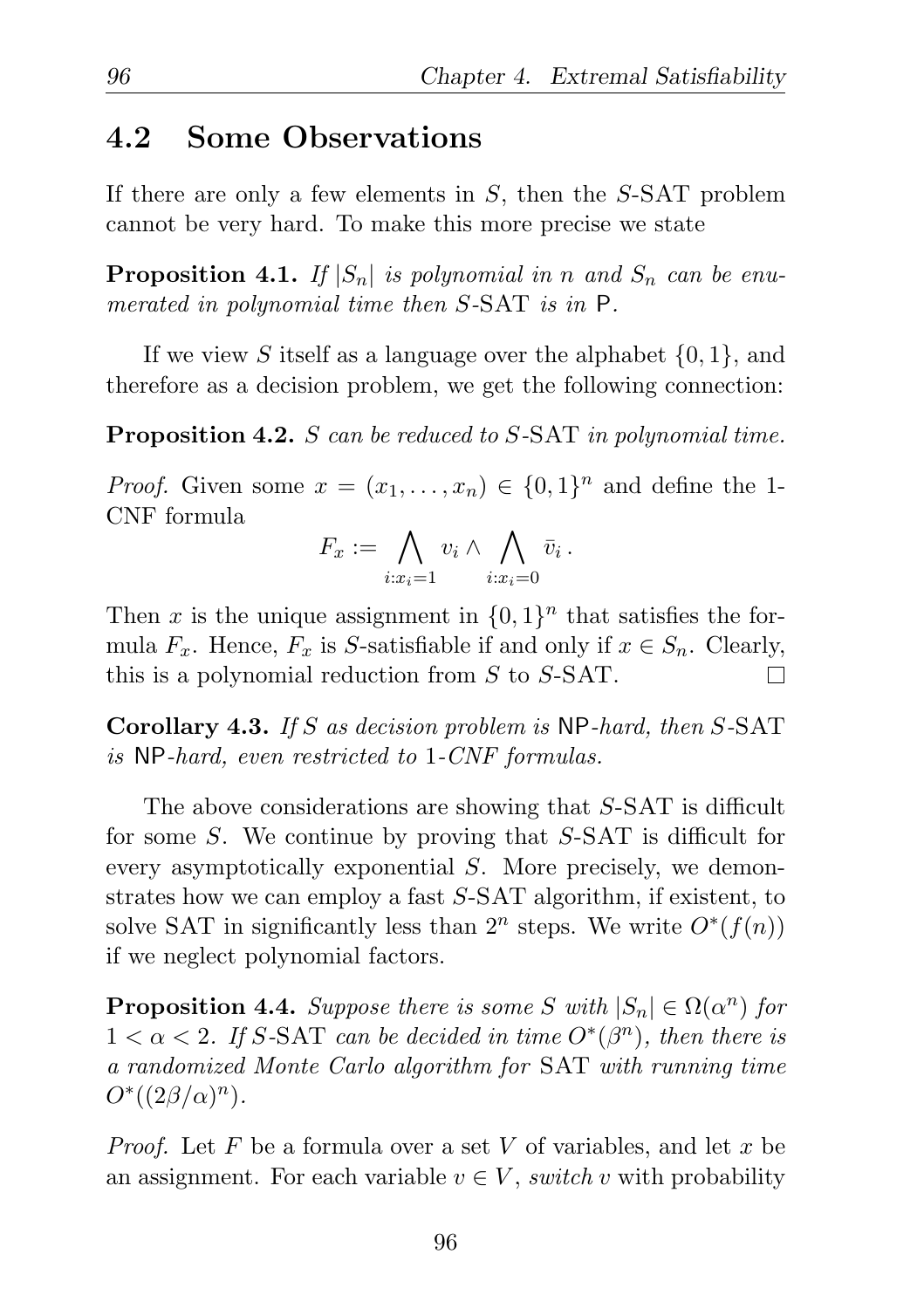## 4.2 Some Observations

If there are only a few elements in $S$, then the $S$-SAT problem cannot be very hard. To make this more precise we state

**Proposition 4.1.** *If $|S_n|$ is polynomial in $n$ and $S_n$ can be enumerated in polynomial time then $S$-SAT is in $\mathsf{P}$.*

If we view $S$ itself as a language over the alphabet $\{0,1\}$, and therefore as a decision problem, we get the following connection:

**Proposition 4.2.** *$S$ can be reduced to $S$-SAT in polynomial time.*

*Proof.* Given some $x = (x_1, \ldots, x_n) \in \{0,1\}^n$ and define the 1-CNF formula

$$F_x := \bigwedge_{i:x_i=1} v_i \wedge \bigwedge_{i:x_i=0} \bar{v}_i \, .$$

Then $x$ is the unique assignment in $\{0,1\}^n$ that satisfies the formula $F_x$. Hence, $F_x$ is $S$-satisfiable if and only if $x \in S_n$. Clearly, this is a polynomial reduction from $S$ to $S$-SAT. $\square$

**Corollary 4.3.** *If $S$ as decision problem is $\mathsf{NP}$-hard, then $S$-SAT is $\mathsf{NP}$-hard, even restricted to 1-CNF formulas.*

The above considerations are showing that $S$-SAT is difficult for some $S$. We continue by proving that $S$-SAT is difficult for every asymptotically exponential $S$. More precisely, we demonstrates how we can employ a fast $S$-SAT algorithm, if existent, to solve SAT in significantly less than $2^n$ steps. We write $O^*(f(n))$ if we neglect polynomial factors.

**Proposition 4.4.** *Suppose there is some $S$ with $|S_n| \in \Omega(\alpha^n)$ for $1 < \alpha < 2$. If $S$-SAT can be decided in time $O^*(\beta^n)$, then there is a randomized Monte Carlo algorithm for SAT with running time $O^*((2\beta/\alpha)^n)$.*

*Proof.* Let $F$ be a formula over a set $V$ of variables, and let $x$ be an assignment. For each variable $v \in V$, *switch* $v$ with probability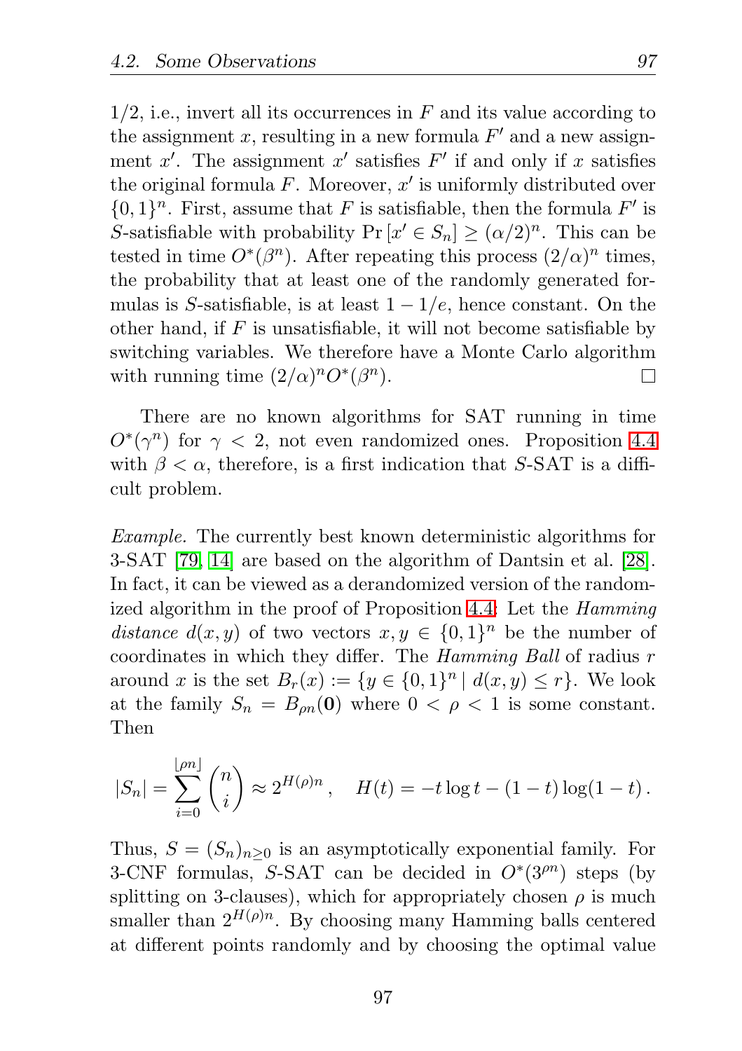1/2, i.e., invert all its occurrences in $F$ and its value according to the assignment $x$, resulting in a new formula $F'$ and a new assignment $x'$. The assignment $x'$ satisfies $F'$ if and only if $x$ satisfies the original formula $F$. Moreover, $x'$ is uniformly distributed over $\{0,1\}^n$. First, assume that $F$ is satisfiable, then the formula $F'$ is $S$-satisfiable with probability $\Pr[x' \in S_n] \geq (\alpha/2)^n$. This can be tested in time $O^*(\beta^n)$. After repeating this process $(2/\alpha)^n$ times, the probability that at least one of the randomly generated formulas is $S$-satisfiable, is at least $1 - 1/e$, hence constant. On the other hand, if $F$ is unsatisfiable, it will not become satisfiable by switching variables. We therefore have a Monte Carlo algorithm with running time $(2/\alpha)^n O^*(\beta^n)$. □

There are no known algorithms for SAT running in time $O^*(\gamma^n)$ for $\gamma < 2$, not even randomized ones. Proposition 4.4 with $\beta < \alpha$, therefore, is a first indication that $S$-SAT is a difficult problem.

*Example.* The currently best known deterministic algorithms for 3-SAT [79, 14] are based on the algorithm of Dantsin et al. [28]. In fact, it can be viewed as a derandomized version of the randomized algorithm in the proof of Proposition 4.4: Let the *Hamming distance* $d(x, y)$ of two vectors $x, y \in \{0,1\}^n$ be the number of coordinates in which they differ. The *Hamming Ball* of radius $r$ around $x$ is the set $B_r(x) := \{y \in \{0,1\}^n \mid d(x, y) \leq r\}$. We look at the family $S_n = B_{\rho n}(\mathbf{0})$ where $0 < \rho < 1$ is some constant. Then

$$|S_n| = \sum_{i=0}^{\lfloor \rho n \rfloor} \binom{n}{i} \approx 2^{H(\rho)n}, \quad H(t) = -t \log t - (1-t) \log(1-t).$$

Thus, $S = (S_n)_{n \geq 0}$ is an asymptotically exponential family. For 3-CNF formulas, $S$-SAT can be decided in $O^*(3^{\rho n})$ steps (by splitting on 3-clauses), which for appropriately chosen $\rho$ is much smaller than $2^{H(\rho)n}$. By choosing many Hamming balls centered at different points randomly and by choosing the optimal value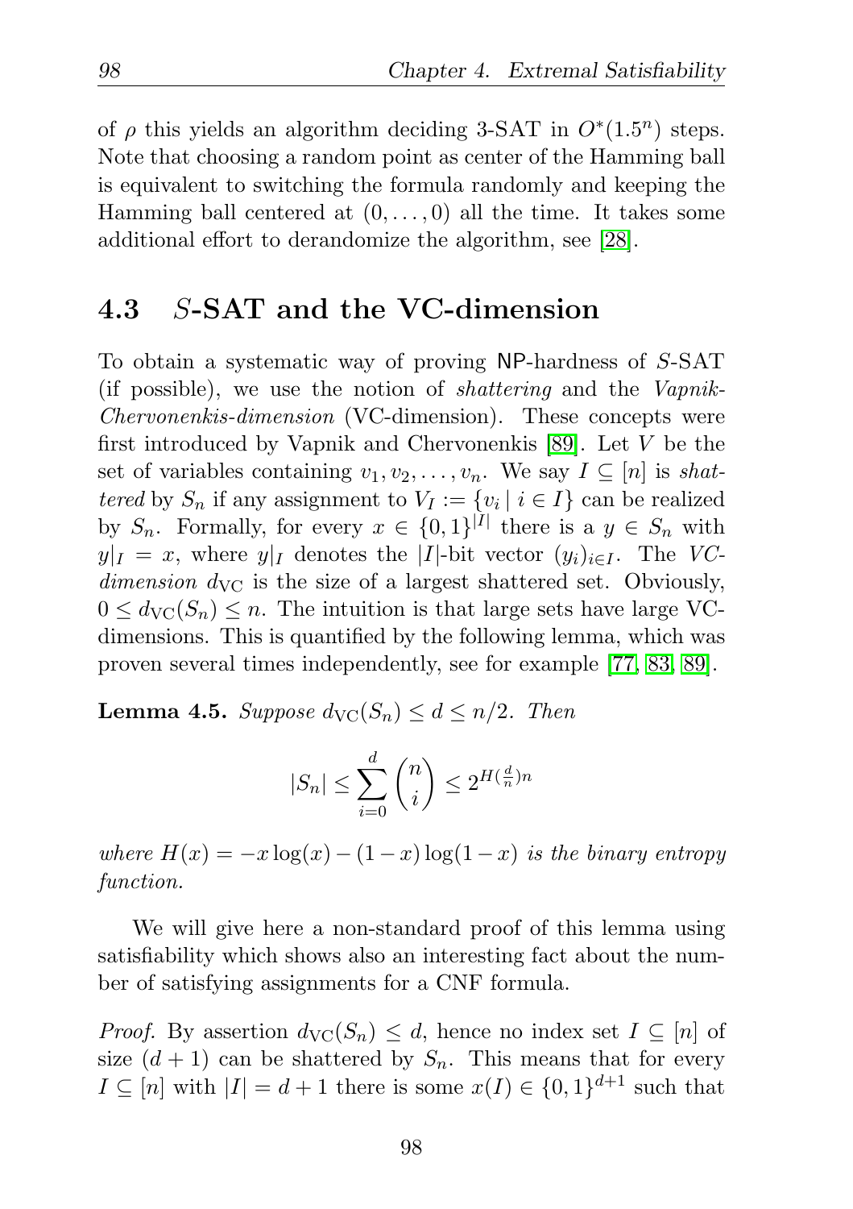of $\rho$ this yields an algorithm deciding 3-SAT in $O^*(1.5^n)$ steps. Note that choosing a random point as center of the Hamming ball is equivalent to switching the formula randomly and keeping the Hamming ball centered at $(0, \ldots, 0)$ all the time. It takes some additional effort to derandomize the algorithm, see [28].

## 4.3 $S$-SAT and the VC-dimension

To obtain a systematic way of proving NP-hardness of $S$-SAT (if possible), we use the notion of *shattering* and the *Vapnik-Chervonenkis-dimension* (VC-dimension). These concepts were first introduced by Vapnik and Chervonenkis [89]. Let $V$ be the set of variables containing $v_1, v_2, \ldots, v_n$. We say $I \subseteq [n]$ is *shattered* by $S_n$ if any assignment to $V_I := \{v_i \mid i \in I\}$ can be realized by $S_n$. Formally, for every $x \in \{0,1\}^{|I|}$ there is a $y \in S_n$ with $y|_I = x$, where $y|_I$ denotes the $|I|$-bit vector $(y_i)_{i \in I}$. The *VC-dimension* $d_{\mathrm{VC}}$ is the size of a largest shattered set. Obviously, $0 \leq d_{\mathrm{VC}}(S_n) \leq n$. The intuition is that large sets have large VC-dimensions. This is quantified by the following lemma, which was proven several times independently, see for example [77, 83, 89].

**Lemma 4.5.** *Suppose $d_{\mathrm{VC}}(S_n) \leq d \leq n/2$. Then*

$$|S_n| \leq \sum_{i=0}^{d} \binom{n}{i} \leq 2^{H(\frac{d}{n})n}$$

*where $H(x) = -x\log(x) - (1-x)\log(1-x)$ is the binary entropy function.*

We will give here a non-standard proof of this lemma using satisfiability which shows also an interesting fact about the number of satisfying assignments for a CNF formula.

*Proof.* By assertion $d_{\mathrm{VC}}(S_n) \leq d$, hence no index set $I \subseteq [n]$ of size $(d+1)$ can be shattered by $S_n$. This means that for every $I \subseteq [n]$ with $|I| = d+1$ there is some $x(I) \in \{0,1\}^{d+1}$ such that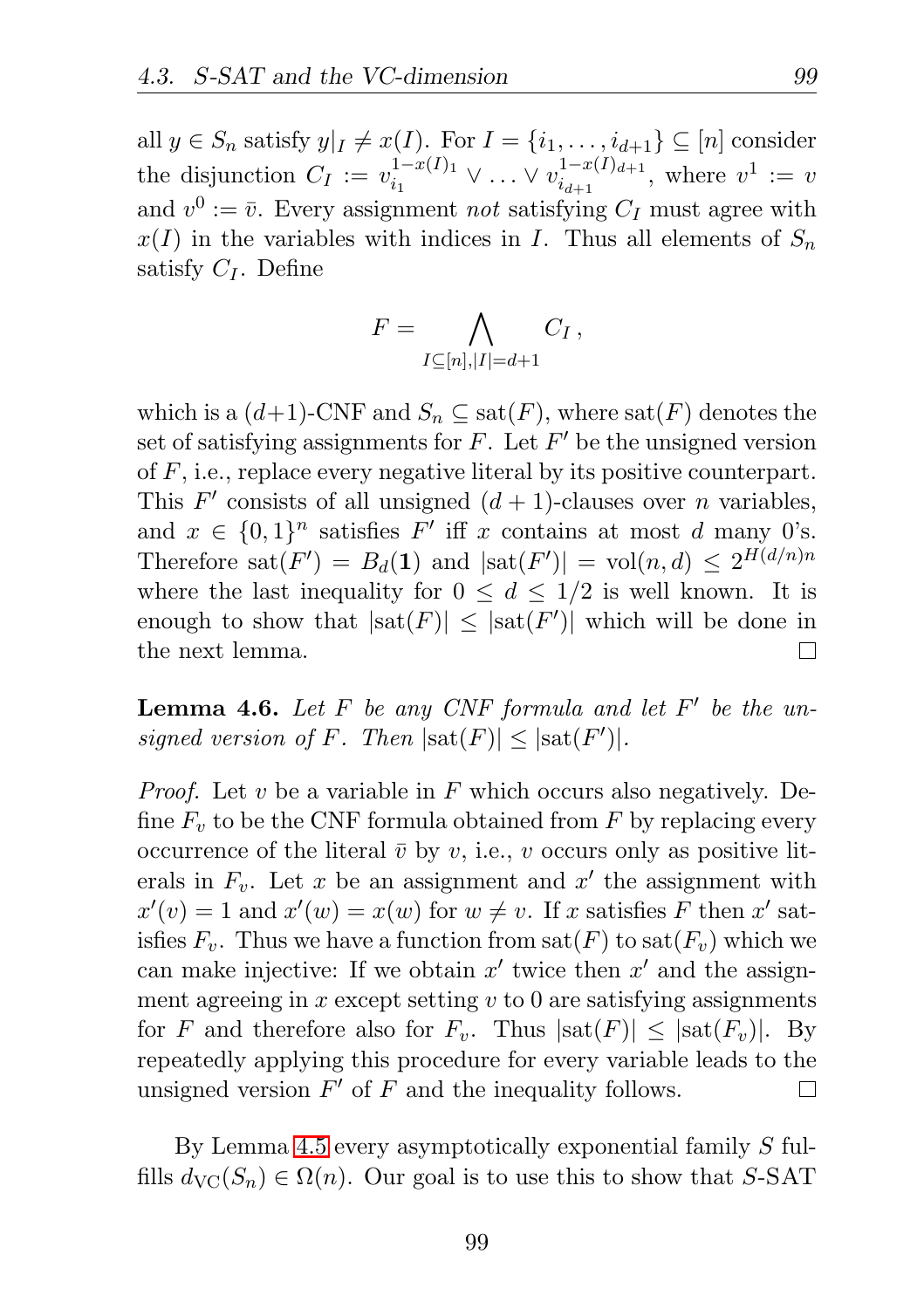all $y \in S_n$ satisfy $y|_I \neq x(I)$. For $I = \{i_1, \ldots, i_{d+1}\} \subseteq [n]$ consider the disjunction $C_I := v_{i_1}^{1-x(I)_1} \vee \ldots \vee v_{i_{d+1}}^{1-x(I)_{d+1}}$, where $v^1 := v$ and $v^0 := \bar{v}$. Every assignment *not* satisfying $C_I$ must agree with $x(I)$ in the variables with indices in $I$. Thus all elements of $S_n$ satisfy $C_I$. Define

$$F = \bigwedge_{I \subseteq [n], |I| = d+1} C_I \,,$$

which is a $(d+1)$-CNF and $S_n \subseteq \mathrm{sat}(F)$, where $\mathrm{sat}(F)$ denotes the set of satisfying assignments for $F$. Let $F'$ be the unsigned version of $F$, i.e., replace every negative literal by its positive counterpart. This $F'$ consists of all unsigned $(d+1)$-clauses over $n$ variables, and $x \in \{0,1\}^n$ satisfies $F'$ iff $x$ contains at most $d$ many 0's. Therefore $\mathrm{sat}(F') = B_d(\mathbf{1})$ and $|\mathrm{sat}(F')| = \mathrm{vol}(n,d) \leq 2^{H(d/n)n}$ where the last inequality for $0 \leq d \leq 1/2$ is well known. It is enough to show that $|\mathrm{sat}(F)| \leq |\mathrm{sat}(F')|$ which will be done in the next lemma. $\square$

**Lemma 4.6.** *Let $F$ be any CNF formula and let $F'$ be the unsigned version of $F$. Then $|\mathrm{sat}(F)| \leq |\mathrm{sat}(F')|$.*

*Proof.* Let $v$ be a variable in $F$ which occurs also negatively. Define $F_v$ to be the CNF formula obtained from $F$ by replacing every occurrence of the literal $\bar{v}$ by $v$, i.e., $v$ occurs only as positive literals in $F_v$. Let $x$ be an assignment and $x'$ the assignment with $x'(v) = 1$ and $x'(w) = x(w)$ for $w \neq v$. If $x$ satisfies $F$ then $x'$ satisfies $F_v$. Thus we have a function from $\mathrm{sat}(F)$ to $\mathrm{sat}(F_v)$ which we can make injective: If we obtain $x'$ twice then $x'$ and the assignment agreeing in $x$ except setting $v$ to 0 are satisfying assignments for $F$ and therefore also for $F_v$. Thus $|\mathrm{sat}(F)| \leq |\mathrm{sat}(F_v)|$. By repeatedly applying this procedure for every variable leads to the unsigned version $F'$ of $F$ and the inequality follows. $\square$

By Lemma 4.5 every asymptotically exponential family $S$ fulfills $d_{\mathrm{VC}}(S_n) \in \Omega(n)$. Our goal is to use this to show that $S$-SAT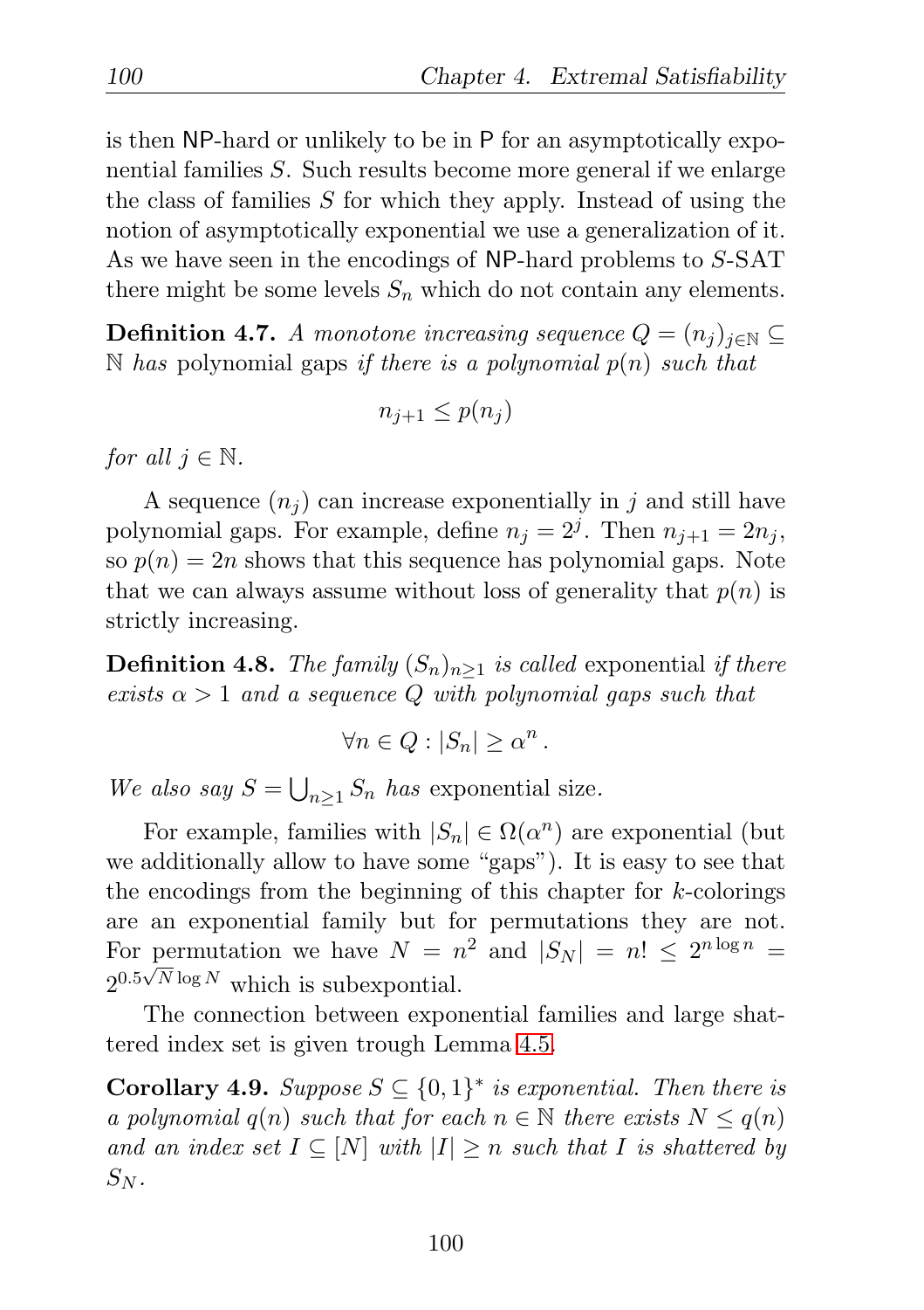is then NP-hard or unlikely to be in P for an asymptotically exponential families $S$. Such results become more general if we enlarge the class of families $S$ for which they apply. Instead of using the notion of asymptotically exponential we use a generalization of it. As we have seen in the encodings of NP-hard problems to $S$-SAT there might be some levels $S_n$ which do not contain any elements.

**Definition 4.7.** *A monotone increasing sequence $Q = (n_j)_{j \in \mathbb{N}} \subseteq \mathbb{N}$ has* polynomial gaps *if there is a polynomial $p(n)$ such that*

$$n_{j+1} \leq p(n_j)$$

*for all $j \in \mathbb{N}$.*

A sequence $(n_j)$ can increase exponentially in $j$ and still have polynomial gaps. For example, define $n_j = 2^j$. Then $n_{j+1} = 2n_j$, so $p(n) = 2n$ shows that this sequence has polynomial gaps. Note that we can always assume without loss of generality that $p(n)$ is strictly increasing.

**Definition 4.8.** *The family $(S_n)_{n \geq 1}$ is called* exponential *if there exists $\alpha > 1$ and a sequence $Q$ with polynomial gaps such that*

$$\forall n \in Q : |S_n| \geq \alpha^n .$$

*We also say $S = \bigcup_{n \geq 1} S_n$ has* exponential size*.*

For example, families with $|S_n| \in \Omega(\alpha^n)$ are exponential (but we additionally allow to have some "gaps"). It is easy to see that the encodings from the beginning of this chapter for $k$-colorings are an exponential family but for permutations they are not. For permutation we have $N = n^2$ and $|S_N| = n! \leq 2^{n \log n} = 2^{0.5\sqrt{N} \log N}$ which is subexponential.

The connection between exponential families and large shattered index set is given trough Lemma 4.5.

**Corollary 4.9.** *Suppose $S \subseteq \{0,1\}^*$ is exponential. Then there is a polynomial $q(n)$ such that for each $n \in \mathbb{N}$ there exists $N \leq q(n)$ and an index set $I \subseteq [N]$ with $|I| \geq n$ such that $I$ is shattered by $S_N$.*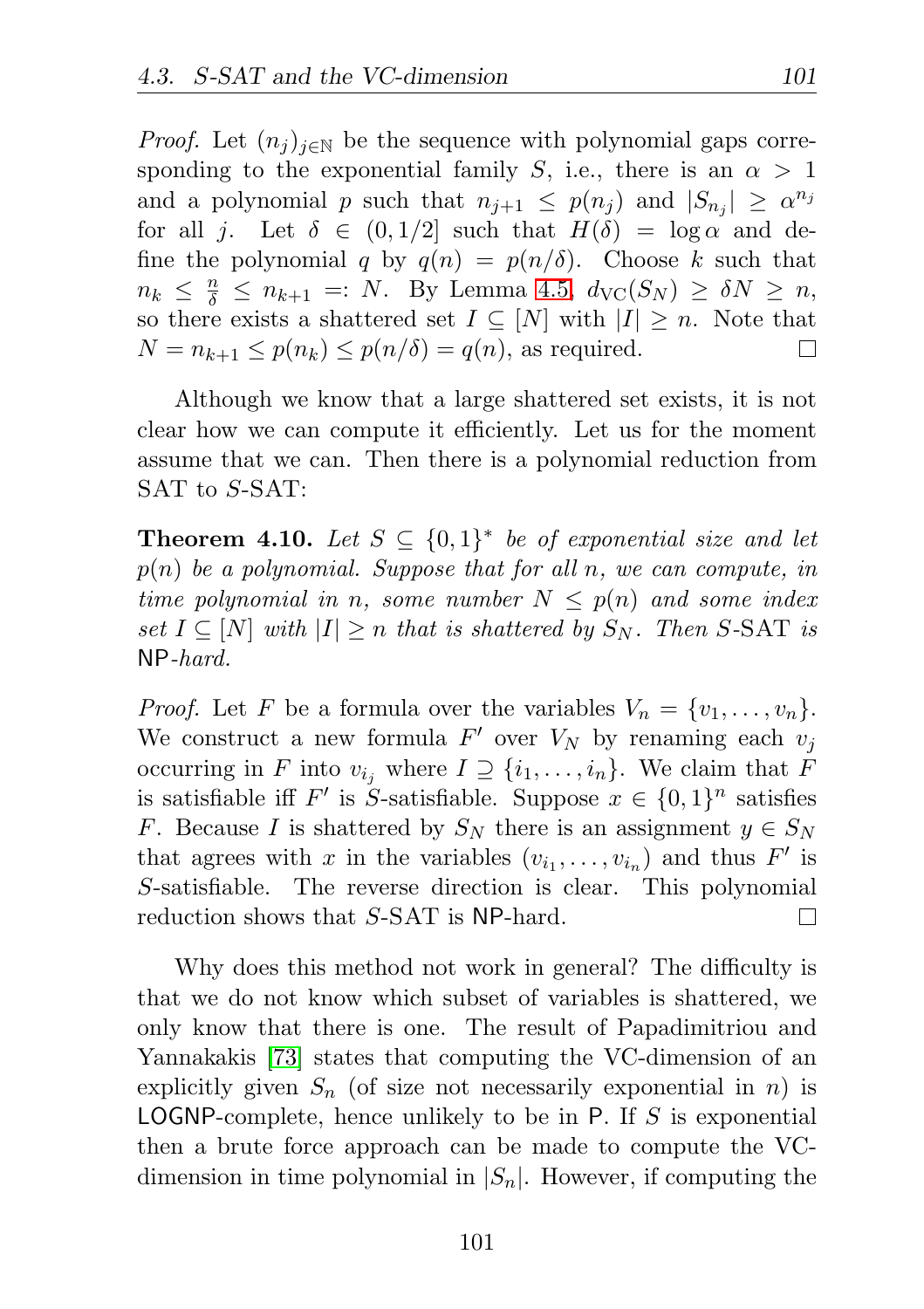*Proof.* Let $(n_j)_{j \in \mathbb{N}}$ be the sequence with polynomial gaps corresponding to the exponential family $S$, i.e., there is an $\alpha > 1$ and a polynomial $p$ such that $n_{j+1} \leq p(n_j)$ and $|S_{n_j}| \geq \alpha^{n_j}$ for all $j$. Let $\delta \in (0, 1/2]$ such that $H(\delta) = \log \alpha$ and define the polynomial $q$ by $q(n) = p(n/\delta)$. Choose $k$ such that $n_k \leq \frac{n}{\delta} \leq n_{k+1} =: N$. By Lemma 4.5, $d_{\mathrm{VC}}(S_N) \geq \delta N \geq n$, so there exists a shattered set $I \subseteq [N]$ with $|I| \geq n$. Note that $N = n_{k+1} \leq p(n_k) \leq p(n/\delta) = q(n)$, as required. □

Although we know that a large shattered set exists, it is not clear how we can compute it efficiently. Let us for the moment assume that we can. Then there is a polynomial reduction from SAT to $S$-SAT:

**Theorem 4.10.** *Let $S \subseteq \{0,1\}^*$ be of exponential size and let $p(n)$ be a polynomial. Suppose that for all $n$, we can compute, in time polynomial in $n$, some number $N \leq p(n)$ and some index set $I \subseteq [N]$ with $|I| \geq n$ that is shattered by $S_N$. Then $S$-SAT is* NP*-hard.*

*Proof.* Let $F$ be a formula over the variables $V_n = \{v_1, \ldots, v_n\}$. We construct a new formula $F'$ over $V_N$ by renaming each $v_j$ occurring in $F$ into $v_{i_j}$ where $I \supseteq \{i_1, \ldots, i_n\}$. We claim that $F$ is satisfiable iff $F'$ is $S$-satisfiable. Suppose $x \in \{0,1\}^n$ satisfies $F$. Because $I$ is shattered by $S_N$ there is an assignment $y \in S_N$ that agrees with $x$ in the variables $(v_{i_1}, \ldots, v_{i_n})$ and thus $F'$ is $S$-satisfiable. The reverse direction is clear. This polynomial reduction shows that $S$-SAT is NP-hard. □

Why does this method not work in general? The difficulty is that we do not know which subset of variables is shattered, we only know that there is one. The result of Papadimitriou and Yannakakis [73] states that computing the VC-dimension of an explicitly given $S_n$ (of size not necessarily exponential in $n$) is LOGNP-complete, hence unlikely to be in P. If $S$ is exponential then a brute force approach can be made to compute the VC-dimension in time polynomial in $|S_n|$. However, if computing the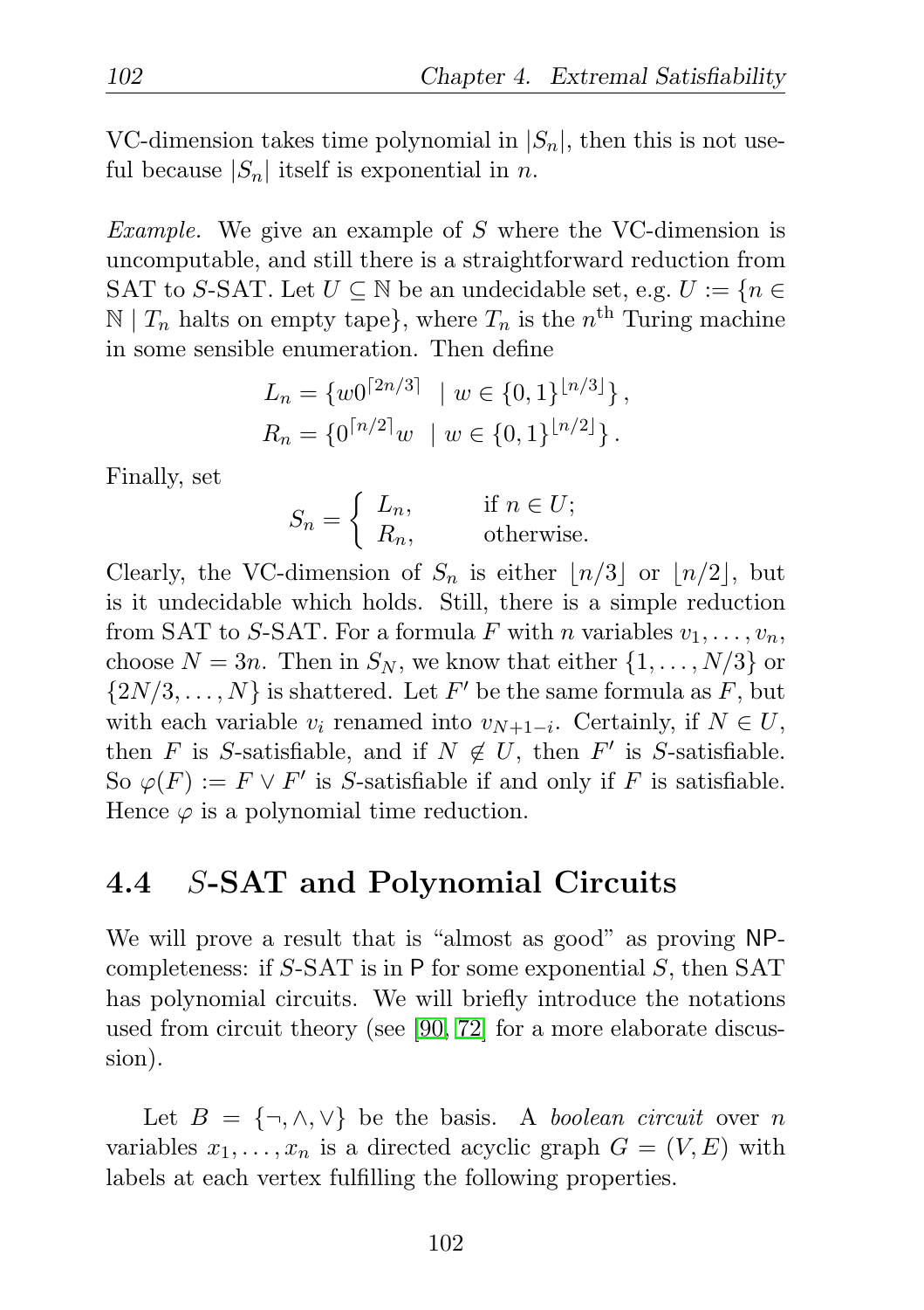VC-dimension takes time polynomial in $|S_n|$, then this is not useful because $|S_n|$ itself is exponential in $n$.

*Example.* We give an example of $S$ where the VC-dimension is uncomputable, and still there is a straightforward reduction from SAT to $S$-SAT. Let $U \subseteq \mathbb{N}$ be an undecidable set, e.g. $U := \{n \in \mathbb{N} \mid T_n \text{ halts on empty tape}\}$, where $T_n$ is the $n^{\text{th}}$ Turing machine in some sensible enumeration. Then define

$$L_n = \{w0^{\lceil 2n/3 \rceil} \mid w \in \{0,1\}^{\lfloor n/3 \rfloor}\},$$
$$R_n = \{0^{\lceil n/2 \rceil}w \mid w \in \{0,1\}^{\lfloor n/2 \rfloor}\}.$$

Finally, set

$$S_n = \begin{cases} L_n, & \text{if } n \in U; \\ R_n, & \text{otherwise.} \end{cases}$$

Clearly, the VC-dimension of $S_n$ is either $\lfloor n/3 \rfloor$ or $\lfloor n/2 \rfloor$, but is it undecidable which holds. Still, there is a simple reduction from SAT to $S$-SAT. For a formula $F$ with $n$ variables $v_1, \ldots, v_n$, choose $N = 3n$. Then in $S_N$, we know that either $\{1, \ldots, N/3\}$ or $\{2N/3, \ldots, N\}$ is shattered. Let $F'$ be the same formula as $F$, but with each variable $v_i$ renamed into $v_{N+1-i}$. Certainly, if $N \in U$, then $F$ is $S$-satisfiable, and if $N \notin U$, then $F'$ is $S$-satisfiable. So $\varphi(F) := F \vee F'$ is $S$-satisfiable if and only if $F$ is satisfiable. Hence $\varphi$ is a polynomial time reduction.

## 4.4 $S$-SAT and Polynomial Circuits

We will prove a result that is "almost as good" as proving NP-completeness: if $S$-SAT is in P for some exponential $S$, then SAT has polynomial circuits. We will briefly introduce the notations used from circuit theory (see [90, 72] for a more elaborate discussion).

Let $B = \{\neg, \wedge, \vee\}$ be the basis. A *boolean circuit* over $n$ variables $x_1, \ldots, x_n$ is a directed acyclic graph $G = (V, E)$ with labels at each vertex fulfilling the following properties.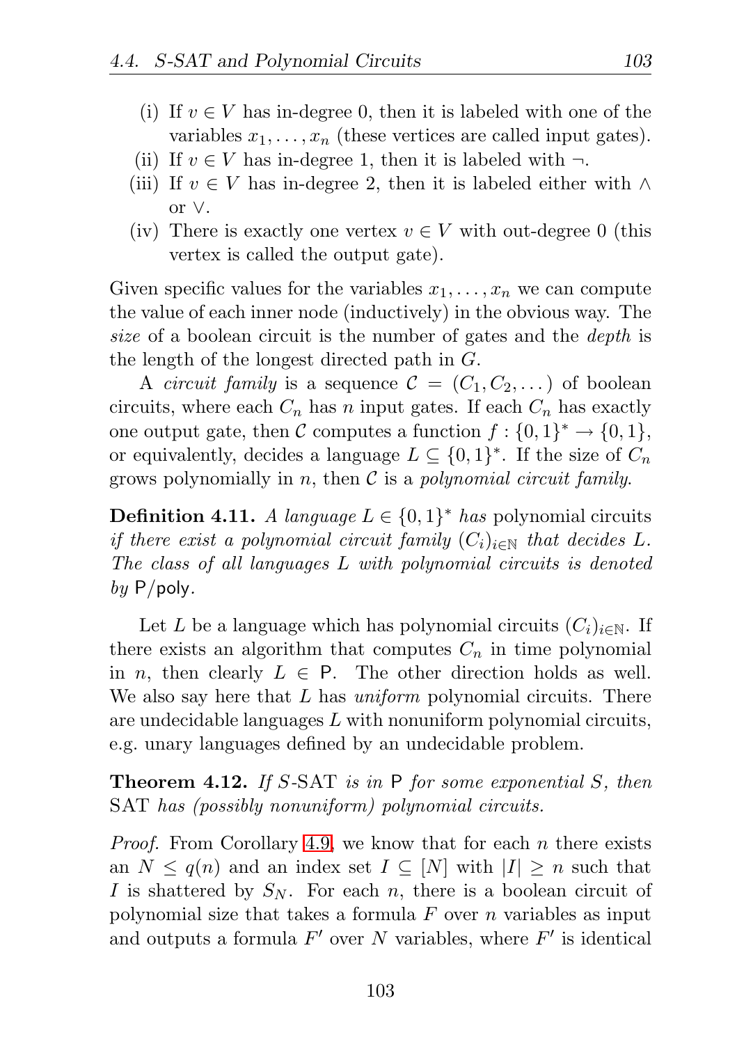(i) If $v \in V$ has in-degree 0, then it is labeled with one of the variables $x_1, \dots, x_n$ (these vertices are called input gates).
(ii) If $v \in V$ has in-degree 1, then it is labeled with $\neg$.
(iii) If $v \in V$ has in-degree 2, then it is labeled either with $\wedge$ or $\vee$.
(iv) There is exactly one vertex $v \in V$ with out-degree 0 (this vertex is called the output gate).

Given specific values for the variables $x_1, \dots, x_n$ we can compute the value of each inner node (inductively) in the obvious way. The *size* of a boolean circuit is the number of gates and the *depth* is the length of the longest directed path in $G$.

A *circuit family* is a sequence $\mathcal{C} = (C_1, C_2, \dots)$ of boolean circuits, where each $C_n$ has $n$ input gates. If each $C_n$ has exactly one output gate, then $\mathcal{C}$ computes a function $f : \{0,1\}^* \to \{0,1\}$, or equivalently, decides a language $L \subseteq \{0,1\}^*$. If the size of $C_n$ grows polynomially in $n$, then $\mathcal{C}$ is a *polynomial circuit family*.

**Definition 4.11.** *A language $L \in \{0,1\}^*$ has* polynomial circuits *if there exist a polynomial circuit family $(C_i)_{i \in \mathbb{N}}$ that decides $L$. The class of all languages $L$ with polynomial circuits is denoted by* $\mathsf{P/poly}$.

Let $L$ be a language which has polynomial circuits $(C_i)_{i \in \mathbb{N}}$. If there exists an algorithm that computes $C_n$ in time polynomial in $n$, then clearly $L \in \mathsf{P}$. The other direction holds as well. We also say here that $L$ has *uniform* polynomial circuits. There are undecidable languages $L$ with nonuniform polynomial circuits, e.g. unary languages defined by an undecidable problem.

**Theorem 4.12.** *If $S$-SAT is in $\mathsf{P}$ for some exponential $S$, then SAT has (possibly nonuniform) polynomial circuits.*

*Proof.* From Corollary 4.9, we know that for each $n$ there exists an $N \leq q(n)$ and an index set $I \subseteq [N]$ with $|I| \geq n$ such that $I$ is shattered by $S_N$. For each $n$, there is a boolean circuit of polynomial size that takes a formula $F$ over $n$ variables as input and outputs a formula $F'$ over $N$ variables, where $F'$ is identical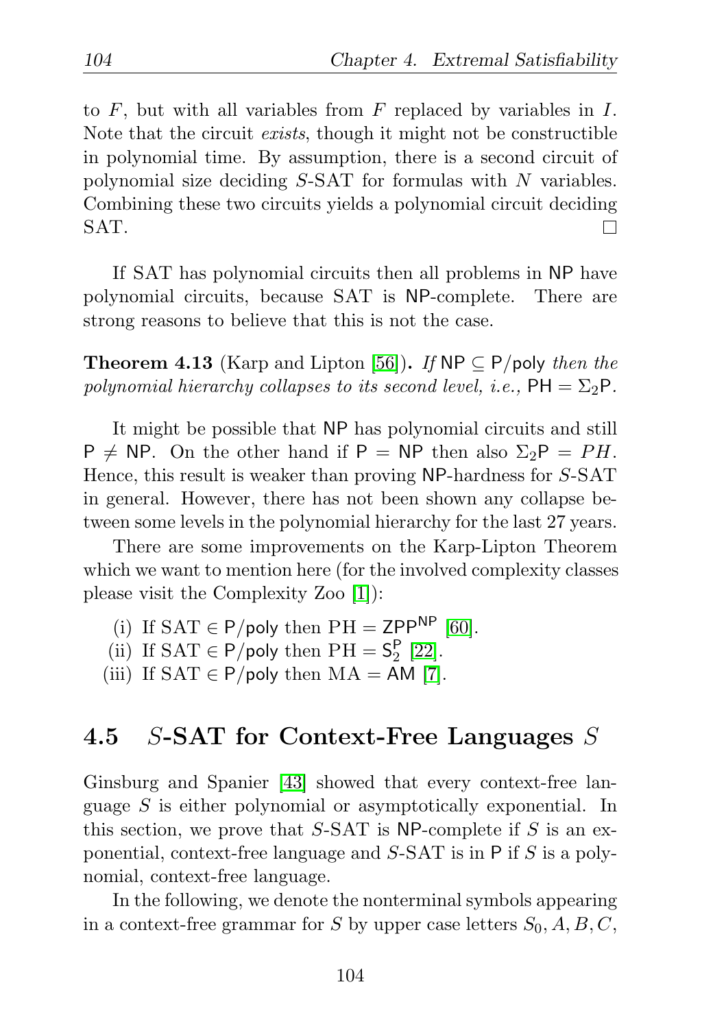to $F$, but with all variables from $F$ replaced by variables in $I$. Note that the circuit *exists*, though it might not be constructible in polynomial time. By assumption, there is a second circuit of polynomial size deciding $S$-SAT for formulas with $N$ variables. Combining these two circuits yields a polynomial circuit deciding SAT. $\square$

If SAT has polynomial circuits then all problems in NP have polynomial circuits, because SAT is NP-complete. There are strong reasons to believe that this is not the case.

**Theorem 4.13** (Karp and Lipton [56])**.** *If* $\mathsf{NP} \subseteq \mathsf{P/poly}$ *then the polynomial hierarchy collapses to its second level, i.e.,* $\mathsf{PH} = \Sigma_2\mathsf{P}$*.*

It might be possible that NP has polynomial circuits and still $\mathsf{P} \neq \mathsf{NP}$. On the other hand if $\mathsf{P} = \mathsf{NP}$ then also $\Sigma_2\mathsf{P} = PH$. Hence, this result is weaker than proving NP-hardness for $S$-SAT in general. However, there has not been shown any collapse between some levels in the polynomial hierarchy for the last 27 years.

There are some improvements on the Karp-Lipton Theorem which we want to mention here (for the involved complexity classes please visit the Complexity Zoo [1]):

(i) If $\mathrm{SAT} \in \mathsf{P/poly}$ then $\mathrm{PH} = \mathsf{ZPP}^{\mathsf{NP}}$ [60].
(ii) If $\mathrm{SAT} \in \mathsf{P/poly}$ then $\mathrm{PH} = \mathsf{S}_2^{\mathsf{P}}$ [22].
(iii) If $\mathrm{SAT} \in \mathsf{P/poly}$ then $\mathrm{MA} = \mathsf{AM}$ [7].

## 4.5 $S$-SAT for Context-Free Languages $S$

Ginsburg and Spanier [43] showed that every context-free language $S$ is either polynomial or asymptotically exponential. In this section, we prove that $S$-SAT is NP-complete if $S$ is an exponential, context-free language and $S$-SAT is in P if $S$ is a polynomial, context-free language.

In the following, we denote the nonterminal symbols appearing in a context-free grammar for $S$ by upper case letters $S_0, A, B, C$,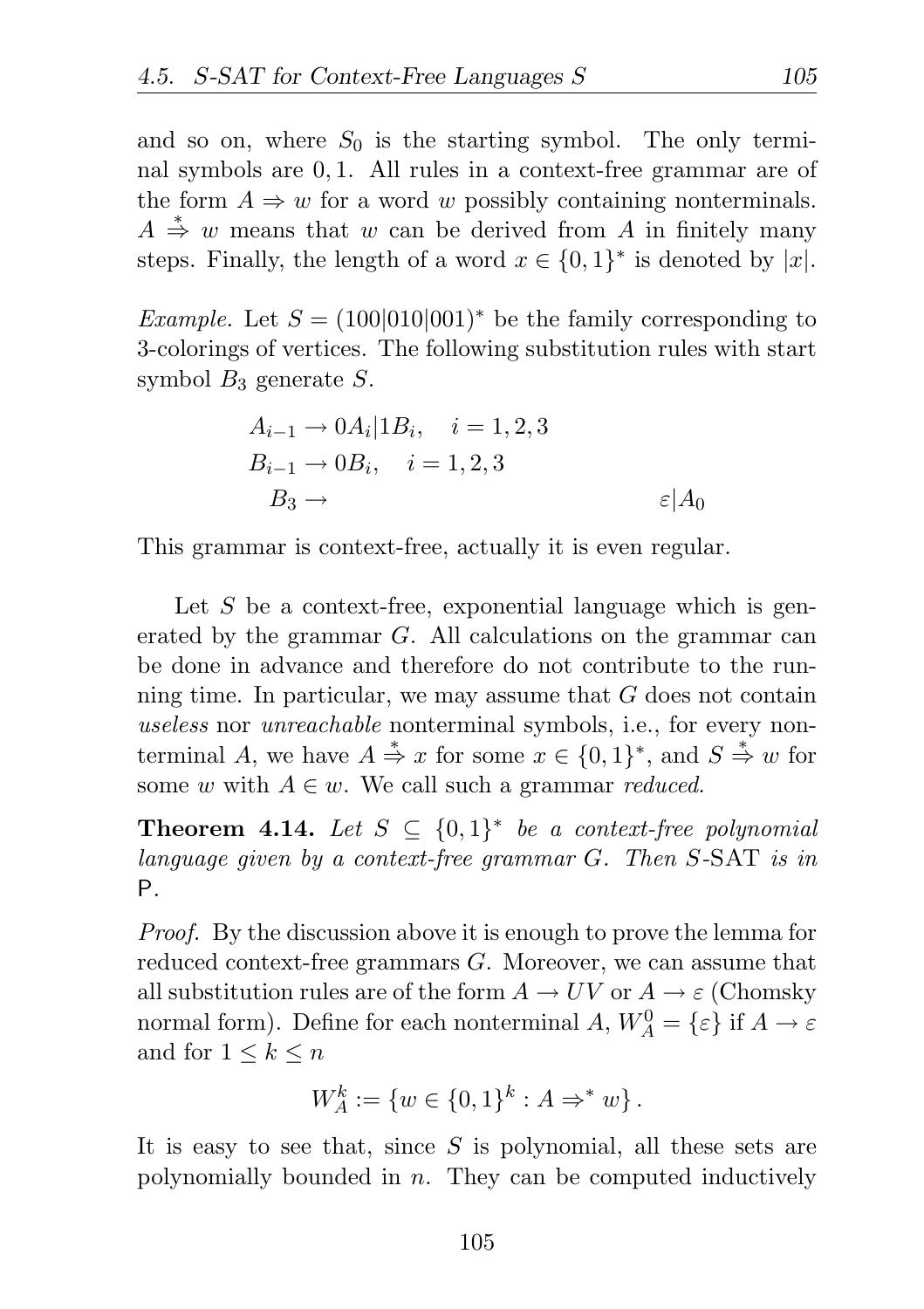and so on, where $S_0$ is the starting symbol. The only terminal symbols are $0, 1$. All rules in a context-free grammar are of the form $A \Rightarrow w$ for a word $w$ possibly containing nonterminals. $A \overset{*}{\Rightarrow} w$ means that $w$ can be derived from $A$ in finitely many steps. Finally, the length of a word $x \in \{0,1\}^*$ is denoted by $|x|$.

*Example.* Let $S = (100|010|001)^*$ be the family corresponding to 3-colorings of vertices. The following substitution rules with start symbol $B_3$ generate $S$.

$$
\begin{aligned}
&A_{i-1} \to 0A_i | 1B_i, \quad i = 1,2,3 \\
&B_{i-1} \to 0B_i, \quad i = 1,2,3 \\
&\;\; B_3 \to \qquad\qquad\qquad\qquad\quad \varepsilon | A_0
\end{aligned}
$$

This grammar is context-free, actually it is even regular.

Let $S$ be a context-free, exponential language which is generated by the grammar $G$. All calculations on the grammar can be done in advance and therefore do not contribute to the running time. In particular, we may assume that $G$ does not contain *useless* nor *unreachable* nonterminal symbols, i.e., for every nonterminal $A$, we have $A \overset{*}{\Rightarrow} x$ for some $x \in \{0,1\}^*$, and $S \overset{*}{\Rightarrow} w$ for some $w$ with $A \in w$. We call such a grammar *reduced*.

**Theorem 4.14.** *Let $S \subseteq \{0,1\}^*$ be a context-free polynomial language given by a context-free grammar $G$. Then $S$-SAT is in* P.

*Proof.* By the discussion above it is enough to prove the lemma for reduced context-free grammars $G$. Moreover, we can assume that all substitution rules are of the form $A \to UV$ or $A \to \varepsilon$ (Chomsky normal form). Define for each nonterminal $A$, $W_A^0 = \{\varepsilon\}$ if $A \to \varepsilon$ and for $1 \le k \le n$

$$
W_A^k := \{w \in \{0,1\}^k : A \Rightarrow^* w\}.
$$

It is easy to see that, since $S$ is polynomial, all these sets are polynomially bounded in $n$. They can be computed inductively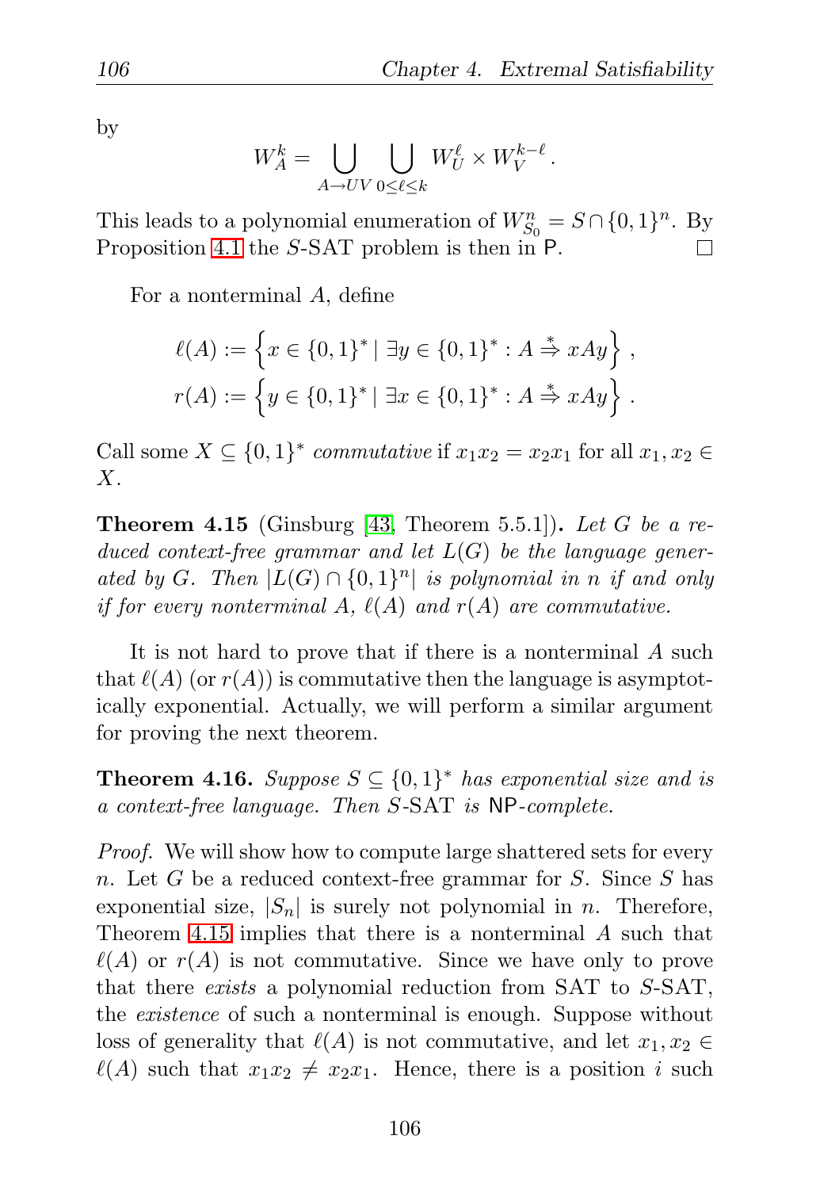by

$$W_A^k = \bigcup_{A \to UV} \bigcup_{0 \le \ell \le k} W_U^\ell \times W_V^{k-\ell}.$$

This leads to a polynomial enumeration of $W_{S_0}^n = S \cap \{0,1\}^n$. By Proposition 4.1 the $S$-SAT problem is then in P. □

For a nonterminal $A$, define

$$\ell(A) := \left\{ x \in \{0,1\}^* \mid \exists y \in \{0,1\}^* : A \stackrel{*}{\Rightarrow} xAy \right\},$$
$$r(A) := \left\{ y \in \{0,1\}^* \mid \exists x \in \{0,1\}^* : A \stackrel{*}{\Rightarrow} xAy \right\}.$$

Call some $X \subseteq \{0,1\}^*$ *commutative* if $x_1 x_2 = x_2 x_1$ for all $x_1, x_2 \in X$.

**Theorem 4.15** (Ginsburg [43, Theorem 5.5.1])**.** *Let $G$ be a reduced context-free grammar and let $L(G)$ be the language generated by $G$. Then $|L(G) \cap \{0,1\}^n|$ is polynomial in $n$ if and only if for every nonterminal $A$, $\ell(A)$ and $r(A)$ are commutative.*

It is not hard to prove that if there is a nonterminal $A$ such that $\ell(A)$ (or $r(A)$) is commutative then the language is asymptotically exponential. Actually, we will perform a similar argument for proving the next theorem.

**Theorem 4.16.** *Suppose $S \subseteq \{0,1\}^*$ has exponential size and is a context-free language. Then $S$-SAT is NP-complete.*

*Proof.* We will show how to compute large shattered sets for every $n$. Let $G$ be a reduced context-free grammar for $S$. Since $S$ has exponential size, $|S_n|$ is surely not polynomial in $n$. Therefore, Theorem 4.15 implies that there is a nonterminal $A$ such that $\ell(A)$ or $r(A)$ is not commutative. Since we have only to prove that there *exists* a polynomial reduction from SAT to $S$-SAT, the *existence* of such a nonterminal is enough. Suppose without loss of generality that $\ell(A)$ is not commutative, and let $x_1, x_2 \in \ell(A)$ such that $x_1 x_2 \neq x_2 x_1$. Hence, there is a position $i$ such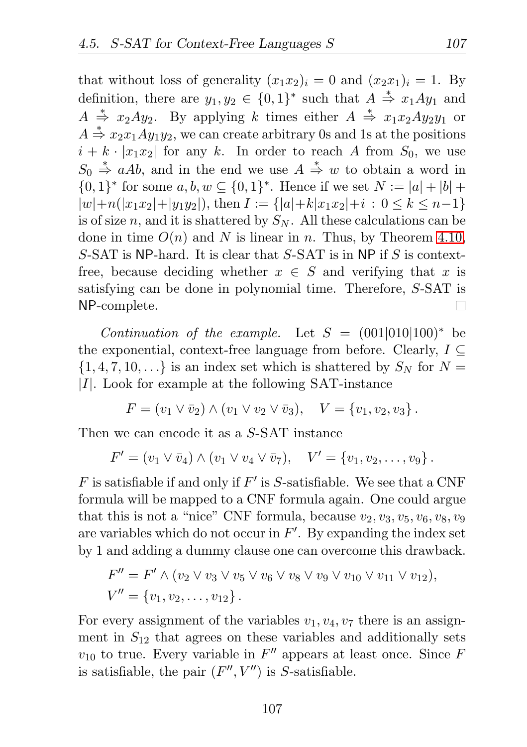that without loss of generality $(x_1x_2)_i = 0$ and $(x_2x_1)_i = 1$. By definition, there are $y_1, y_2 \in \{0,1\}^*$ such that $A \overset{*}{\Rightarrow} x_1Ay_1$ and $A \overset{*}{\Rightarrow} x_2Ay_2$. By applying $k$ times either $A \overset{*}{\Rightarrow} x_1x_2Ay_2y_1$ or $A \overset{*}{\Rightarrow} x_2x_1Ay_1y_2$, we can create arbitrary 0s and 1s at the positions $i + k \cdot |x_1x_2|$ for any $k$. In order to reach $A$ from $S_0$, we use $S_0 \overset{*}{\Rightarrow} aAb$, and in the end we use $A \overset{*}{\Rightarrow} w$ to obtain a word in $\{0,1\}^*$ for some $a, b, w \subseteq \{0,1\}^*$. Hence if we set $N := |a| + |b| + |w| + n(|x_1x_2| + |y_1y_2|)$, then $I := \{|a| + k|x_1x_2| + i : 0 \leq k \leq n-1\}$ is of size $n$, and it is shattered by $S_N$. All these calculations can be done in time $O(n)$ and $N$ is linear in $n$. Thus, by Theorem 4.10, $S$-SAT is NP-hard. It is clear that $S$-SAT is in NP if $S$ is context-free, because deciding whether $x \in S$ and verifying that $x$ is satisfying can be done in polynomial time. Therefore, $S$-SAT is NP-complete. □

*Continuation of the example.* Let $S = (001|010|100)^*$ be the exponential, context-free language from before. Clearly, $I \subseteq \{1, 4, 7, 10, \ldots\}$ is an index set which is shattered by $S_N$ for $N = |I|$. Look for example at the following SAT-instance

$$F = (v_1 \vee \bar{v}_2) \wedge (v_1 \vee v_2 \vee \bar{v}_3), \quad V = \{v_1, v_2, v_3\}.$$

Then we can encode it as a $S$-SAT instance

$$F' = (v_1 \vee \bar{v}_4) \wedge (v_1 \vee v_4 \vee \bar{v}_7), \quad V' = \{v_1, v_2, \ldots, v_9\}.$$

$F$ is satisfiable if and only if $F'$ is $S$-satisfiable. We see that a CNF formula will be mapped to a CNF formula again. One could argue that this is not a "nice" CNF formula, because $v_2, v_3, v_5, v_6, v_8, v_9$ are variables which do not occur in $F'$. By expanding the index set by 1 and adding a dummy clause one can overcome this drawback.

$$F'' = F' \wedge (v_2 \vee v_3 \vee v_5 \vee v_6 \vee v_8 \vee v_9 \vee v_{10} \vee v_{11} \vee v_{12}),$$
$$V'' = \{v_1, v_2, \ldots, v_{12}\}.$$

For every assignment of the variables $v_1, v_4, v_7$ there is an assignment in $S_{12}$ that agrees on these variables and additionally sets $v_{10}$ to true. Every variable in $F''$ appears at least once. Since $F$ is satisfiable, the pair $(F'', V'')$ is $S$-satisfiable.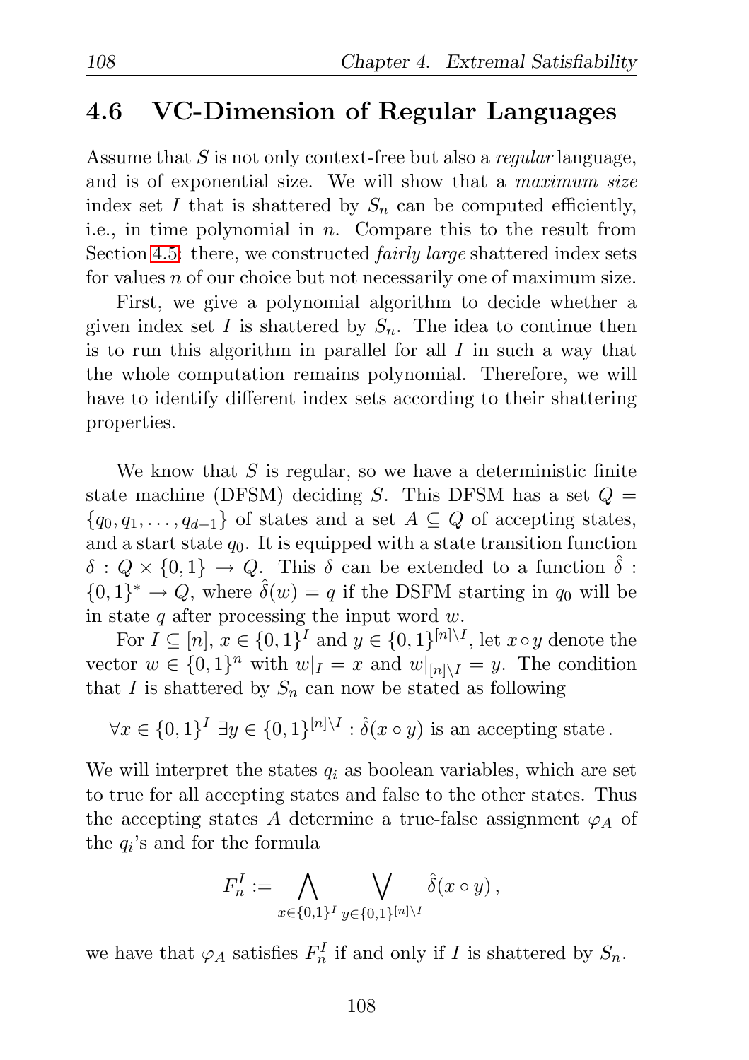## 4.6 VC-Dimension of Regular Languages

Assume that $S$ is not only context-free but also a *regular* language, and is of exponential size. We will show that a *maximum size* index set $I$ that is shattered by $S_n$ can be computed efficiently, i.e., in time polynomial in $n$. Compare this to the result from Section 4.5: there, we constructed *fairly large* shattered index sets for values $n$ of our choice but not necessarily one of maximum size.

First, we give a polynomial algorithm to decide whether a given index set $I$ is shattered by $S_n$. The idea to continue then is to run this algorithm in parallel for all $I$ in such a way that the whole computation remains polynomial. Therefore, we will have to identify different index sets according to their shattering properties.

We know that $S$ is regular, so we have a deterministic finite state machine (DFSM) deciding $S$. This DFSM has a set $Q = \{q_0, q_1, \ldots, q_{d-1}\}$ of states and a set $A \subseteq Q$ of accepting states, and a start state $q_0$. It is equipped with a state transition function $\delta : Q \times \{0,1\} \to Q$. This $\delta$ can be extended to a function $\hat{\delta} : \{0,1\}^* \to Q$, where $\hat{\delta}(w) = q$ if the DSFM starting in $q_0$ will be in state $q$ after processing the input word $w$.

For $I \subseteq [n]$, $x \in \{0,1\}^I$ and $y \in \{0,1\}^{[n]\setminus I}$, let $x \circ y$ denote the vector $w \in \{0,1\}^n$ with $w|_I = x$ and $w|_{[n]\setminus I} = y$. The condition that $I$ is shattered by $S_n$ can now be stated as following

$$\forall x \in \{0,1\}^I \ \exists y \in \{0,1\}^{[n]\setminus I} : \hat{\delta}(x \circ y) \text{ is an accepting state}.$$

We will interpret the states $q_i$ as boolean variables, which are set to true for all accepting states and false to the other states. Thus the accepting states $A$ determine a true-false assignment $\varphi_A$ of the $q_i$'s and for the formula

$$F_n^I := \bigwedge_{x \in \{0,1\}^I} \bigvee_{y \in \{0,1\}^{[n]\setminus I}} \hat{\delta}(x \circ y),$$

we have that $\varphi_A$ satisfies $F_n^I$ if and only if $I$ is shattered by $S_n$.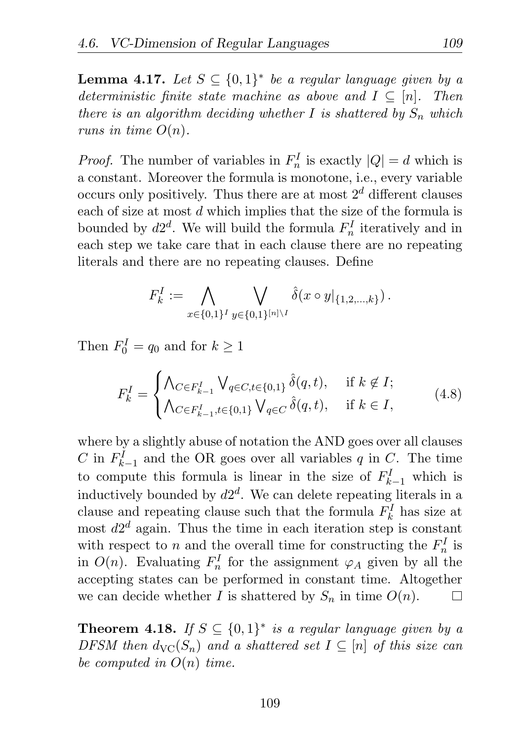**Lemma 4.17.** *Let $S \subseteq \{0,1\}^*$ be a regular language given by a deterministic finite state machine as above and $I \subseteq [n]$. Then there is an algorithm deciding whether $I$ is shattered by $S_n$ which runs in time $O(n)$.*

*Proof.* The number of variables in $F_n^I$ is exactly $|Q| = d$ which is a constant. Moreover the formula is monotone, i.e., every variable occurs only positively. Thus there are at most $2^d$ different clauses each of size at most $d$ which implies that the size of the formula is bounded by $d2^d$. We will build the formula $F_n^I$ iteratively and in each step we take care that in each clause there are no repeating literals and there are no repeating clauses. Define

$$F_k^I := \bigwedge_{x \in \{0,1\}^I} \bigvee_{y \in \{0,1\}^{[n] \setminus I}} \hat{\delta}(x \circ y|_{\{1,2,\ldots,k\}}).$$

Then $F_0^I = q_0$ and for $k \geq 1$

$$F_k^I = \begin{cases} \bigwedge_{C \in F_{k-1}^I} \bigvee_{q \in C, t \in \{0,1\}} \hat{\delta}(q,t), & \text{if } k \notin I; \\ \bigwedge_{C \in F_{k-1}^I, t \in \{0,1\}} \bigvee_{q \in C} \hat{\delta}(q,t), & \text{if } k \in I, \end{cases} \tag{4.8}$$

where by a slightly abuse of notation the AND goes over all clauses $C$ in $F_{k-1}^I$ and the OR goes over all variables $q$ in $C$. The time to compute this formula is linear in the size of $F_{k-1}^I$ which is inductively bounded by $d2^d$. We can delete repeating literals in a clause and repeating clause such that the formula $F_k^I$ has size at most $d2^d$ again. Thus the time in each iteration step is constant with respect to $n$ and the overall time for constructing the $F_n^I$ is in $O(n)$. Evaluating $F_n^I$ for the assignment $\varphi_A$ given by all the accepting states can be performed in constant time. Altogether we can decide whether $I$ is shattered by $S_n$ in time $O(n)$. □

**Theorem 4.18.** *If $S \subseteq \{0,1\}^*$ is a regular language given by a DFSM then $d_{\mathrm{VC}}(S_n)$ and a shattered set $I \subseteq [n]$ of this size can be computed in $O(n)$ time.*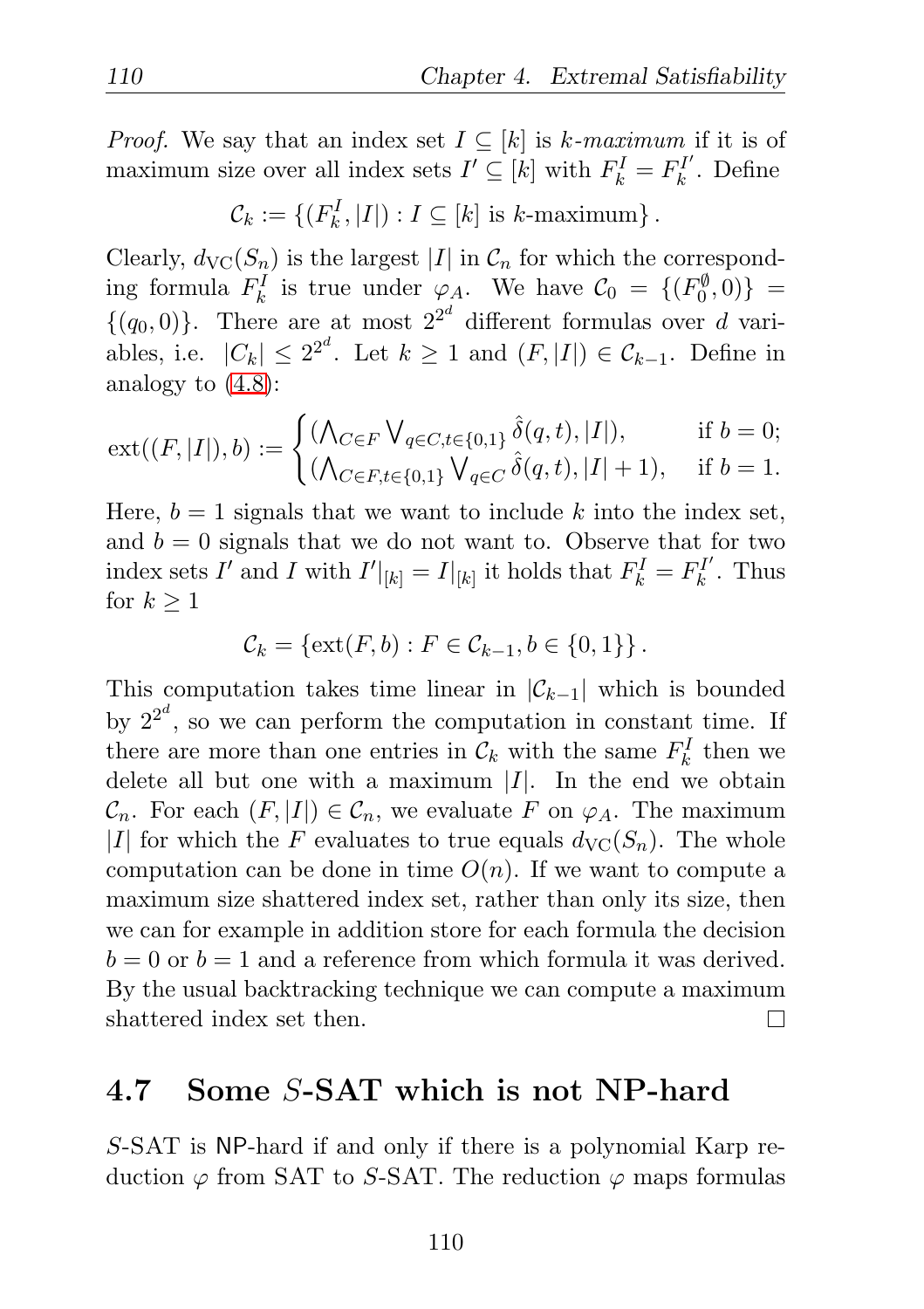*Proof.* We say that an index set $I \subseteq [k]$ is *k-maximum* if it is of maximum size over all index sets $I' \subseteq [k]$ with $F_k^I = F_k^{I'}$. Define

$$\mathcal{C}_k := \{(F_k^I, |I|) : I \subseteq [k] \text{ is } k\text{-maximum}\}.$$

Clearly, $d_{\mathrm{VC}}(S_n)$ is the largest $|I|$ in $\mathcal{C}_n$ for which the corresponding formula $F_k^I$ is true under $\varphi_A$. We have $\mathcal{C}_0 = \{(F_0^{\emptyset}, 0)\} = \{(q_0, 0)\}$. There are at most $2^{2^d}$ different formulas over $d$ variables, i.e. $|C_k| \leq 2^{2^d}$. Let $k \geq 1$ and $(F, |I|) \in \mathcal{C}_{k-1}$. Define in analogy to (4.8):

$$\mathrm{ext}((F, |I|), b) := \begin{cases} (\bigwedge_{C \in F} \bigvee_{q \in C, t \in \{0,1\}} \hat{\delta}(q, t), |I|), & \text{if } b = 0; \\ (\bigwedge_{C \in F, t \in \{0,1\}} \bigvee_{q \in C} \hat{\delta}(q, t), |I| + 1), & \text{if } b = 1. \end{cases}$$

Here, $b = 1$ signals that we want to include $k$ into the index set, and $b = 0$ signals that we do not want to. Observe that for two index sets $I'$ and $I$ with $I'|_{[k]} = I|_{[k]}$ it holds that $F_k^I = F_k^{I'}$. Thus for $k \geq 1$

$$\mathcal{C}_k = \{\mathrm{ext}(F, b) : F \in \mathcal{C}_{k-1}, b \in \{0, 1\}\}.$$

This computation takes time linear in $|\mathcal{C}_{k-1}|$ which is bounded by $2^{2^d}$, so we can perform the computation in constant time. If there are more than one entries in $\mathcal{C}_k$ with the same $F_k^I$ then we delete all but one with a maximum $|I|$. In the end we obtain $\mathcal{C}_n$. For each $(F, |I|) \in \mathcal{C}_n$, we evaluate $F$ on $\varphi_A$. The maximum $|I|$ for which the $F$ evaluates to true equals $d_{\mathrm{VC}}(S_n)$. The whole computation can be done in time $O(n)$. If we want to compute a maximum size shattered index set, rather than only its size, then we can for example in addition store for each formula the decision $b = 0$ or $b = 1$ and a reference from which formula it was derived. By the usual backtracking technique we can compute a maximum shattered index set then. □

## 4.7 Some $S$-SAT which is not NP-hard

$S$-SAT is NP-hard if and only if there is a polynomial Karp reduction $\varphi$ from SAT to $S$-SAT. The reduction $\varphi$ maps formulas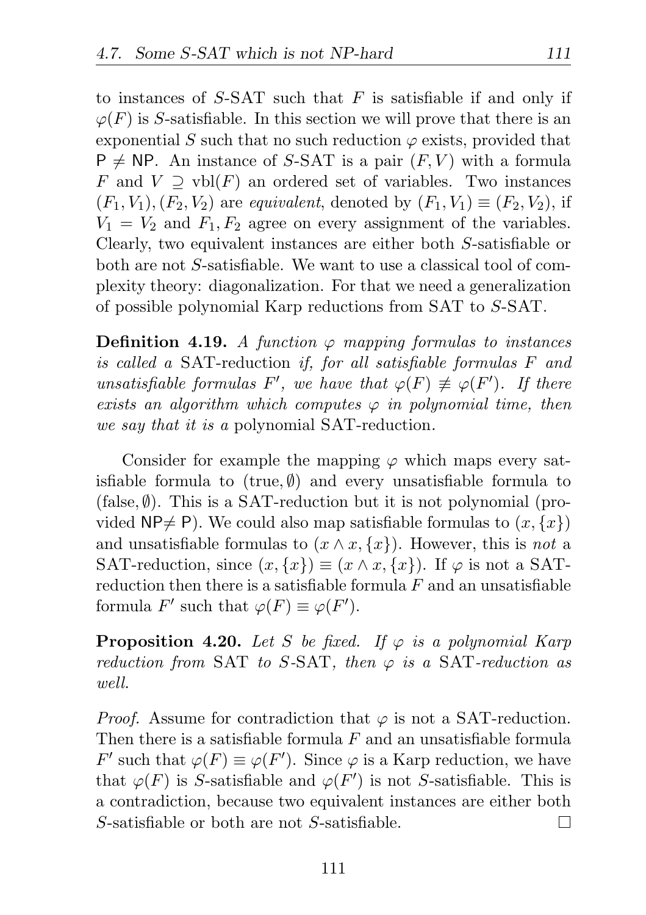to instances of $S$-SAT such that $F$ is satisfiable if and only if $\varphi(F)$ is $S$-satisfiable. In this section we will prove that there is an exponential $S$ such that no such reduction $\varphi$ exists, provided that $\mathsf{P} \neq \mathsf{NP}$. An instance of $S$-SAT is a pair $(F, V)$ with a formula $F$ and $V \supseteq \text{vbl}(F)$ an ordered set of variables. Two instances $(F_1, V_1), (F_2, V_2)$ are *equivalent*, denoted by $(F_1, V_1) \equiv (F_2, V_2)$, if $V_1 = V_2$ and $F_1, F_2$ agree on every assignment of the variables. Clearly, two equivalent instances are either both $S$-satisfiable or both are not $S$-satisfiable. We want to use a classical tool of complexity theory: diagonalization. For that we need a generalization of possible polynomial Karp reductions from SAT to $S$-SAT.

**Definition 4.19.** *A function $\varphi$ mapping formulas to instances is called a* SAT-reduction *if, for all satisfiable formulas $F$ and unsatisfiable formulas $F'$, we have that $\varphi(F) \not\equiv \varphi(F')$. If there exists an algorithm which computes $\varphi$ in polynomial time, then we say that it is a* polynomial SAT-reduction*.*

Consider for example the mapping $\varphi$ which maps every satisfiable formula to $(\text{true}, \emptyset)$ and every unsatisfiable formula to $(\text{false}, \emptyset)$. This is a SAT-reduction but it is not polynomial (provided $\mathsf{NP} \neq \mathsf{P}$). We could also map satisfiable formulas to $(x, \{x\})$ and unsatisfiable formulas to $(x \wedge x, \{x\})$. However, this is *not* a SAT-reduction, since $(x, \{x\}) \equiv (x \wedge x, \{x\})$. If $\varphi$ is not a SAT-reduction then there is a satisfiable formula $F$ and an unsatisfiable formula $F'$ such that $\varphi(F) \equiv \varphi(F')$.

**Proposition 4.20.** *Let $S$ be fixed. If $\varphi$ is a polynomial Karp reduction from* SAT *to $S$-*SAT*, then $\varphi$ is a* SAT*-reduction as well.*

*Proof.* Assume for contradiction that $\varphi$ is not a SAT-reduction. Then there is a satisfiable formula $F$ and an unsatisfiable formula $F'$ such that $\varphi(F) \equiv \varphi(F')$. Since $\varphi$ is a Karp reduction, we have that $\varphi(F)$ is $S$-satisfiable and $\varphi(F')$ is not $S$-satisfiable. This is a contradiction, because two equivalent instances are either both $S$-satisfiable or both are not $S$-satisfiable. □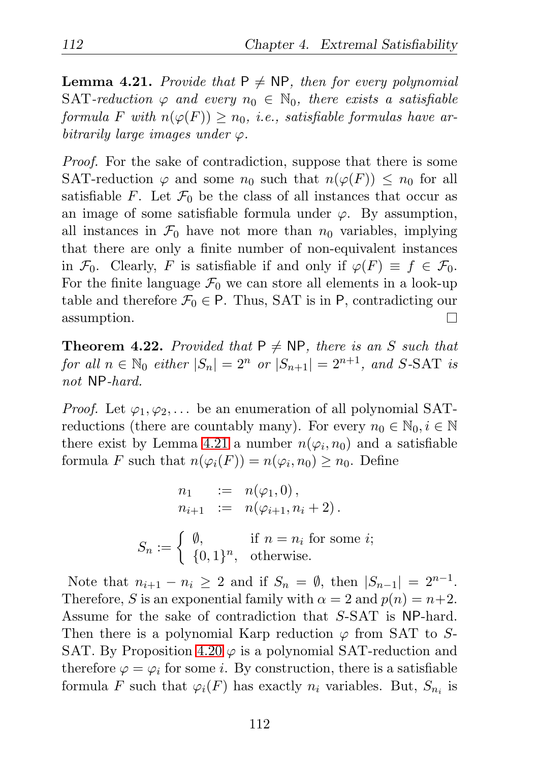**Lemma 4.21.** *Provide that* $\mathsf{P} \neq \mathsf{NP}$*, then for every polynomial* SAT*-reduction* $\varphi$ *and every* $n_0 \in \mathbb{N}_0$*, there exists a satisfiable formula* $F$ *with* $n(\varphi(F)) \geq n_0$*, i.e., satisfiable formulas have arbitrarily large images under* $\varphi$*.*

*Proof.* For the sake of contradiction, suppose that there is some SAT-reduction $\varphi$ and some $n_0$ such that $n(\varphi(F)) \leq n_0$ for all satisfiable $F$. Let $\mathcal{F}_0$ be the class of all instances that occur as an image of some satisfiable formula under $\varphi$. By assumption, all instances in $\mathcal{F}_0$ have not more than $n_0$ variables, implying that there are only a finite number of non-equivalent instances in $\mathcal{F}_0$. Clearly, $F$ is satisfiable if and only if $\varphi(F) \equiv f \in \mathcal{F}_0$. For the finite language $\mathcal{F}_0$ we can store all elements in a look-up table and therefore $\mathcal{F}_0 \in \mathsf{P}$. Thus, SAT is in $\mathsf{P}$, contradicting our assumption. □

**Theorem 4.22.** *Provided that* $\mathsf{P} \neq \mathsf{NP}$*, there is an* $S$ *such that for all* $n \in \mathbb{N}_0$ *either* $|S_n| = 2^n$ *or* $|S_{n+1}| = 2^{n+1}$*, and* $S$*-*SAT *is not* $\mathsf{NP}$*-hard.*

*Proof.* Let $\varphi_1, \varphi_2, \ldots$ be an enumeration of all polynomial SAT-reductions (there are countably many). For every $n_0 \in \mathbb{N}_0, i \in \mathbb{N}$ there exist by Lemma 4.21 a number $n(\varphi_i, n_0)$ and a satisfiable formula $F$ such that $n(\varphi_i(F)) = n(\varphi_i, n_0) \geq n_0$. Define

$$
\begin{aligned}
n_1 &:= n(\varphi_1, 0)\,, \\
n_{i+1} &:= n(\varphi_{i+1}, n_i + 2)\,.
\end{aligned}
$$

$$
S_n := \begin{cases} \emptyset, & \text{if } n = n_i \text{ for some } i; \\ \{0,1\}^n, & \text{otherwise.} \end{cases}
$$

Note that $n_{i+1} - n_i \geq 2$ and if $S_n = \emptyset$, then $|S_{n-1}| = 2^{n-1}$. Therefore, $S$ is an exponential family with $\alpha = 2$ and $p(n) = n+2$. Assume for the sake of contradiction that $S$-SAT is $\mathsf{NP}$-hard. Then there is a polynomial Karp reduction $\varphi$ from SAT to $S$-SAT. By Proposition 4.20 $\varphi$ is a polynomial SAT-reduction and therefore $\varphi = \varphi_i$ for some $i$. By construction, there is a satisfiable formula $F$ such that $\varphi_i(F)$ has exactly $n_i$ variables. But, $S_{n_i}$ is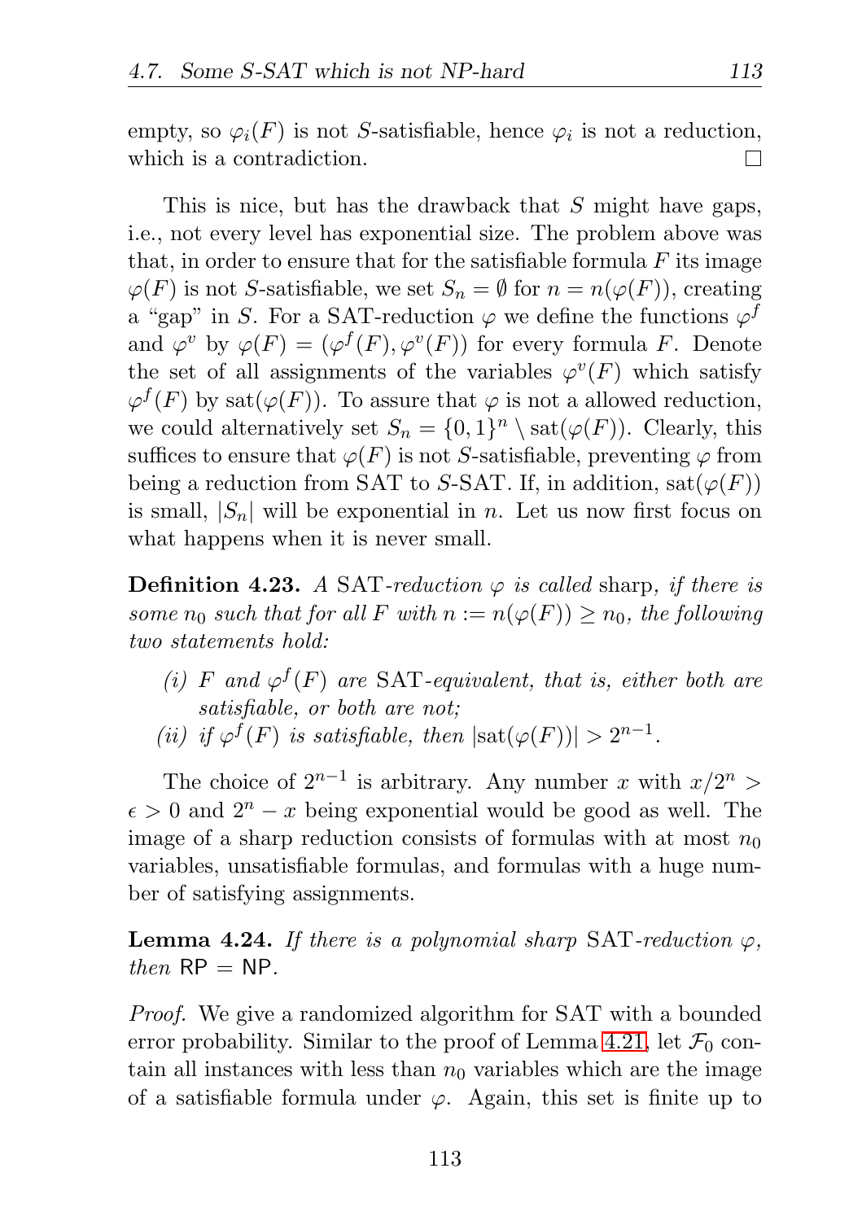empty, so $\varphi_i(F)$ is not $S$-satisfiable, hence $\varphi_i$ is not a reduction, which is a contradiction. □

This is nice, but has the drawback that $S$ might have gaps, i.e., not every level has exponential size. The problem above was that, in order to ensure that for the satisfiable formula $F$ its image $\varphi(F)$ is not $S$-satisfiable, we set $S_n = \emptyset$ for $n = n(\varphi(F))$, creating a "gap" in $S$. For a SAT-reduction $\varphi$ we define the functions $\varphi^f$ and $\varphi^v$ by $\varphi(F) = (\varphi^f(F), \varphi^v(F))$ for every formula $F$. Denote the set of all assignments of the variables $\varphi^v(F)$ which satisfy $\varphi^f(F)$ by $\mathrm{sat}(\varphi(F))$. To assure that $\varphi$ is not a allowed reduction, we could alternatively set $S_n = \{0,1\}^n \setminus \mathrm{sat}(\varphi(F))$. Clearly, this suffices to ensure that $\varphi(F)$ is not $S$-satisfiable, preventing $\varphi$ from being a reduction from SAT to $S$-SAT. If, in addition, $\mathrm{sat}(\varphi(F))$ is small, $|S_n|$ will be exponential in $n$. Let us now first focus on what happens when it is never small.

**Definition 4.23.** *A* SAT*-reduction $\varphi$ is called* sharp*, if there is some $n_0$ such that for all $F$ with $n := n(\varphi(F)) \geq n_0$, the following two statements hold:*

- *(i) $F$ and $\varphi^f(F)$ are* SAT*-equivalent, that is, either both are satisfiable, or both are not;*
- *(ii) if $\varphi^f(F)$ is satisfiable, then $|\mathrm{sat}(\varphi(F))| > 2^{n-1}$.*

The choice of $2^{n-1}$ is arbitrary. Any number $x$ with $x/2^n > \epsilon > 0$ and $2^n - x$ being exponential would be good as well. The image of a sharp reduction consists of formulas with at most $n_0$ variables, unsatisfiable formulas, and formulas with a huge number of satisfying assignments.

**Lemma 4.24.** *If there is a polynomial sharp* SAT*-reduction $\varphi$, then* $\mathsf{RP} = \mathsf{NP}$.

*Proof.* We give a randomized algorithm for SAT with a bounded error probability. Similar to the proof of Lemma 4.21, let $\mathcal{F}_0$ contain all instances with less than $n_0$ variables which are the image of a satisfiable formula under $\varphi$. Again, this set is finite up to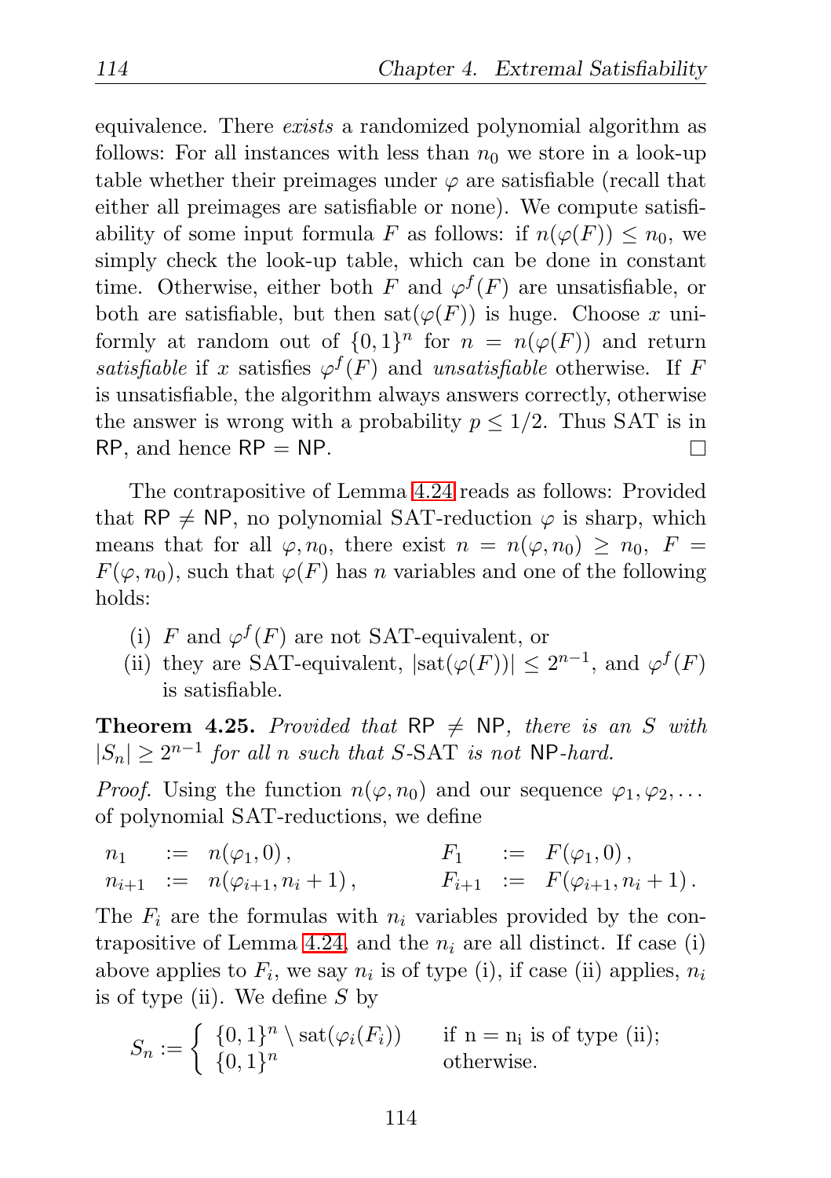equivalence. There *exists* a randomized polynomial algorithm as follows: For all instances with less than $n_0$ we store in a look-up table whether their preimages under $\varphi$ are satisfiable (recall that either all preimages are satisfiable or none). We compute satisfiability of some input formula $F$ as follows: if $n(\varphi(F)) \leq n_0$, we simply check the look-up table, which can be done in constant time. Otherwise, either both $F$ and $\varphi^f(F)$ are unsatisfiable, or both are satisfiable, but then $\text{sat}(\varphi(F))$ is huge. Choose $x$ uniformly at random out of $\{0,1\}^n$ for $n = n(\varphi(F))$ and return *satisfiable* if $x$ satisfies $\varphi^f(F)$ and *unsatisfiable* otherwise. If $F$ is unsatisfiable, the algorithm always answers correctly, otherwise the answer is wrong with a probability $p \leq 1/2$. Thus SAT is in RP, and hence RP = NP. □

The contrapositive of Lemma 4.24 reads as follows: Provided that RP ≠ NP, no polynomial SAT-reduction $\varphi$ is sharp, which means that for all $\varphi, n_0$, there exist $n = n(\varphi, n_0) \geq n_0$, $F = F(\varphi, n_0)$, such that $\varphi(F)$ has $n$ variables and one of the following holds:

(i) $F$ and $\varphi^f(F)$ are not SAT-equivalent, or
(ii) they are SAT-equivalent, $|\text{sat}(\varphi(F))| \leq 2^{n-1}$, and $\varphi^f(F)$ is satisfiable.

**Theorem 4.25.** *Provided that* RP ≠ NP*, there is an* $S$ *with* $|S_n| \geq 2^{n-1}$ *for all* $n$ *such that* $S$-SAT *is not* NP*-hard.*

*Proof.* Using the function $n(\varphi, n_0)$ and our sequence $\varphi_1, \varphi_2, \ldots$ of polynomial SAT-reductions, we define

$$n_1 := n(\varphi_1, 0), \qquad F_1 := F(\varphi_1, 0),$$
$$n_{i+1} := n(\varphi_{i+1}, n_i + 1), \qquad F_{i+1} := F(\varphi_{i+1}, n_i + 1).$$

The $F_i$ are the formulas with $n_i$ variables provided by the contrapositive of Lemma 4.24, and the $n_i$ are all distinct. If case (i) above applies to $F_i$, we say $n_i$ is of type (i), if case (ii) applies, $n_i$ is of type (ii). We define $S$ by

$$S_n := \begin{cases} \{0,1\}^n \setminus \text{sat}(\varphi_i(F_i)) & \text{if } n = n_i \text{ is of type (ii);} \\ \{0,1\}^n & \text{otherwise.} \end{cases}$$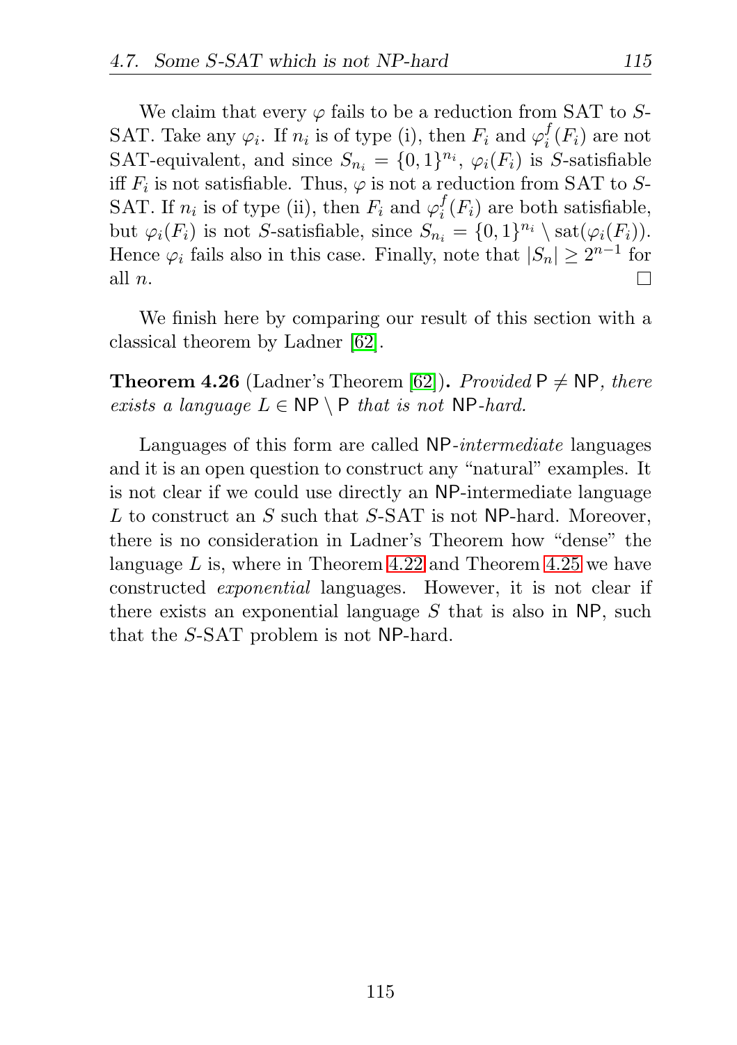We claim that every $\varphi$ fails to be a reduction from SAT to $S$-SAT. Take any $\varphi_i$. If $n_i$ is of type (i), then $F_i$ and $\varphi_i^f(F_i)$ are not SAT-equivalent, and since $S_{n_i} = \{0,1\}^{n_i}$, $\varphi_i(F_i)$ is $S$-satisfiable iff $F_i$ is not satisfiable. Thus, $\varphi$ is not a reduction from SAT to $S$-SAT. If $n_i$ is of type (ii), then $F_i$ and $\varphi_i^f(F_i)$ are both satisfiable, but $\varphi_i(F_i)$ is not $S$-satisfiable, since $S_{n_i} = \{0,1\}^{n_i} \setminus \text{sat}(\varphi_i(F_i))$. Hence $\varphi_i$ fails also in this case. Finally, note that $|S_n| \geq 2^{n-1}$ for all $n$. □

We finish here by comparing our result of this section with a classical theorem by Ladner [62].

**Theorem 4.26** (Ladner's Theorem [62])**.** *Provided* $\mathsf{P} \neq \mathsf{NP}$*, there exists a language* $L \in \mathsf{NP} \setminus \mathsf{P}$ *that is not* $\mathsf{NP}$*-hard.*

Languages of this form are called $\mathsf{NP}$-*intermediate* languages and it is an open question to construct any "natural" examples. It is not clear if we could use directly an $\mathsf{NP}$-intermediate language $L$ to construct an $S$ such that $S$-SAT is not $\mathsf{NP}$-hard. Moreover, there is no consideration in Ladner's Theorem how "dense" the language $L$ is, where in Theorem 4.22 and Theorem 4.25 we have constructed *exponential* languages. However, it is not clear if there exists an exponential language $S$ that is also in $\mathsf{NP}$, such that the $S$-SAT problem is not $\mathsf{NP}$-hard.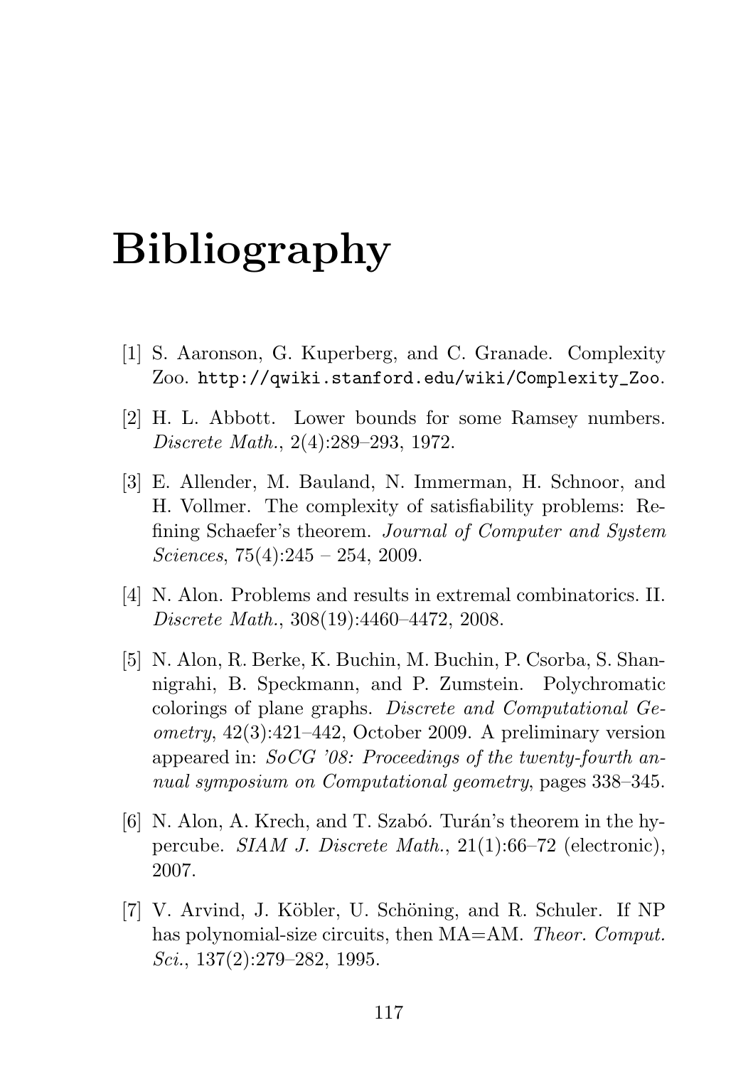# Bibliography

[1] S. Aaronson, G. Kuperberg, and C. Granade. Complexity Zoo. `http://qwiki.stanford.edu/wiki/Complexity_Zoo`.

[2] H. L. Abbott. Lower bounds for some Ramsey numbers. *Discrete Math.*, 2(4):289–293, 1972.

[3] E. Allender, M. Bauland, N. Immerman, H. Schnoor, and H. Vollmer. The complexity of satisfiability problems: Refining Schaefer's theorem. *Journal of Computer and System Sciences*, 75(4):245 – 254, 2009.

[4] N. Alon. Problems and results in extremal combinatorics. II. *Discrete Math.*, 308(19):4460–4472, 2008.

[5] N. Alon, R. Berke, K. Buchin, M. Buchin, P. Csorba, S. Shannigrahi, B. Speckmann, and P. Zumstein. Polychromatic colorings of plane graphs. *Discrete and Computational Geometry*, 42(3):421–442, October 2009. A preliminary version appeared in: *SoCG '08: Proceedings of the twenty-fourth annual symposium on Computational geometry*, pages 338–345.

[6] N. Alon, A. Krech, and T. Szabó. Turán's theorem in the hypercube. *SIAM J. Discrete Math.*, 21(1):66–72 (electronic), 2007.

[7] V. Arvind, J. Köbler, U. Schöning, and R. Schuler. If NP has polynomial-size circuits, then MA=AM. *Theor. Comput. Sci.*, 137(2):279–282, 1995.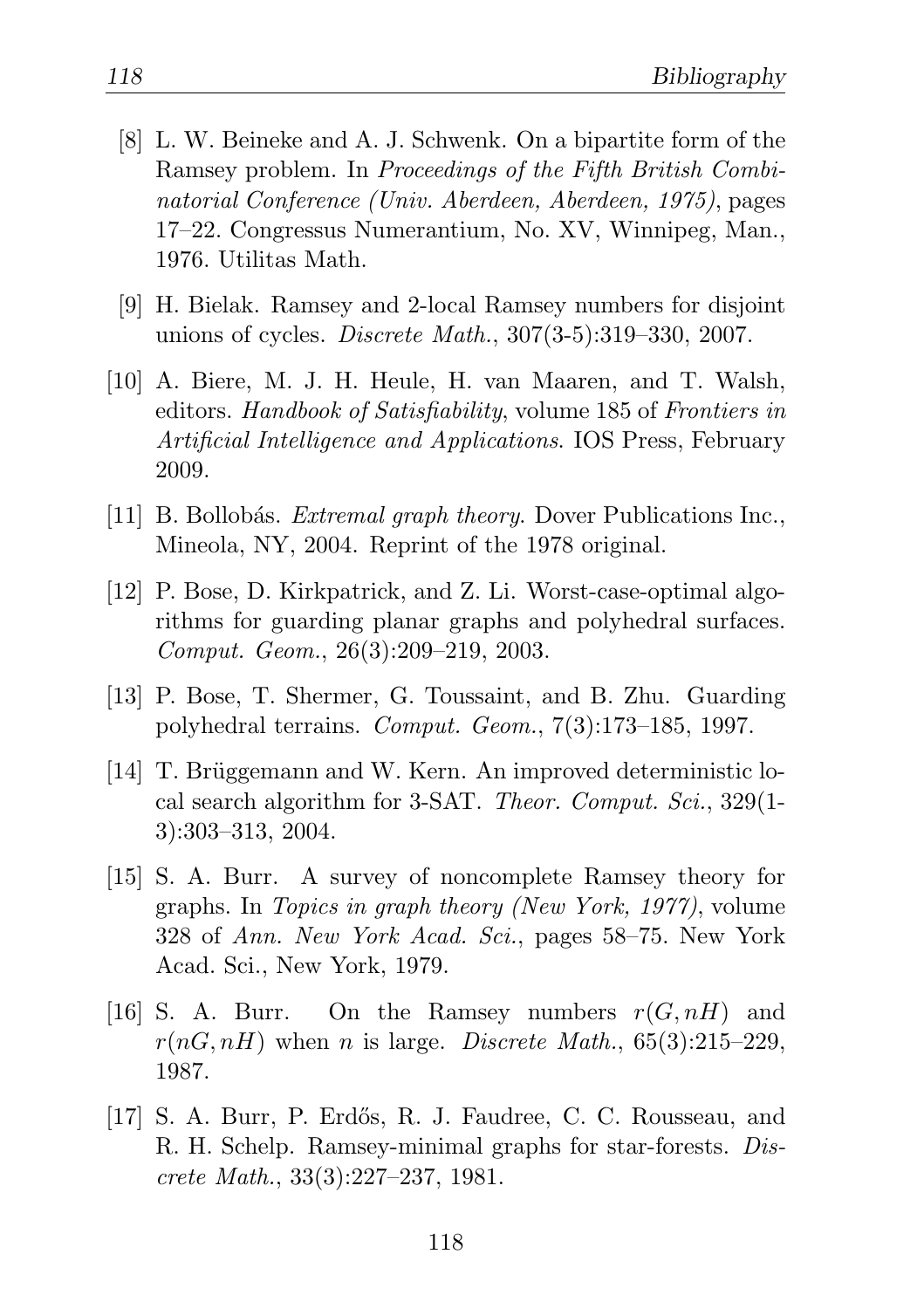[8] L. W. Beineke and A. J. Schwenk. On a bipartite form of the Ramsey problem. In *Proceedings of the Fifth British Combinatorial Conference (Univ. Aberdeen, Aberdeen, 1975)*, pages 17–22. Congressus Numerantium, No. XV, Winnipeg, Man., 1976. Utilitas Math.

[9] H. Bielak. Ramsey and 2-local Ramsey numbers for disjoint unions of cycles. *Discrete Math.*, 307(3-5):319–330, 2007.

[10] A. Biere, M. J. H. Heule, H. van Maaren, and T. Walsh, editors. *Handbook of Satisfiability*, volume 185 of *Frontiers in Artificial Intelligence and Applications*. IOS Press, February 2009.

[11] B. Bollobás. *Extremal graph theory*. Dover Publications Inc., Mineola, NY, 2004. Reprint of the 1978 original.

[12] P. Bose, D. Kirkpatrick, and Z. Li. Worst-case-optimal algorithms for guarding planar graphs and polyhedral surfaces. *Comput. Geom.*, 26(3):209–219, 2003.

[13] P. Bose, T. Shermer, G. Toussaint, and B. Zhu. Guarding polyhedral terrains. *Comput. Geom.*, 7(3):173–185, 1997.

[14] T. Brüggemann and W. Kern. An improved deterministic local search algorithm for 3-SAT. *Theor. Comput. Sci.*, 329(1-3):303–313, 2004.

[15] S. A. Burr. A survey of noncomplete Ramsey theory for graphs. In *Topics in graph theory (New York, 1977)*, volume 328 of *Ann. New York Acad. Sci.*, pages 58–75. New York Acad. Sci., New York, 1979.

[16] S. A. Burr. On the Ramsey numbers $r(G, nH)$ and $r(nG, nH)$ when $n$ is large. *Discrete Math.*, 65(3):215–229, 1987.

[17] S. A. Burr, P. Erdős, R. J. Faudree, C. C. Rousseau, and R. H. Schelp. Ramsey-minimal graphs for star-forests. *Discrete Math.*, 33(3):227–237, 1981.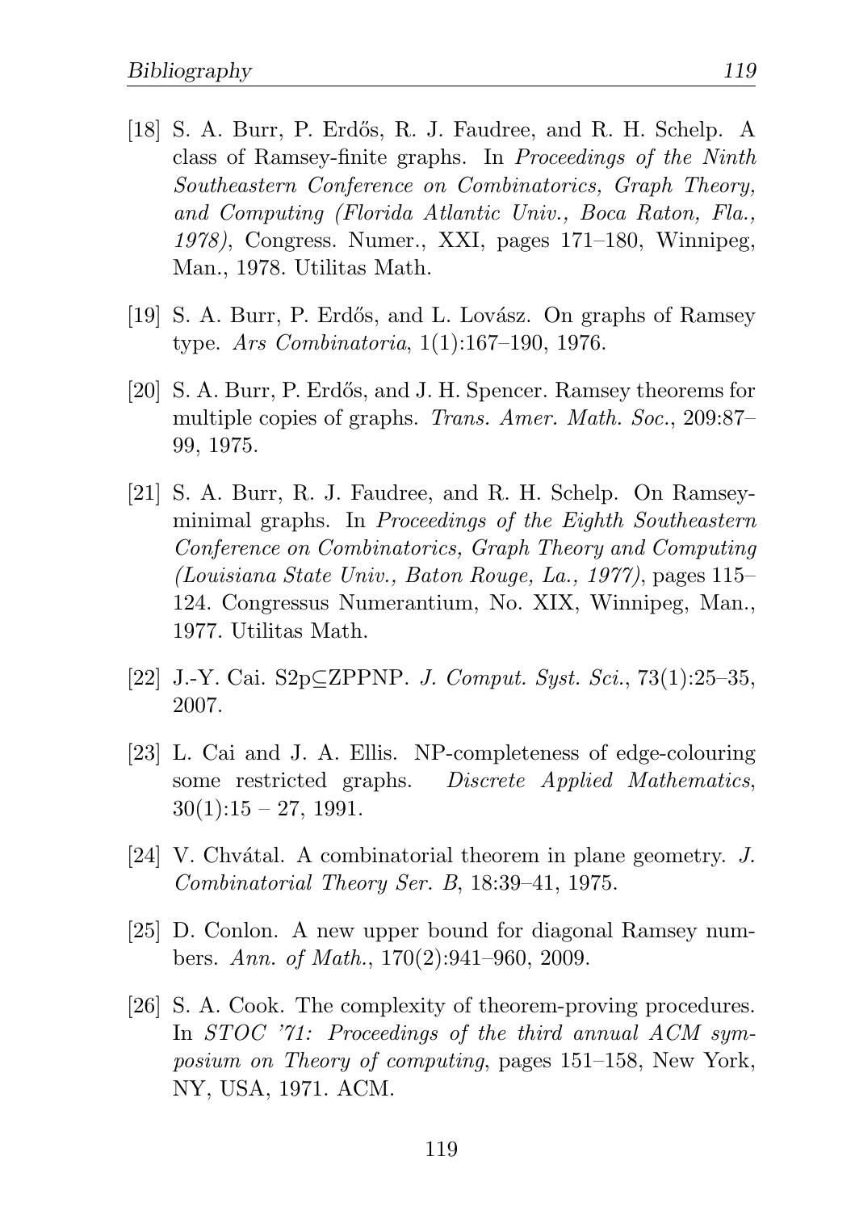[18] S. A. Burr, P. Erdős, R. J. Faudree, and R. H. Schelp. A class of Ramsey-finite graphs. In *Proceedings of the Ninth Southeastern Conference on Combinatorics, Graph Theory, and Computing (Florida Atlantic Univ., Boca Raton, Fla., 1978)*, Congress. Numer., XXI, pages 171–180, Winnipeg, Man., 1978. Utilitas Math.

[19] S. A. Burr, P. Erdős, and L. Lovász. On graphs of Ramsey type. *Ars Combinatoria*, 1(1):167–190, 1976.

[20] S. A. Burr, P. Erdős, and J. H. Spencer. Ramsey theorems for multiple copies of graphs. *Trans. Amer. Math. Soc.*, 209:87–99, 1975.

[21] S. A. Burr, R. J. Faudree, and R. H. Schelp. On Ramsey-minimal graphs. In *Proceedings of the Eighth Southeastern Conference on Combinatorics, Graph Theory and Computing (Louisiana State Univ., Baton Rouge, La., 1977)*, pages 115–124. Congressus Numerantium, No. XIX, Winnipeg, Man., 1977. Utilitas Math.

[22] J.-Y. Cai. S2p⊆ZPPNP. *J. Comput. Syst. Sci.*, 73(1):25–35, 2007.

[23] L. Cai and J. A. Ellis. NP-completeness of edge-colouring some restricted graphs. *Discrete Applied Mathematics*, 30(1):15 – 27, 1991.

[24] V. Chvátal. A combinatorial theorem in plane geometry. *J. Combinatorial Theory Ser. B*, 18:39–41, 1975.

[25] D. Conlon. A new upper bound for diagonal Ramsey numbers. *Ann. of Math.*, 170(2):941–960, 2009.

[26] S. A. Cook. The complexity of theorem-proving procedures. In *STOC '71: Proceedings of the third annual ACM symposium on Theory of computing*, pages 151–158, New York, NY, USA, 1971. ACM.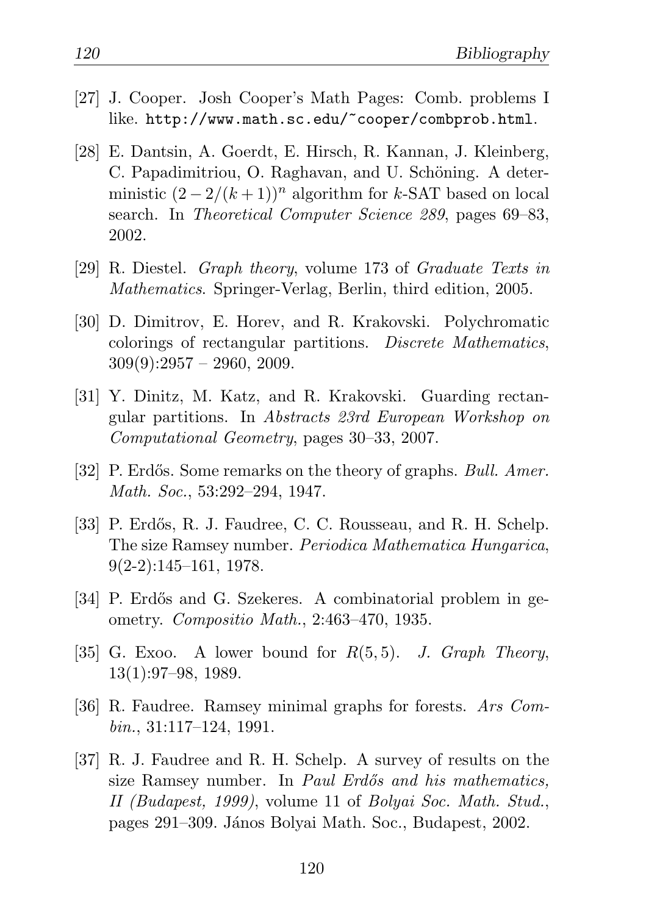[27] J. Cooper. Josh Cooper's Math Pages: Comb. problems I like. `http://www.math.sc.edu/~cooper/combprob.html`.

[28] E. Dantsin, A. Goerdt, E. Hirsch, R. Kannan, J. Kleinberg, C. Papadimitriou, O. Raghavan, and U. Schöning. A deterministic $(2-2/(k+1))^n$ algorithm for $k$-SAT based on local search. In *Theoretical Computer Science 289*, pages 69–83, 2002.

[29] R. Diestel. *Graph theory*, volume 173 of *Graduate Texts in Mathematics*. Springer-Verlag, Berlin, third edition, 2005.

[30] D. Dimitrov, E. Horev, and R. Krakovski. Polychromatic colorings of rectangular partitions. *Discrete Mathematics*, 309(9):2957 – 2960, 2009.

[31] Y. Dinitz, M. Katz, and R. Krakovski. Guarding rectangular partitions. In *Abstracts 23rd European Workshop on Computational Geometry*, pages 30–33, 2007.

[32] P. Erdős. Some remarks on the theory of graphs. *Bull. Amer. Math. Soc.*, 53:292–294, 1947.

[33] P. Erdős, R. J. Faudree, C. C. Rousseau, and R. H. Schelp. The size Ramsey number. *Periodica Mathematica Hungarica*, 9(2-2):145–161, 1978.

[34] P. Erdős and G. Szekeres. A combinatorial problem in geometry. *Compositio Math.*, 2:463–470, 1935.

[35] G. Exoo. A lower bound for $R(5,5)$. *J. Graph Theory*, 13(1):97–98, 1989.

[36] R. Faudree. Ramsey minimal graphs for forests. *Ars Combin.*, 31:117–124, 1991.

[37] R. J. Faudree and R. H. Schelp. A survey of results on the size Ramsey number. In *Paul Erdős and his mathematics, II (Budapest, 1999)*, volume 11 of *Bolyai Soc. Math. Stud.*, pages 291–309. János Bolyai Math. Soc., Budapest, 2002.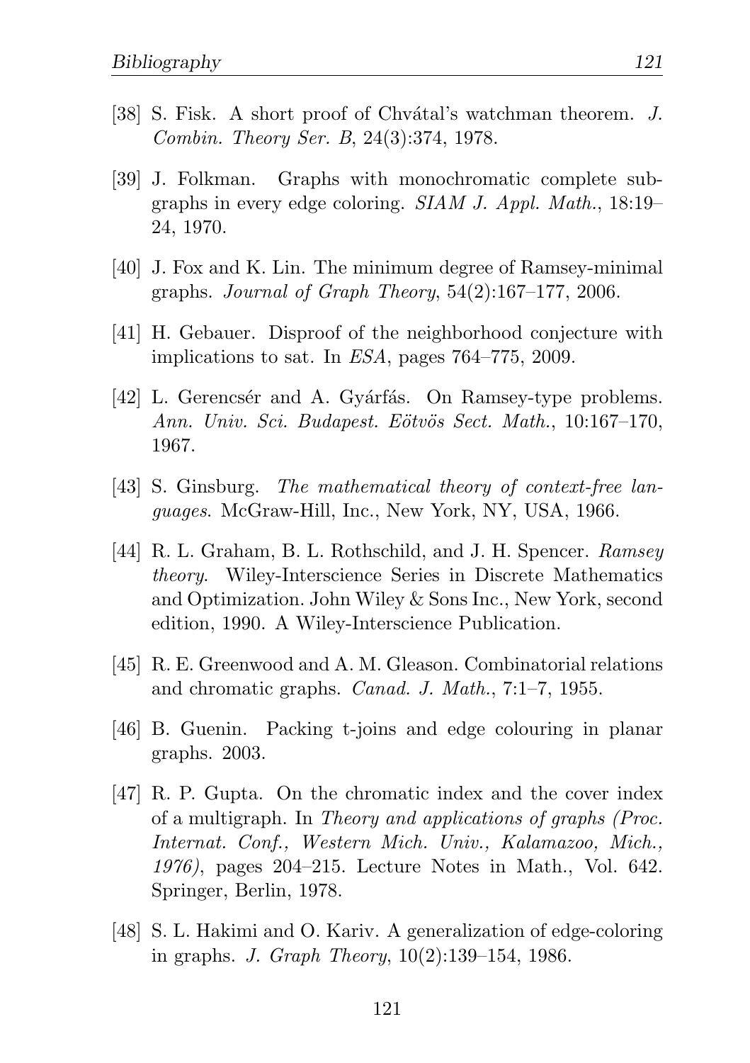[38] S. Fisk. A short proof of Chvátal's watchman theorem. *J. Combin. Theory Ser. B*, 24(3):374, 1978.

[39] J. Folkman. Graphs with monochromatic complete subgraphs in every edge coloring. *SIAM J. Appl. Math.*, 18:19–24, 1970.

[40] J. Fox and K. Lin. The minimum degree of Ramsey-minimal graphs. *Journal of Graph Theory*, 54(2):167–177, 2006.

[41] H. Gebauer. Disproof of the neighborhood conjecture with implications to sat. In *ESA*, pages 764–775, 2009.

[42] L. Gerencsér and A. Gyárfás. On Ramsey-type problems. *Ann. Univ. Sci. Budapest. Eötvös Sect. Math.*, 10:167–170, 1967.

[43] S. Ginsburg. *The mathematical theory of context-free languages*. McGraw-Hill, Inc., New York, NY, USA, 1966.

[44] R. L. Graham, B. L. Rothschild, and J. H. Spencer. *Ramsey theory*. Wiley-Interscience Series in Discrete Mathematics and Optimization. John Wiley & Sons Inc., New York, second edition, 1990. A Wiley-Interscience Publication.

[45] R. E. Greenwood and A. M. Gleason. Combinatorial relations and chromatic graphs. *Canad. J. Math.*, 7:1–7, 1955.

[46] B. Guenin. Packing t-joins and edge colouring in planar graphs. 2003.

[47] R. P. Gupta. On the chromatic index and the cover index of a multigraph. In *Theory and applications of graphs (Proc. Internat. Conf., Western Mich. Univ., Kalamazoo, Mich., 1976)*, pages 204–215. Lecture Notes in Math., Vol. 642. Springer, Berlin, 1978.

[48] S. L. Hakimi and O. Kariv. A generalization of edge-coloring in graphs. *J. Graph Theory*, 10(2):139–154, 1986.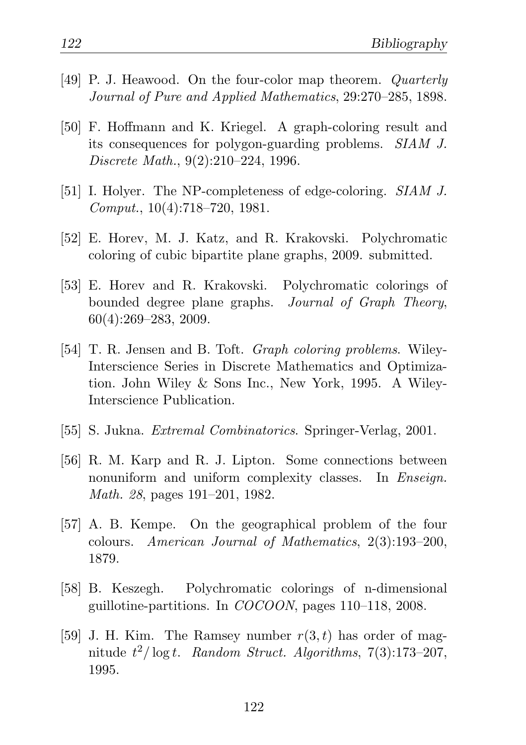[49] P. J. Heawood. On the four-color map theorem. *Quarterly Journal of Pure and Applied Mathematics*, 29:270–285, 1898.

[50] F. Hoffmann and K. Kriegel. A graph-coloring result and its consequences for polygon-guarding problems. *SIAM J. Discrete Math.*, 9(2):210–224, 1996.

[51] I. Holyer. The NP-completeness of edge-coloring. *SIAM J. Comput.*, 10(4):718–720, 1981.

[52] E. Horev, M. J. Katz, and R. Krakovski. Polychromatic coloring of cubic bipartite plane graphs, 2009. submitted.

[53] E. Horev and R. Krakovski. Polychromatic colorings of bounded degree plane graphs. *Journal of Graph Theory*, 60(4):269–283, 2009.

[54] T. R. Jensen and B. Toft. *Graph coloring problems*. Wiley-Interscience Series in Discrete Mathematics and Optimization. John Wiley & Sons Inc., New York, 1995. A Wiley-Interscience Publication.

[55] S. Jukna. *Extremal Combinatorics*. Springer-Verlag, 2001.

[56] R. M. Karp and R. J. Lipton. Some connections between nonuniform and uniform complexity classes. In *Enseign. Math. 28*, pages 191–201, 1982.

[57] A. B. Kempe. On the geographical problem of the four colours. *American Journal of Mathematics*, 2(3):193–200, 1879.

[58] B. Keszegh. Polychromatic colorings of n-dimensional guillotine-partitions. In *COCOON*, pages 110–118, 2008.

[59] J. H. Kim. The Ramsey number $r(3,t)$ has order of magnitude $t^2/\log t$. *Random Struct. Algorithms*, 7(3):173–207, 1995.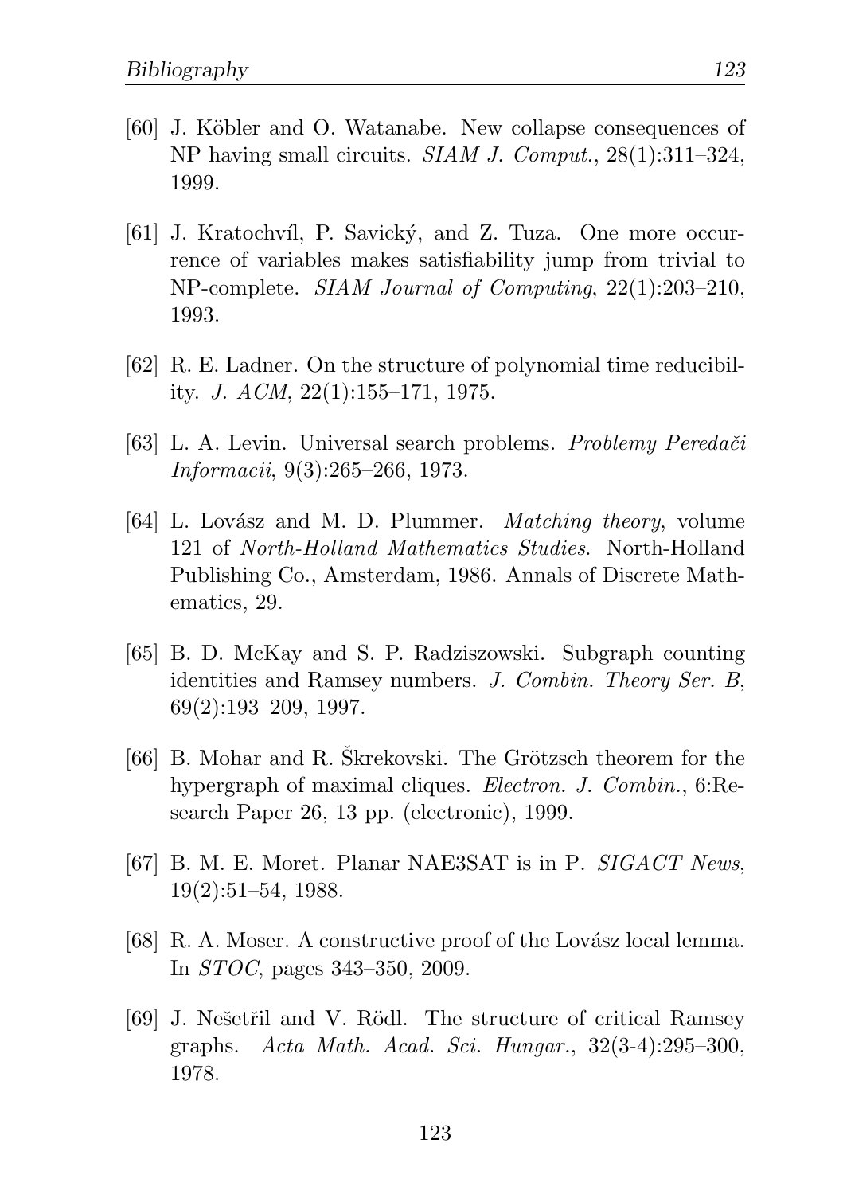[60] J. Köbler and O. Watanabe. New collapse consequences of NP having small circuits. *SIAM J. Comput.*, 28(1):311–324, 1999.

[61] J. Kratochvíl, P. Savický, and Z. Tuza. One more occurrence of variables makes satisfiability jump from trivial to NP-complete. *SIAM Journal of Computing*, 22(1):203–210, 1993.

[62] R. E. Ladner. On the structure of polynomial time reducibility. *J. ACM*, 22(1):155–171, 1975.

[63] L. A. Levin. Universal search problems. *Problemy Peredači Informacii*, 9(3):265–266, 1973.

[64] L. Lovász and M. D. Plummer. *Matching theory*, volume 121 of *North-Holland Mathematics Studies*. North-Holland Publishing Co., Amsterdam, 1986. Annals of Discrete Mathematics, 29.

[65] B. D. McKay and S. P. Radziszowski. Subgraph counting identities and Ramsey numbers. *J. Combin. Theory Ser. B*, 69(2):193–209, 1997.

[66] B. Mohar and R. Škrekovski. The Grötzsch theorem for the hypergraph of maximal cliques. *Electron. J. Combin.*, 6:Research Paper 26, 13 pp. (electronic), 1999.

[67] B. M. E. Moret. Planar NAE3SAT is in P. *SIGACT News*, 19(2):51–54, 1988.

[68] R. A. Moser. A constructive proof of the Lovász local lemma. In *STOC*, pages 343–350, 2009.

[69] J. Nešetřil and V. Rödl. The structure of critical Ramsey graphs. *Acta Math. Acad. Sci. Hungar.*, 32(3-4):295–300, 1978.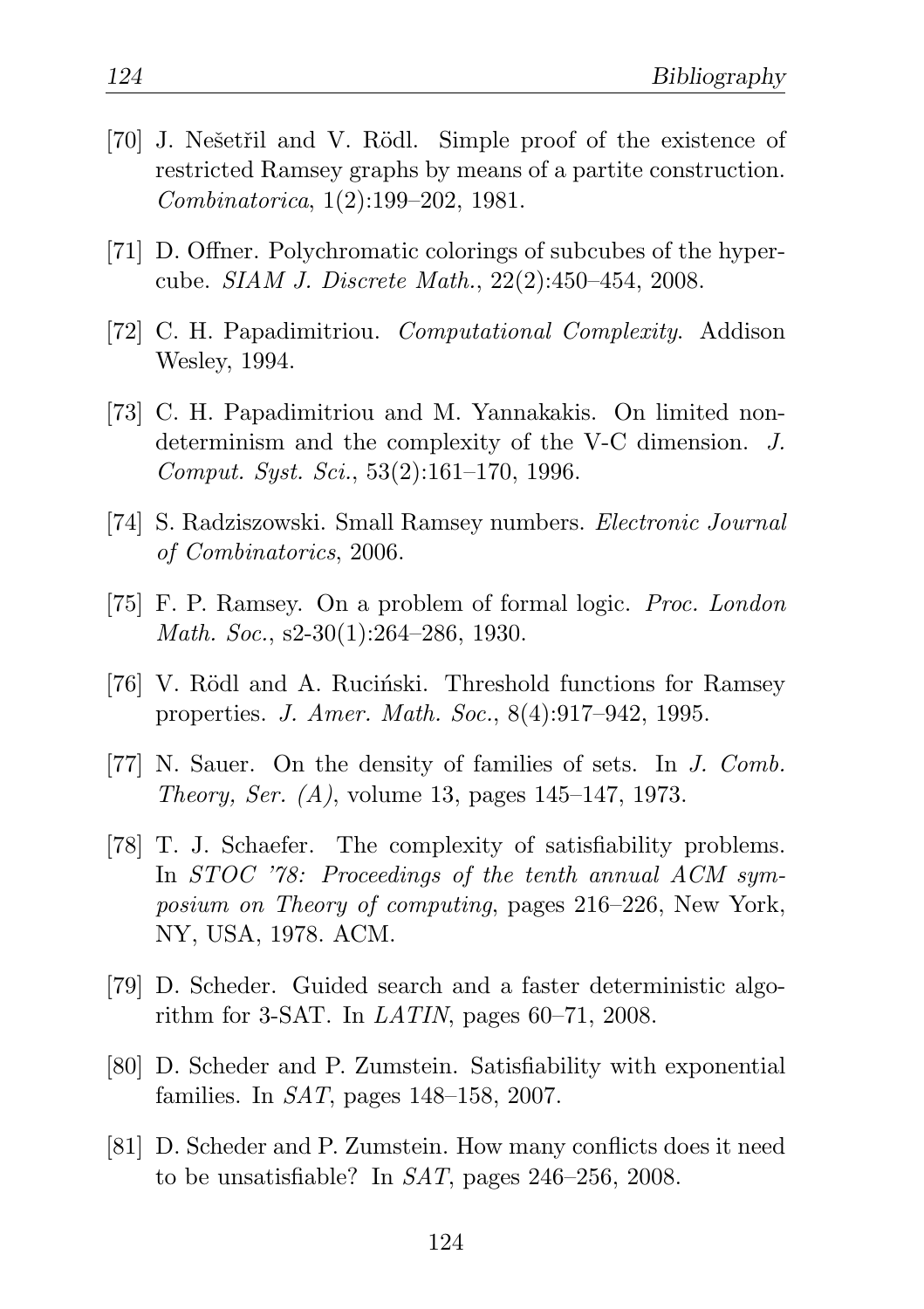[70] J. Nešetřil and V. Rödl. Simple proof of the existence of restricted Ramsey graphs by means of a partite construction. *Combinatorica*, 1(2):199–202, 1981.

[71] D. Offner. Polychromatic colorings of subcubes of the hypercube. *SIAM J. Discrete Math.*, 22(2):450–454, 2008.

[72] C. H. Papadimitriou. *Computational Complexity*. Addison Wesley, 1994.

[73] C. H. Papadimitriou and M. Yannakakis. On limited nondeterminism and the complexity of the V-C dimension. *J. Comput. Syst. Sci.*, 53(2):161–170, 1996.

[74] S. Radziszowski. Small Ramsey numbers. *Electronic Journal of Combinatorics*, 2006.

[75] F. P. Ramsey. On a problem of formal logic. *Proc. London Math. Soc.*, s2-30(1):264–286, 1930.

[76] V. Rödl and A. Ruciński. Threshold functions for Ramsey properties. *J. Amer. Math. Soc.*, 8(4):917–942, 1995.

[77] N. Sauer. On the density of families of sets. In *J. Comb. Theory, Ser. (A)*, volume 13, pages 145–147, 1973.

[78] T. J. Schaefer. The complexity of satisfiability problems. In *STOC '78: Proceedings of the tenth annual ACM symposium on Theory of computing*, pages 216–226, New York, NY, USA, 1978. ACM.

[79] D. Scheder. Guided search and a faster deterministic algorithm for 3-SAT. In *LATIN*, pages 60–71, 2008.

[80] D. Scheder and P. Zumstein. Satisfiability with exponential families. In *SAT*, pages 148–158, 2007.

[81] D. Scheder and P. Zumstein. How many conflicts does it need to be unsatisfiable? In *SAT*, pages 246–256, 2008.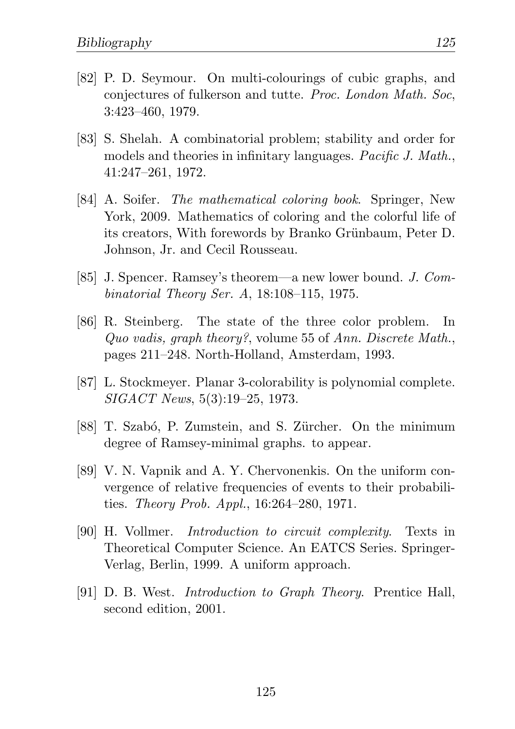[82] P. D. Seymour. On multi-colourings of cubic graphs, and conjectures of fulkerson and tutte. *Proc. London Math. Soc*, 3:423–460, 1979.

[83] S. Shelah. A combinatorial problem; stability and order for models and theories in infinitary languages. *Pacific J. Math.*, 41:247–261, 1972.

[84] A. Soifer. *The mathematical coloring book*. Springer, New York, 2009. Mathematics of coloring and the colorful life of its creators, With forewords by Branko Grünbaum, Peter D. Johnson, Jr. and Cecil Rousseau.

[85] J. Spencer. Ramsey's theorem—a new lower bound. *J. Combinatorial Theory Ser. A*, 18:108–115, 1975.

[86] R. Steinberg. The state of the three color problem. In *Quo vadis, graph theory?*, volume 55 of *Ann. Discrete Math.*, pages 211–248. North-Holland, Amsterdam, 1993.

[87] L. Stockmeyer. Planar 3-colorability is polynomial complete. *SIGACT News*, 5(3):19–25, 1973.

[88] T. Szabó, P. Zumstein, and S. Zürcher. On the minimum degree of Ramsey-minimal graphs. to appear.

[89] V. N. Vapnik and A. Y. Chervonenkis. On the uniform convergence of relative frequencies of events to their probabilities. *Theory Prob. Appl.*, 16:264–280, 1971.

[90] H. Vollmer. *Introduction to circuit complexity*. Texts in Theoretical Computer Science. An EATCS Series. Springer-Verlag, Berlin, 1999. A uniform approach.

[91] D. B. West. *Introduction to Graph Theory*. Prentice Hall, second edition, 2001.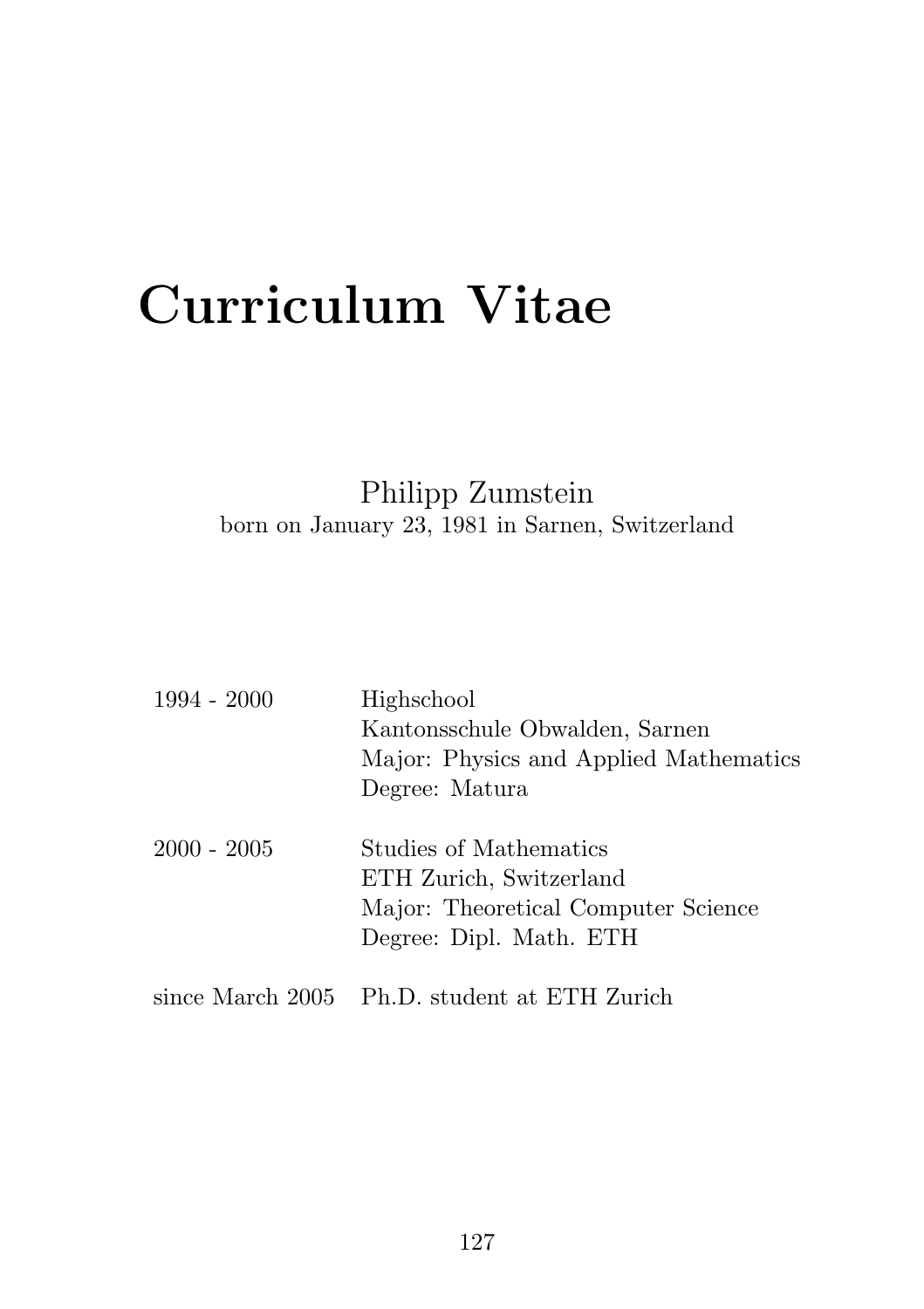# Curriculum Vitae

Philipp Zumstein
born on January 23, 1981 in Sarnen, Switzerland

| | |
|---|---|
| 1994 - 2000 | Highschool<br>Kantonsschule Obwalden, Sarnen<br>Major: Physics and Applied Mathematics<br>Degree: Matura |
| 2000 - 2005 | Studies of Mathematics<br>ETH Zurich, Switzerland<br>Major: Theoretical Computer Science<br>Degree: Dipl. Math. ETH |
| since March 2005 | Ph.D. student at ETH Zurich |